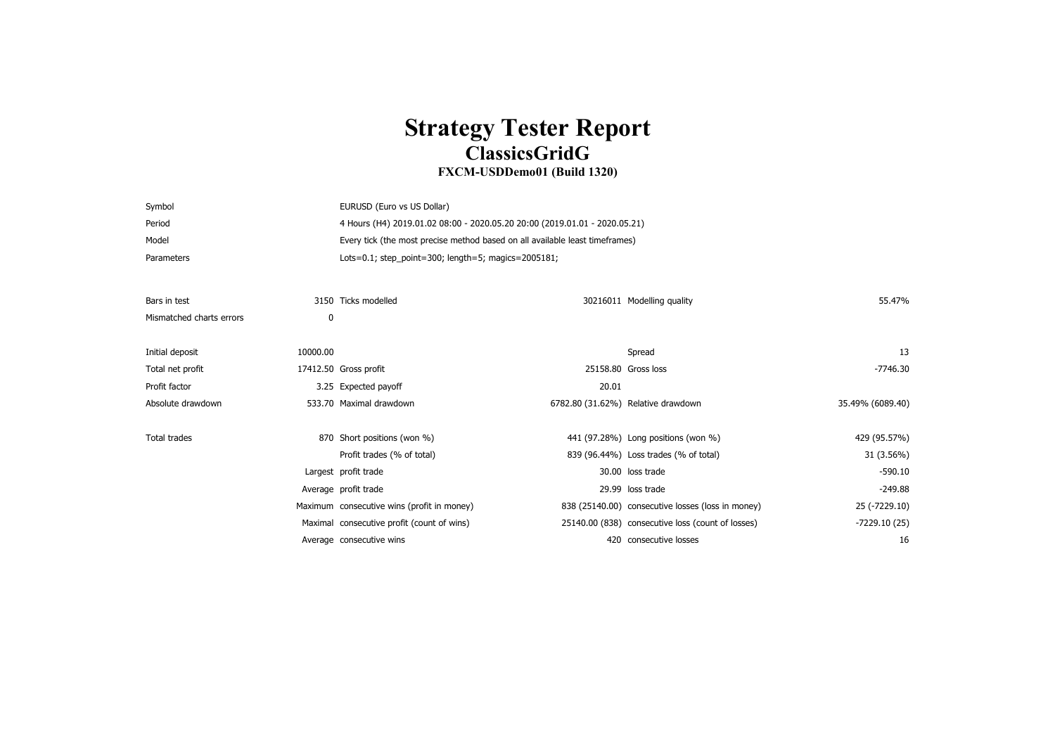# Strategy Tester Report
## ClassicsGridG
### FXCM-USDDemo01 (Build 1320)

| | | | | | |
|---|---|---|---|---|---|
| Symbol | EURUSD (Euro vs US Dollar) | | | | |
| Period | 4 Hours (H4) 2019.01.02 08:00 - 2020.05.20 20:00 (2019.01.01 - 2020.05.21) | | | | |
| Model | Every tick (the most precise method based on all available least timeframes) | | | | |
| Parameters | Lots=0.1; step_point=300; length=5; magics=2005181; | | | | |
| | | | | | |
| Bars in test | 3150 | Ticks modelled | 30216011 | Modelling quality | 55.47% |
| Mismatched charts errors | 0 | | | | |
| | | | | | |
| Initial deposit | 10000.00 | | | Spread | 13 |
| Total net profit | 17412.50 | Gross profit | 25158.80 | Gross loss | -7746.30 |
| Profit factor | 3.25 | Expected payoff | 20.01 | | |
| Absolute drawdown | 533.70 | Maximal drawdown | 6782.80 (31.62%) | Relative drawdown | 35.49% (6089.40) |
| | | | | | |
| Total trades | 870 | Short positions (won %) | 441 (97.28%) | Long positions (won %) | 429 (95.57%) |
| | | Profit trades (% of total) | 839 (96.44%) | Loss trades (% of total) | 31 (3.56%) |
| | Largest | profit trade | 30.00 | loss trade | -590.10 |
| | Average | profit trade | 29.99 | loss trade | -249.88 |
| | Maximum | consecutive wins (profit in money) | 838 (25140.00) | consecutive losses (loss in money) | 25 (-7229.10) |
| | Maximal | consecutive profit (count of wins) | 25140.00 (838) | consecutive loss (count of losses) | -7229.10 (25) |
| | Average | consecutive wins | 420 | consecutive losses | 16 |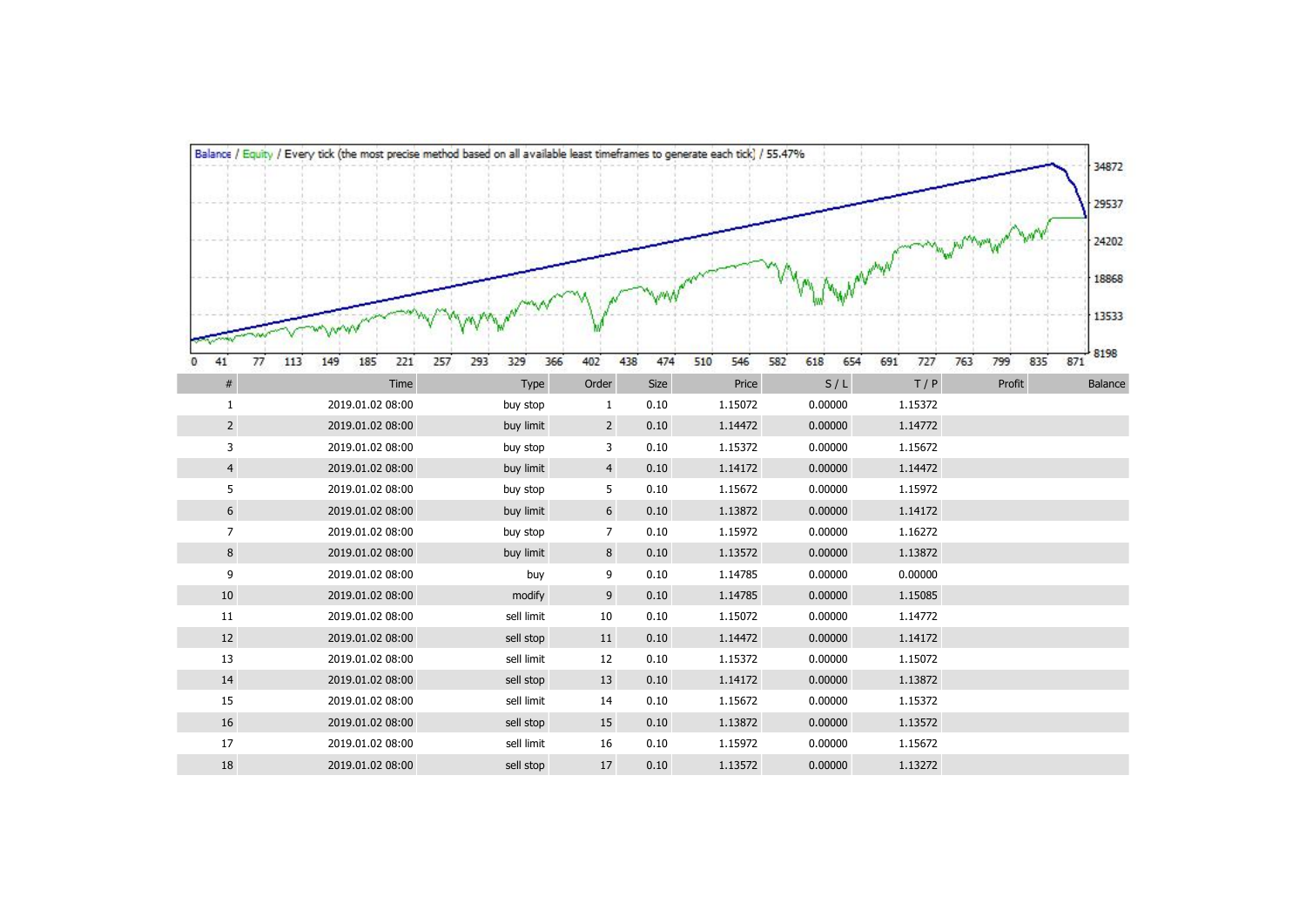Balance / Equity / Every tick (the most precise method based on all available least timeframes to generate each tick) / 55.47%

| # | Time | Type | Order | Size | Price | S / L | T / P | Profit | Balance |
|---|---|---|---|---|---|---|---|---|---|
| 1 | 2019.01.02 08:00 | buy stop | 1 | 0.10 | 1.15072 | 0.00000 | 1.15372 | | |
| 2 | 2019.01.02 08:00 | buy limit | 2 | 0.10 | 1.14472 | 0.00000 | 1.14772 | | |
| 3 | 2019.01.02 08:00 | buy stop | 3 | 0.10 | 1.15372 | 0.00000 | 1.15672 | | |
| 4 | 2019.01.02 08:00 | buy limit | 4 | 0.10 | 1.14172 | 0.00000 | 1.14472 | | |
| 5 | 2019.01.02 08:00 | buy stop | 5 | 0.10 | 1.15672 | 0.00000 | 1.15972 | | |
| 6 | 2019.01.02 08:00 | buy limit | 6 | 0.10 | 1.13872 | 0.00000 | 1.14172 | | |
| 7 | 2019.01.02 08:00 | buy stop | 7 | 0.10 | 1.15972 | 0.00000 | 1.16272 | | |
| 8 | 2019.01.02 08:00 | buy limit | 8 | 0.10 | 1.13572 | 0.00000 | 1.13872 | | |
| 9 | 2019.01.02 08:00 | buy | 9 | 0.10 | 1.14785 | 0.00000 | 0.00000 | | |
| 10 | 2019.01.02 08:00 | modify | 9 | 0.10 | 1.14785 | 0.00000 | 1.15085 | | |
| 11 | 2019.01.02 08:00 | sell limit | 10 | 0.10 | 1.15072 | 0.00000 | 1.14772 | | |
| 12 | 2019.01.02 08:00 | sell stop | 11 | 0.10 | 1.14472 | 0.00000 | 1.14172 | | |
| 13 | 2019.01.02 08:00 | sell limit | 12 | 0.10 | 1.15372 | 0.00000 | 1.15072 | | |
| 14 | 2019.01.02 08:00 | sell stop | 13 | 0.10 | 1.14172 | 0.00000 | 1.13872 | | |
| 15 | 2019.01.02 08:00 | sell limit | 14 | 0.10 | 1.15672 | 0.00000 | 1.15372 | | |
| 16 | 2019.01.02 08:00 | sell stop | 15 | 0.10 | 1.13872 | 0.00000 | 1.13572 | | |
| 17 | 2019.01.02 08:00 | sell limit | 16 | 0.10 | 1.15972 | 0.00000 | 1.15672 | | |
| 18 | 2019.01.02 08:00 | sell stop | 17 | 0.10 | 1.13572 | 0.00000 | 1.13272 | | |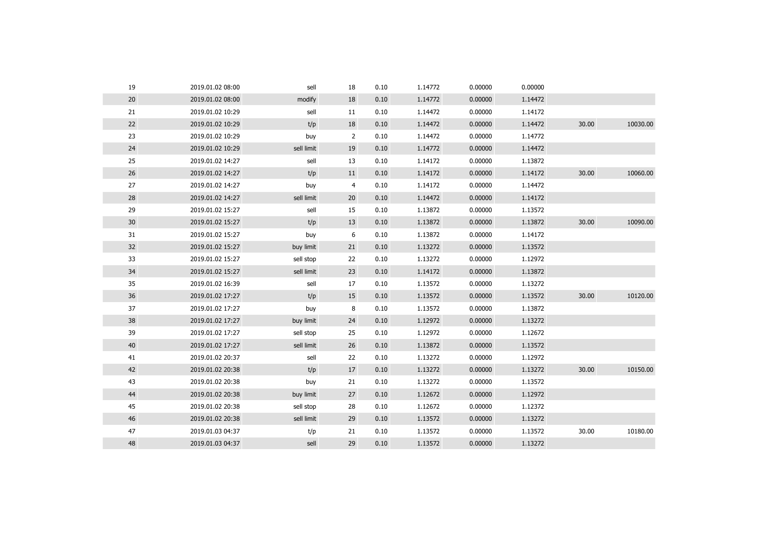| | | | | | | | | | |
|---|---|---|---|---|---|---|---|---|---|
| 19 | 2019.01.02 08:00 | sell | 18 | 0.10 | 1.14772 | 0.00000 | 0.00000 | | |
| 20 | 2019.01.02 08:00 | modify | 18 | 0.10 | 1.14772 | 0.00000 | 1.14472 | | |
| 21 | 2019.01.02 10:29 | sell | 11 | 0.10 | 1.14472 | 0.00000 | 1.14172 | | |
| 22 | 2019.01.02 10:29 | t/p | 18 | 0.10 | 1.14472 | 0.00000 | 1.14472 | 30.00 | 10030.00 |
| 23 | 2019.01.02 10:29 | buy | 2 | 0.10 | 1.14472 | 0.00000 | 1.14772 | | |
| 24 | 2019.01.02 10:29 | sell limit | 19 | 0.10 | 1.14772 | 0.00000 | 1.14472 | | |
| 25 | 2019.01.02 14:27 | sell | 13 | 0.10 | 1.14172 | 0.00000 | 1.13872 | | |
| 26 | 2019.01.02 14:27 | t/p | 11 | 0.10 | 1.14172 | 0.00000 | 1.14172 | 30.00 | 10060.00 |
| 27 | 2019.01.02 14:27 | buy | 4 | 0.10 | 1.14172 | 0.00000 | 1.14472 | | |
| 28 | 2019.01.02 14:27 | sell limit | 20 | 0.10 | 1.14472 | 0.00000 | 1.14172 | | |
| 29 | 2019.01.02 15:27 | sell | 15 | 0.10 | 1.13872 | 0.00000 | 1.13572 | | |
| 30 | 2019.01.02 15:27 | t/p | 13 | 0.10 | 1.13872 | 0.00000 | 1.13872 | 30.00 | 10090.00 |
| 31 | 2019.01.02 15:27 | buy | 6 | 0.10 | 1.13872 | 0.00000 | 1.14172 | | |
| 32 | 2019.01.02 15:27 | buy limit | 21 | 0.10 | 1.13272 | 0.00000 | 1.13572 | | |
| 33 | 2019.01.02 15:27 | sell stop | 22 | 0.10 | 1.13272 | 0.00000 | 1.12972 | | |
| 34 | 2019.01.02 15:27 | sell limit | 23 | 0.10 | 1.14172 | 0.00000 | 1.13872 | | |
| 35 | 2019.01.02 16:39 | sell | 17 | 0.10 | 1.13572 | 0.00000 | 1.13272 | | |
| 36 | 2019.01.02 17:27 | t/p | 15 | 0.10 | 1.13572 | 0.00000 | 1.13572 | 30.00 | 10120.00 |
| 37 | 2019.01.02 17:27 | buy | 8 | 0.10 | 1.13572 | 0.00000 | 1.13872 | | |
| 38 | 2019.01.02 17:27 | buy limit | 24 | 0.10 | 1.12972 | 0.00000 | 1.13272 | | |
| 39 | 2019.01.02 17:27 | sell stop | 25 | 0.10 | 1.12972 | 0.00000 | 1.12672 | | |
| 40 | 2019.01.02 17:27 | sell limit | 26 | 0.10 | 1.13872 | 0.00000 | 1.13572 | | |
| 41 | 2019.01.02 20:37 | sell | 22 | 0.10 | 1.13272 | 0.00000 | 1.12972 | | |
| 42 | 2019.01.02 20:38 | t/p | 17 | 0.10 | 1.13272 | 0.00000 | 1.13272 | 30.00 | 10150.00 |
| 43 | 2019.01.02 20:38 | buy | 21 | 0.10 | 1.13272 | 0.00000 | 1.13572 | | |
| 44 | 2019.01.02 20:38 | buy limit | 27 | 0.10 | 1.12672 | 0.00000 | 1.12972 | | |
| 45 | 2019.01.02 20:38 | sell stop | 28 | 0.10 | 1.12672 | 0.00000 | 1.12372 | | |
| 46 | 2019.01.02 20:38 | sell limit | 29 | 0.10 | 1.13572 | 0.00000 | 1.13272 | | |
| 47 | 2019.01.03 04:37 | t/p | 21 | 0.10 | 1.13572 | 0.00000 | 1.13572 | 30.00 | 10180.00 |
| 48 | 2019.01.03 04:37 | sell | 29 | 0.10 | 1.13572 | 0.00000 | 1.13272 | | |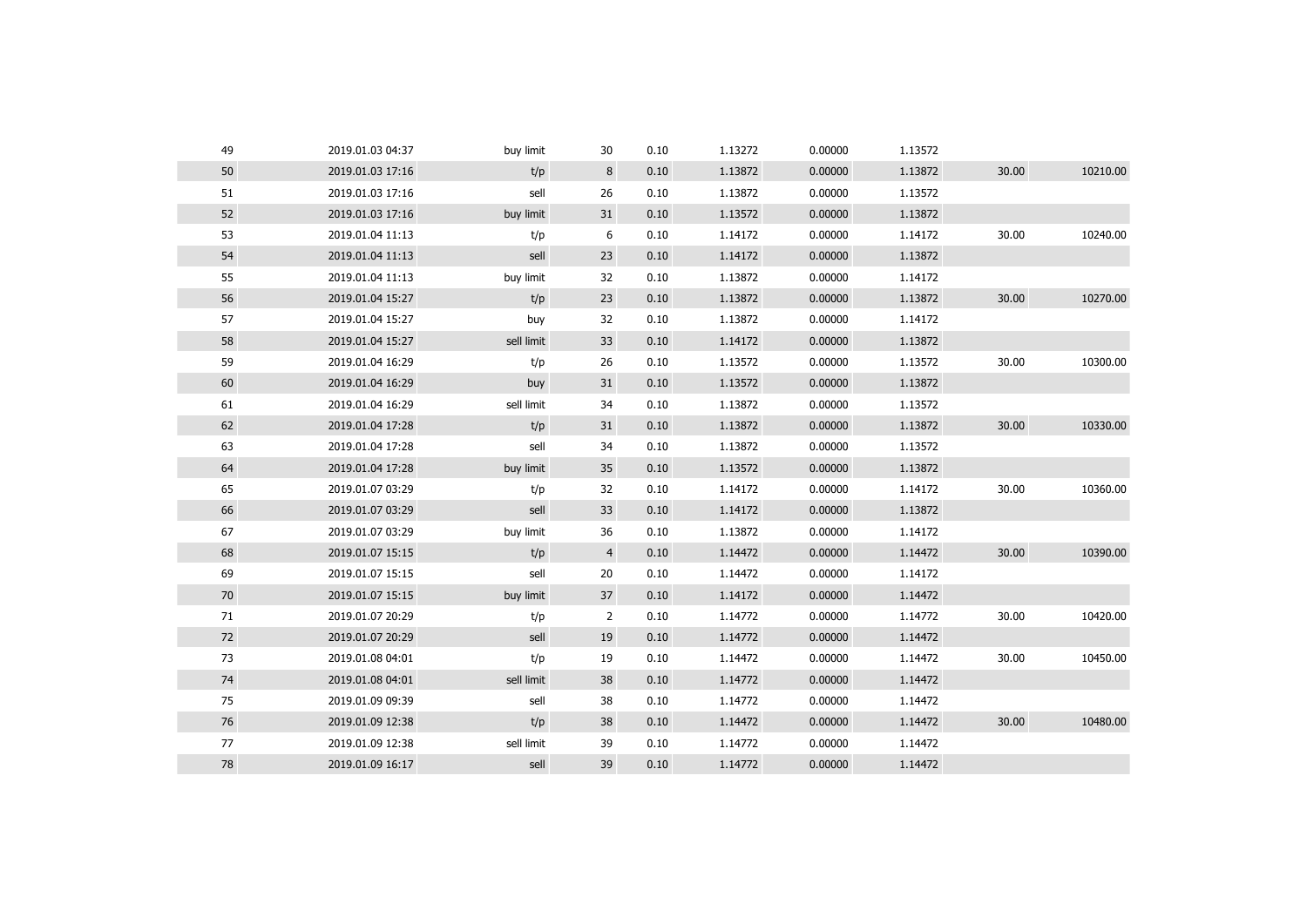| | | | | | | | | | |
|---|---|---|---|---|---|---|---|---|---|
| 49 | 2019.01.03 04:37 | buy limit | 30 | 0.10 | 1.13272 | 0.00000 | 1.13572 | | |
| 50 | 2019.01.03 17:16 | t/p | 8 | 0.10 | 1.13872 | 0.00000 | 1.13872 | 30.00 | 10210.00 |
| 51 | 2019.01.03 17:16 | sell | 26 | 0.10 | 1.13872 | 0.00000 | 1.13572 | | |
| 52 | 2019.01.03 17:16 | buy limit | 31 | 0.10 | 1.13572 | 0.00000 | 1.13872 | | |
| 53 | 2019.01.04 11:13 | t/p | 6 | 0.10 | 1.14172 | 0.00000 | 1.14172 | 30.00 | 10240.00 |
| 54 | 2019.01.04 11:13 | sell | 23 | 0.10 | 1.14172 | 0.00000 | 1.13872 | | |
| 55 | 2019.01.04 11:13 | buy limit | 32 | 0.10 | 1.13872 | 0.00000 | 1.14172 | | |
| 56 | 2019.01.04 15:27 | t/p | 23 | 0.10 | 1.13872 | 0.00000 | 1.13872 | 30.00 | 10270.00 |
| 57 | 2019.01.04 15:27 | buy | 32 | 0.10 | 1.13872 | 0.00000 | 1.14172 | | |
| 58 | 2019.01.04 15:27 | sell limit | 33 | 0.10 | 1.14172 | 0.00000 | 1.13872 | | |
| 59 | 2019.01.04 16:29 | t/p | 26 | 0.10 | 1.13572 | 0.00000 | 1.13572 | 30.00 | 10300.00 |
| 60 | 2019.01.04 16:29 | buy | 31 | 0.10 | 1.13572 | 0.00000 | 1.13872 | | |
| 61 | 2019.01.04 16:29 | sell limit | 34 | 0.10 | 1.13872 | 0.00000 | 1.13572 | | |
| 62 | 2019.01.04 17:28 | t/p | 31 | 0.10 | 1.13872 | 0.00000 | 1.13872 | 30.00 | 10330.00 |
| 63 | 2019.01.04 17:28 | sell | 34 | 0.10 | 1.13872 | 0.00000 | 1.13572 | | |
| 64 | 2019.01.04 17:28 | buy limit | 35 | 0.10 | 1.13572 | 0.00000 | 1.13872 | | |
| 65 | 2019.01.07 03:29 | t/p | 32 | 0.10 | 1.14172 | 0.00000 | 1.14172 | 30.00 | 10360.00 |
| 66 | 2019.01.07 03:29 | sell | 33 | 0.10 | 1.14172 | 0.00000 | 1.13872 | | |
| 67 | 2019.01.07 03:29 | buy limit | 36 | 0.10 | 1.13872 | 0.00000 | 1.14172 | | |
| 68 | 2019.01.07 15:15 | t/p | 4 | 0.10 | 1.14472 | 0.00000 | 1.14472 | 30.00 | 10390.00 |
| 69 | 2019.01.07 15:15 | sell | 20 | 0.10 | 1.14472 | 0.00000 | 1.14172 | | |
| 70 | 2019.01.07 15:15 | buy limit | 37 | 0.10 | 1.14172 | 0.00000 | 1.14472 | | |
| 71 | 2019.01.07 20:29 | t/p | 2 | 0.10 | 1.14772 | 0.00000 | 1.14772 | 30.00 | 10420.00 |
| 72 | 2019.01.07 20:29 | sell | 19 | 0.10 | 1.14772 | 0.00000 | 1.14472 | | |
| 73 | 2019.01.08 04:01 | t/p | 19 | 0.10 | 1.14472 | 0.00000 | 1.14472 | 30.00 | 10450.00 |
| 74 | 2019.01.08 04:01 | sell limit | 38 | 0.10 | 1.14772 | 0.00000 | 1.14472 | | |
| 75 | 2019.01.09 09:39 | sell | 38 | 0.10 | 1.14772 | 0.00000 | 1.14472 | | |
| 76 | 2019.01.09 12:38 | t/p | 38 | 0.10 | 1.14472 | 0.00000 | 1.14472 | 30.00 | 10480.00 |
| 77 | 2019.01.09 12:38 | sell limit | 39 | 0.10 | 1.14772 | 0.00000 | 1.14472 | | |
| 78 | 2019.01.09 16:17 | sell | 39 | 0.10 | 1.14772 | 0.00000 | 1.14472 | | |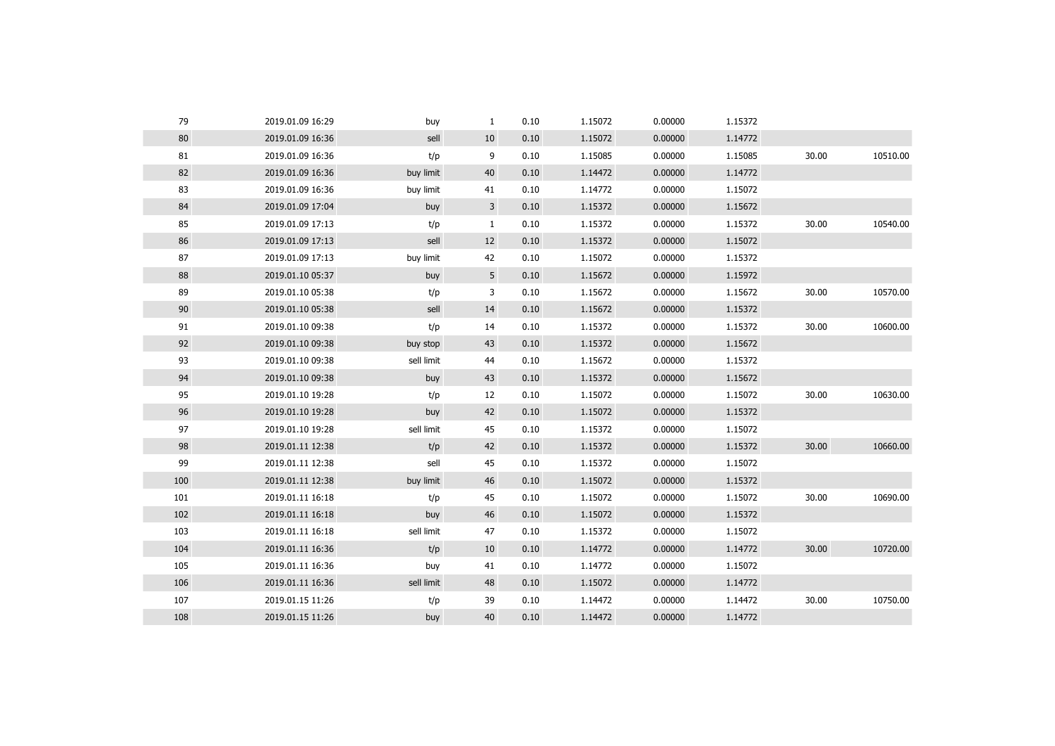| | | | | | | | | | |
|---|---|---|---|---|---|---|---|---|---|
| 79 | 2019.01.09 16:29 | buy | 1 | 0.10 | 1.15072 | 0.00000 | 1.15372 | | |
| 80 | 2019.01.09 16:36 | sell | 10 | 0.10 | 1.15072 | 0.00000 | 1.14772 | | |
| 81 | 2019.01.09 16:36 | t/p | 9 | 0.10 | 1.15085 | 0.00000 | 1.15085 | 30.00 | 10510.00 |
| 82 | 2019.01.09 16:36 | buy limit | 40 | 0.10 | 1.14472 | 0.00000 | 1.14772 | | |
| 83 | 2019.01.09 16:36 | buy limit | 41 | 0.10 | 1.14772 | 0.00000 | 1.15072 | | |
| 84 | 2019.01.09 17:04 | buy | 3 | 0.10 | 1.15372 | 0.00000 | 1.15672 | | |
| 85 | 2019.01.09 17:13 | t/p | 1 | 0.10 | 1.15372 | 0.00000 | 1.15372 | 30.00 | 10540.00 |
| 86 | 2019.01.09 17:13 | sell | 12 | 0.10 | 1.15372 | 0.00000 | 1.15072 | | |
| 87 | 2019.01.09 17:13 | buy limit | 42 | 0.10 | 1.15072 | 0.00000 | 1.15372 | | |
| 88 | 2019.01.10 05:37 | buy | 5 | 0.10 | 1.15672 | 0.00000 | 1.15972 | | |
| 89 | 2019.01.10 05:38 | t/p | 3 | 0.10 | 1.15672 | 0.00000 | 1.15672 | 30.00 | 10570.00 |
| 90 | 2019.01.10 05:38 | sell | 14 | 0.10 | 1.15672 | 0.00000 | 1.15372 | | |
| 91 | 2019.01.10 09:38 | t/p | 14 | 0.10 | 1.15372 | 0.00000 | 1.15372 | 30.00 | 10600.00 |
| 92 | 2019.01.10 09:38 | buy stop | 43 | 0.10 | 1.15372 | 0.00000 | 1.15672 | | |
| 93 | 2019.01.10 09:38 | sell limit | 44 | 0.10 | 1.15672 | 0.00000 | 1.15372 | | |
| 94 | 2019.01.10 09:38 | buy | 43 | 0.10 | 1.15372 | 0.00000 | 1.15672 | | |
| 95 | 2019.01.10 19:28 | t/p | 12 | 0.10 | 1.15072 | 0.00000 | 1.15072 | 30.00 | 10630.00 |
| 96 | 2019.01.10 19:28 | buy | 42 | 0.10 | 1.15072 | 0.00000 | 1.15372 | | |
| 97 | 2019.01.10 19:28 | sell limit | 45 | 0.10 | 1.15372 | 0.00000 | 1.15072 | | |
| 98 | 2019.01.11 12:38 | t/p | 42 | 0.10 | 1.15372 | 0.00000 | 1.15372 | 30.00 | 10660.00 |
| 99 | 2019.01.11 12:38 | sell | 45 | 0.10 | 1.15372 | 0.00000 | 1.15072 | | |
| 100 | 2019.01.11 12:38 | buy limit | 46 | 0.10 | 1.15072 | 0.00000 | 1.15372 | | |
| 101 | 2019.01.11 16:18 | t/p | 45 | 0.10 | 1.15072 | 0.00000 | 1.15072 | 30.00 | 10690.00 |
| 102 | 2019.01.11 16:18 | buy | 46 | 0.10 | 1.15072 | 0.00000 | 1.15372 | | |
| 103 | 2019.01.11 16:18 | sell limit | 47 | 0.10 | 1.15372 | 0.00000 | 1.15072 | | |
| 104 | 2019.01.11 16:36 | t/p | 10 | 0.10 | 1.14772 | 0.00000 | 1.14772 | 30.00 | 10720.00 |
| 105 | 2019.01.11 16:36 | buy | 41 | 0.10 | 1.14772 | 0.00000 | 1.15072 | | |
| 106 | 2019.01.11 16:36 | sell limit | 48 | 0.10 | 1.15072 | 0.00000 | 1.14772 | | |
| 107 | 2019.01.15 11:26 | t/p | 39 | 0.10 | 1.14472 | 0.00000 | 1.14472 | 30.00 | 10750.00 |
| 108 | 2019.01.15 11:26 | buy | 40 | 0.10 | 1.14472 | 0.00000 | 1.14772 | | |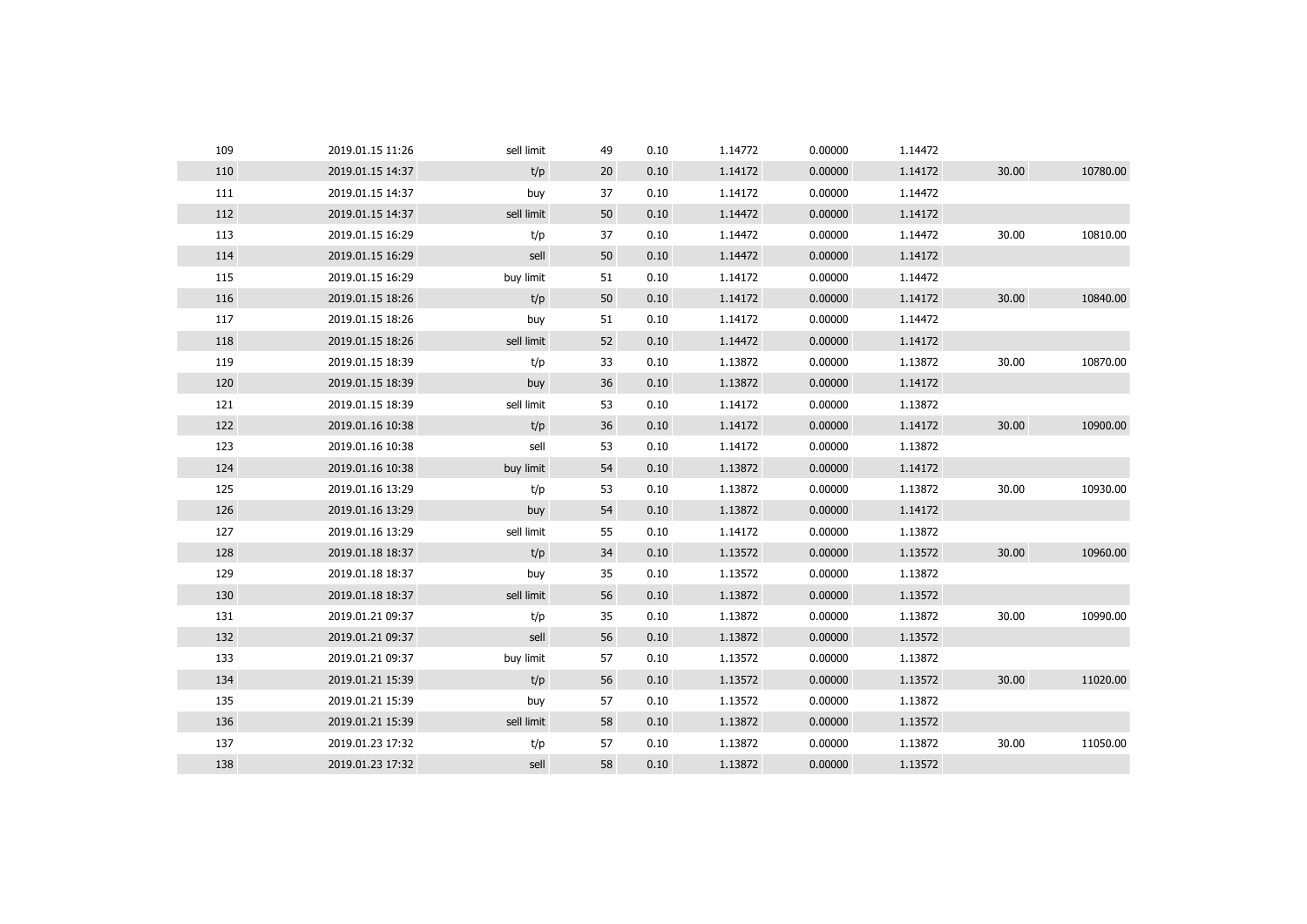| | | | | | | | | | |
|---|---|---|---|---|---|---|---|---|---|
| 109 | 2019.01.15 11:26 | sell limit | 49 | 0.10 | 1.14772 | 0.00000 | 1.14472 | | |
| 110 | 2019.01.15 14:37 | t/p | 20 | 0.10 | 1.14172 | 0.00000 | 1.14172 | 30.00 | 10780.00 |
| 111 | 2019.01.15 14:37 | buy | 37 | 0.10 | 1.14172 | 0.00000 | 1.14472 | | |
| 112 | 2019.01.15 14:37 | sell limit | 50 | 0.10 | 1.14472 | 0.00000 | 1.14172 | | |
| 113 | 2019.01.15 16:29 | t/p | 37 | 0.10 | 1.14472 | 0.00000 | 1.14472 | 30.00 | 10810.00 |
| 114 | 2019.01.15 16:29 | sell | 50 | 0.10 | 1.14472 | 0.00000 | 1.14172 | | |
| 115 | 2019.01.15 16:29 | buy limit | 51 | 0.10 | 1.14172 | 0.00000 | 1.14472 | | |
| 116 | 2019.01.15 18:26 | t/p | 50 | 0.10 | 1.14172 | 0.00000 | 1.14172 | 30.00 | 10840.00 |
| 117 | 2019.01.15 18:26 | buy | 51 | 0.10 | 1.14172 | 0.00000 | 1.14472 | | |
| 118 | 2019.01.15 18:26 | sell limit | 52 | 0.10 | 1.14472 | 0.00000 | 1.14172 | | |
| 119 | 2019.01.15 18:39 | t/p | 33 | 0.10 | 1.13872 | 0.00000 | 1.13872 | 30.00 | 10870.00 |
| 120 | 2019.01.15 18:39 | buy | 36 | 0.10 | 1.13872 | 0.00000 | 1.14172 | | |
| 121 | 2019.01.15 18:39 | sell limit | 53 | 0.10 | 1.14172 | 0.00000 | 1.13872 | | |
| 122 | 2019.01.16 10:38 | t/p | 36 | 0.10 | 1.14172 | 0.00000 | 1.14172 | 30.00 | 10900.00 |
| 123 | 2019.01.16 10:38 | sell | 53 | 0.10 | 1.14172 | 0.00000 | 1.13872 | | |
| 124 | 2019.01.16 10:38 | buy limit | 54 | 0.10 | 1.13872 | 0.00000 | 1.14172 | | |
| 125 | 2019.01.16 13:29 | t/p | 53 | 0.10 | 1.13872 | 0.00000 | 1.13872 | 30.00 | 10930.00 |
| 126 | 2019.01.16 13:29 | buy | 54 | 0.10 | 1.13872 | 0.00000 | 1.14172 | | |
| 127 | 2019.01.16 13:29 | sell limit | 55 | 0.10 | 1.14172 | 0.00000 | 1.13872 | | |
| 128 | 2019.01.18 18:37 | t/p | 34 | 0.10 | 1.13572 | 0.00000 | 1.13572 | 30.00 | 10960.00 |
| 129 | 2019.01.18 18:37 | buy | 35 | 0.10 | 1.13572 | 0.00000 | 1.13872 | | |
| 130 | 2019.01.18 18:37 | sell limit | 56 | 0.10 | 1.13872 | 0.00000 | 1.13572 | | |
| 131 | 2019.01.21 09:37 | t/p | 35 | 0.10 | 1.13872 | 0.00000 | 1.13872 | 30.00 | 10990.00 |
| 132 | 2019.01.21 09:37 | sell | 56 | 0.10 | 1.13872 | 0.00000 | 1.13572 | | |
| 133 | 2019.01.21 09:37 | buy limit | 57 | 0.10 | 1.13572 | 0.00000 | 1.13872 | | |
| 134 | 2019.01.21 15:39 | t/p | 56 | 0.10 | 1.13572 | 0.00000 | 1.13572 | 30.00 | 11020.00 |
| 135 | 2019.01.21 15:39 | buy | 57 | 0.10 | 1.13572 | 0.00000 | 1.13872 | | |
| 136 | 2019.01.21 15:39 | sell limit | 58 | 0.10 | 1.13872 | 0.00000 | 1.13572 | | |
| 137 | 2019.01.23 17:32 | t/p | 57 | 0.10 | 1.13872 | 0.00000 | 1.13872 | 30.00 | 11050.00 |
| 138 | 2019.01.23 17:32 | sell | 58 | 0.10 | 1.13872 | 0.00000 | 1.13572 | | |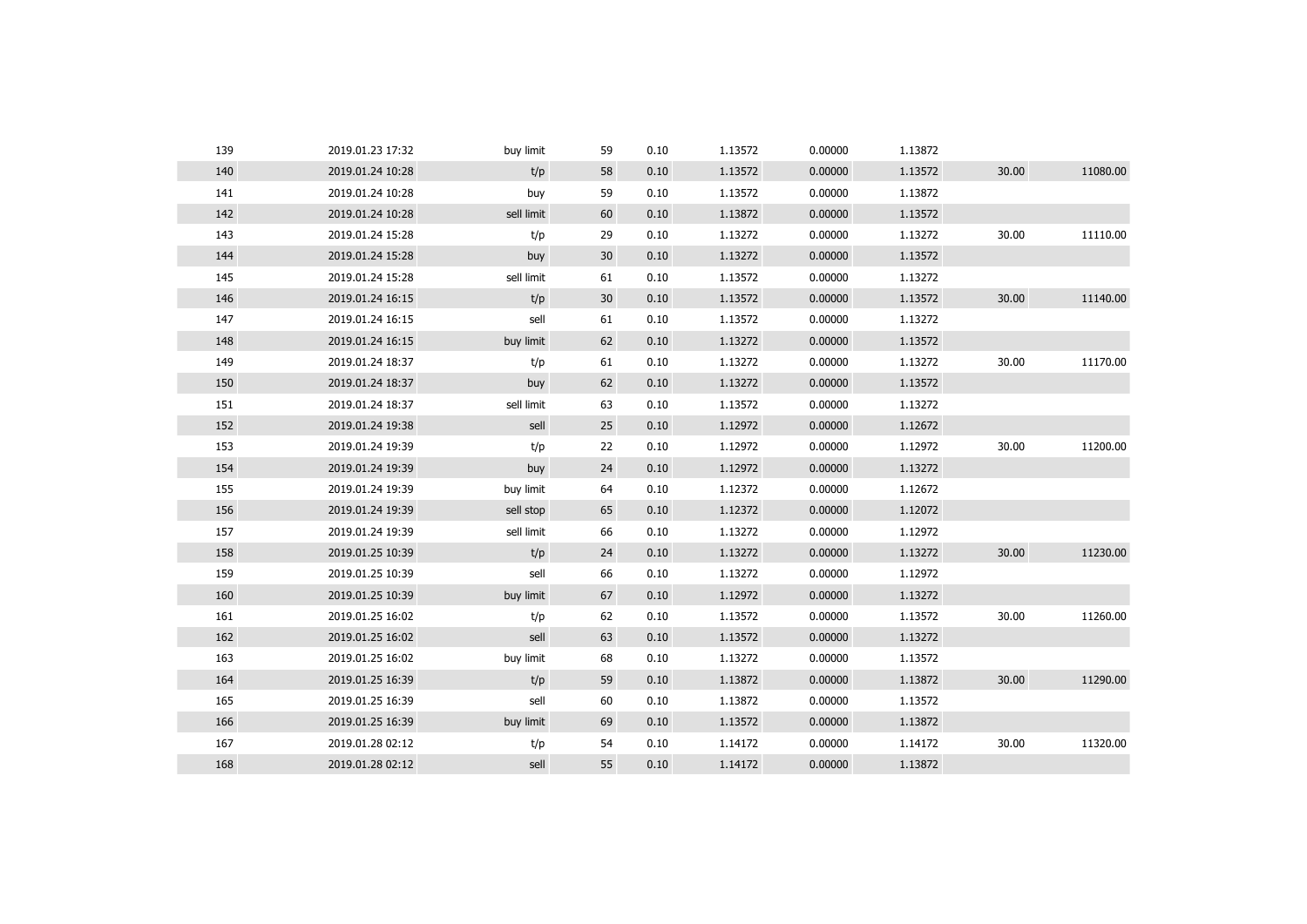| | | | | | | | | | |
|---|---|---|---|---|---|---|---|---|---|
| 139 | 2019.01.23 17:32 | buy limit | 59 | 0.10 | 1.13572 | 0.00000 | 1.13872 | | |
| 140 | 2019.01.24 10:28 | t/p | 58 | 0.10 | 1.13572 | 0.00000 | 1.13572 | 30.00 | 11080.00 |
| 141 | 2019.01.24 10:28 | buy | 59 | 0.10 | 1.13572 | 0.00000 | 1.13872 | | |
| 142 | 2019.01.24 10:28 | sell limit | 60 | 0.10 | 1.13872 | 0.00000 | 1.13572 | | |
| 143 | 2019.01.24 15:28 | t/p | 29 | 0.10 | 1.13272 | 0.00000 | 1.13272 | 30.00 | 11110.00 |
| 144 | 2019.01.24 15:28 | buy | 30 | 0.10 | 1.13272 | 0.00000 | 1.13572 | | |
| 145 | 2019.01.24 15:28 | sell limit | 61 | 0.10 | 1.13572 | 0.00000 | 1.13272 | | |
| 146 | 2019.01.24 16:15 | t/p | 30 | 0.10 | 1.13572 | 0.00000 | 1.13572 | 30.00 | 11140.00 |
| 147 | 2019.01.24 16:15 | sell | 61 | 0.10 | 1.13572 | 0.00000 | 1.13272 | | |
| 148 | 2019.01.24 16:15 | buy limit | 62 | 0.10 | 1.13272 | 0.00000 | 1.13572 | | |
| 149 | 2019.01.24 18:37 | t/p | 61 | 0.10 | 1.13272 | 0.00000 | 1.13272 | 30.00 | 11170.00 |
| 150 | 2019.01.24 18:37 | buy | 62 | 0.10 | 1.13272 | 0.00000 | 1.13572 | | |
| 151 | 2019.01.24 18:37 | sell limit | 63 | 0.10 | 1.13572 | 0.00000 | 1.13272 | | |
| 152 | 2019.01.24 19:38 | sell | 25 | 0.10 | 1.12972 | 0.00000 | 1.12672 | | |
| 153 | 2019.01.24 19:39 | t/p | 22 | 0.10 | 1.12972 | 0.00000 | 1.12972 | 30.00 | 11200.00 |
| 154 | 2019.01.24 19:39 | buy | 24 | 0.10 | 1.12972 | 0.00000 | 1.13272 | | |
| 155 | 2019.01.24 19:39 | buy limit | 64 | 0.10 | 1.12372 | 0.00000 | 1.12672 | | |
| 156 | 2019.01.24 19:39 | sell stop | 65 | 0.10 | 1.12372 | 0.00000 | 1.12072 | | |
| 157 | 2019.01.24 19:39 | sell limit | 66 | 0.10 | 1.13272 | 0.00000 | 1.12972 | | |
| 158 | 2019.01.25 10:39 | t/p | 24 | 0.10 | 1.13272 | 0.00000 | 1.13272 | 30.00 | 11230.00 |
| 159 | 2019.01.25 10:39 | sell | 66 | 0.10 | 1.13272 | 0.00000 | 1.12972 | | |
| 160 | 2019.01.25 10:39 | buy limit | 67 | 0.10 | 1.12972 | 0.00000 | 1.13272 | | |
| 161 | 2019.01.25 16:02 | t/p | 62 | 0.10 | 1.13572 | 0.00000 | 1.13572 | 30.00 | 11260.00 |
| 162 | 2019.01.25 16:02 | sell | 63 | 0.10 | 1.13572 | 0.00000 | 1.13272 | | |
| 163 | 2019.01.25 16:02 | buy limit | 68 | 0.10 | 1.13272 | 0.00000 | 1.13572 | | |
| 164 | 2019.01.25 16:39 | t/p | 59 | 0.10 | 1.13872 | 0.00000 | 1.13872 | 30.00 | 11290.00 |
| 165 | 2019.01.25 16:39 | sell | 60 | 0.10 | 1.13872 | 0.00000 | 1.13572 | | |
| 166 | 2019.01.25 16:39 | buy limit | 69 | 0.10 | 1.13572 | 0.00000 | 1.13872 | | |
| 167 | 2019.01.28 02:12 | t/p | 54 | 0.10 | 1.14172 | 0.00000 | 1.14172 | 30.00 | 11320.00 |
| 168 | 2019.01.28 02:12 | sell | 55 | 0.10 | 1.14172 | 0.00000 | 1.13872 | | |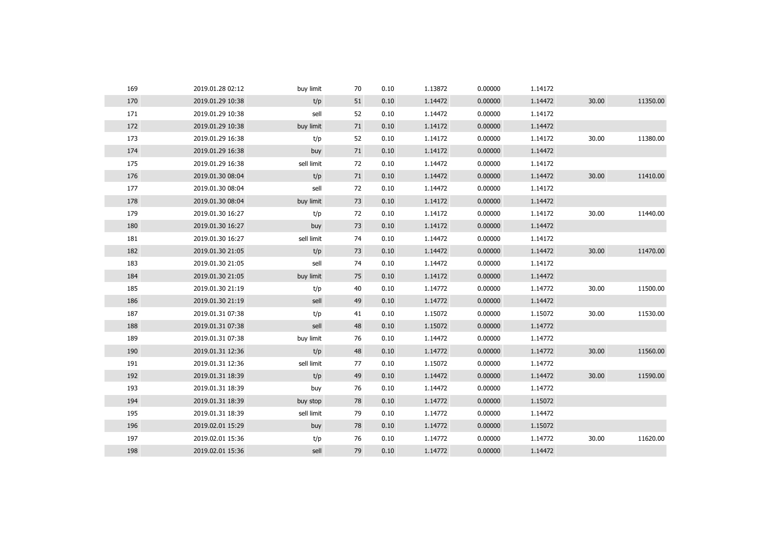| | | | | | | | | | |
|---|---|---|---|---|---|---|---|---|---|
| 169 | 2019.01.28 02:12 | buy limit | 70 | 0.10 | 1.13872 | 0.00000 | 1.14172 | | |
| 170 | 2019.01.29 10:38 | t/p | 51 | 0.10 | 1.14472 | 0.00000 | 1.14472 | 30.00 | 11350.00 |
| 171 | 2019.01.29 10:38 | sell | 52 | 0.10 | 1.14472 | 0.00000 | 1.14172 | | |
| 172 | 2019.01.29 10:38 | buy limit | 71 | 0.10 | 1.14172 | 0.00000 | 1.14472 | | |
| 173 | 2019.01.29 16:38 | t/p | 52 | 0.10 | 1.14172 | 0.00000 | 1.14172 | 30.00 | 11380.00 |
| 174 | 2019.01.29 16:38 | buy | 71 | 0.10 | 1.14172 | 0.00000 | 1.14472 | | |
| 175 | 2019.01.29 16:38 | sell limit | 72 | 0.10 | 1.14472 | 0.00000 | 1.14172 | | |
| 176 | 2019.01.30 08:04 | t/p | 71 | 0.10 | 1.14472 | 0.00000 | 1.14472 | 30.00 | 11410.00 |
| 177 | 2019.01.30 08:04 | sell | 72 | 0.10 | 1.14472 | 0.00000 | 1.14172 | | |
| 178 | 2019.01.30 08:04 | buy limit | 73 | 0.10 | 1.14172 | 0.00000 | 1.14472 | | |
| 179 | 2019.01.30 16:27 | t/p | 72 | 0.10 | 1.14172 | 0.00000 | 1.14172 | 30.00 | 11440.00 |
| 180 | 2019.01.30 16:27 | buy | 73 | 0.10 | 1.14172 | 0.00000 | 1.14472 | | |
| 181 | 2019.01.30 16:27 | sell limit | 74 | 0.10 | 1.14472 | 0.00000 | 1.14172 | | |
| 182 | 2019.01.30 21:05 | t/p | 73 | 0.10 | 1.14472 | 0.00000 | 1.14472 | 30.00 | 11470.00 |
| 183 | 2019.01.30 21:05 | sell | 74 | 0.10 | 1.14472 | 0.00000 | 1.14172 | | |
| 184 | 2019.01.30 21:05 | buy limit | 75 | 0.10 | 1.14172 | 0.00000 | 1.14472 | | |
| 185 | 2019.01.30 21:19 | t/p | 40 | 0.10 | 1.14772 | 0.00000 | 1.14772 | 30.00 | 11500.00 |
| 186 | 2019.01.30 21:19 | sell | 49 | 0.10 | 1.14772 | 0.00000 | 1.14472 | | |
| 187 | 2019.01.31 07:38 | t/p | 41 | 0.10 | 1.15072 | 0.00000 | 1.15072 | 30.00 | 11530.00 |
| 188 | 2019.01.31 07:38 | sell | 48 | 0.10 | 1.15072 | 0.00000 | 1.14772 | | |
| 189 | 2019.01.31 07:38 | buy limit | 76 | 0.10 | 1.14472 | 0.00000 | 1.14772 | | |
| 190 | 2019.01.31 12:36 | t/p | 48 | 0.10 | 1.14772 | 0.00000 | 1.14772 | 30.00 | 11560.00 |
| 191 | 2019.01.31 12:36 | sell limit | 77 | 0.10 | 1.15072 | 0.00000 | 1.14772 | | |
| 192 | 2019.01.31 18:39 | t/p | 49 | 0.10 | 1.14472 | 0.00000 | 1.14472 | 30.00 | 11590.00 |
| 193 | 2019.01.31 18:39 | buy | 76 | 0.10 | 1.14472 | 0.00000 | 1.14772 | | |
| 194 | 2019.01.31 18:39 | buy stop | 78 | 0.10 | 1.14772 | 0.00000 | 1.15072 | | |
| 195 | 2019.01.31 18:39 | sell limit | 79 | 0.10 | 1.14772 | 0.00000 | 1.14472 | | |
| 196 | 2019.02.01 15:29 | buy | 78 | 0.10 | 1.14772 | 0.00000 | 1.15072 | | |
| 197 | 2019.02.01 15:36 | t/p | 76 | 0.10 | 1.14772 | 0.00000 | 1.14772 | 30.00 | 11620.00 |
| 198 | 2019.02.01 15:36 | sell | 79 | 0.10 | 1.14772 | 0.00000 | 1.14472 | | |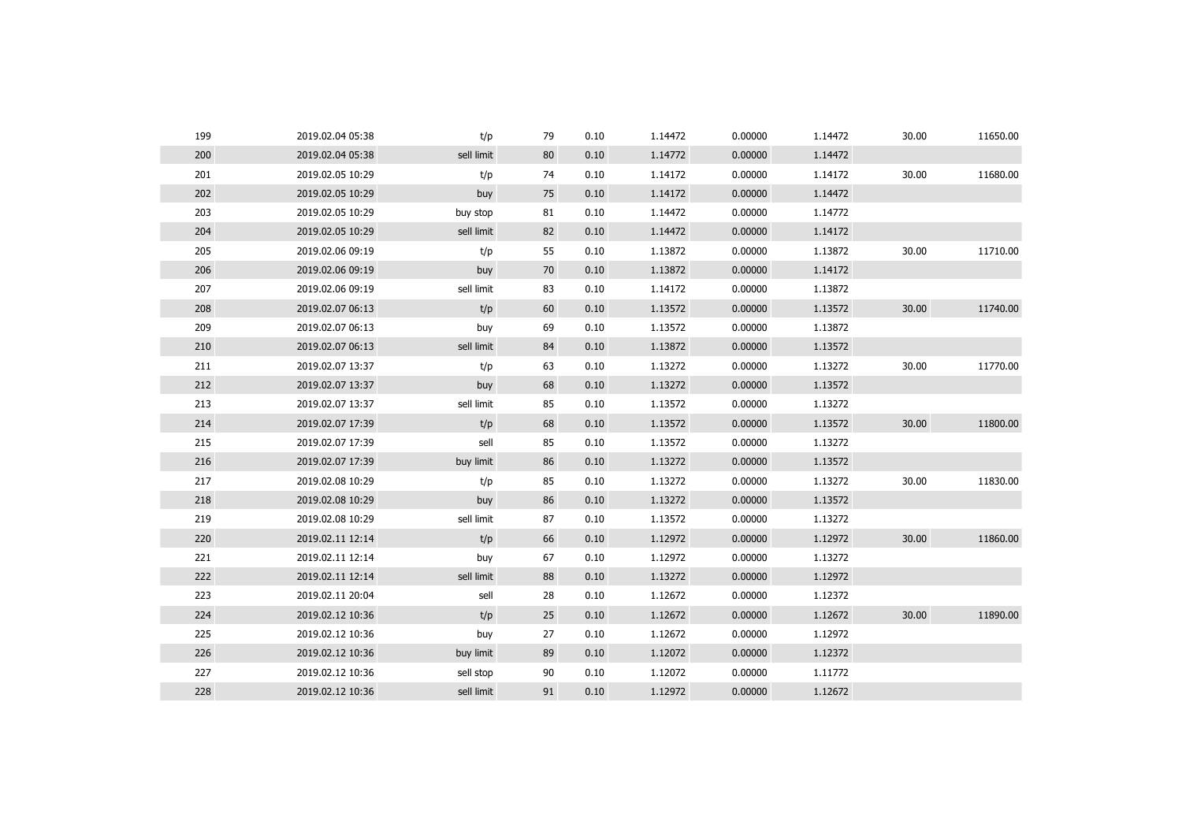| | | | | | | | | | |
|---|---|---|---|---|---|---|---|---|---|
| 199 | 2019.02.04 05:38 | t/p | 79 | 0.10 | 1.14472 | 0.00000 | 1.14472 | 30.00 | 11650.00 |
| 200 | 2019.02.04 05:38 | sell limit | 80 | 0.10 | 1.14772 | 0.00000 | 1.14472 | | |
| 201 | 2019.02.05 10:29 | t/p | 74 | 0.10 | 1.14172 | 0.00000 | 1.14172 | 30.00 | 11680.00 |
| 202 | 2019.02.05 10:29 | buy | 75 | 0.10 | 1.14172 | 0.00000 | 1.14472 | | |
| 203 | 2019.02.05 10:29 | buy stop | 81 | 0.10 | 1.14472 | 0.00000 | 1.14772 | | |
| 204 | 2019.02.05 10:29 | sell limit | 82 | 0.10 | 1.14472 | 0.00000 | 1.14172 | | |
| 205 | 2019.02.06 09:19 | t/p | 55 | 0.10 | 1.13872 | 0.00000 | 1.13872 | 30.00 | 11710.00 |
| 206 | 2019.02.06 09:19 | buy | 70 | 0.10 | 1.13872 | 0.00000 | 1.14172 | | |
| 207 | 2019.02.06 09:19 | sell limit | 83 | 0.10 | 1.14172 | 0.00000 | 1.13872 | | |
| 208 | 2019.02.07 06:13 | t/p | 60 | 0.10 | 1.13572 | 0.00000 | 1.13572 | 30.00 | 11740.00 |
| 209 | 2019.02.07 06:13 | buy | 69 | 0.10 | 1.13572 | 0.00000 | 1.13872 | | |
| 210 | 2019.02.07 06:13 | sell limit | 84 | 0.10 | 1.13872 | 0.00000 | 1.13572 | | |
| 211 | 2019.02.07 13:37 | t/p | 63 | 0.10 | 1.13272 | 0.00000 | 1.13272 | 30.00 | 11770.00 |
| 212 | 2019.02.07 13:37 | buy | 68 | 0.10 | 1.13272 | 0.00000 | 1.13572 | | |
| 213 | 2019.02.07 13:37 | sell limit | 85 | 0.10 | 1.13572 | 0.00000 | 1.13272 | | |
| 214 | 2019.02.07 17:39 | t/p | 68 | 0.10 | 1.13572 | 0.00000 | 1.13572 | 30.00 | 11800.00 |
| 215 | 2019.02.07 17:39 | sell | 85 | 0.10 | 1.13572 | 0.00000 | 1.13272 | | |
| 216 | 2019.02.07 17:39 | buy limit | 86 | 0.10 | 1.13272 | 0.00000 | 1.13572 | | |
| 217 | 2019.02.08 10:29 | t/p | 85 | 0.10 | 1.13272 | 0.00000 | 1.13272 | 30.00 | 11830.00 |
| 218 | 2019.02.08 10:29 | buy | 86 | 0.10 | 1.13272 | 0.00000 | 1.13572 | | |
| 219 | 2019.02.08 10:29 | sell limit | 87 | 0.10 | 1.13572 | 0.00000 | 1.13272 | | |
| 220 | 2019.02.11 12:14 | t/p | 66 | 0.10 | 1.12972 | 0.00000 | 1.12972 | 30.00 | 11860.00 |
| 221 | 2019.02.11 12:14 | buy | 67 | 0.10 | 1.12972 | 0.00000 | 1.13272 | | |
| 222 | 2019.02.11 12:14 | sell limit | 88 | 0.10 | 1.13272 | 0.00000 | 1.12972 | | |
| 223 | 2019.02.11 20:04 | sell | 28 | 0.10 | 1.12672 | 0.00000 | 1.12372 | | |
| 224 | 2019.02.12 10:36 | t/p | 25 | 0.10 | 1.12672 | 0.00000 | 1.12672 | 30.00 | 11890.00 |
| 225 | 2019.02.12 10:36 | buy | 27 | 0.10 | 1.12672 | 0.00000 | 1.12972 | | |
| 226 | 2019.02.12 10:36 | buy limit | 89 | 0.10 | 1.12072 | 0.00000 | 1.12372 | | |
| 227 | 2019.02.12 10:36 | sell stop | 90 | 0.10 | 1.12072 | 0.00000 | 1.11772 | | |
| 228 | 2019.02.12 10:36 | sell limit | 91 | 0.10 | 1.12972 | 0.00000 | 1.12672 | | |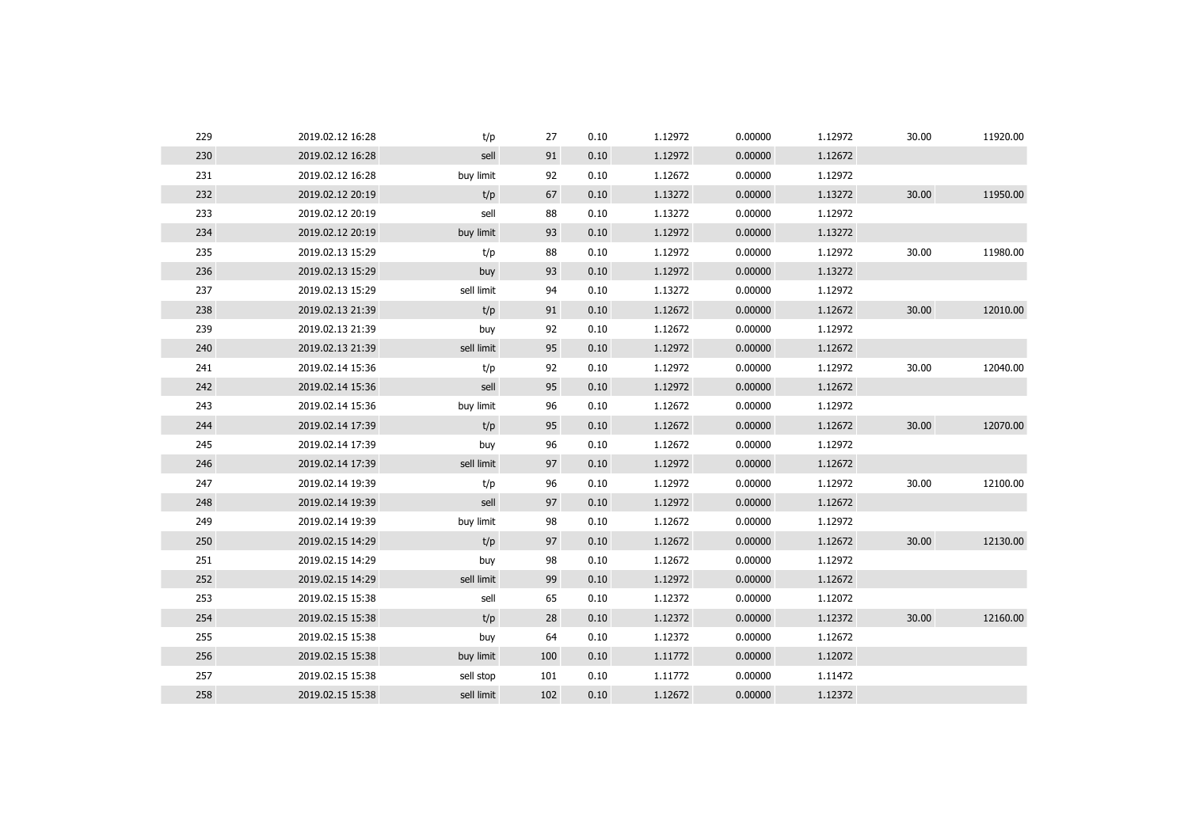| | | | | | | | | | |
|---|---|---|---|---|---|---|---|---|---|
| 229 | 2019.02.12 16:28 | t/p | 27 | 0.10 | 1.12972 | 0.00000 | 1.12972 | 30.00 | 11920.00 |
| 230 | 2019.02.12 16:28 | sell | 91 | 0.10 | 1.12972 | 0.00000 | 1.12672 | | |
| 231 | 2019.02.12 16:28 | buy limit | 92 | 0.10 | 1.12672 | 0.00000 | 1.12972 | | |
| 232 | 2019.02.12 20:19 | t/p | 67 | 0.10 | 1.13272 | 0.00000 | 1.13272 | 30.00 | 11950.00 |
| 233 | 2019.02.12 20:19 | sell | 88 | 0.10 | 1.13272 | 0.00000 | 1.12972 | | |
| 234 | 2019.02.12 20:19 | buy limit | 93 | 0.10 | 1.12972 | 0.00000 | 1.13272 | | |
| 235 | 2019.02.13 15:29 | t/p | 88 | 0.10 | 1.12972 | 0.00000 | 1.12972 | 30.00 | 11980.00 |
| 236 | 2019.02.13 15:29 | buy | 93 | 0.10 | 1.12972 | 0.00000 | 1.13272 | | |
| 237 | 2019.02.13 15:29 | sell limit | 94 | 0.10 | 1.13272 | 0.00000 | 1.12972 | | |
| 238 | 2019.02.13 21:39 | t/p | 91 | 0.10 | 1.12672 | 0.00000 | 1.12672 | 30.00 | 12010.00 |
| 239 | 2019.02.13 21:39 | buy | 92 | 0.10 | 1.12672 | 0.00000 | 1.12972 | | |
| 240 | 2019.02.13 21:39 | sell limit | 95 | 0.10 | 1.12972 | 0.00000 | 1.12672 | | |
| 241 | 2019.02.14 15:36 | t/p | 92 | 0.10 | 1.12972 | 0.00000 | 1.12972 | 30.00 | 12040.00 |
| 242 | 2019.02.14 15:36 | sell | 95 | 0.10 | 1.12972 | 0.00000 | 1.12672 | | |
| 243 | 2019.02.14 15:36 | buy limit | 96 | 0.10 | 1.12672 | 0.00000 | 1.12972 | | |
| 244 | 2019.02.14 17:39 | t/p | 95 | 0.10 | 1.12672 | 0.00000 | 1.12672 | 30.00 | 12070.00 |
| 245 | 2019.02.14 17:39 | buy | 96 | 0.10 | 1.12672 | 0.00000 | 1.12972 | | |
| 246 | 2019.02.14 17:39 | sell limit | 97 | 0.10 | 1.12972 | 0.00000 | 1.12672 | | |
| 247 | 2019.02.14 19:39 | t/p | 96 | 0.10 | 1.12972 | 0.00000 | 1.12972 | 30.00 | 12100.00 |
| 248 | 2019.02.14 19:39 | sell | 97 | 0.10 | 1.12972 | 0.00000 | 1.12672 | | |
| 249 | 2019.02.14 19:39 | buy limit | 98 | 0.10 | 1.12672 | 0.00000 | 1.12972 | | |
| 250 | 2019.02.15 14:29 | t/p | 97 | 0.10 | 1.12672 | 0.00000 | 1.12672 | 30.00 | 12130.00 |
| 251 | 2019.02.15 14:29 | buy | 98 | 0.10 | 1.12672 | 0.00000 | 1.12972 | | |
| 252 | 2019.02.15 14:29 | sell limit | 99 | 0.10 | 1.12972 | 0.00000 | 1.12672 | | |
| 253 | 2019.02.15 15:38 | sell | 65 | 0.10 | 1.12372 | 0.00000 | 1.12072 | | |
| 254 | 2019.02.15 15:38 | t/p | 28 | 0.10 | 1.12372 | 0.00000 | 1.12372 | 30.00 | 12160.00 |
| 255 | 2019.02.15 15:38 | buy | 64 | 0.10 | 1.12372 | 0.00000 | 1.12672 | | |
| 256 | 2019.02.15 15:38 | buy limit | 100 | 0.10 | 1.11772 | 0.00000 | 1.12072 | | |
| 257 | 2019.02.15 15:38 | sell stop | 101 | 0.10 | 1.11772 | 0.00000 | 1.11472 | | |
| 258 | 2019.02.15 15:38 | sell limit | 102 | 0.10 | 1.12672 | 0.00000 | 1.12372 | | |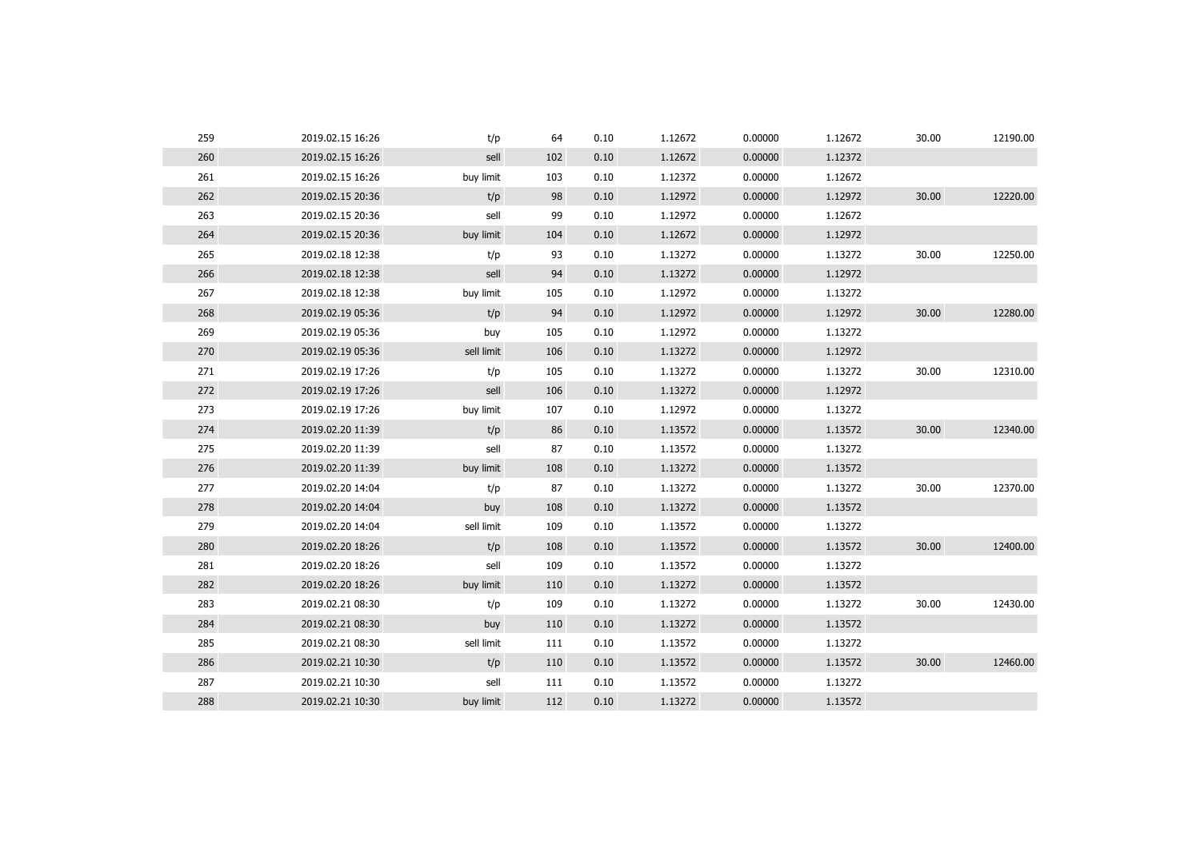| | | | | | | | | | |
|---|---|---|---|---|---|---|---|---|---|
| 259 | 2019.02.15 16:26 | t/p | 64 | 0.10 | 1.12672 | 0.00000 | 1.12672 | 30.00 | 12190.00 |
| 260 | 2019.02.15 16:26 | sell | 102 | 0.10 | 1.12672 | 0.00000 | 1.12372 | | |
| 261 | 2019.02.15 16:26 | buy limit | 103 | 0.10 | 1.12372 | 0.00000 | 1.12672 | | |
| 262 | 2019.02.15 20:36 | t/p | 98 | 0.10 | 1.12972 | 0.00000 | 1.12972 | 30.00 | 12220.00 |
| 263 | 2019.02.15 20:36 | sell | 99 | 0.10 | 1.12972 | 0.00000 | 1.12672 | | |
| 264 | 2019.02.15 20:36 | buy limit | 104 | 0.10 | 1.12672 | 0.00000 | 1.12972 | | |
| 265 | 2019.02.18 12:38 | t/p | 93 | 0.10 | 1.13272 | 0.00000 | 1.13272 | 30.00 | 12250.00 |
| 266 | 2019.02.18 12:38 | sell | 94 | 0.10 | 1.13272 | 0.00000 | 1.12972 | | |
| 267 | 2019.02.18 12:38 | buy limit | 105 | 0.10 | 1.12972 | 0.00000 | 1.13272 | | |
| 268 | 2019.02.19 05:36 | t/p | 94 | 0.10 | 1.12972 | 0.00000 | 1.12972 | 30.00 | 12280.00 |
| 269 | 2019.02.19 05:36 | buy | 105 | 0.10 | 1.12972 | 0.00000 | 1.13272 | | |
| 270 | 2019.02.19 05:36 | sell limit | 106 | 0.10 | 1.13272 | 0.00000 | 1.12972 | | |
| 271 | 2019.02.19 17:26 | t/p | 105 | 0.10 | 1.13272 | 0.00000 | 1.13272 | 30.00 | 12310.00 |
| 272 | 2019.02.19 17:26 | sell | 106 | 0.10 | 1.13272 | 0.00000 | 1.12972 | | |
| 273 | 2019.02.19 17:26 | buy limit | 107 | 0.10 | 1.12972 | 0.00000 | 1.13272 | | |
| 274 | 2019.02.20 11:39 | t/p | 86 | 0.10 | 1.13572 | 0.00000 | 1.13572 | 30.00 | 12340.00 |
| 275 | 2019.02.20 11:39 | sell | 87 | 0.10 | 1.13572 | 0.00000 | 1.13272 | | |
| 276 | 2019.02.20 11:39 | buy limit | 108 | 0.10 | 1.13272 | 0.00000 | 1.13572 | | |
| 277 | 2019.02.20 14:04 | t/p | 87 | 0.10 | 1.13272 | 0.00000 | 1.13272 | 30.00 | 12370.00 |
| 278 | 2019.02.20 14:04 | buy | 108 | 0.10 | 1.13272 | 0.00000 | 1.13572 | | |
| 279 | 2019.02.20 14:04 | sell limit | 109 | 0.10 | 1.13572 | 0.00000 | 1.13272 | | |
| 280 | 2019.02.20 18:26 | t/p | 108 | 0.10 | 1.13572 | 0.00000 | 1.13572 | 30.00 | 12400.00 |
| 281 | 2019.02.20 18:26 | sell | 109 | 0.10 | 1.13572 | 0.00000 | 1.13272 | | |
| 282 | 2019.02.20 18:26 | buy limit | 110 | 0.10 | 1.13272 | 0.00000 | 1.13572 | | |
| 283 | 2019.02.21 08:30 | t/p | 109 | 0.10 | 1.13272 | 0.00000 | 1.13272 | 30.00 | 12430.00 |
| 284 | 2019.02.21 08:30 | buy | 110 | 0.10 | 1.13272 | 0.00000 | 1.13572 | | |
| 285 | 2019.02.21 08:30 | sell limit | 111 | 0.10 | 1.13572 | 0.00000 | 1.13272 | | |
| 286 | 2019.02.21 10:30 | t/p | 110 | 0.10 | 1.13572 | 0.00000 | 1.13572 | 30.00 | 12460.00 |
| 287 | 2019.02.21 10:30 | sell | 111 | 0.10 | 1.13572 | 0.00000 | 1.13272 | | |
| 288 | 2019.02.21 10:30 | buy limit | 112 | 0.10 | 1.13272 | 0.00000 | 1.13572 | | |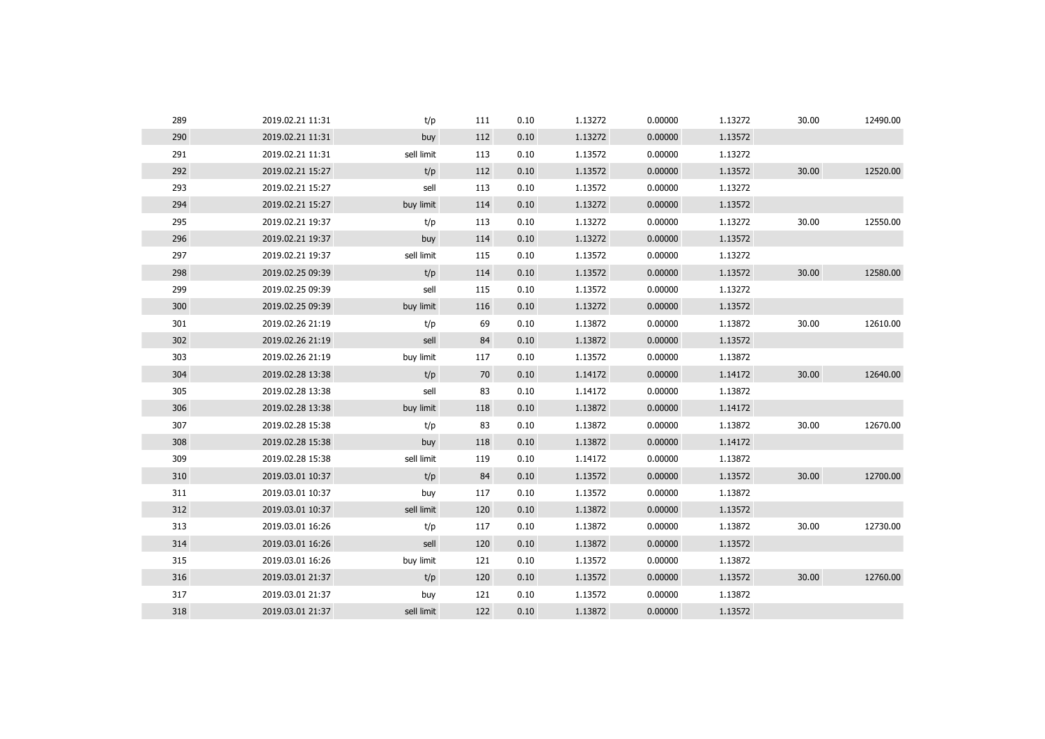| | | | | | | | | | |
|---|---|---|---|---|---|---|---|---|---|
| 289 | 2019.02.21 11:31 | t/p | 111 | 0.10 | 1.13272 | 0.00000 | 1.13272 | 30.00 | 12490.00 |
| 290 | 2019.02.21 11:31 | buy | 112 | 0.10 | 1.13272 | 0.00000 | 1.13572 | | |
| 291 | 2019.02.21 11:31 | sell limit | 113 | 0.10 | 1.13572 | 0.00000 | 1.13272 | | |
| 292 | 2019.02.21 15:27 | t/p | 112 | 0.10 | 1.13572 | 0.00000 | 1.13572 | 30.00 | 12520.00 |
| 293 | 2019.02.21 15:27 | sell | 113 | 0.10 | 1.13572 | 0.00000 | 1.13272 | | |
| 294 | 2019.02.21 15:27 | buy limit | 114 | 0.10 | 1.13272 | 0.00000 | 1.13572 | | |
| 295 | 2019.02.21 19:37 | t/p | 113 | 0.10 | 1.13272 | 0.00000 | 1.13272 | 30.00 | 12550.00 |
| 296 | 2019.02.21 19:37 | buy | 114 | 0.10 | 1.13272 | 0.00000 | 1.13572 | | |
| 297 | 2019.02.21 19:37 | sell limit | 115 | 0.10 | 1.13572 | 0.00000 | 1.13272 | | |
| 298 | 2019.02.25 09:39 | t/p | 114 | 0.10 | 1.13572 | 0.00000 | 1.13572 | 30.00 | 12580.00 |
| 299 | 2019.02.25 09:39 | sell | 115 | 0.10 | 1.13572 | 0.00000 | 1.13272 | | |
| 300 | 2019.02.25 09:39 | buy limit | 116 | 0.10 | 1.13272 | 0.00000 | 1.13572 | | |
| 301 | 2019.02.26 21:19 | t/p | 69 | 0.10 | 1.13872 | 0.00000 | 1.13872 | 30.00 | 12610.00 |
| 302 | 2019.02.26 21:19 | sell | 84 | 0.10 | 1.13872 | 0.00000 | 1.13572 | | |
| 303 | 2019.02.26 21:19 | buy limit | 117 | 0.10 | 1.13572 | 0.00000 | 1.13872 | | |
| 304 | 2019.02.28 13:38 | t/p | 70 | 0.10 | 1.14172 | 0.00000 | 1.14172 | 30.00 | 12640.00 |
| 305 | 2019.02.28 13:38 | sell | 83 | 0.10 | 1.14172 | 0.00000 | 1.13872 | | |
| 306 | 2019.02.28 13:38 | buy limit | 118 | 0.10 | 1.13872 | 0.00000 | 1.14172 | | |
| 307 | 2019.02.28 15:38 | t/p | 83 | 0.10 | 1.13872 | 0.00000 | 1.13872 | 30.00 | 12670.00 |
| 308 | 2019.02.28 15:38 | buy | 118 | 0.10 | 1.13872 | 0.00000 | 1.14172 | | |
| 309 | 2019.02.28 15:38 | sell limit | 119 | 0.10 | 1.14172 | 0.00000 | 1.13872 | | |
| 310 | 2019.03.01 10:37 | t/p | 84 | 0.10 | 1.13572 | 0.00000 | 1.13572 | 30.00 | 12700.00 |
| 311 | 2019.03.01 10:37 | buy | 117 | 0.10 | 1.13572 | 0.00000 | 1.13872 | | |
| 312 | 2019.03.01 10:37 | sell limit | 120 | 0.10 | 1.13872 | 0.00000 | 1.13572 | | |
| 313 | 2019.03.01 16:26 | t/p | 117 | 0.10 | 1.13872 | 0.00000 | 1.13872 | 30.00 | 12730.00 |
| 314 | 2019.03.01 16:26 | sell | 120 | 0.10 | 1.13872 | 0.00000 | 1.13572 | | |
| 315 | 2019.03.01 16:26 | buy limit | 121 | 0.10 | 1.13572 | 0.00000 | 1.13872 | | |
| 316 | 2019.03.01 21:37 | t/p | 120 | 0.10 | 1.13572 | 0.00000 | 1.13572 | 30.00 | 12760.00 |
| 317 | 2019.03.01 21:37 | buy | 121 | 0.10 | 1.13572 | 0.00000 | 1.13872 | | |
| 318 | 2019.03.01 21:37 | sell limit | 122 | 0.10 | 1.13872 | 0.00000 | 1.13572 | | |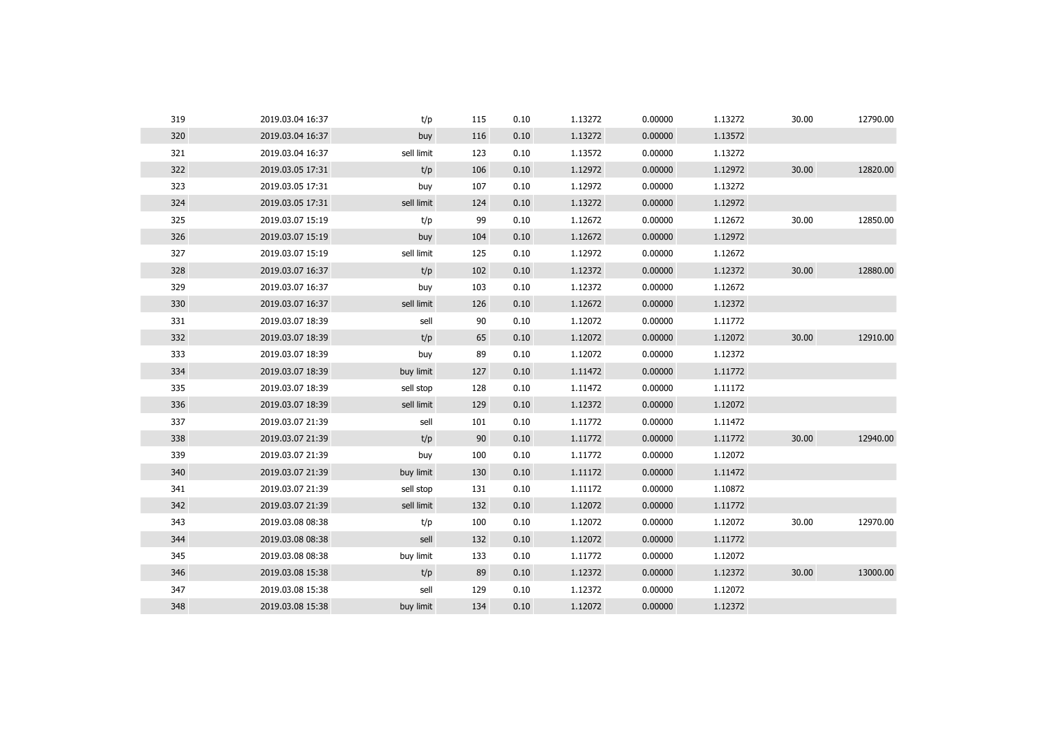| | | | | | | | | | |
|---|---|---|---|---|---|---|---|---|---|
| 319 | 2019.03.04 16:37 | t/p | 115 | 0.10 | 1.13272 | 0.00000 | 1.13272 | 30.00 | 12790.00 |
| 320 | 2019.03.04 16:37 | buy | 116 | 0.10 | 1.13272 | 0.00000 | 1.13572 | | |
| 321 | 2019.03.04 16:37 | sell limit | 123 | 0.10 | 1.13572 | 0.00000 | 1.13272 | | |
| 322 | 2019.03.05 17:31 | t/p | 106 | 0.10 | 1.12972 | 0.00000 | 1.12972 | 30.00 | 12820.00 |
| 323 | 2019.03.05 17:31 | buy | 107 | 0.10 | 1.12972 | 0.00000 | 1.13272 | | |
| 324 | 2019.03.05 17:31 | sell limit | 124 | 0.10 | 1.13272 | 0.00000 | 1.12972 | | |
| 325 | 2019.03.07 15:19 | t/p | 99 | 0.10 | 1.12672 | 0.00000 | 1.12672 | 30.00 | 12850.00 |
| 326 | 2019.03.07 15:19 | buy | 104 | 0.10 | 1.12672 | 0.00000 | 1.12972 | | |
| 327 | 2019.03.07 15:19 | sell limit | 125 | 0.10 | 1.12972 | 0.00000 | 1.12672 | | |
| 328 | 2019.03.07 16:37 | t/p | 102 | 0.10 | 1.12372 | 0.00000 | 1.12372 | 30.00 | 12880.00 |
| 329 | 2019.03.07 16:37 | buy | 103 | 0.10 | 1.12372 | 0.00000 | 1.12672 | | |
| 330 | 2019.03.07 16:37 | sell limit | 126 | 0.10 | 1.12672 | 0.00000 | 1.12372 | | |
| 331 | 2019.03.07 18:39 | sell | 90 | 0.10 | 1.12072 | 0.00000 | 1.11772 | | |
| 332 | 2019.03.07 18:39 | t/p | 65 | 0.10 | 1.12072 | 0.00000 | 1.12072 | 30.00 | 12910.00 |
| 333 | 2019.03.07 18:39 | buy | 89 | 0.10 | 1.12072 | 0.00000 | 1.12372 | | |
| 334 | 2019.03.07 18:39 | buy limit | 127 | 0.10 | 1.11472 | 0.00000 | 1.11772 | | |
| 335 | 2019.03.07 18:39 | sell stop | 128 | 0.10 | 1.11472 | 0.00000 | 1.11172 | | |
| 336 | 2019.03.07 18:39 | sell limit | 129 | 0.10 | 1.12372 | 0.00000 | 1.12072 | | |
| 337 | 2019.03.07 21:39 | sell | 101 | 0.10 | 1.11772 | 0.00000 | 1.11472 | | |
| 338 | 2019.03.07 21:39 | t/p | 90 | 0.10 | 1.11772 | 0.00000 | 1.11772 | 30.00 | 12940.00 |
| 339 | 2019.03.07 21:39 | buy | 100 | 0.10 | 1.11772 | 0.00000 | 1.12072 | | |
| 340 | 2019.03.07 21:39 | buy limit | 130 | 0.10 | 1.11172 | 0.00000 | 1.11472 | | |
| 341 | 2019.03.07 21:39 | sell stop | 131 | 0.10 | 1.11172 | 0.00000 | 1.10872 | | |
| 342 | 2019.03.07 21:39 | sell limit | 132 | 0.10 | 1.12072 | 0.00000 | 1.11772 | | |
| 343 | 2019.03.08 08:38 | t/p | 100 | 0.10 | 1.12072 | 0.00000 | 1.12072 | 30.00 | 12970.00 |
| 344 | 2019.03.08 08:38 | sell | 132 | 0.10 | 1.12072 | 0.00000 | 1.11772 | | |
| 345 | 2019.03.08 08:38 | buy limit | 133 | 0.10 | 1.11772 | 0.00000 | 1.12072 | | |
| 346 | 2019.03.08 15:38 | t/p | 89 | 0.10 | 1.12372 | 0.00000 | 1.12372 | 30.00 | 13000.00 |
| 347 | 2019.03.08 15:38 | sell | 129 | 0.10 | 1.12372 | 0.00000 | 1.12072 | | |
| 348 | 2019.03.08 15:38 | buy limit | 134 | 0.10 | 1.12072 | 0.00000 | 1.12372 | | |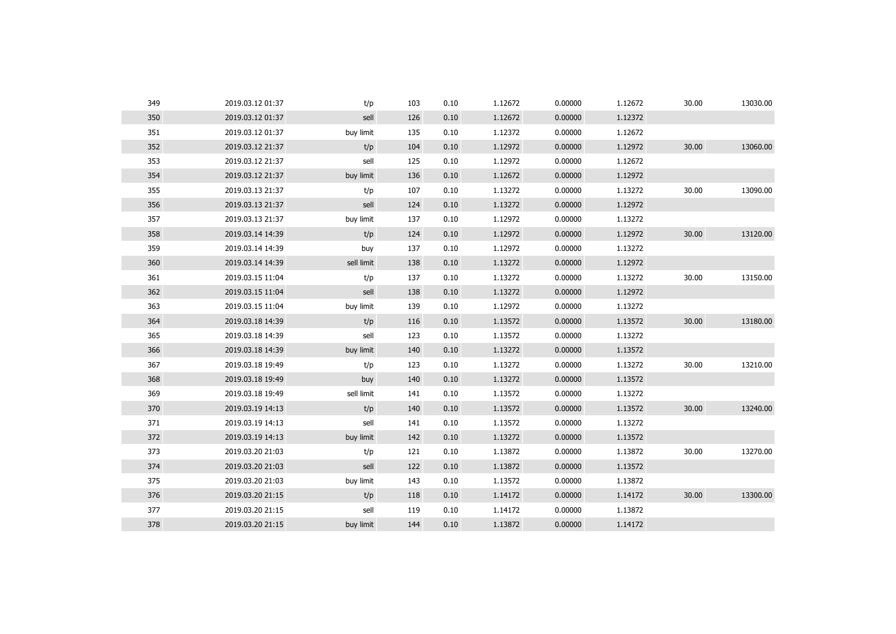| | | | | | | | | | |
|---|---|---|---|---|---|---|---|---|---|
| 349 | 2019.03.12 01:37 | t/p | 103 | 0.10 | 1.12672 | 0.00000 | 1.12672 | 30.00 | 13030.00 |
| 350 | 2019.03.12 01:37 | sell | 126 | 0.10 | 1.12672 | 0.00000 | 1.12372 | | |
| 351 | 2019.03.12 01:37 | buy limit | 135 | 0.10 | 1.12372 | 0.00000 | 1.12672 | | |
| 352 | 2019.03.12 21:37 | t/p | 104 | 0.10 | 1.12972 | 0.00000 | 1.12972 | 30.00 | 13060.00 |
| 353 | 2019.03.12 21:37 | sell | 125 | 0.10 | 1.12972 | 0.00000 | 1.12672 | | |
| 354 | 2019.03.12 21:37 | buy limit | 136 | 0.10 | 1.12672 | 0.00000 | 1.12972 | | |
| 355 | 2019.03.13 21:37 | t/p | 107 | 0.10 | 1.13272 | 0.00000 | 1.13272 | 30.00 | 13090.00 |
| 356 | 2019.03.13 21:37 | sell | 124 | 0.10 | 1.13272 | 0.00000 | 1.12972 | | |
| 357 | 2019.03.13 21:37 | buy limit | 137 | 0.10 | 1.12972 | 0.00000 | 1.13272 | | |
| 358 | 2019.03.14 14:39 | t/p | 124 | 0.10 | 1.12972 | 0.00000 | 1.12972 | 30.00 | 13120.00 |
| 359 | 2019.03.14 14:39 | buy | 137 | 0.10 | 1.12972 | 0.00000 | 1.13272 | | |
| 360 | 2019.03.14 14:39 | sell limit | 138 | 0.10 | 1.13272 | 0.00000 | 1.12972 | | |
| 361 | 2019.03.15 11:04 | t/p | 137 | 0.10 | 1.13272 | 0.00000 | 1.13272 | 30.00 | 13150.00 |
| 362 | 2019.03.15 11:04 | sell | 138 | 0.10 | 1.13272 | 0.00000 | 1.12972 | | |
| 363 | 2019.03.15 11:04 | buy limit | 139 | 0.10 | 1.12972 | 0.00000 | 1.13272 | | |
| 364 | 2019.03.18 14:39 | t/p | 116 | 0.10 | 1.13572 | 0.00000 | 1.13572 | 30.00 | 13180.00 |
| 365 | 2019.03.18 14:39 | sell | 123 | 0.10 | 1.13572 | 0.00000 | 1.13272 | | |
| 366 | 2019.03.18 14:39 | buy limit | 140 | 0.10 | 1.13272 | 0.00000 | 1.13572 | | |
| 367 | 2019.03.18 19:49 | t/p | 123 | 0.10 | 1.13272 | 0.00000 | 1.13272 | 30.00 | 13210.00 |
| 368 | 2019.03.18 19:49 | buy | 140 | 0.10 | 1.13272 | 0.00000 | 1.13572 | | |
| 369 | 2019.03.18 19:49 | sell limit | 141 | 0.10 | 1.13572 | 0.00000 | 1.13272 | | |
| 370 | 2019.03.19 14:13 | t/p | 140 | 0.10 | 1.13572 | 0.00000 | 1.13572 | 30.00 | 13240.00 |
| 371 | 2019.03.19 14:13 | sell | 141 | 0.10 | 1.13572 | 0.00000 | 1.13272 | | |
| 372 | 2019.03.19 14:13 | buy limit | 142 | 0.10 | 1.13272 | 0.00000 | 1.13572 | | |
| 373 | 2019.03.20 21:03 | t/p | 121 | 0.10 | 1.13872 | 0.00000 | 1.13872 | 30.00 | 13270.00 |
| 374 | 2019.03.20 21:03 | sell | 122 | 0.10 | 1.13872 | 0.00000 | 1.13572 | | |
| 375 | 2019.03.20 21:03 | buy limit | 143 | 0.10 | 1.13572 | 0.00000 | 1.13872 | | |
| 376 | 2019.03.20 21:15 | t/p | 118 | 0.10 | 1.14172 | 0.00000 | 1.14172 | 30.00 | 13300.00 |
| 377 | 2019.03.20 21:15 | sell | 119 | 0.10 | 1.14172 | 0.00000 | 1.13872 | | |
| 378 | 2019.03.20 21:15 | buy limit | 144 | 0.10 | 1.13872 | 0.00000 | 1.14172 | | |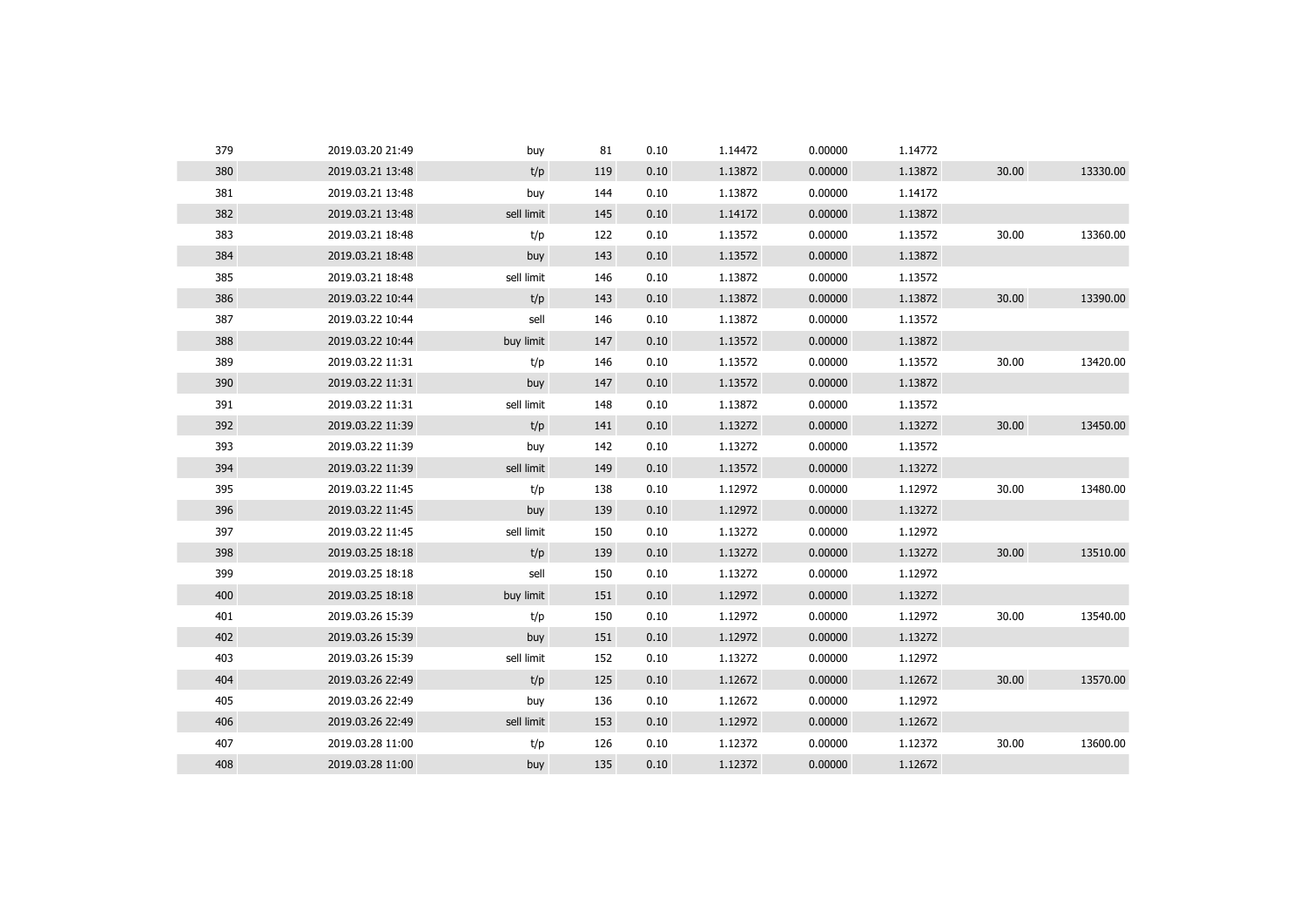| | | | | | | | | | |
|---|---|---|---|---|---|---|---|---|---|
| 379 | 2019.03.20 21:49 | buy | 81 | 0.10 | 1.14472 | 0.00000 | 1.14772 | | |
| 380 | 2019.03.21 13:48 | t/p | 119 | 0.10 | 1.13872 | 0.00000 | 1.13872 | 30.00 | 13330.00 |
| 381 | 2019.03.21 13:48 | buy | 144 | 0.10 | 1.13872 | 0.00000 | 1.14172 | | |
| 382 | 2019.03.21 13:48 | sell limit | 145 | 0.10 | 1.14172 | 0.00000 | 1.13872 | | |
| 383 | 2019.03.21 18:48 | t/p | 122 | 0.10 | 1.13572 | 0.00000 | 1.13572 | 30.00 | 13360.00 |
| 384 | 2019.03.21 18:48 | buy | 143 | 0.10 | 1.13572 | 0.00000 | 1.13872 | | |
| 385 | 2019.03.21 18:48 | sell limit | 146 | 0.10 | 1.13872 | 0.00000 | 1.13572 | | |
| 386 | 2019.03.22 10:44 | t/p | 143 | 0.10 | 1.13872 | 0.00000 | 1.13872 | 30.00 | 13390.00 |
| 387 | 2019.03.22 10:44 | sell | 146 | 0.10 | 1.13872 | 0.00000 | 1.13572 | | |
| 388 | 2019.03.22 10:44 | buy limit | 147 | 0.10 | 1.13572 | 0.00000 | 1.13872 | | |
| 389 | 2019.03.22 11:31 | t/p | 146 | 0.10 | 1.13572 | 0.00000 | 1.13572 | 30.00 | 13420.00 |
| 390 | 2019.03.22 11:31 | buy | 147 | 0.10 | 1.13572 | 0.00000 | 1.13872 | | |
| 391 | 2019.03.22 11:31 | sell limit | 148 | 0.10 | 1.13872 | 0.00000 | 1.13572 | | |
| 392 | 2019.03.22 11:39 | t/p | 141 | 0.10 | 1.13272 | 0.00000 | 1.13272 | 30.00 | 13450.00 |
| 393 | 2019.03.22 11:39 | buy | 142 | 0.10 | 1.13272 | 0.00000 | 1.13572 | | |
| 394 | 2019.03.22 11:39 | sell limit | 149 | 0.10 | 1.13572 | 0.00000 | 1.13272 | | |
| 395 | 2019.03.22 11:45 | t/p | 138 | 0.10 | 1.12972 | 0.00000 | 1.12972 | 30.00 | 13480.00 |
| 396 | 2019.03.22 11:45 | buy | 139 | 0.10 | 1.12972 | 0.00000 | 1.13272 | | |
| 397 | 2019.03.22 11:45 | sell limit | 150 | 0.10 | 1.13272 | 0.00000 | 1.12972 | | |
| 398 | 2019.03.25 18:18 | t/p | 139 | 0.10 | 1.13272 | 0.00000 | 1.13272 | 30.00 | 13510.00 |
| 399 | 2019.03.25 18:18 | sell | 150 | 0.10 | 1.13272 | 0.00000 | 1.12972 | | |
| 400 | 2019.03.25 18:18 | buy limit | 151 | 0.10 | 1.12972 | 0.00000 | 1.13272 | | |
| 401 | 2019.03.26 15:39 | t/p | 150 | 0.10 | 1.12972 | 0.00000 | 1.12972 | 30.00 | 13540.00 |
| 402 | 2019.03.26 15:39 | buy | 151 | 0.10 | 1.12972 | 0.00000 | 1.13272 | | |
| 403 | 2019.03.26 15:39 | sell limit | 152 | 0.10 | 1.13272 | 0.00000 | 1.12972 | | |
| 404 | 2019.03.26 22:49 | t/p | 125 | 0.10 | 1.12672 | 0.00000 | 1.12672 | 30.00 | 13570.00 |
| 405 | 2019.03.26 22:49 | buy | 136 | 0.10 | 1.12672 | 0.00000 | 1.12972 | | |
| 406 | 2019.03.26 22:49 | sell limit | 153 | 0.10 | 1.12972 | 0.00000 | 1.12672 | | |
| 407 | 2019.03.28 11:00 | t/p | 126 | 0.10 | 1.12372 | 0.00000 | 1.12372 | 30.00 | 13600.00 |
| 408 | 2019.03.28 11:00 | buy | 135 | 0.10 | 1.12372 | 0.00000 | 1.12672 | | |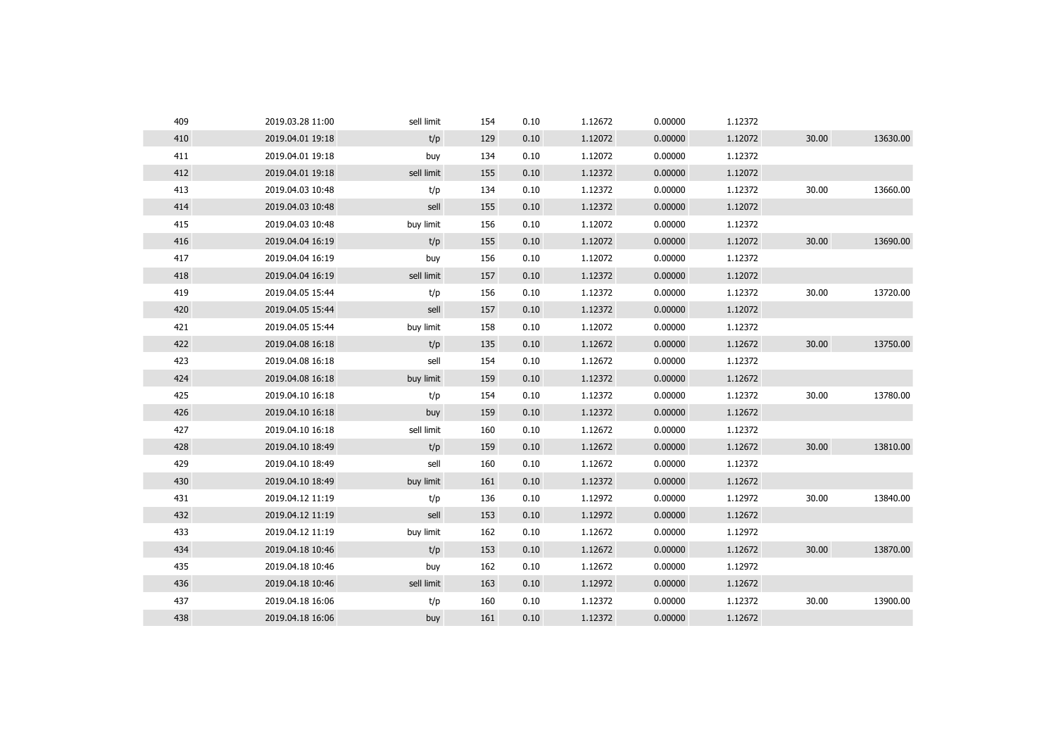| | | | | | | | | | |
|---|---|---|---|---|---|---|---|---|---|
| 409 | 2019.03.28 11:00 | sell limit | 154 | 0.10 | 1.12672 | 0.00000 | 1.12372 | | |
| 410 | 2019.04.01 19:18 | t/p | 129 | 0.10 | 1.12072 | 0.00000 | 1.12072 | 30.00 | 13630.00 |
| 411 | 2019.04.01 19:18 | buy | 134 | 0.10 | 1.12072 | 0.00000 | 1.12372 | | |
| 412 | 2019.04.01 19:18 | sell limit | 155 | 0.10 | 1.12372 | 0.00000 | 1.12072 | | |
| 413 | 2019.04.03 10:48 | t/p | 134 | 0.10 | 1.12372 | 0.00000 | 1.12372 | 30.00 | 13660.00 |
| 414 | 2019.04.03 10:48 | sell | 155 | 0.10 | 1.12372 | 0.00000 | 1.12072 | | |
| 415 | 2019.04.03 10:48 | buy limit | 156 | 0.10 | 1.12072 | 0.00000 | 1.12372 | | |
| 416 | 2019.04.04 16:19 | t/p | 155 | 0.10 | 1.12072 | 0.00000 | 1.12072 | 30.00 | 13690.00 |
| 417 | 2019.04.04 16:19 | buy | 156 | 0.10 | 1.12072 | 0.00000 | 1.12372 | | |
| 418 | 2019.04.04 16:19 | sell limit | 157 | 0.10 | 1.12372 | 0.00000 | 1.12072 | | |
| 419 | 2019.04.05 15:44 | t/p | 156 | 0.10 | 1.12372 | 0.00000 | 1.12372 | 30.00 | 13720.00 |
| 420 | 2019.04.05 15:44 | sell | 157 | 0.10 | 1.12372 | 0.00000 | 1.12072 | | |
| 421 | 2019.04.05 15:44 | buy limit | 158 | 0.10 | 1.12072 | 0.00000 | 1.12372 | | |
| 422 | 2019.04.08 16:18 | t/p | 135 | 0.10 | 1.12672 | 0.00000 | 1.12672 | 30.00 | 13750.00 |
| 423 | 2019.04.08 16:18 | sell | 154 | 0.10 | 1.12672 | 0.00000 | 1.12372 | | |
| 424 | 2019.04.08 16:18 | buy limit | 159 | 0.10 | 1.12372 | 0.00000 | 1.12672 | | |
| 425 | 2019.04.10 16:18 | t/p | 154 | 0.10 | 1.12372 | 0.00000 | 1.12372 | 30.00 | 13780.00 |
| 426 | 2019.04.10 16:18 | buy | 159 | 0.10 | 1.12372 | 0.00000 | 1.12672 | | |
| 427 | 2019.04.10 16:18 | sell limit | 160 | 0.10 | 1.12672 | 0.00000 | 1.12372 | | |
| 428 | 2019.04.10 18:49 | t/p | 159 | 0.10 | 1.12672 | 0.00000 | 1.12672 | 30.00 | 13810.00 |
| 429 | 2019.04.10 18:49 | sell | 160 | 0.10 | 1.12672 | 0.00000 | 1.12372 | | |
| 430 | 2019.04.10 18:49 | buy limit | 161 | 0.10 | 1.12372 | 0.00000 | 1.12672 | | |
| 431 | 2019.04.12 11:19 | t/p | 136 | 0.10 | 1.12972 | 0.00000 | 1.12972 | 30.00 | 13840.00 |
| 432 | 2019.04.12 11:19 | sell | 153 | 0.10 | 1.12972 | 0.00000 | 1.12672 | | |
| 433 | 2019.04.12 11:19 | buy limit | 162 | 0.10 | 1.12672 | 0.00000 | 1.12972 | | |
| 434 | 2019.04.18 10:46 | t/p | 153 | 0.10 | 1.12672 | 0.00000 | 1.12672 | 30.00 | 13870.00 |
| 435 | 2019.04.18 10:46 | buy | 162 | 0.10 | 1.12672 | 0.00000 | 1.12972 | | |
| 436 | 2019.04.18 10:46 | sell limit | 163 | 0.10 | 1.12972 | 0.00000 | 1.12672 | | |
| 437 | 2019.04.18 16:06 | t/p | 160 | 0.10 | 1.12372 | 0.00000 | 1.12372 | 30.00 | 13900.00 |
| 438 | 2019.04.18 16:06 | buy | 161 | 0.10 | 1.12372 | 0.00000 | 1.12672 | | |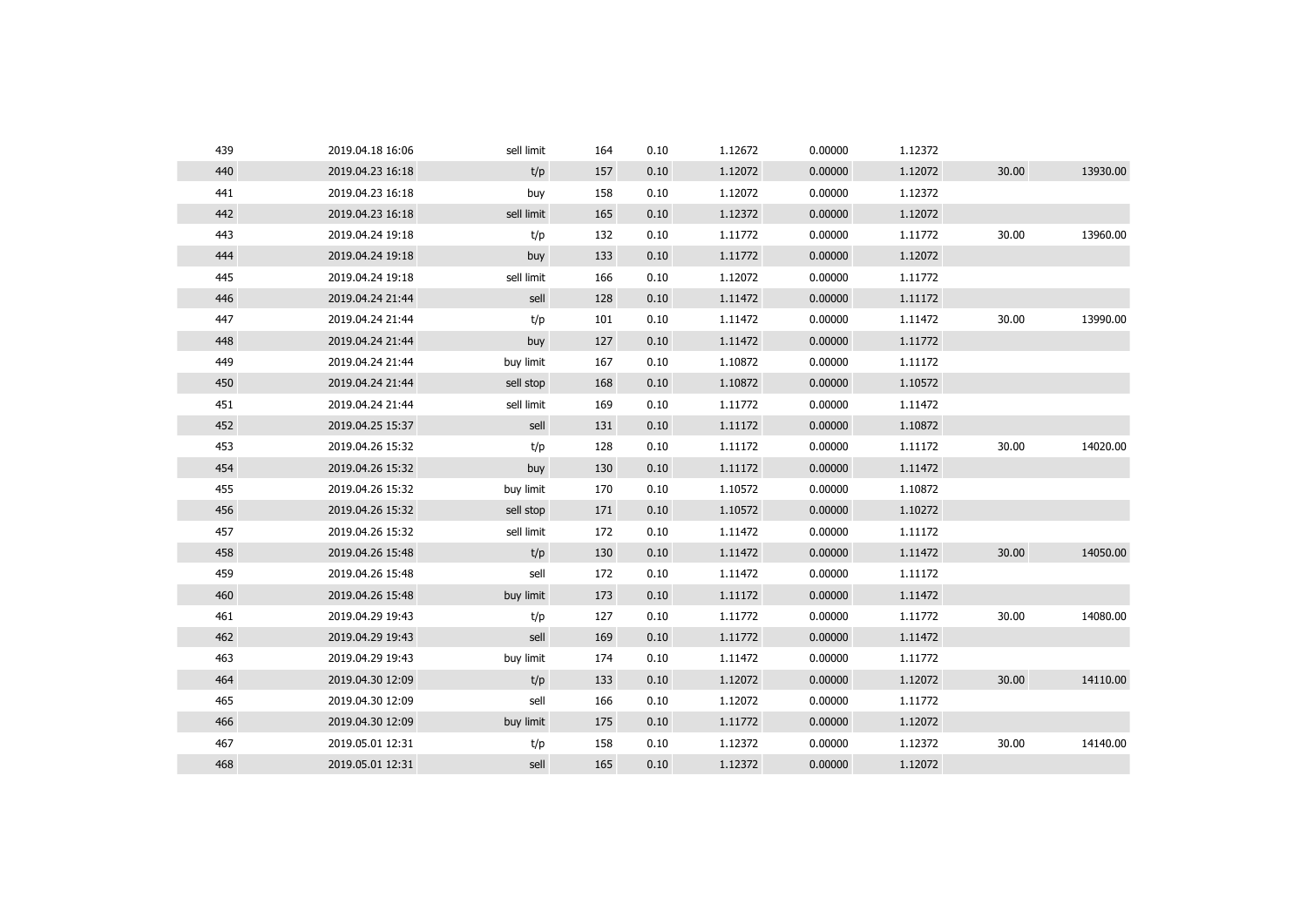| | | | | | | | | | |
|---|---|---|---|---|---|---|---|---|---|
| 439 | 2019.04.18 16:06 | sell limit | 164 | 0.10 | 1.12672 | 0.00000 | 1.12372 | | |
| 440 | 2019.04.23 16:18 | t/p | 157 | 0.10 | 1.12072 | 0.00000 | 1.12072 | 30.00 | 13930.00 |
| 441 | 2019.04.23 16:18 | buy | 158 | 0.10 | 1.12072 | 0.00000 | 1.12372 | | |
| 442 | 2019.04.23 16:18 | sell limit | 165 | 0.10 | 1.12372 | 0.00000 | 1.12072 | | |
| 443 | 2019.04.24 19:18 | t/p | 132 | 0.10 | 1.11772 | 0.00000 | 1.11772 | 30.00 | 13960.00 |
| 444 | 2019.04.24 19:18 | buy | 133 | 0.10 | 1.11772 | 0.00000 | 1.12072 | | |
| 445 | 2019.04.24 19:18 | sell limit | 166 | 0.10 | 1.12072 | 0.00000 | 1.11772 | | |
| 446 | 2019.04.24 21:44 | sell | 128 | 0.10 | 1.11472 | 0.00000 | 1.11172 | | |
| 447 | 2019.04.24 21:44 | t/p | 101 | 0.10 | 1.11472 | 0.00000 | 1.11472 | 30.00 | 13990.00 |
| 448 | 2019.04.24 21:44 | buy | 127 | 0.10 | 1.11472 | 0.00000 | 1.11772 | | |
| 449 | 2019.04.24 21:44 | buy limit | 167 | 0.10 | 1.10872 | 0.00000 | 1.11172 | | |
| 450 | 2019.04.24 21:44 | sell stop | 168 | 0.10 | 1.10872 | 0.00000 | 1.10572 | | |
| 451 | 2019.04.24 21:44 | sell limit | 169 | 0.10 | 1.11772 | 0.00000 | 1.11472 | | |
| 452 | 2019.04.25 15:37 | sell | 131 | 0.10 | 1.11172 | 0.00000 | 1.10872 | | |
| 453 | 2019.04.26 15:32 | t/p | 128 | 0.10 | 1.11172 | 0.00000 | 1.11172 | 30.00 | 14020.00 |
| 454 | 2019.04.26 15:32 | buy | 130 | 0.10 | 1.11172 | 0.00000 | 1.11472 | | |
| 455 | 2019.04.26 15:32 | buy limit | 170 | 0.10 | 1.10572 | 0.00000 | 1.10872 | | |
| 456 | 2019.04.26 15:32 | sell stop | 171 | 0.10 | 1.10572 | 0.00000 | 1.10272 | | |
| 457 | 2019.04.26 15:32 | sell limit | 172 | 0.10 | 1.11472 | 0.00000 | 1.11172 | | |
| 458 | 2019.04.26 15:48 | t/p | 130 | 0.10 | 1.11472 | 0.00000 | 1.11472 | 30.00 | 14050.00 |
| 459 | 2019.04.26 15:48 | sell | 172 | 0.10 | 1.11472 | 0.00000 | 1.11172 | | |
| 460 | 2019.04.26 15:48 | buy limit | 173 | 0.10 | 1.11172 | 0.00000 | 1.11472 | | |
| 461 | 2019.04.29 19:43 | t/p | 127 | 0.10 | 1.11772 | 0.00000 | 1.11772 | 30.00 | 14080.00 |
| 462 | 2019.04.29 19:43 | sell | 169 | 0.10 | 1.11772 | 0.00000 | 1.11472 | | |
| 463 | 2019.04.29 19:43 | buy limit | 174 | 0.10 | 1.11472 | 0.00000 | 1.11772 | | |
| 464 | 2019.04.30 12:09 | t/p | 133 | 0.10 | 1.12072 | 0.00000 | 1.12072 | 30.00 | 14110.00 |
| 465 | 2019.04.30 12:09 | sell | 166 | 0.10 | 1.12072 | 0.00000 | 1.11772 | | |
| 466 | 2019.04.30 12:09 | buy limit | 175 | 0.10 | 1.11772 | 0.00000 | 1.12072 | | |
| 467 | 2019.05.01 12:31 | t/p | 158 | 0.10 | 1.12372 | 0.00000 | 1.12372 | 30.00 | 14140.00 |
| 468 | 2019.05.01 12:31 | sell | 165 | 0.10 | 1.12372 | 0.00000 | 1.12072 | | |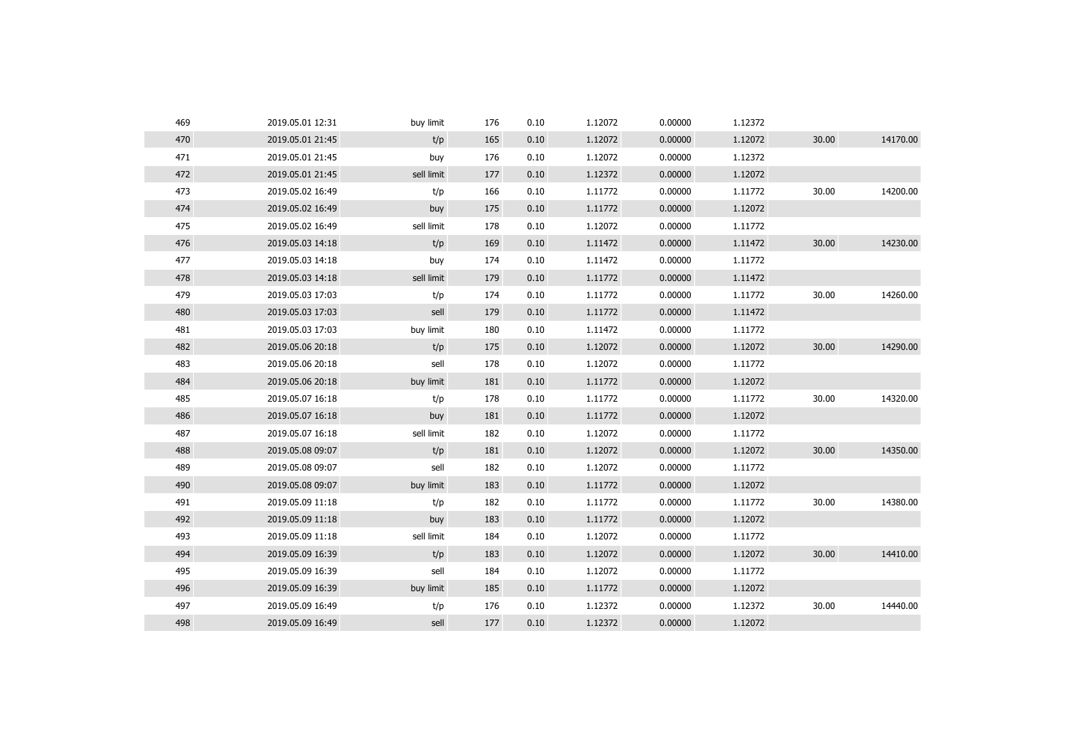|  |  |  |  |  |  |  |  |  |  |
|---|---|---|---|---|---|---|---|---|---|
| 469 | 2019.05.01 12:31 | buy limit | 176 | 0.10 | 1.12072 | 0.00000 | 1.12372 |  |  |
| 470 | 2019.05.01 21:45 | t/p | 165 | 0.10 | 1.12072 | 0.00000 | 1.12072 | 30.00 | 14170.00 |
| 471 | 2019.05.01 21:45 | buy | 176 | 0.10 | 1.12072 | 0.00000 | 1.12372 |  |  |
| 472 | 2019.05.01 21:45 | sell limit | 177 | 0.10 | 1.12372 | 0.00000 | 1.12072 |  |  |
| 473 | 2019.05.02 16:49 | t/p | 166 | 0.10 | 1.11772 | 0.00000 | 1.11772 | 30.00 | 14200.00 |
| 474 | 2019.05.02 16:49 | buy | 175 | 0.10 | 1.11772 | 0.00000 | 1.12072 |  |  |
| 475 | 2019.05.02 16:49 | sell limit | 178 | 0.10 | 1.12072 | 0.00000 | 1.11772 |  |  |
| 476 | 2019.05.03 14:18 | t/p | 169 | 0.10 | 1.11472 | 0.00000 | 1.11472 | 30.00 | 14230.00 |
| 477 | 2019.05.03 14:18 | buy | 174 | 0.10 | 1.11472 | 0.00000 | 1.11772 |  |  |
| 478 | 2019.05.03 14:18 | sell limit | 179 | 0.10 | 1.11772 | 0.00000 | 1.11472 |  |  |
| 479 | 2019.05.03 17:03 | t/p | 174 | 0.10 | 1.11772 | 0.00000 | 1.11772 | 30.00 | 14260.00 |
| 480 | 2019.05.03 17:03 | sell | 179 | 0.10 | 1.11772 | 0.00000 | 1.11472 |  |  |
| 481 | 2019.05.03 17:03 | buy limit | 180 | 0.10 | 1.11472 | 0.00000 | 1.11772 |  |  |
| 482 | 2019.05.06 20:18 | t/p | 175 | 0.10 | 1.12072 | 0.00000 | 1.12072 | 30.00 | 14290.00 |
| 483 | 2019.05.06 20:18 | sell | 178 | 0.10 | 1.12072 | 0.00000 | 1.11772 |  |  |
| 484 | 2019.05.06 20:18 | buy limit | 181 | 0.10 | 1.11772 | 0.00000 | 1.12072 |  |  |
| 485 | 2019.05.07 16:18 | t/p | 178 | 0.10 | 1.11772 | 0.00000 | 1.11772 | 30.00 | 14320.00 |
| 486 | 2019.05.07 16:18 | buy | 181 | 0.10 | 1.11772 | 0.00000 | 1.12072 |  |  |
| 487 | 2019.05.07 16:18 | sell limit | 182 | 0.10 | 1.12072 | 0.00000 | 1.11772 |  |  |
| 488 | 2019.05.08 09:07 | t/p | 181 | 0.10 | 1.12072 | 0.00000 | 1.12072 | 30.00 | 14350.00 |
| 489 | 2019.05.08 09:07 | sell | 182 | 0.10 | 1.12072 | 0.00000 | 1.11772 |  |  |
| 490 | 2019.05.08 09:07 | buy limit | 183 | 0.10 | 1.11772 | 0.00000 | 1.12072 |  |  |
| 491 | 2019.05.09 11:18 | t/p | 182 | 0.10 | 1.11772 | 0.00000 | 1.11772 | 30.00 | 14380.00 |
| 492 | 2019.05.09 11:18 | buy | 183 | 0.10 | 1.11772 | 0.00000 | 1.12072 |  |  |
| 493 | 2019.05.09 11:18 | sell limit | 184 | 0.10 | 1.12072 | 0.00000 | 1.11772 |  |  |
| 494 | 2019.05.09 16:39 | t/p | 183 | 0.10 | 1.12072 | 0.00000 | 1.12072 | 30.00 | 14410.00 |
| 495 | 2019.05.09 16:39 | sell | 184 | 0.10 | 1.12072 | 0.00000 | 1.11772 |  |  |
| 496 | 2019.05.09 16:39 | buy limit | 185 | 0.10 | 1.11772 | 0.00000 | 1.12072 |  |  |
| 497 | 2019.05.09 16:49 | t/p | 176 | 0.10 | 1.12372 | 0.00000 | 1.12372 | 30.00 | 14440.00 |
| 498 | 2019.05.09 16:49 | sell | 177 | 0.10 | 1.12372 | 0.00000 | 1.12072 |  |  |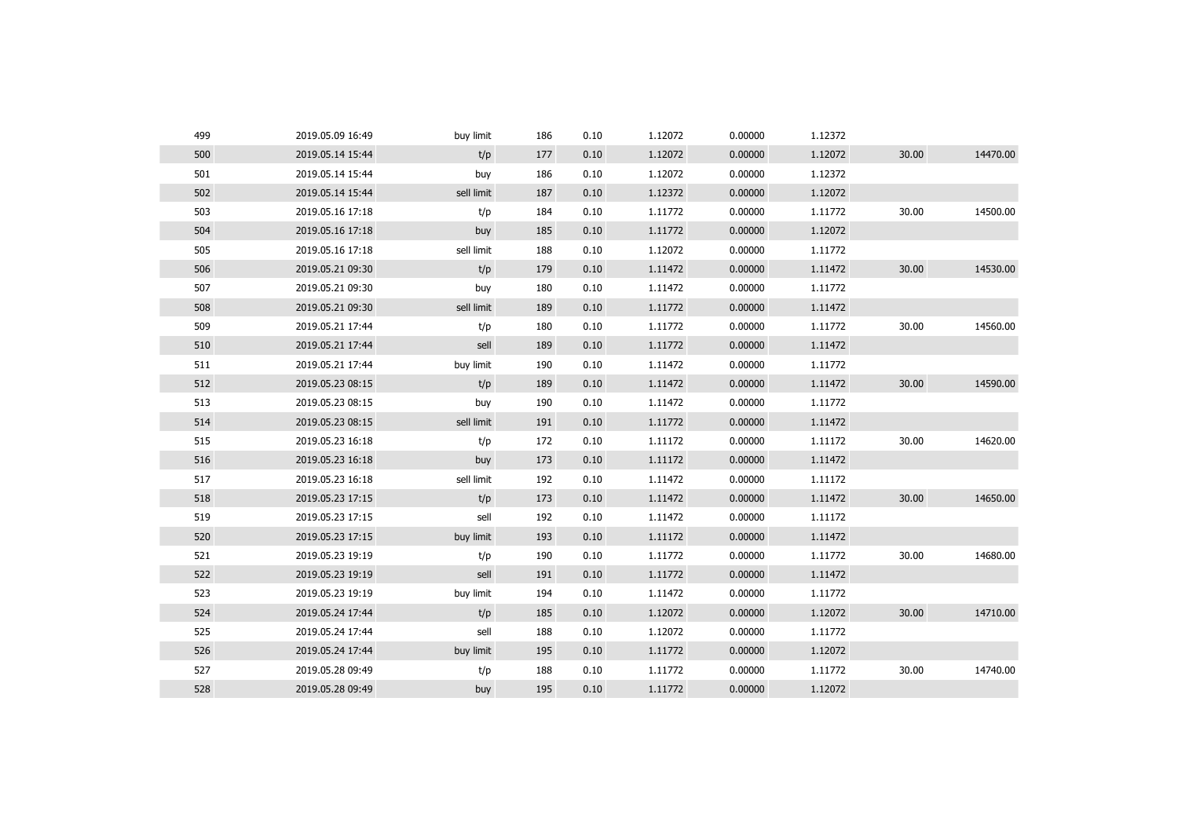| | | | | | | | | | |
|---|---|---|---|---|---|---|---|---|---|
| 499 | 2019.05.09 16:49 | buy limit | 186 | 0.10 | 1.12072 | 0.00000 | 1.12372 | | |
| 500 | 2019.05.14 15:44 | t/p | 177 | 0.10 | 1.12072 | 0.00000 | 1.12072 | 30.00 | 14470.00 |
| 501 | 2019.05.14 15:44 | buy | 186 | 0.10 | 1.12072 | 0.00000 | 1.12372 | | |
| 502 | 2019.05.14 15:44 | sell limit | 187 | 0.10 | 1.12372 | 0.00000 | 1.12072 | | |
| 503 | 2019.05.16 17:18 | t/p | 184 | 0.10 | 1.11772 | 0.00000 | 1.11772 | 30.00 | 14500.00 |
| 504 | 2019.05.16 17:18 | buy | 185 | 0.10 | 1.11772 | 0.00000 | 1.12072 | | |
| 505 | 2019.05.16 17:18 | sell limit | 188 | 0.10 | 1.12072 | 0.00000 | 1.11772 | | |
| 506 | 2019.05.21 09:30 | t/p | 179 | 0.10 | 1.11472 | 0.00000 | 1.11472 | 30.00 | 14530.00 |
| 507 | 2019.05.21 09:30 | buy | 180 | 0.10 | 1.11472 | 0.00000 | 1.11772 | | |
| 508 | 2019.05.21 09:30 | sell limit | 189 | 0.10 | 1.11772 | 0.00000 | 1.11472 | | |
| 509 | 2019.05.21 17:44 | t/p | 180 | 0.10 | 1.11772 | 0.00000 | 1.11772 | 30.00 | 14560.00 |
| 510 | 2019.05.21 17:44 | sell | 189 | 0.10 | 1.11772 | 0.00000 | 1.11472 | | |
| 511 | 2019.05.21 17:44 | buy limit | 190 | 0.10 | 1.11472 | 0.00000 | 1.11772 | | |
| 512 | 2019.05.23 08:15 | t/p | 189 | 0.10 | 1.11472 | 0.00000 | 1.11472 | 30.00 | 14590.00 |
| 513 | 2019.05.23 08:15 | buy | 190 | 0.10 | 1.11472 | 0.00000 | 1.11772 | | |
| 514 | 2019.05.23 08:15 | sell limit | 191 | 0.10 | 1.11772 | 0.00000 | 1.11472 | | |
| 515 | 2019.05.23 16:18 | t/p | 172 | 0.10 | 1.11172 | 0.00000 | 1.11172 | 30.00 | 14620.00 |
| 516 | 2019.05.23 16:18 | buy | 173 | 0.10 | 1.11172 | 0.00000 | 1.11472 | | |
| 517 | 2019.05.23 16:18 | sell limit | 192 | 0.10 | 1.11472 | 0.00000 | 1.11172 | | |
| 518 | 2019.05.23 17:15 | t/p | 173 | 0.10 | 1.11472 | 0.00000 | 1.11472 | 30.00 | 14650.00 |
| 519 | 2019.05.23 17:15 | sell | 192 | 0.10 | 1.11472 | 0.00000 | 1.11172 | | |
| 520 | 2019.05.23 17:15 | buy limit | 193 | 0.10 | 1.11172 | 0.00000 | 1.11472 | | |
| 521 | 2019.05.23 19:19 | t/p | 190 | 0.10 | 1.11772 | 0.00000 | 1.11772 | 30.00 | 14680.00 |
| 522 | 2019.05.23 19:19 | sell | 191 | 0.10 | 1.11772 | 0.00000 | 1.11472 | | |
| 523 | 2019.05.23 19:19 | buy limit | 194 | 0.10 | 1.11472 | 0.00000 | 1.11772 | | |
| 524 | 2019.05.24 17:44 | t/p | 185 | 0.10 | 1.12072 | 0.00000 | 1.12072 | 30.00 | 14710.00 |
| 525 | 2019.05.24 17:44 | sell | 188 | 0.10 | 1.12072 | 0.00000 | 1.11772 | | |
| 526 | 2019.05.24 17:44 | buy limit | 195 | 0.10 | 1.11772 | 0.00000 | 1.12072 | | |
| 527 | 2019.05.28 09:49 | t/p | 188 | 0.10 | 1.11772 | 0.00000 | 1.11772 | 30.00 | 14740.00 |
| 528 | 2019.05.28 09:49 | buy | 195 | 0.10 | 1.11772 | 0.00000 | 1.12072 | | |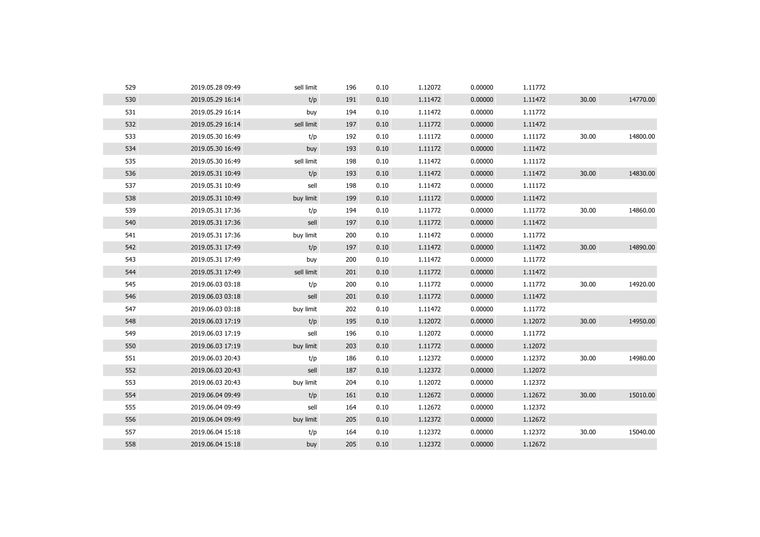| | | | | | | | | | |
|---|---|---|---|---|---|---|---|---|---|
| 529 | 2019.05.28 09:49 | sell limit | 196 | 0.10 | 1.12072 | 0.00000 | 1.11772 | | |
| 530 | 2019.05.29 16:14 | t/p | 191 | 0.10 | 1.11472 | 0.00000 | 1.11472 | 30.00 | 14770.00 |
| 531 | 2019.05.29 16:14 | buy | 194 | 0.10 | 1.11472 | 0.00000 | 1.11772 | | |
| 532 | 2019.05.29 16:14 | sell limit | 197 | 0.10 | 1.11772 | 0.00000 | 1.11472 | | |
| 533 | 2019.05.30 16:49 | t/p | 192 | 0.10 | 1.11172 | 0.00000 | 1.11172 | 30.00 | 14800.00 |
| 534 | 2019.05.30 16:49 | buy | 193 | 0.10 | 1.11172 | 0.00000 | 1.11472 | | |
| 535 | 2019.05.30 16:49 | sell limit | 198 | 0.10 | 1.11472 | 0.00000 | 1.11172 | | |
| 536 | 2019.05.31 10:49 | t/p | 193 | 0.10 | 1.11472 | 0.00000 | 1.11472 | 30.00 | 14830.00 |
| 537 | 2019.05.31 10:49 | sell | 198 | 0.10 | 1.11472 | 0.00000 | 1.11172 | | |
| 538 | 2019.05.31 10:49 | buy limit | 199 | 0.10 | 1.11172 | 0.00000 | 1.11472 | | |
| 539 | 2019.05.31 17:36 | t/p | 194 | 0.10 | 1.11772 | 0.00000 | 1.11772 | 30.00 | 14860.00 |
| 540 | 2019.05.31 17:36 | sell | 197 | 0.10 | 1.11772 | 0.00000 | 1.11472 | | |
| 541 | 2019.05.31 17:36 | buy limit | 200 | 0.10 | 1.11472 | 0.00000 | 1.11772 | | |
| 542 | 2019.05.31 17:49 | t/p | 197 | 0.10 | 1.11472 | 0.00000 | 1.11472 | 30.00 | 14890.00 |
| 543 | 2019.05.31 17:49 | buy | 200 | 0.10 | 1.11472 | 0.00000 | 1.11772 | | |
| 544 | 2019.05.31 17:49 | sell limit | 201 | 0.10 | 1.11772 | 0.00000 | 1.11472 | | |
| 545 | 2019.06.03 03:18 | t/p | 200 | 0.10 | 1.11772 | 0.00000 | 1.11772 | 30.00 | 14920.00 |
| 546 | 2019.06.03 03:18 | sell | 201 | 0.10 | 1.11772 | 0.00000 | 1.11472 | | |
| 547 | 2019.06.03 03:18 | buy limit | 202 | 0.10 | 1.11472 | 0.00000 | 1.11772 | | |
| 548 | 2019.06.03 17:19 | t/p | 195 | 0.10 | 1.12072 | 0.00000 | 1.12072 | 30.00 | 14950.00 |
| 549 | 2019.06.03 17:19 | sell | 196 | 0.10 | 1.12072 | 0.00000 | 1.11772 | | |
| 550 | 2019.06.03 17:19 | buy limit | 203 | 0.10 | 1.11772 | 0.00000 | 1.12072 | | |
| 551 | 2019.06.03 20:43 | t/p | 186 | 0.10 | 1.12372 | 0.00000 | 1.12372 | 30.00 | 14980.00 |
| 552 | 2019.06.03 20:43 | sell | 187 | 0.10 | 1.12372 | 0.00000 | 1.12072 | | |
| 553 | 2019.06.03 20:43 | buy limit | 204 | 0.10 | 1.12072 | 0.00000 | 1.12372 | | |
| 554 | 2019.06.04 09:49 | t/p | 161 | 0.10 | 1.12672 | 0.00000 | 1.12672 | 30.00 | 15010.00 |
| 555 | 2019.06.04 09:49 | sell | 164 | 0.10 | 1.12672 | 0.00000 | 1.12372 | | |
| 556 | 2019.06.04 09:49 | buy limit | 205 | 0.10 | 1.12372 | 0.00000 | 1.12672 | | |
| 557 | 2019.06.04 15:18 | t/p | 164 | 0.10 | 1.12372 | 0.00000 | 1.12372 | 30.00 | 15040.00 |
| 558 | 2019.06.04 15:18 | buy | 205 | 0.10 | 1.12372 | 0.00000 | 1.12672 | | |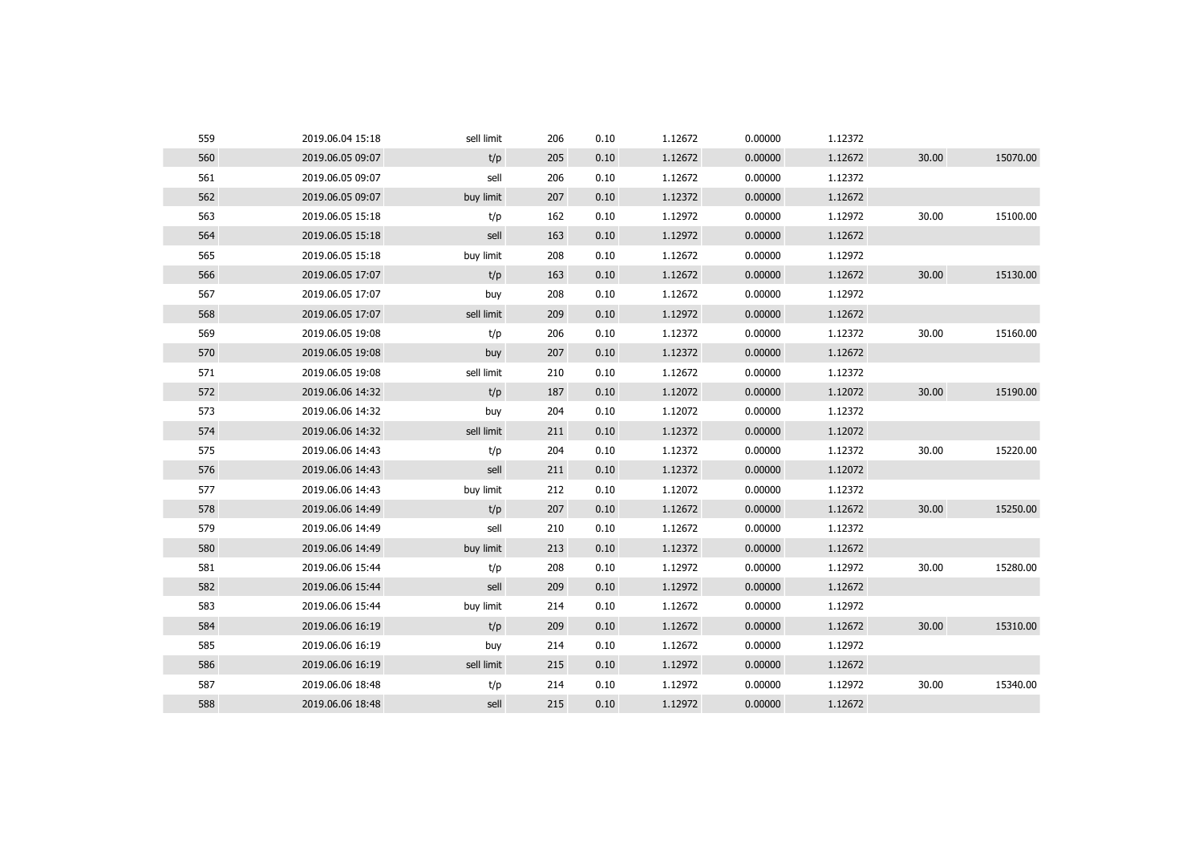| | | | | | | | | | |
|---|---|---|---|---|---|---|---|---|---|
| 559 | 2019.06.04 15:18 | sell limit | 206 | 0.10 | 1.12672 | 0.00000 | 1.12372 | | |
| 560 | 2019.06.05 09:07 | t/p | 205 | 0.10 | 1.12672 | 0.00000 | 1.12672 | 30.00 | 15070.00 |
| 561 | 2019.06.05 09:07 | sell | 206 | 0.10 | 1.12672 | 0.00000 | 1.12372 | | |
| 562 | 2019.06.05 09:07 | buy limit | 207 | 0.10 | 1.12372 | 0.00000 | 1.12672 | | |
| 563 | 2019.06.05 15:18 | t/p | 162 | 0.10 | 1.12972 | 0.00000 | 1.12972 | 30.00 | 15100.00 |
| 564 | 2019.06.05 15:18 | sell | 163 | 0.10 | 1.12972 | 0.00000 | 1.12672 | | |
| 565 | 2019.06.05 15:18 | buy limit | 208 | 0.10 | 1.12672 | 0.00000 | 1.12972 | | |
| 566 | 2019.06.05 17:07 | t/p | 163 | 0.10 | 1.12672 | 0.00000 | 1.12672 | 30.00 | 15130.00 |
| 567 | 2019.06.05 17:07 | buy | 208 | 0.10 | 1.12672 | 0.00000 | 1.12972 | | |
| 568 | 2019.06.05 17:07 | sell limit | 209 | 0.10 | 1.12972 | 0.00000 | 1.12672 | | |
| 569 | 2019.06.05 19:08 | t/p | 206 | 0.10 | 1.12372 | 0.00000 | 1.12372 | 30.00 | 15160.00 |
| 570 | 2019.06.05 19:08 | buy | 207 | 0.10 | 1.12372 | 0.00000 | 1.12672 | | |
| 571 | 2019.06.05 19:08 | sell limit | 210 | 0.10 | 1.12672 | 0.00000 | 1.12372 | | |
| 572 | 2019.06.06 14:32 | t/p | 187 | 0.10 | 1.12072 | 0.00000 | 1.12072 | 30.00 | 15190.00 |
| 573 | 2019.06.06 14:32 | buy | 204 | 0.10 | 1.12072 | 0.00000 | 1.12372 | | |
| 574 | 2019.06.06 14:32 | sell limit | 211 | 0.10 | 1.12372 | 0.00000 | 1.12072 | | |
| 575 | 2019.06.06 14:43 | t/p | 204 | 0.10 | 1.12372 | 0.00000 | 1.12372 | 30.00 | 15220.00 |
| 576 | 2019.06.06 14:43 | sell | 211 | 0.10 | 1.12372 | 0.00000 | 1.12072 | | |
| 577 | 2019.06.06 14:43 | buy limit | 212 | 0.10 | 1.12072 | 0.00000 | 1.12372 | | |
| 578 | 2019.06.06 14:49 | t/p | 207 | 0.10 | 1.12672 | 0.00000 | 1.12672 | 30.00 | 15250.00 |
| 579 | 2019.06.06 14:49 | sell | 210 | 0.10 | 1.12672 | 0.00000 | 1.12372 | | |
| 580 | 2019.06.06 14:49 | buy limit | 213 | 0.10 | 1.12372 | 0.00000 | 1.12672 | | |
| 581 | 2019.06.06 15:44 | t/p | 208 | 0.10 | 1.12972 | 0.00000 | 1.12972 | 30.00 | 15280.00 |
| 582 | 2019.06.06 15:44 | sell | 209 | 0.10 | 1.12972 | 0.00000 | 1.12672 | | |
| 583 | 2019.06.06 15:44 | buy limit | 214 | 0.10 | 1.12672 | 0.00000 | 1.12972 | | |
| 584 | 2019.06.06 16:19 | t/p | 209 | 0.10 | 1.12672 | 0.00000 | 1.12672 | 30.00 | 15310.00 |
| 585 | 2019.06.06 16:19 | buy | 214 | 0.10 | 1.12672 | 0.00000 | 1.12972 | | |
| 586 | 2019.06.06 16:19 | sell limit | 215 | 0.10 | 1.12972 | 0.00000 | 1.12672 | | |
| 587 | 2019.06.06 18:48 | t/p | 214 | 0.10 | 1.12972 | 0.00000 | 1.12972 | 30.00 | 15340.00 |
| 588 | 2019.06.06 18:48 | sell | 215 | 0.10 | 1.12972 | 0.00000 | 1.12672 | | |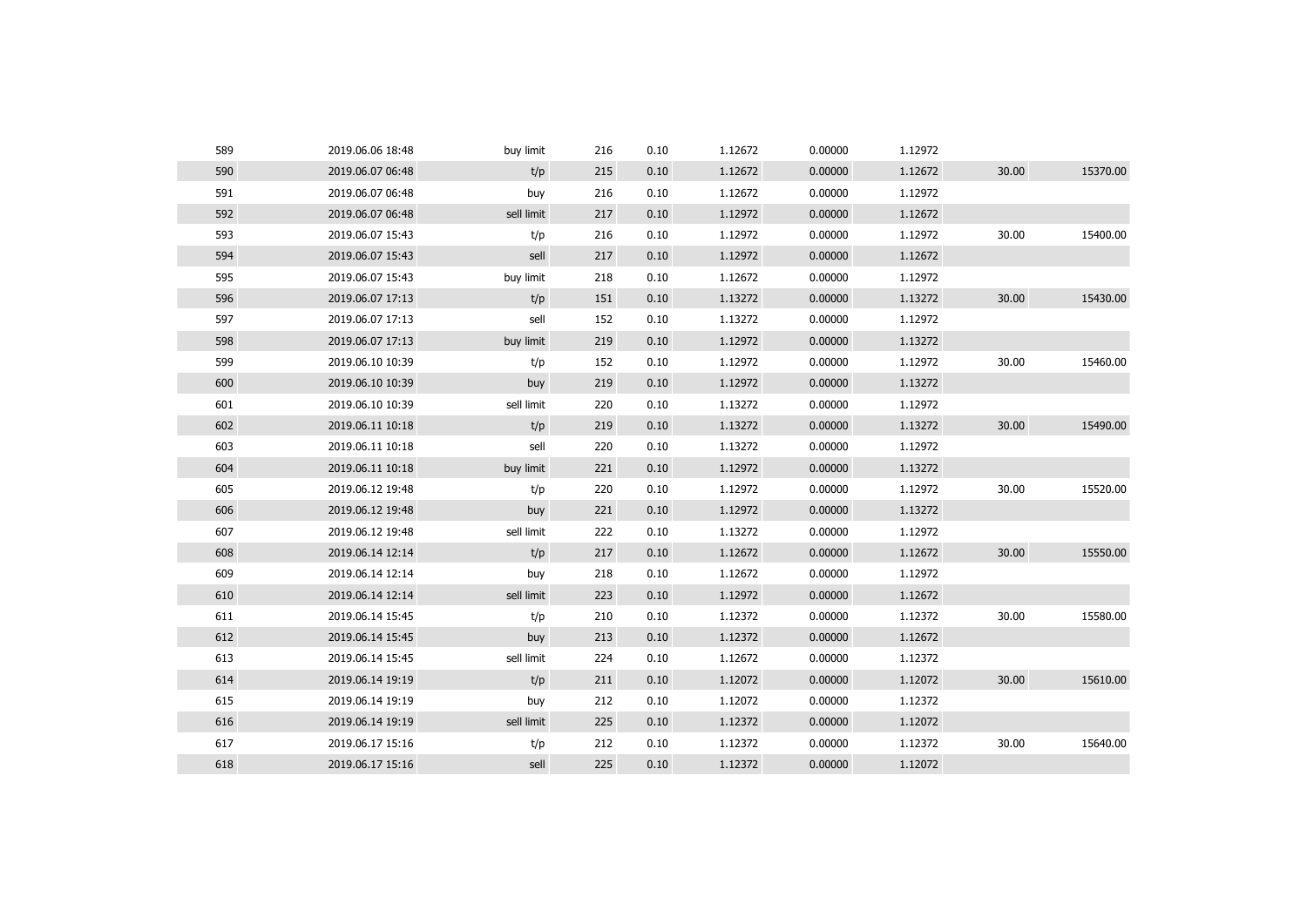| | | | | | | | | | |
|---|---|---|---|---|---|---|---|---|---|
| 589 | 2019.06.06 18:48 | buy limit | 216 | 0.10 | 1.12672 | 0.00000 | 1.12972 | | |
| 590 | 2019.06.07 06:48 | t/p | 215 | 0.10 | 1.12672 | 0.00000 | 1.12672 | 30.00 | 15370.00 |
| 591 | 2019.06.07 06:48 | buy | 216 | 0.10 | 1.12672 | 0.00000 | 1.12972 | | |
| 592 | 2019.06.07 06:48 | sell limit | 217 | 0.10 | 1.12972 | 0.00000 | 1.12672 | | |
| 593 | 2019.06.07 15:43 | t/p | 216 | 0.10 | 1.12972 | 0.00000 | 1.12972 | 30.00 | 15400.00 |
| 594 | 2019.06.07 15:43 | sell | 217 | 0.10 | 1.12972 | 0.00000 | 1.12672 | | |
| 595 | 2019.06.07 15:43 | buy limit | 218 | 0.10 | 1.12672 | 0.00000 | 1.12972 | | |
| 596 | 2019.06.07 17:13 | t/p | 151 | 0.10 | 1.13272 | 0.00000 | 1.13272 | 30.00 | 15430.00 |
| 597 | 2019.06.07 17:13 | sell | 152 | 0.10 | 1.13272 | 0.00000 | 1.12972 | | |
| 598 | 2019.06.07 17:13 | buy limit | 219 | 0.10 | 1.12972 | 0.00000 | 1.13272 | | |
| 599 | 2019.06.10 10:39 | t/p | 152 | 0.10 | 1.12972 | 0.00000 | 1.12972 | 30.00 | 15460.00 |
| 600 | 2019.06.10 10:39 | buy | 219 | 0.10 | 1.12972 | 0.00000 | 1.13272 | | |
| 601 | 2019.06.10 10:39 | sell limit | 220 | 0.10 | 1.13272 | 0.00000 | 1.12972 | | |
| 602 | 2019.06.11 10:18 | t/p | 219 | 0.10 | 1.13272 | 0.00000 | 1.13272 | 30.00 | 15490.00 |
| 603 | 2019.06.11 10:18 | sell | 220 | 0.10 | 1.13272 | 0.00000 | 1.12972 | | |
| 604 | 2019.06.11 10:18 | buy limit | 221 | 0.10 | 1.12972 | 0.00000 | 1.13272 | | |
| 605 | 2019.06.12 19:48 | t/p | 220 | 0.10 | 1.12972 | 0.00000 | 1.12972 | 30.00 | 15520.00 |
| 606 | 2019.06.12 19:48 | buy | 221 | 0.10 | 1.12972 | 0.00000 | 1.13272 | | |
| 607 | 2019.06.12 19:48 | sell limit | 222 | 0.10 | 1.13272 | 0.00000 | 1.12972 | | |
| 608 | 2019.06.14 12:14 | t/p | 217 | 0.10 | 1.12672 | 0.00000 | 1.12672 | 30.00 | 15550.00 |
| 609 | 2019.06.14 12:14 | buy | 218 | 0.10 | 1.12672 | 0.00000 | 1.12972 | | |
| 610 | 2019.06.14 12:14 | sell limit | 223 | 0.10 | 1.12972 | 0.00000 | 1.12672 | | |
| 611 | 2019.06.14 15:45 | t/p | 210 | 0.10 | 1.12372 | 0.00000 | 1.12372 | 30.00 | 15580.00 |
| 612 | 2019.06.14 15:45 | buy | 213 | 0.10 | 1.12372 | 0.00000 | 1.12672 | | |
| 613 | 2019.06.14 15:45 | sell limit | 224 | 0.10 | 1.12672 | 0.00000 | 1.12372 | | |
| 614 | 2019.06.14 19:19 | t/p | 211 | 0.10 | 1.12072 | 0.00000 | 1.12072 | 30.00 | 15610.00 |
| 615 | 2019.06.14 19:19 | buy | 212 | 0.10 | 1.12072 | 0.00000 | 1.12372 | | |
| 616 | 2019.06.14 19:19 | sell limit | 225 | 0.10 | 1.12372 | 0.00000 | 1.12072 | | |
| 617 | 2019.06.17 15:16 | t/p | 212 | 0.10 | 1.12372 | 0.00000 | 1.12372 | 30.00 | 15640.00 |
| 618 | 2019.06.17 15:16 | sell | 225 | 0.10 | 1.12372 | 0.00000 | 1.12072 | | |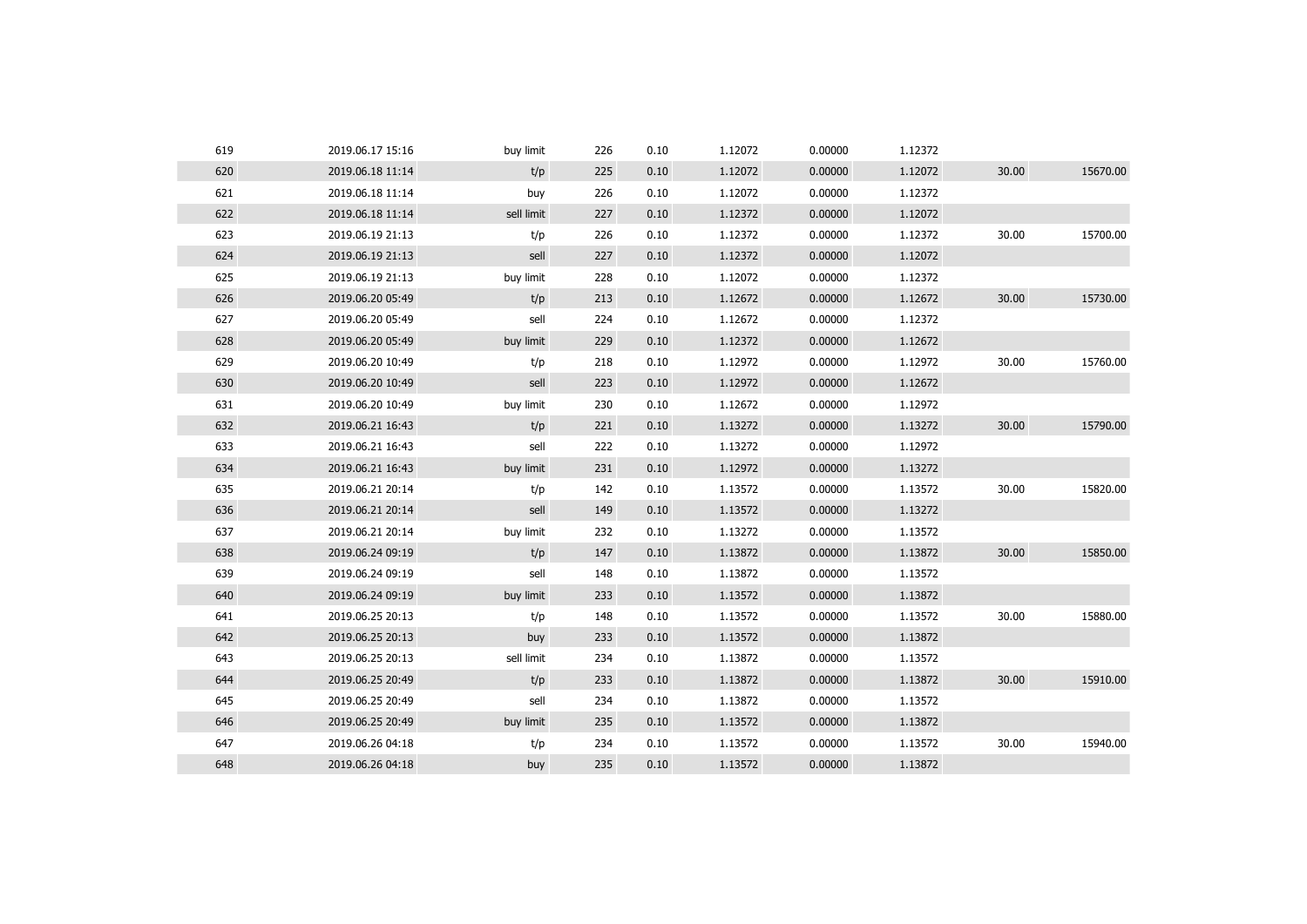| | | | | | | | | | |
|---|---|---|---|---|---|---|---|---|---|
| 619 | 2019.06.17 15:16 | buy limit | 226 | 0.10 | 1.12072 | 0.00000 | 1.12372 | | |
| 620 | 2019.06.18 11:14 | t/p | 225 | 0.10 | 1.12072 | 0.00000 | 1.12072 | 30.00 | 15670.00 |
| 621 | 2019.06.18 11:14 | buy | 226 | 0.10 | 1.12072 | 0.00000 | 1.12372 | | |
| 622 | 2019.06.18 11:14 | sell limit | 227 | 0.10 | 1.12372 | 0.00000 | 1.12072 | | |
| 623 | 2019.06.19 21:13 | t/p | 226 | 0.10 | 1.12372 | 0.00000 | 1.12372 | 30.00 | 15700.00 |
| 624 | 2019.06.19 21:13 | sell | 227 | 0.10 | 1.12372 | 0.00000 | 1.12072 | | |
| 625 | 2019.06.19 21:13 | buy limit | 228 | 0.10 | 1.12072 | 0.00000 | 1.12372 | | |
| 626 | 2019.06.20 05:49 | t/p | 213 | 0.10 | 1.12672 | 0.00000 | 1.12672 | 30.00 | 15730.00 |
| 627 | 2019.06.20 05:49 | sell | 224 | 0.10 | 1.12672 | 0.00000 | 1.12372 | | |
| 628 | 2019.06.20 05:49 | buy limit | 229 | 0.10 | 1.12372 | 0.00000 | 1.12672 | | |
| 629 | 2019.06.20 10:49 | t/p | 218 | 0.10 | 1.12972 | 0.00000 | 1.12972 | 30.00 | 15760.00 |
| 630 | 2019.06.20 10:49 | sell | 223 | 0.10 | 1.12972 | 0.00000 | 1.12672 | | |
| 631 | 2019.06.20 10:49 | buy limit | 230 | 0.10 | 1.12672 | 0.00000 | 1.12972 | | |
| 632 | 2019.06.21 16:43 | t/p | 221 | 0.10 | 1.13272 | 0.00000 | 1.13272 | 30.00 | 15790.00 |
| 633 | 2019.06.21 16:43 | sell | 222 | 0.10 | 1.13272 | 0.00000 | 1.12972 | | |
| 634 | 2019.06.21 16:43 | buy limit | 231 | 0.10 | 1.12972 | 0.00000 | 1.13272 | | |
| 635 | 2019.06.21 20:14 | t/p | 142 | 0.10 | 1.13572 | 0.00000 | 1.13572 | 30.00 | 15820.00 |
| 636 | 2019.06.21 20:14 | sell | 149 | 0.10 | 1.13572 | 0.00000 | 1.13272 | | |
| 637 | 2019.06.21 20:14 | buy limit | 232 | 0.10 | 1.13272 | 0.00000 | 1.13572 | | |
| 638 | 2019.06.24 09:19 | t/p | 147 | 0.10 | 1.13872 | 0.00000 | 1.13872 | 30.00 | 15850.00 |
| 639 | 2019.06.24 09:19 | sell | 148 | 0.10 | 1.13872 | 0.00000 | 1.13572 | | |
| 640 | 2019.06.24 09:19 | buy limit | 233 | 0.10 | 1.13572 | 0.00000 | 1.13872 | | |
| 641 | 2019.06.25 20:13 | t/p | 148 | 0.10 | 1.13572 | 0.00000 | 1.13572 | 30.00 | 15880.00 |
| 642 | 2019.06.25 20:13 | buy | 233 | 0.10 | 1.13572 | 0.00000 | 1.13872 | | |
| 643 | 2019.06.25 20:13 | sell limit | 234 | 0.10 | 1.13872 | 0.00000 | 1.13572 | | |
| 644 | 2019.06.25 20:49 | t/p | 233 | 0.10 | 1.13872 | 0.00000 | 1.13872 | 30.00 | 15910.00 |
| 645 | 2019.06.25 20:49 | sell | 234 | 0.10 | 1.13872 | 0.00000 | 1.13572 | | |
| 646 | 2019.06.25 20:49 | buy limit | 235 | 0.10 | 1.13572 | 0.00000 | 1.13872 | | |
| 647 | 2019.06.26 04:18 | t/p | 234 | 0.10 | 1.13572 | 0.00000 | 1.13572 | 30.00 | 15940.00 |
| 648 | 2019.06.26 04:18 | buy | 235 | 0.10 | 1.13572 | 0.00000 | 1.13872 | | |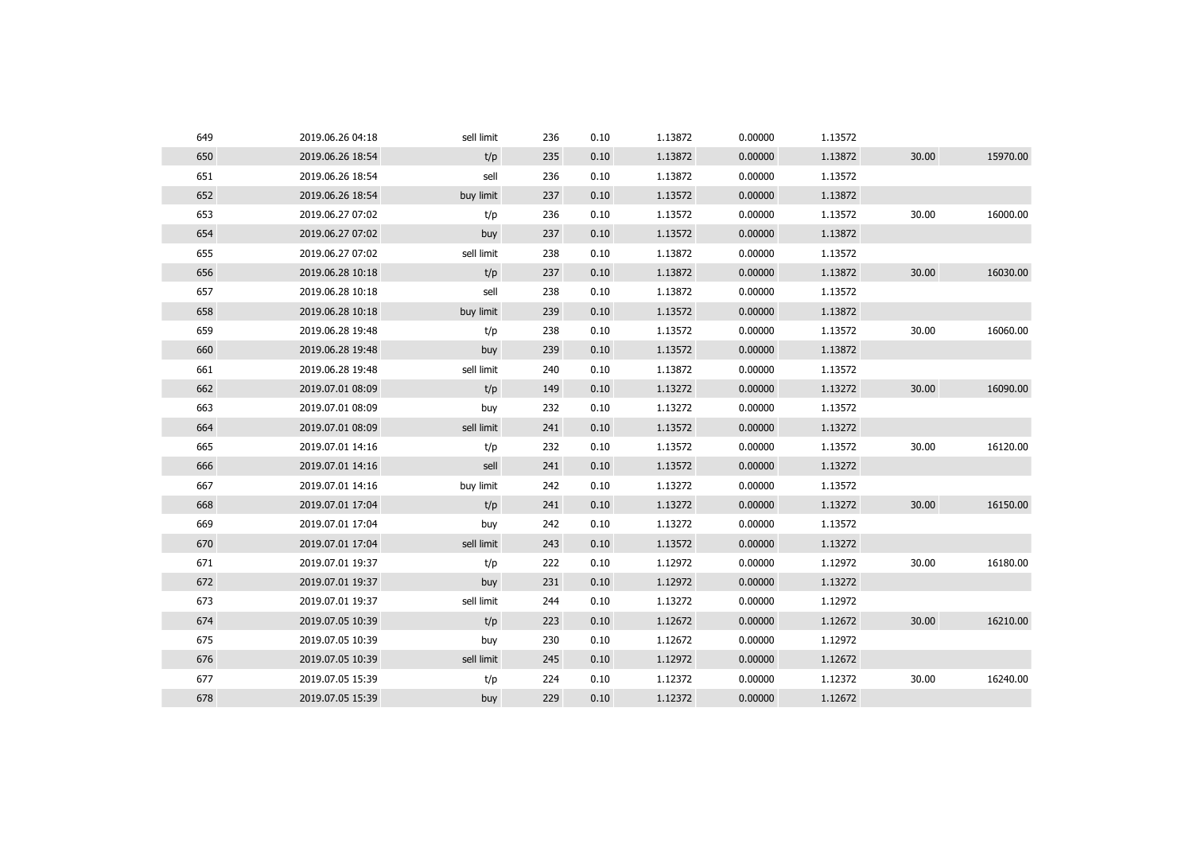| | | | | | | | | | |
|---|---|---|---|---|---|---|---|---|---|
| 649 | 2019.06.26 04:18 | sell limit | 236 | 0.10 | 1.13872 | 0.00000 | 1.13572 | | |
| 650 | 2019.06.26 18:54 | t/p | 235 | 0.10 | 1.13872 | 0.00000 | 1.13872 | 30.00 | 15970.00 |
| 651 | 2019.06.26 18:54 | sell | 236 | 0.10 | 1.13872 | 0.00000 | 1.13572 | | |
| 652 | 2019.06.26 18:54 | buy limit | 237 | 0.10 | 1.13572 | 0.00000 | 1.13872 | | |
| 653 | 2019.06.27 07:02 | t/p | 236 | 0.10 | 1.13572 | 0.00000 | 1.13572 | 30.00 | 16000.00 |
| 654 | 2019.06.27 07:02 | buy | 237 | 0.10 | 1.13572 | 0.00000 | 1.13872 | | |
| 655 | 2019.06.27 07:02 | sell limit | 238 | 0.10 | 1.13872 | 0.00000 | 1.13572 | | |
| 656 | 2019.06.28 10:18 | t/p | 237 | 0.10 | 1.13872 | 0.00000 | 1.13872 | 30.00 | 16030.00 |
| 657 | 2019.06.28 10:18 | sell | 238 | 0.10 | 1.13872 | 0.00000 | 1.13572 | | |
| 658 | 2019.06.28 10:18 | buy limit | 239 | 0.10 | 1.13572 | 0.00000 | 1.13872 | | |
| 659 | 2019.06.28 19:48 | t/p | 238 | 0.10 | 1.13572 | 0.00000 | 1.13572 | 30.00 | 16060.00 |
| 660 | 2019.06.28 19:48 | buy | 239 | 0.10 | 1.13572 | 0.00000 | 1.13872 | | |
| 661 | 2019.06.28 19:48 | sell limit | 240 | 0.10 | 1.13872 | 0.00000 | 1.13572 | | |
| 662 | 2019.07.01 08:09 | t/p | 149 | 0.10 | 1.13272 | 0.00000 | 1.13272 | 30.00 | 16090.00 |
| 663 | 2019.07.01 08:09 | buy | 232 | 0.10 | 1.13272 | 0.00000 | 1.13572 | | |
| 664 | 2019.07.01 08:09 | sell limit | 241 | 0.10 | 1.13572 | 0.00000 | 1.13272 | | |
| 665 | 2019.07.01 14:16 | t/p | 232 | 0.10 | 1.13572 | 0.00000 | 1.13572 | 30.00 | 16120.00 |
| 666 | 2019.07.01 14:16 | sell | 241 | 0.10 | 1.13572 | 0.00000 | 1.13272 | | |
| 667 | 2019.07.01 14:16 | buy limit | 242 | 0.10 | 1.13272 | 0.00000 | 1.13572 | | |
| 668 | 2019.07.01 17:04 | t/p | 241 | 0.10 | 1.13272 | 0.00000 | 1.13272 | 30.00 | 16150.00 |
| 669 | 2019.07.01 17:04 | buy | 242 | 0.10 | 1.13272 | 0.00000 | 1.13572 | | |
| 670 | 2019.07.01 17:04 | sell limit | 243 | 0.10 | 1.13572 | 0.00000 | 1.13272 | | |
| 671 | 2019.07.01 19:37 | t/p | 222 | 0.10 | 1.12972 | 0.00000 | 1.12972 | 30.00 | 16180.00 |
| 672 | 2019.07.01 19:37 | buy | 231 | 0.10 | 1.12972 | 0.00000 | 1.13272 | | |
| 673 | 2019.07.01 19:37 | sell limit | 244 | 0.10 | 1.13272 | 0.00000 | 1.12972 | | |
| 674 | 2019.07.05 10:39 | t/p | 223 | 0.10 | 1.12672 | 0.00000 | 1.12672 | 30.00 | 16210.00 |
| 675 | 2019.07.05 10:39 | buy | 230 | 0.10 | 1.12672 | 0.00000 | 1.12972 | | |
| 676 | 2019.07.05 10:39 | sell limit | 245 | 0.10 | 1.12972 | 0.00000 | 1.12672 | | |
| 677 | 2019.07.05 15:39 | t/p | 224 | 0.10 | 1.12372 | 0.00000 | 1.12372 | 30.00 | 16240.00 |
| 678 | 2019.07.05 15:39 | buy | 229 | 0.10 | 1.12372 | 0.00000 | 1.12672 | | |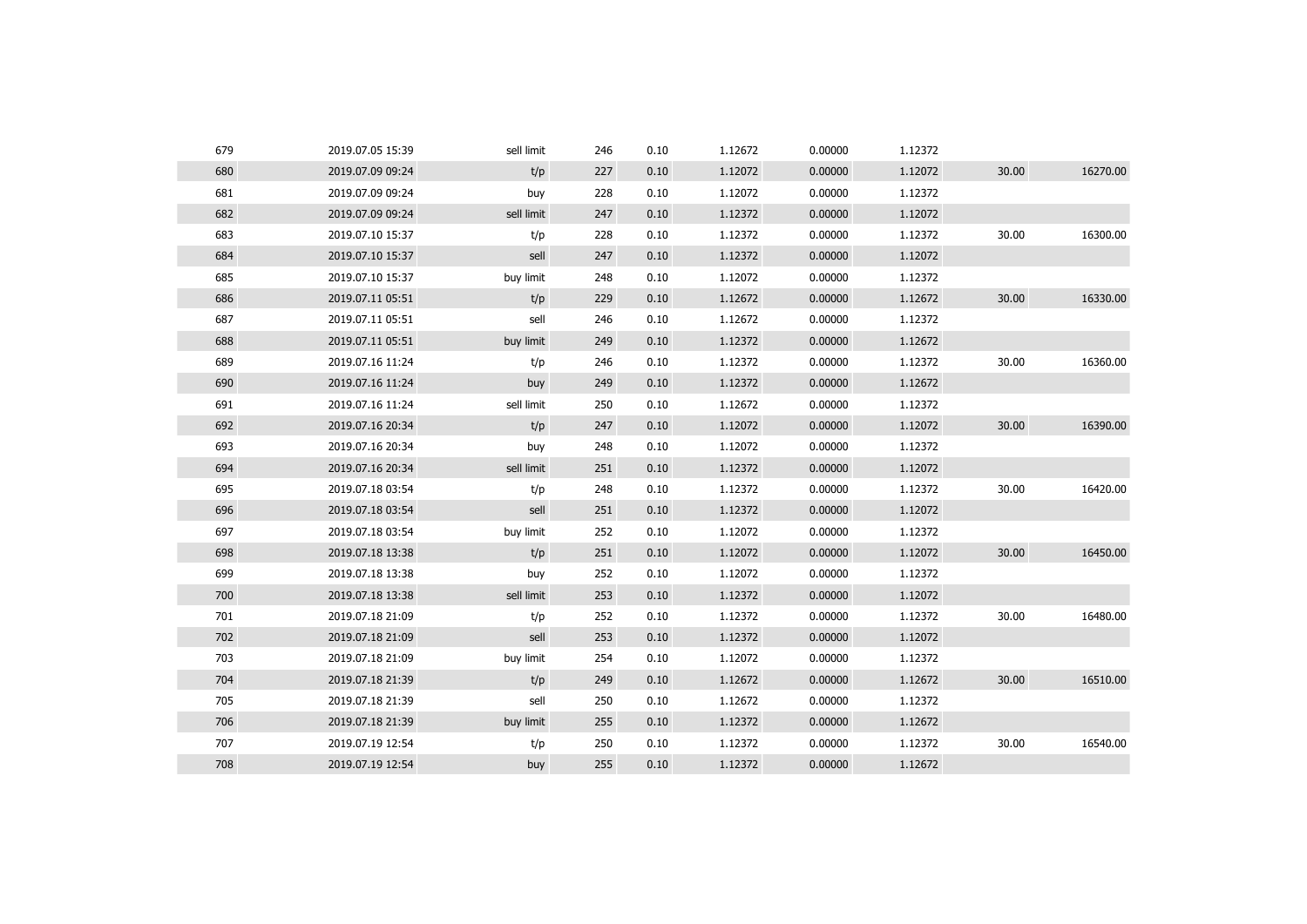| | | | | | | | | | |
|---|---|---|---|---|---|---|---|---|---|
| 679 | 2019.07.05 15:39 | sell limit | 246 | 0.10 | 1.12672 | 0.00000 | 1.12372 | | |
| 680 | 2019.07.09 09:24 | t/p | 227 | 0.10 | 1.12072 | 0.00000 | 1.12072 | 30.00 | 16270.00 |
| 681 | 2019.07.09 09:24 | buy | 228 | 0.10 | 1.12072 | 0.00000 | 1.12372 | | |
| 682 | 2019.07.09 09:24 | sell limit | 247 | 0.10 | 1.12372 | 0.00000 | 1.12072 | | |
| 683 | 2019.07.10 15:37 | t/p | 228 | 0.10 | 1.12372 | 0.00000 | 1.12372 | 30.00 | 16300.00 |
| 684 | 2019.07.10 15:37 | sell | 247 | 0.10 | 1.12372 | 0.00000 | 1.12072 | | |
| 685 | 2019.07.10 15:37 | buy limit | 248 | 0.10 | 1.12072 | 0.00000 | 1.12372 | | |
| 686 | 2019.07.11 05:51 | t/p | 229 | 0.10 | 1.12672 | 0.00000 | 1.12672 | 30.00 | 16330.00 |
| 687 | 2019.07.11 05:51 | sell | 246 | 0.10 | 1.12672 | 0.00000 | 1.12372 | | |
| 688 | 2019.07.11 05:51 | buy limit | 249 | 0.10 | 1.12372 | 0.00000 | 1.12672 | | |
| 689 | 2019.07.16 11:24 | t/p | 246 | 0.10 | 1.12372 | 0.00000 | 1.12372 | 30.00 | 16360.00 |
| 690 | 2019.07.16 11:24 | buy | 249 | 0.10 | 1.12372 | 0.00000 | 1.12672 | | |
| 691 | 2019.07.16 11:24 | sell limit | 250 | 0.10 | 1.12672 | 0.00000 | 1.12372 | | |
| 692 | 2019.07.16 20:34 | t/p | 247 | 0.10 | 1.12072 | 0.00000 | 1.12072 | 30.00 | 16390.00 |
| 693 | 2019.07.16 20:34 | buy | 248 | 0.10 | 1.12072 | 0.00000 | 1.12372 | | |
| 694 | 2019.07.16 20:34 | sell limit | 251 | 0.10 | 1.12372 | 0.00000 | 1.12072 | | |
| 695 | 2019.07.18 03:54 | t/p | 248 | 0.10 | 1.12372 | 0.00000 | 1.12372 | 30.00 | 16420.00 |
| 696 | 2019.07.18 03:54 | sell | 251 | 0.10 | 1.12372 | 0.00000 | 1.12072 | | |
| 697 | 2019.07.18 03:54 | buy limit | 252 | 0.10 | 1.12072 | 0.00000 | 1.12372 | | |
| 698 | 2019.07.18 13:38 | t/p | 251 | 0.10 | 1.12072 | 0.00000 | 1.12072 | 30.00 | 16450.00 |
| 699 | 2019.07.18 13:38 | buy | 252 | 0.10 | 1.12072 | 0.00000 | 1.12372 | | |
| 700 | 2019.07.18 13:38 | sell limit | 253 | 0.10 | 1.12372 | 0.00000 | 1.12072 | | |
| 701 | 2019.07.18 21:09 | t/p | 252 | 0.10 | 1.12372 | 0.00000 | 1.12372 | 30.00 | 16480.00 |
| 702 | 2019.07.18 21:09 | sell | 253 | 0.10 | 1.12372 | 0.00000 | 1.12072 | | |
| 703 | 2019.07.18 21:09 | buy limit | 254 | 0.10 | 1.12072 | 0.00000 | 1.12372 | | |
| 704 | 2019.07.18 21:39 | t/p | 249 | 0.10 | 1.12672 | 0.00000 | 1.12672 | 30.00 | 16510.00 |
| 705 | 2019.07.18 21:39 | sell | 250 | 0.10 | 1.12672 | 0.00000 | 1.12372 | | |
| 706 | 2019.07.18 21:39 | buy limit | 255 | 0.10 | 1.12372 | 0.00000 | 1.12672 | | |
| 707 | 2019.07.19 12:54 | t/p | 250 | 0.10 | 1.12372 | 0.00000 | 1.12372 | 30.00 | 16540.00 |
| 708 | 2019.07.19 12:54 | buy | 255 | 0.10 | 1.12372 | 0.00000 | 1.12672 | | |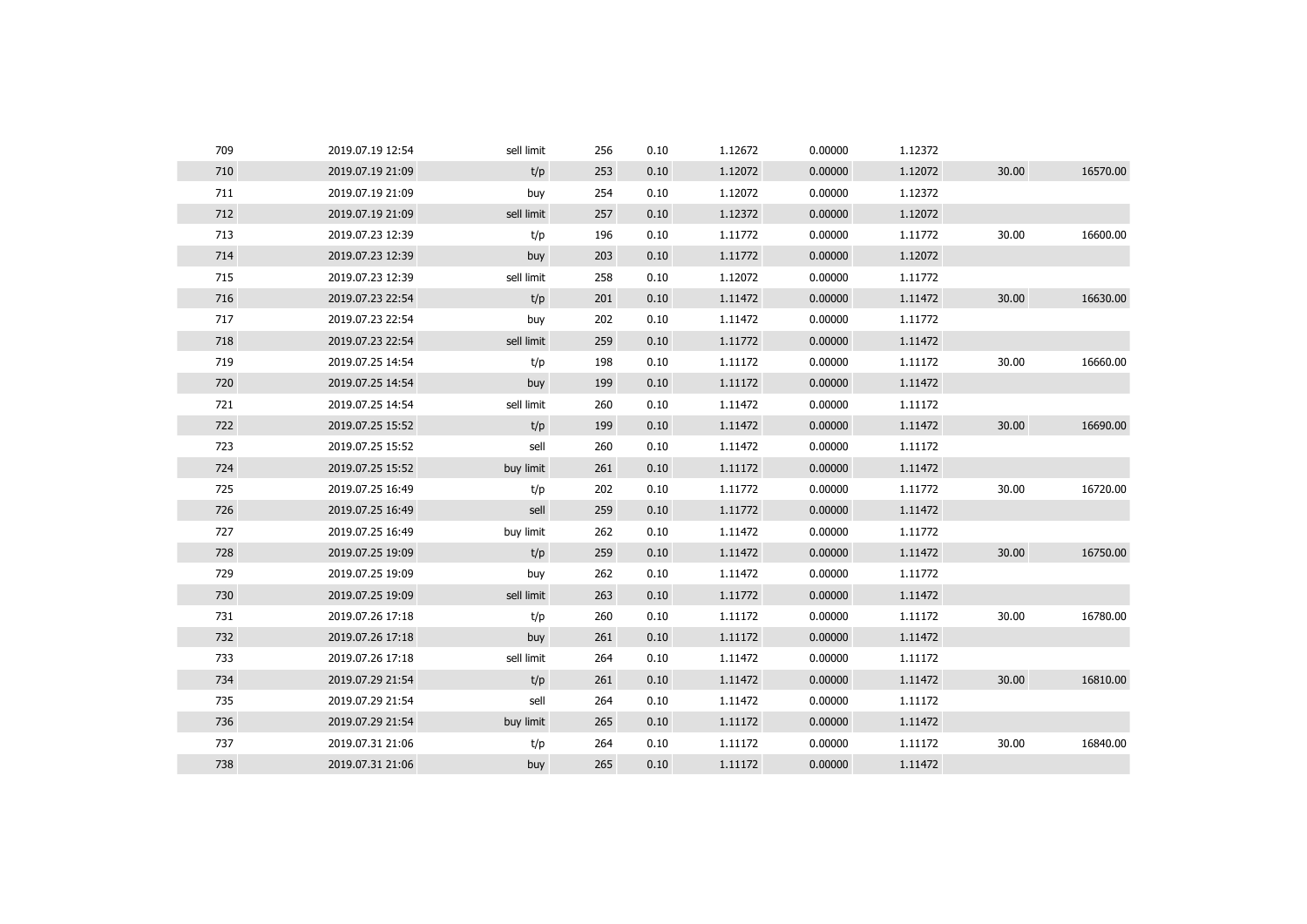| | | | | | | | | | |
|---|---|---|---|---|---|---|---|---|---|
| 709 | 2019.07.19 12:54 | sell limit | 256 | 0.10 | 1.12672 | 0.00000 | 1.12372 | | |
| 710 | 2019.07.19 21:09 | t/p | 253 | 0.10 | 1.12072 | 0.00000 | 1.12072 | 30.00 | 16570.00 |
| 711 | 2019.07.19 21:09 | buy | 254 | 0.10 | 1.12072 | 0.00000 | 1.12372 | | |
| 712 | 2019.07.19 21:09 | sell limit | 257 | 0.10 | 1.12372 | 0.00000 | 1.12072 | | |
| 713 | 2019.07.23 12:39 | t/p | 196 | 0.10 | 1.11772 | 0.00000 | 1.11772 | 30.00 | 16600.00 |
| 714 | 2019.07.23 12:39 | buy | 203 | 0.10 | 1.11772 | 0.00000 | 1.12072 | | |
| 715 | 2019.07.23 12:39 | sell limit | 258 | 0.10 | 1.12072 | 0.00000 | 1.11772 | | |
| 716 | 2019.07.23 22:54 | t/p | 201 | 0.10 | 1.11472 | 0.00000 | 1.11472 | 30.00 | 16630.00 |
| 717 | 2019.07.23 22:54 | buy | 202 | 0.10 | 1.11472 | 0.00000 | 1.11772 | | |
| 718 | 2019.07.23 22:54 | sell limit | 259 | 0.10 | 1.11772 | 0.00000 | 1.11472 | | |
| 719 | 2019.07.25 14:54 | t/p | 198 | 0.10 | 1.11172 | 0.00000 | 1.11172 | 30.00 | 16660.00 |
| 720 | 2019.07.25 14:54 | buy | 199 | 0.10 | 1.11172 | 0.00000 | 1.11472 | | |
| 721 | 2019.07.25 14:54 | sell limit | 260 | 0.10 | 1.11472 | 0.00000 | 1.11172 | | |
| 722 | 2019.07.25 15:52 | t/p | 199 | 0.10 | 1.11472 | 0.00000 | 1.11472 | 30.00 | 16690.00 |
| 723 | 2019.07.25 15:52 | sell | 260 | 0.10 | 1.11472 | 0.00000 | 1.11172 | | |
| 724 | 2019.07.25 15:52 | buy limit | 261 | 0.10 | 1.11172 | 0.00000 | 1.11472 | | |
| 725 | 2019.07.25 16:49 | t/p | 202 | 0.10 | 1.11772 | 0.00000 | 1.11772 | 30.00 | 16720.00 |
| 726 | 2019.07.25 16:49 | sell | 259 | 0.10 | 1.11772 | 0.00000 | 1.11472 | | |
| 727 | 2019.07.25 16:49 | buy limit | 262 | 0.10 | 1.11472 | 0.00000 | 1.11772 | | |
| 728 | 2019.07.25 19:09 | t/p | 259 | 0.10 | 1.11472 | 0.00000 | 1.11472 | 30.00 | 16750.00 |
| 729 | 2019.07.25 19:09 | buy | 262 | 0.10 | 1.11472 | 0.00000 | 1.11772 | | |
| 730 | 2019.07.25 19:09 | sell limit | 263 | 0.10 | 1.11772 | 0.00000 | 1.11472 | | |
| 731 | 2019.07.26 17:18 | t/p | 260 | 0.10 | 1.11172 | 0.00000 | 1.11172 | 30.00 | 16780.00 |
| 732 | 2019.07.26 17:18 | buy | 261 | 0.10 | 1.11172 | 0.00000 | 1.11472 | | |
| 733 | 2019.07.26 17:18 | sell limit | 264 | 0.10 | 1.11472 | 0.00000 | 1.11172 | | |
| 734 | 2019.07.29 21:54 | t/p | 261 | 0.10 | 1.11472 | 0.00000 | 1.11472 | 30.00 | 16810.00 |
| 735 | 2019.07.29 21:54 | sell | 264 | 0.10 | 1.11472 | 0.00000 | 1.11172 | | |
| 736 | 2019.07.29 21:54 | buy limit | 265 | 0.10 | 1.11172 | 0.00000 | 1.11472 | | |
| 737 | 2019.07.31 21:06 | t/p | 264 | 0.10 | 1.11172 | 0.00000 | 1.11172 | 30.00 | 16840.00 |
| 738 | 2019.07.31 21:06 | buy | 265 | 0.10 | 1.11172 | 0.00000 | 1.11472 | | |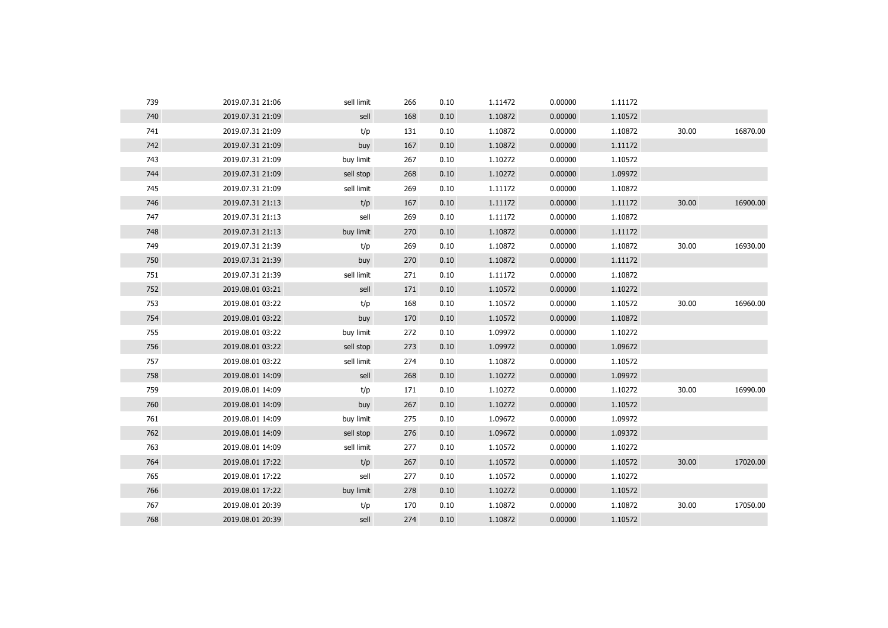| | | | | | | | | | |
|---|---|---|---|---|---|---|---|---|---|
| 739 | 2019.07.31 21:06 | sell limit | 266 | 0.10 | 1.11472 | 0.00000 | 1.11172 | | |
| 740 | 2019.07.31 21:09 | sell | 168 | 0.10 | 1.10872 | 0.00000 | 1.10572 | | |
| 741 | 2019.07.31 21:09 | t/p | 131 | 0.10 | 1.10872 | 0.00000 | 1.10872 | 30.00 | 16870.00 |
| 742 | 2019.07.31 21:09 | buy | 167 | 0.10 | 1.10872 | 0.00000 | 1.11172 | | |
| 743 | 2019.07.31 21:09 | buy limit | 267 | 0.10 | 1.10272 | 0.00000 | 1.10572 | | |
| 744 | 2019.07.31 21:09 | sell stop | 268 | 0.10 | 1.10272 | 0.00000 | 1.09972 | | |
| 745 | 2019.07.31 21:09 | sell limit | 269 | 0.10 | 1.11172 | 0.00000 | 1.10872 | | |
| 746 | 2019.07.31 21:13 | t/p | 167 | 0.10 | 1.11172 | 0.00000 | 1.11172 | 30.00 | 16900.00 |
| 747 | 2019.07.31 21:13 | sell | 269 | 0.10 | 1.11172 | 0.00000 | 1.10872 | | |
| 748 | 2019.07.31 21:13 | buy limit | 270 | 0.10 | 1.10872 | 0.00000 | 1.11172 | | |
| 749 | 2019.07.31 21:39 | t/p | 269 | 0.10 | 1.10872 | 0.00000 | 1.10872 | 30.00 | 16930.00 |
| 750 | 2019.07.31 21:39 | buy | 270 | 0.10 | 1.10872 | 0.00000 | 1.11172 | | |
| 751 | 2019.07.31 21:39 | sell limit | 271 | 0.10 | 1.11172 | 0.00000 | 1.10872 | | |
| 752 | 2019.08.01 03:21 | sell | 171 | 0.10 | 1.10572 | 0.00000 | 1.10272 | | |
| 753 | 2019.08.01 03:22 | t/p | 168 | 0.10 | 1.10572 | 0.00000 | 1.10572 | 30.00 | 16960.00 |
| 754 | 2019.08.01 03:22 | buy | 170 | 0.10 | 1.10572 | 0.00000 | 1.10872 | | |
| 755 | 2019.08.01 03:22 | buy limit | 272 | 0.10 | 1.09972 | 0.00000 | 1.10272 | | |
| 756 | 2019.08.01 03:22 | sell stop | 273 | 0.10 | 1.09972 | 0.00000 | 1.09672 | | |
| 757 | 2019.08.01 03:22 | sell limit | 274 | 0.10 | 1.10872 | 0.00000 | 1.10572 | | |
| 758 | 2019.08.01 14:09 | sell | 268 | 0.10 | 1.10272 | 0.00000 | 1.09972 | | |
| 759 | 2019.08.01 14:09 | t/p | 171 | 0.10 | 1.10272 | 0.00000 | 1.10272 | 30.00 | 16990.00 |
| 760 | 2019.08.01 14:09 | buy | 267 | 0.10 | 1.10272 | 0.00000 | 1.10572 | | |
| 761 | 2019.08.01 14:09 | buy limit | 275 | 0.10 | 1.09672 | 0.00000 | 1.09972 | | |
| 762 | 2019.08.01 14:09 | sell stop | 276 | 0.10 | 1.09672 | 0.00000 | 1.09372 | | |
| 763 | 2019.08.01 14:09 | sell limit | 277 | 0.10 | 1.10572 | 0.00000 | 1.10272 | | |
| 764 | 2019.08.01 17:22 | t/p | 267 | 0.10 | 1.10572 | 0.00000 | 1.10572 | 30.00 | 17020.00 |
| 765 | 2019.08.01 17:22 | sell | 277 | 0.10 | 1.10572 | 0.00000 | 1.10272 | | |
| 766 | 2019.08.01 17:22 | buy limit | 278 | 0.10 | 1.10272 | 0.00000 | 1.10572 | | |
| 767 | 2019.08.01 20:39 | t/p | 170 | 0.10 | 1.10872 | 0.00000 | 1.10872 | 30.00 | 17050.00 |
| 768 | 2019.08.01 20:39 | sell | 274 | 0.10 | 1.10872 | 0.00000 | 1.10572 | | |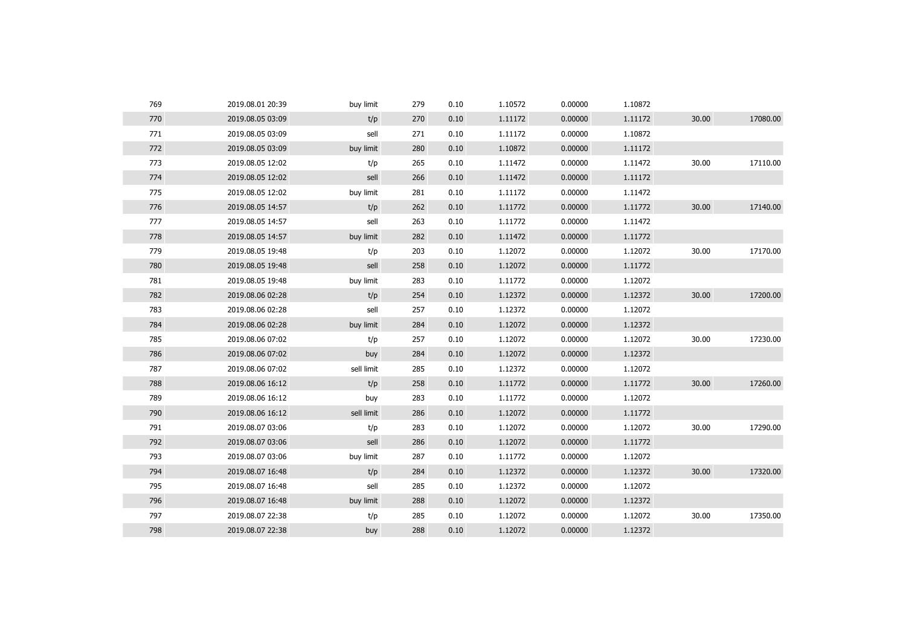| | | | | | | | | | |
|---|---|---|---|---|---|---|---|---|---|
| 769 | 2019.08.01 20:39 | buy limit | 279 | 0.10 | 1.10572 | 0.00000 | 1.10872 | | |
| 770 | 2019.08.05 03:09 | t/p | 270 | 0.10 | 1.11172 | 0.00000 | 1.11172 | 30.00 | 17080.00 |
| 771 | 2019.08.05 03:09 | sell | 271 | 0.10 | 1.11172 | 0.00000 | 1.10872 | | |
| 772 | 2019.08.05 03:09 | buy limit | 280 | 0.10 | 1.10872 | 0.00000 | 1.11172 | | |
| 773 | 2019.08.05 12:02 | t/p | 265 | 0.10 | 1.11472 | 0.00000 | 1.11472 | 30.00 | 17110.00 |
| 774 | 2019.08.05 12:02 | sell | 266 | 0.10 | 1.11472 | 0.00000 | 1.11172 | | |
| 775 | 2019.08.05 12:02 | buy limit | 281 | 0.10 | 1.11172 | 0.00000 | 1.11472 | | |
| 776 | 2019.08.05 14:57 | t/p | 262 | 0.10 | 1.11772 | 0.00000 | 1.11772 | 30.00 | 17140.00 |
| 777 | 2019.08.05 14:57 | sell | 263 | 0.10 | 1.11772 | 0.00000 | 1.11472 | | |
| 778 | 2019.08.05 14:57 | buy limit | 282 | 0.10 | 1.11472 | 0.00000 | 1.11772 | | |
| 779 | 2019.08.05 19:48 | t/p | 203 | 0.10 | 1.12072 | 0.00000 | 1.12072 | 30.00 | 17170.00 |
| 780 | 2019.08.05 19:48 | sell | 258 | 0.10 | 1.12072 | 0.00000 | 1.11772 | | |
| 781 | 2019.08.05 19:48 | buy limit | 283 | 0.10 | 1.11772 | 0.00000 | 1.12072 | | |
| 782 | 2019.08.06 02:28 | t/p | 254 | 0.10 | 1.12372 | 0.00000 | 1.12372 | 30.00 | 17200.00 |
| 783 | 2019.08.06 02:28 | sell | 257 | 0.10 | 1.12372 | 0.00000 | 1.12072 | | |
| 784 | 2019.08.06 02:28 | buy limit | 284 | 0.10 | 1.12072 | 0.00000 | 1.12372 | | |
| 785 | 2019.08.06 07:02 | t/p | 257 | 0.10 | 1.12072 | 0.00000 | 1.12072 | 30.00 | 17230.00 |
| 786 | 2019.08.06 07:02 | buy | 284 | 0.10 | 1.12072 | 0.00000 | 1.12372 | | |
| 787 | 2019.08.06 07:02 | sell limit | 285 | 0.10 | 1.12372 | 0.00000 | 1.12072 | | |
| 788 | 2019.08.06 16:12 | t/p | 258 | 0.10 | 1.11772 | 0.00000 | 1.11772 | 30.00 | 17260.00 |
| 789 | 2019.08.06 16:12 | buy | 283 | 0.10 | 1.11772 | 0.00000 | 1.12072 | | |
| 790 | 2019.08.06 16:12 | sell limit | 286 | 0.10 | 1.12072 | 0.00000 | 1.11772 | | |
| 791 | 2019.08.07 03:06 | t/p | 283 | 0.10 | 1.12072 | 0.00000 | 1.12072 | 30.00 | 17290.00 |
| 792 | 2019.08.07 03:06 | sell | 286 | 0.10 | 1.12072 | 0.00000 | 1.11772 | | |
| 793 | 2019.08.07 03:06 | buy limit | 287 | 0.10 | 1.11772 | 0.00000 | 1.12072 | | |
| 794 | 2019.08.07 16:48 | t/p | 284 | 0.10 | 1.12372 | 0.00000 | 1.12372 | 30.00 | 17320.00 |
| 795 | 2019.08.07 16:48 | sell | 285 | 0.10 | 1.12372 | 0.00000 | 1.12072 | | |
| 796 | 2019.08.07 16:48 | buy limit | 288 | 0.10 | 1.12072 | 0.00000 | 1.12372 | | |
| 797 | 2019.08.07 22:38 | t/p | 285 | 0.10 | 1.12072 | 0.00000 | 1.12072 | 30.00 | 17350.00 |
| 798 | 2019.08.07 22:38 | buy | 288 | 0.10 | 1.12072 | 0.00000 | 1.12372 | | |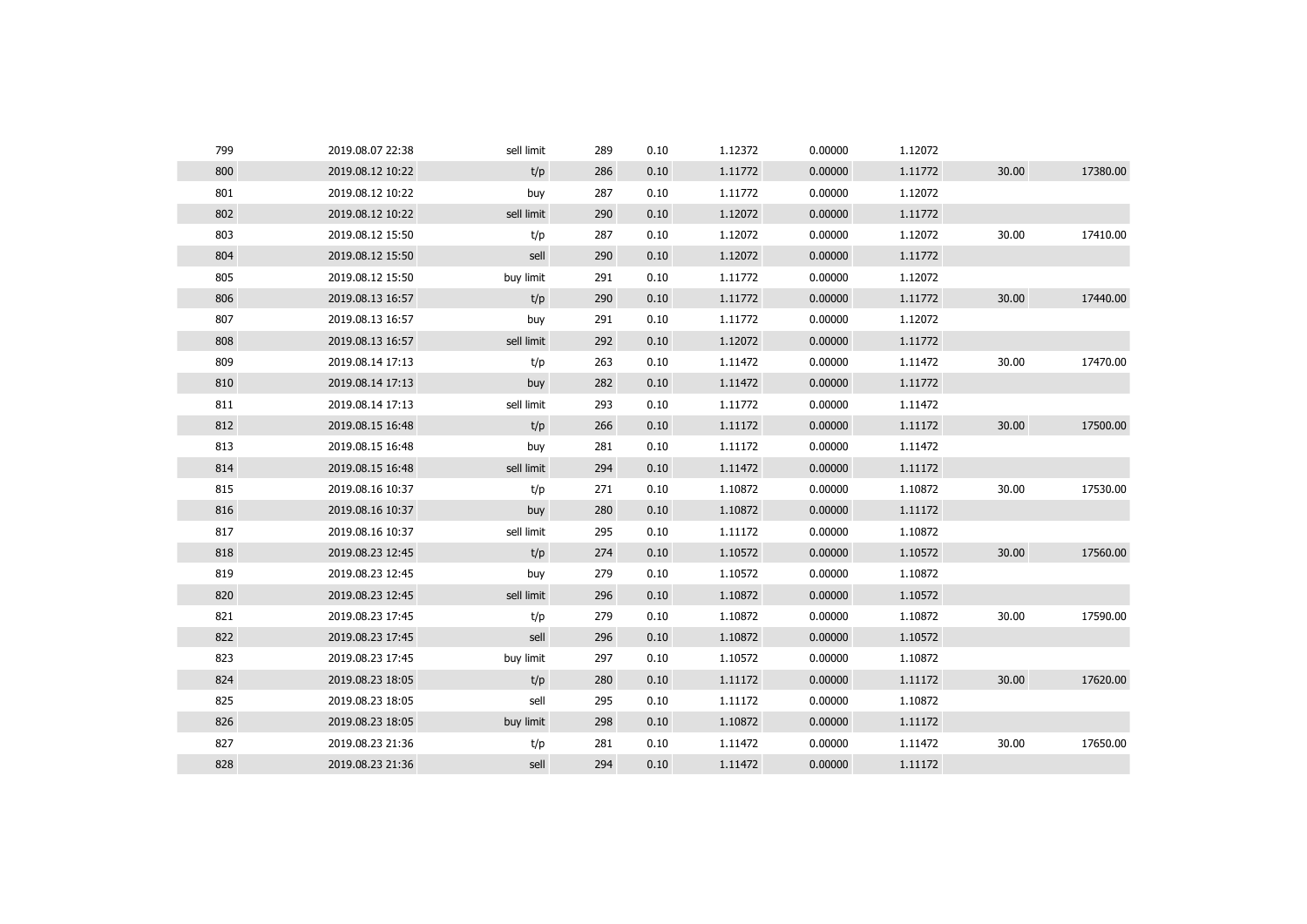| | | | | | | | | | |
|---|---|---|---|---|---|---|---|---|---|
| 799 | 2019.08.07 22:38 | sell limit | 289 | 0.10 | 1.12372 | 0.00000 | 1.12072 | | |
| 800 | 2019.08.12 10:22 | t/p | 286 | 0.10 | 1.11772 | 0.00000 | 1.11772 | 30.00 | 17380.00 |
| 801 | 2019.08.12 10:22 | buy | 287 | 0.10 | 1.11772 | 0.00000 | 1.12072 | | |
| 802 | 2019.08.12 10:22 | sell limit | 290 | 0.10 | 1.12072 | 0.00000 | 1.11772 | | |
| 803 | 2019.08.12 15:50 | t/p | 287 | 0.10 | 1.12072 | 0.00000 | 1.12072 | 30.00 | 17410.00 |
| 804 | 2019.08.12 15:50 | sell | 290 | 0.10 | 1.12072 | 0.00000 | 1.11772 | | |
| 805 | 2019.08.12 15:50 | buy limit | 291 | 0.10 | 1.11772 | 0.00000 | 1.12072 | | |
| 806 | 2019.08.13 16:57 | t/p | 290 | 0.10 | 1.11772 | 0.00000 | 1.11772 | 30.00 | 17440.00 |
| 807 | 2019.08.13 16:57 | buy | 291 | 0.10 | 1.11772 | 0.00000 | 1.12072 | | |
| 808 | 2019.08.13 16:57 | sell limit | 292 | 0.10 | 1.12072 | 0.00000 | 1.11772 | | |
| 809 | 2019.08.14 17:13 | t/p | 263 | 0.10 | 1.11472 | 0.00000 | 1.11472 | 30.00 | 17470.00 |
| 810 | 2019.08.14 17:13 | buy | 282 | 0.10 | 1.11472 | 0.00000 | 1.11772 | | |
| 811 | 2019.08.14 17:13 | sell limit | 293 | 0.10 | 1.11772 | 0.00000 | 1.11472 | | |
| 812 | 2019.08.15 16:48 | t/p | 266 | 0.10 | 1.11172 | 0.00000 | 1.11172 | 30.00 | 17500.00 |
| 813 | 2019.08.15 16:48 | buy | 281 | 0.10 | 1.11172 | 0.00000 | 1.11472 | | |
| 814 | 2019.08.15 16:48 | sell limit | 294 | 0.10 | 1.11472 | 0.00000 | 1.11172 | | |
| 815 | 2019.08.16 10:37 | t/p | 271 | 0.10 | 1.10872 | 0.00000 | 1.10872 | 30.00 | 17530.00 |
| 816 | 2019.08.16 10:37 | buy | 280 | 0.10 | 1.10872 | 0.00000 | 1.11172 | | |
| 817 | 2019.08.16 10:37 | sell limit | 295 | 0.10 | 1.11172 | 0.00000 | 1.10872 | | |
| 818 | 2019.08.23 12:45 | t/p | 274 | 0.10 | 1.10572 | 0.00000 | 1.10572 | 30.00 | 17560.00 |
| 819 | 2019.08.23 12:45 | buy | 279 | 0.10 | 1.10572 | 0.00000 | 1.10872 | | |
| 820 | 2019.08.23 12:45 | sell limit | 296 | 0.10 | 1.10872 | 0.00000 | 1.10572 | | |
| 821 | 2019.08.23 17:45 | t/p | 279 | 0.10 | 1.10872 | 0.00000 | 1.10872 | 30.00 | 17590.00 |
| 822 | 2019.08.23 17:45 | sell | 296 | 0.10 | 1.10872 | 0.00000 | 1.10572 | | |
| 823 | 2019.08.23 17:45 | buy limit | 297 | 0.10 | 1.10572 | 0.00000 | 1.10872 | | |
| 824 | 2019.08.23 18:05 | t/p | 280 | 0.10 | 1.11172 | 0.00000 | 1.11172 | 30.00 | 17620.00 |
| 825 | 2019.08.23 18:05 | sell | 295 | 0.10 | 1.11172 | 0.00000 | 1.10872 | | |
| 826 | 2019.08.23 18:05 | buy limit | 298 | 0.10 | 1.10872 | 0.00000 | 1.11172 | | |
| 827 | 2019.08.23 21:36 | t/p | 281 | 0.10 | 1.11472 | 0.00000 | 1.11472 | 30.00 | 17650.00 |
| 828 | 2019.08.23 21:36 | sell | 294 | 0.10 | 1.11472 | 0.00000 | 1.11172 | | |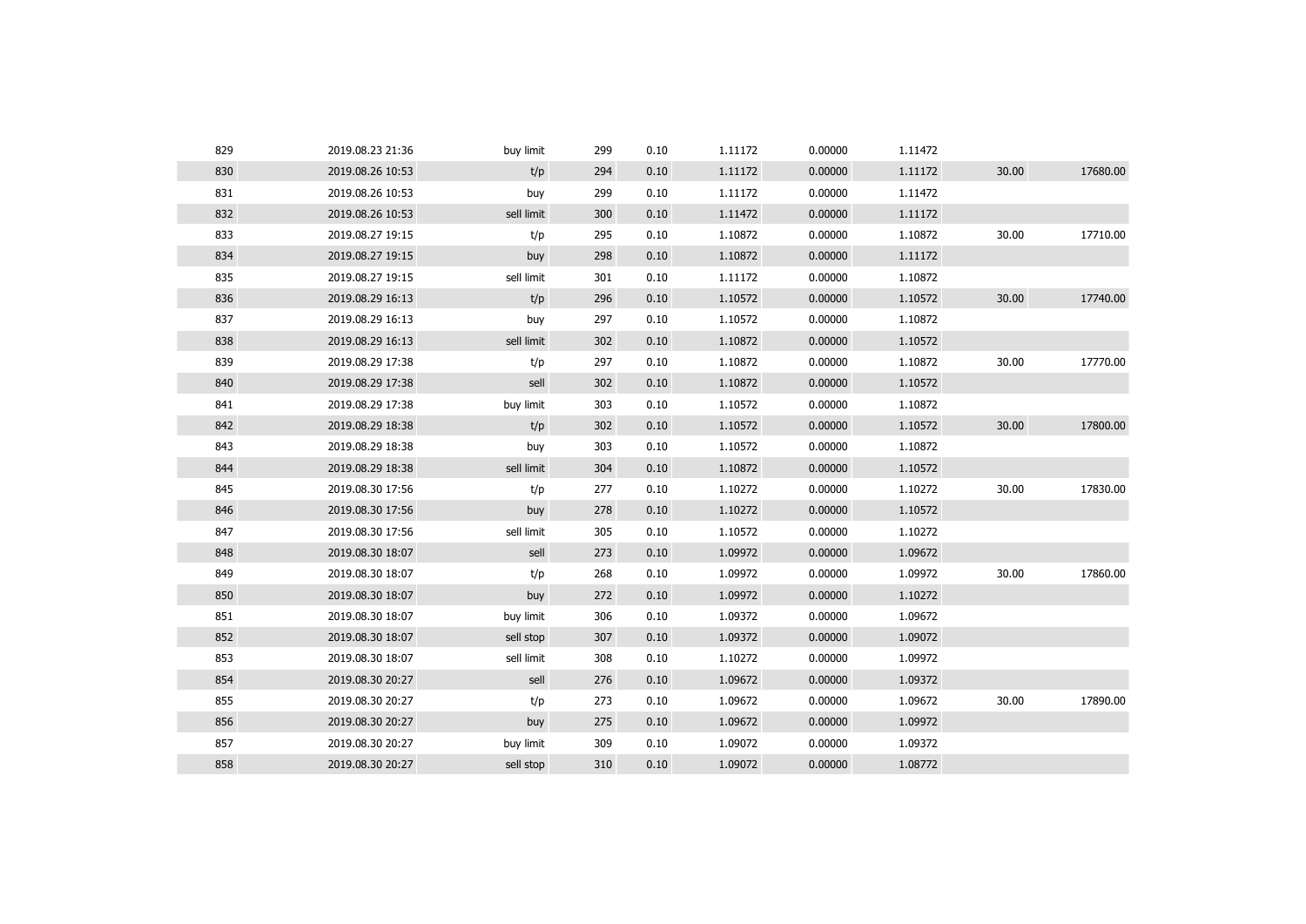| | | | | | | | | | |
|---|---|---|---|---|---|---|---|---|---|
| 829 | 2019.08.23 21:36 | buy limit | 299 | 0.10 | 1.11172 | 0.00000 | 1.11472 | | |
| 830 | 2019.08.26 10:53 | t/p | 294 | 0.10 | 1.11172 | 0.00000 | 1.11172 | 30.00 | 17680.00 |
| 831 | 2019.08.26 10:53 | buy | 299 | 0.10 | 1.11172 | 0.00000 | 1.11472 | | |
| 832 | 2019.08.26 10:53 | sell limit | 300 | 0.10 | 1.11472 | 0.00000 | 1.11172 | | |
| 833 | 2019.08.27 19:15 | t/p | 295 | 0.10 | 1.10872 | 0.00000 | 1.10872 | 30.00 | 17710.00 |
| 834 | 2019.08.27 19:15 | buy | 298 | 0.10 | 1.10872 | 0.00000 | 1.11172 | | |
| 835 | 2019.08.27 19:15 | sell limit | 301 | 0.10 | 1.11172 | 0.00000 | 1.10872 | | |
| 836 | 2019.08.29 16:13 | t/p | 296 | 0.10 | 1.10572 | 0.00000 | 1.10572 | 30.00 | 17740.00 |
| 837 | 2019.08.29 16:13 | buy | 297 | 0.10 | 1.10572 | 0.00000 | 1.10872 | | |
| 838 | 2019.08.29 16:13 | sell limit | 302 | 0.10 | 1.10872 | 0.00000 | 1.10572 | | |
| 839 | 2019.08.29 17:38 | t/p | 297 | 0.10 | 1.10872 | 0.00000 | 1.10872 | 30.00 | 17770.00 |
| 840 | 2019.08.29 17:38 | sell | 302 | 0.10 | 1.10872 | 0.00000 | 1.10572 | | |
| 841 | 2019.08.29 17:38 | buy limit | 303 | 0.10 | 1.10572 | 0.00000 | 1.10872 | | |
| 842 | 2019.08.29 18:38 | t/p | 302 | 0.10 | 1.10572 | 0.00000 | 1.10572 | 30.00 | 17800.00 |
| 843 | 2019.08.29 18:38 | buy | 303 | 0.10 | 1.10572 | 0.00000 | 1.10872 | | |
| 844 | 2019.08.29 18:38 | sell limit | 304 | 0.10 | 1.10872 | 0.00000 | 1.10572 | | |
| 845 | 2019.08.30 17:56 | t/p | 277 | 0.10 | 1.10272 | 0.00000 | 1.10272 | 30.00 | 17830.00 |
| 846 | 2019.08.30 17:56 | buy | 278 | 0.10 | 1.10272 | 0.00000 | 1.10572 | | |
| 847 | 2019.08.30 17:56 | sell limit | 305 | 0.10 | 1.10572 | 0.00000 | 1.10272 | | |
| 848 | 2019.08.30 18:07 | sell | 273 | 0.10 | 1.09972 | 0.00000 | 1.09672 | | |
| 849 | 2019.08.30 18:07 | t/p | 268 | 0.10 | 1.09972 | 0.00000 | 1.09972 | 30.00 | 17860.00 |
| 850 | 2019.08.30 18:07 | buy | 272 | 0.10 | 1.09972 | 0.00000 | 1.10272 | | |
| 851 | 2019.08.30 18:07 | buy limit | 306 | 0.10 | 1.09372 | 0.00000 | 1.09672 | | |
| 852 | 2019.08.30 18:07 | sell stop | 307 | 0.10 | 1.09372 | 0.00000 | 1.09072 | | |
| 853 | 2019.08.30 18:07 | sell limit | 308 | 0.10 | 1.10272 | 0.00000 | 1.09972 | | |
| 854 | 2019.08.30 20:27 | sell | 276 | 0.10 | 1.09672 | 0.00000 | 1.09372 | | |
| 855 | 2019.08.30 20:27 | t/p | 273 | 0.10 | 1.09672 | 0.00000 | 1.09672 | 30.00 | 17890.00 |
| 856 | 2019.08.30 20:27 | buy | 275 | 0.10 | 1.09672 | 0.00000 | 1.09972 | | |
| 857 | 2019.08.30 20:27 | buy limit | 309 | 0.10 | 1.09072 | 0.00000 | 1.09372 | | |
| 858 | 2019.08.30 20:27 | sell stop | 310 | 0.10 | 1.09072 | 0.00000 | 1.08772 | | |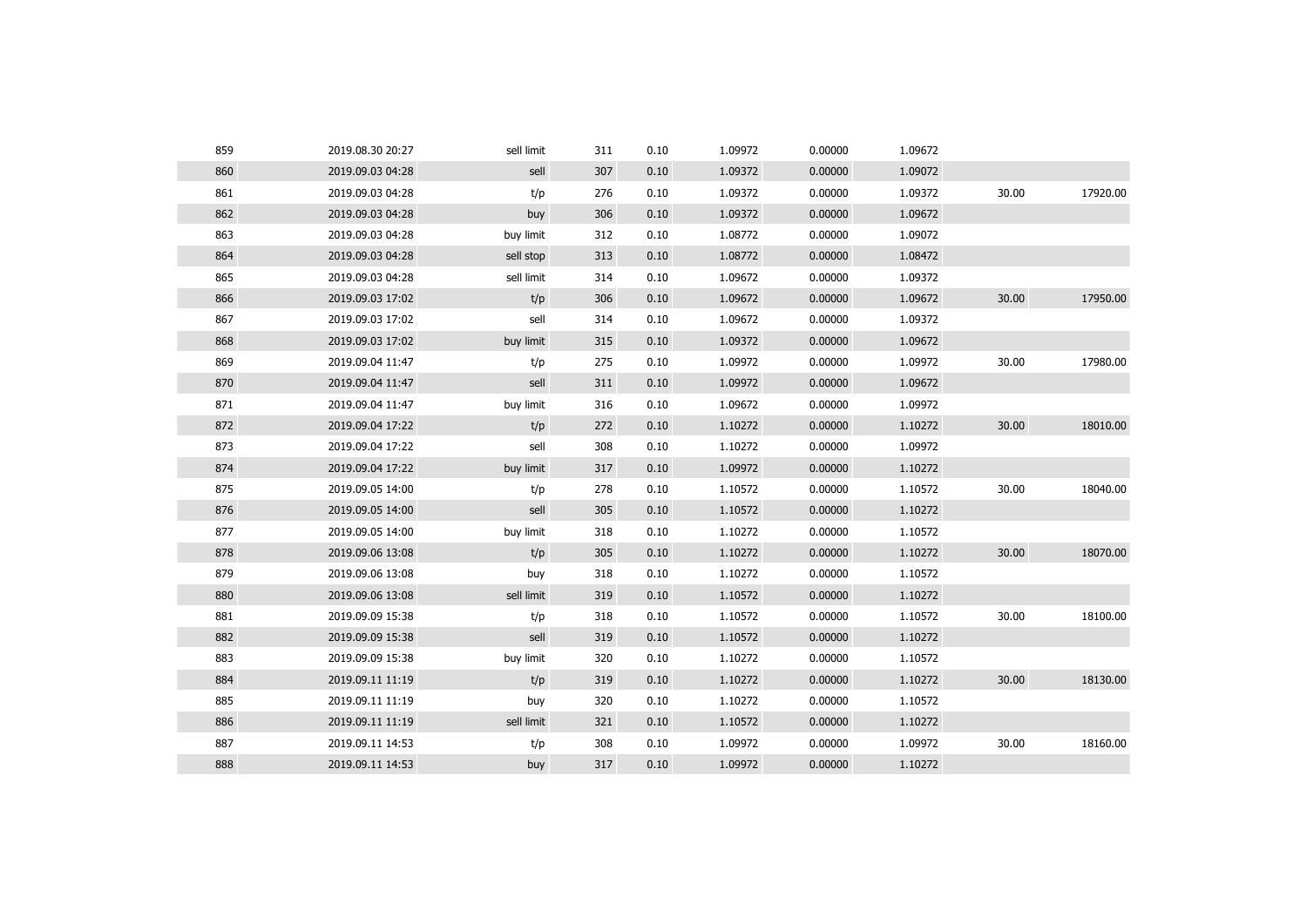| | | | | | | | | | |
|---|---|---|---|---|---|---|---|---|---|
| 859 | 2019.08.30 20:27 | sell limit | 311 | 0.10 | 1.09972 | 0.00000 | 1.09672 | | |
| 860 | 2019.09.03 04:28 | sell | 307 | 0.10 | 1.09372 | 0.00000 | 1.09072 | | |
| 861 | 2019.09.03 04:28 | t/p | 276 | 0.10 | 1.09372 | 0.00000 | 1.09372 | 30.00 | 17920.00 |
| 862 | 2019.09.03 04:28 | buy | 306 | 0.10 | 1.09372 | 0.00000 | 1.09672 | | |
| 863 | 2019.09.03 04:28 | buy limit | 312 | 0.10 | 1.08772 | 0.00000 | 1.09072 | | |
| 864 | 2019.09.03 04:28 | sell stop | 313 | 0.10 | 1.08772 | 0.00000 | 1.08472 | | |
| 865 | 2019.09.03 04:28 | sell limit | 314 | 0.10 | 1.09672 | 0.00000 | 1.09372 | | |
| 866 | 2019.09.03 17:02 | t/p | 306 | 0.10 | 1.09672 | 0.00000 | 1.09672 | 30.00 | 17950.00 |
| 867 | 2019.09.03 17:02 | sell | 314 | 0.10 | 1.09672 | 0.00000 | 1.09372 | | |
| 868 | 2019.09.03 17:02 | buy limit | 315 | 0.10 | 1.09372 | 0.00000 | 1.09672 | | |
| 869 | 2019.09.04 11:47 | t/p | 275 | 0.10 | 1.09972 | 0.00000 | 1.09972 | 30.00 | 17980.00 |
| 870 | 2019.09.04 11:47 | sell | 311 | 0.10 | 1.09972 | 0.00000 | 1.09672 | | |
| 871 | 2019.09.04 11:47 | buy limit | 316 | 0.10 | 1.09672 | 0.00000 | 1.09972 | | |
| 872 | 2019.09.04 17:22 | t/p | 272 | 0.10 | 1.10272 | 0.00000 | 1.10272 | 30.00 | 18010.00 |
| 873 | 2019.09.04 17:22 | sell | 308 | 0.10 | 1.10272 | 0.00000 | 1.09972 | | |
| 874 | 2019.09.04 17:22 | buy limit | 317 | 0.10 | 1.09972 | 0.00000 | 1.10272 | | |
| 875 | 2019.09.05 14:00 | t/p | 278 | 0.10 | 1.10572 | 0.00000 | 1.10572 | 30.00 | 18040.00 |
| 876 | 2019.09.05 14:00 | sell | 305 | 0.10 | 1.10572 | 0.00000 | 1.10272 | | |
| 877 | 2019.09.05 14:00 | buy limit | 318 | 0.10 | 1.10272 | 0.00000 | 1.10572 | | |
| 878 | 2019.09.06 13:08 | t/p | 305 | 0.10 | 1.10272 | 0.00000 | 1.10272 | 30.00 | 18070.00 |
| 879 | 2019.09.06 13:08 | buy | 318 | 0.10 | 1.10272 | 0.00000 | 1.10572 | | |
| 880 | 2019.09.06 13:08 | sell limit | 319 | 0.10 | 1.10572 | 0.00000 | 1.10272 | | |
| 881 | 2019.09.09 15:38 | t/p | 318 | 0.10 | 1.10572 | 0.00000 | 1.10572 | 30.00 | 18100.00 |
| 882 | 2019.09.09 15:38 | sell | 319 | 0.10 | 1.10572 | 0.00000 | 1.10272 | | |
| 883 | 2019.09.09 15:38 | buy limit | 320 | 0.10 | 1.10272 | 0.00000 | 1.10572 | | |
| 884 | 2019.09.11 11:19 | t/p | 319 | 0.10 | 1.10272 | 0.00000 | 1.10272 | 30.00 | 18130.00 |
| 885 | 2019.09.11 11:19 | buy | 320 | 0.10 | 1.10272 | 0.00000 | 1.10572 | | |
| 886 | 2019.09.11 11:19 | sell limit | 321 | 0.10 | 1.10572 | 0.00000 | 1.10272 | | |
| 887 | 2019.09.11 14:53 | t/p | 308 | 0.10 | 1.09972 | 0.00000 | 1.09972 | 30.00 | 18160.00 |
| 888 | 2019.09.11 14:53 | buy | 317 | 0.10 | 1.09972 | 0.00000 | 1.10272 | | |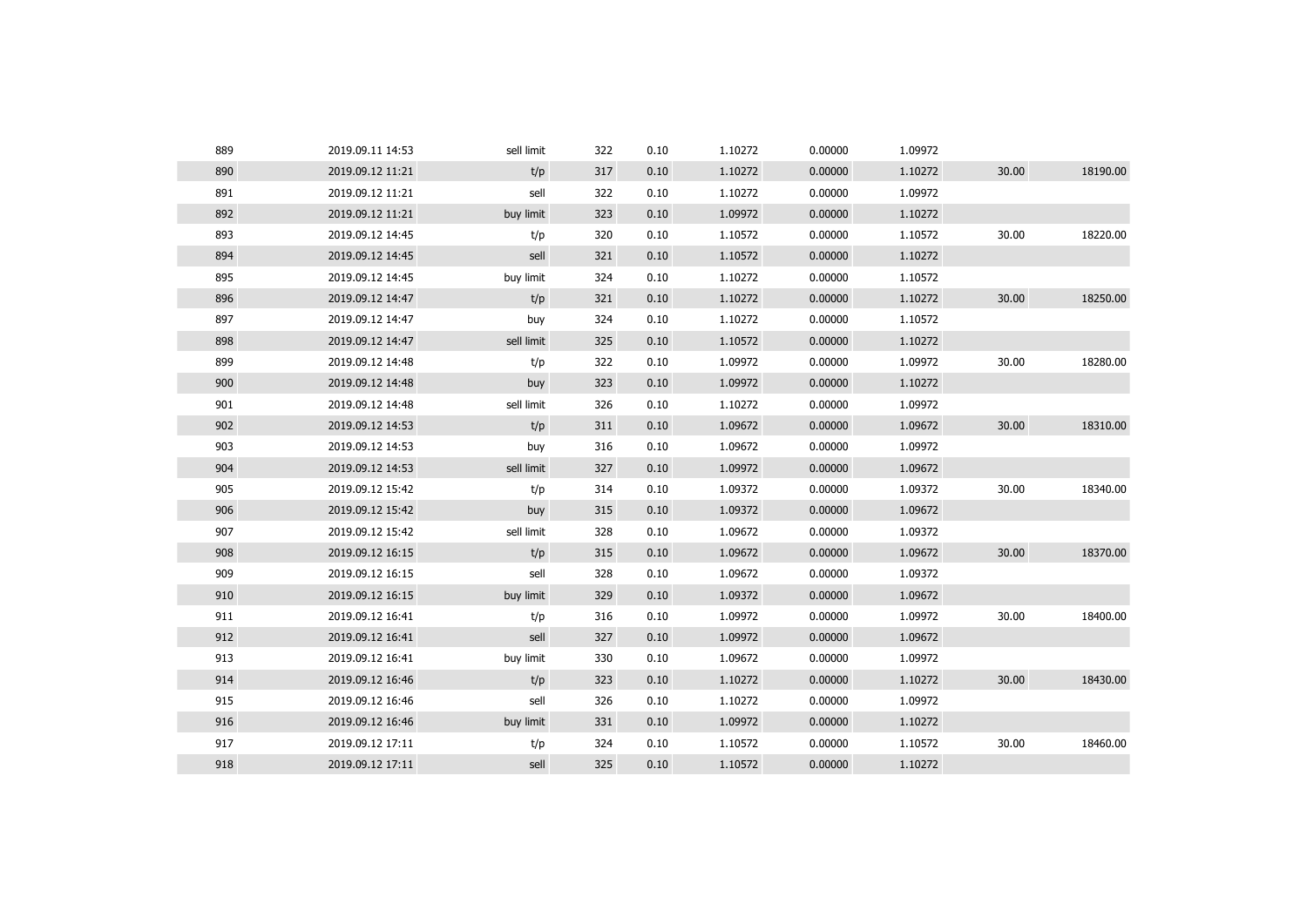| | | | | | | | | | |
|---|---|---|---|---|---|---|---|---|---|
| 889 | 2019.09.11 14:53 | sell limit | 322 | 0.10 | 1.10272 | 0.00000 | 1.09972 | | |
| 890 | 2019.09.12 11:21 | t/p | 317 | 0.10 | 1.10272 | 0.00000 | 1.10272 | 30.00 | 18190.00 |
| 891 | 2019.09.12 11:21 | sell | 322 | 0.10 | 1.10272 | 0.00000 | 1.09972 | | |
| 892 | 2019.09.12 11:21 | buy limit | 323 | 0.10 | 1.09972 | 0.00000 | 1.10272 | | |
| 893 | 2019.09.12 14:45 | t/p | 320 | 0.10 | 1.10572 | 0.00000 | 1.10572 | 30.00 | 18220.00 |
| 894 | 2019.09.12 14:45 | sell | 321 | 0.10 | 1.10572 | 0.00000 | 1.10272 | | |
| 895 | 2019.09.12 14:45 | buy limit | 324 | 0.10 | 1.10272 | 0.00000 | 1.10572 | | |
| 896 | 2019.09.12 14:47 | t/p | 321 | 0.10 | 1.10272 | 0.00000 | 1.10272 | 30.00 | 18250.00 |
| 897 | 2019.09.12 14:47 | buy | 324 | 0.10 | 1.10272 | 0.00000 | 1.10572 | | |
| 898 | 2019.09.12 14:47 | sell limit | 325 | 0.10 | 1.10572 | 0.00000 | 1.10272 | | |
| 899 | 2019.09.12 14:48 | t/p | 322 | 0.10 | 1.09972 | 0.00000 | 1.09972 | 30.00 | 18280.00 |
| 900 | 2019.09.12 14:48 | buy | 323 | 0.10 | 1.09972 | 0.00000 | 1.10272 | | |
| 901 | 2019.09.12 14:48 | sell limit | 326 | 0.10 | 1.10272 | 0.00000 | 1.09972 | | |
| 902 | 2019.09.12 14:53 | t/p | 311 | 0.10 | 1.09672 | 0.00000 | 1.09672 | 30.00 | 18310.00 |
| 903 | 2019.09.12 14:53 | buy | 316 | 0.10 | 1.09672 | 0.00000 | 1.09972 | | |
| 904 | 2019.09.12 14:53 | sell limit | 327 | 0.10 | 1.09972 | 0.00000 | 1.09672 | | |
| 905 | 2019.09.12 15:42 | t/p | 314 | 0.10 | 1.09372 | 0.00000 | 1.09372 | 30.00 | 18340.00 |
| 906 | 2019.09.12 15:42 | buy | 315 | 0.10 | 1.09372 | 0.00000 | 1.09672 | | |
| 907 | 2019.09.12 15:42 | sell limit | 328 | 0.10 | 1.09672 | 0.00000 | 1.09372 | | |
| 908 | 2019.09.12 16:15 | t/p | 315 | 0.10 | 1.09672 | 0.00000 | 1.09672 | 30.00 | 18370.00 |
| 909 | 2019.09.12 16:15 | sell | 328 | 0.10 | 1.09672 | 0.00000 | 1.09372 | | |
| 910 | 2019.09.12 16:15 | buy limit | 329 | 0.10 | 1.09372 | 0.00000 | 1.09672 | | |
| 911 | 2019.09.12 16:41 | t/p | 316 | 0.10 | 1.09972 | 0.00000 | 1.09972 | 30.00 | 18400.00 |
| 912 | 2019.09.12 16:41 | sell | 327 | 0.10 | 1.09972 | 0.00000 | 1.09672 | | |
| 913 | 2019.09.12 16:41 | buy limit | 330 | 0.10 | 1.09672 | 0.00000 | 1.09972 | | |
| 914 | 2019.09.12 16:46 | t/p | 323 | 0.10 | 1.10272 | 0.00000 | 1.10272 | 30.00 | 18430.00 |
| 915 | 2019.09.12 16:46 | sell | 326 | 0.10 | 1.10272 | 0.00000 | 1.09972 | | |
| 916 | 2019.09.12 16:46 | buy limit | 331 | 0.10 | 1.09972 | 0.00000 | 1.10272 | | |
| 917 | 2019.09.12 17:11 | t/p | 324 | 0.10 | 1.10572 | 0.00000 | 1.10572 | 30.00 | 18460.00 |
| 918 | 2019.09.12 17:11 | sell | 325 | 0.10 | 1.10572 | 0.00000 | 1.10272 | | |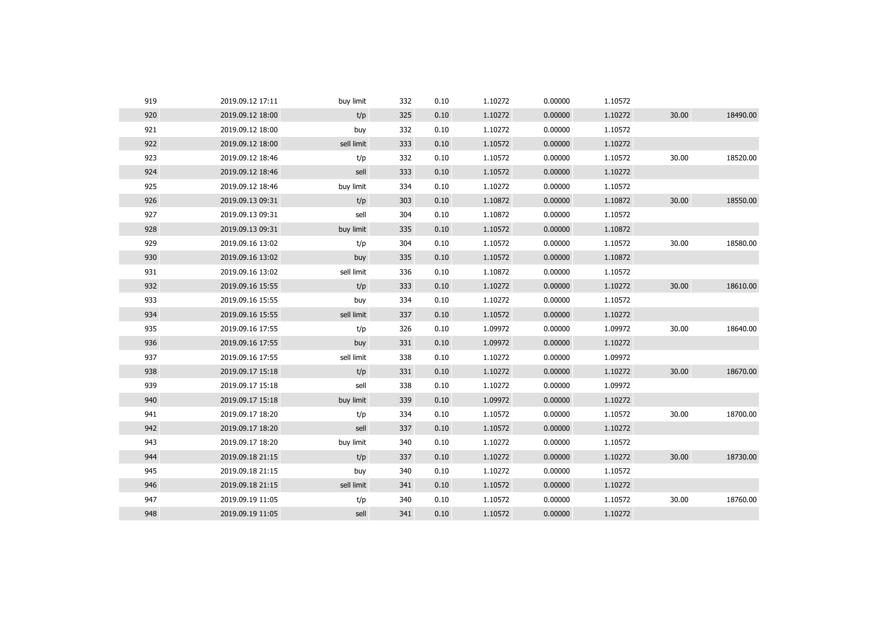| | | | | | | | | | |
|---|---|---|---|---|---|---|---|---|---|
| 919 | 2019.09.12 17:11 | buy limit | 332 | 0.10 | 1.10272 | 0.00000 | 1.10572 | | |
| 920 | 2019.09.12 18:00 | t/p | 325 | 0.10 | 1.10272 | 0.00000 | 1.10272 | 30.00 | 18490.00 |
| 921 | 2019.09.12 18:00 | buy | 332 | 0.10 | 1.10272 | 0.00000 | 1.10572 | | |
| 922 | 2019.09.12 18:00 | sell limit | 333 | 0.10 | 1.10572 | 0.00000 | 1.10272 | | |
| 923 | 2019.09.12 18:46 | t/p | 332 | 0.10 | 1.10572 | 0.00000 | 1.10572 | 30.00 | 18520.00 |
| 924 | 2019.09.12 18:46 | sell | 333 | 0.10 | 1.10572 | 0.00000 | 1.10272 | | |
| 925 | 2019.09.12 18:46 | buy limit | 334 | 0.10 | 1.10272 | 0.00000 | 1.10572 | | |
| 926 | 2019.09.13 09:31 | t/p | 303 | 0.10 | 1.10872 | 0.00000 | 1.10872 | 30.00 | 18550.00 |
| 927 | 2019.09.13 09:31 | sell | 304 | 0.10 | 1.10872 | 0.00000 | 1.10572 | | |
| 928 | 2019.09.13 09:31 | buy limit | 335 | 0.10 | 1.10572 | 0.00000 | 1.10872 | | |
| 929 | 2019.09.16 13:02 | t/p | 304 | 0.10 | 1.10572 | 0.00000 | 1.10572 | 30.00 | 18580.00 |
| 930 | 2019.09.16 13:02 | buy | 335 | 0.10 | 1.10572 | 0.00000 | 1.10872 | | |
| 931 | 2019.09.16 13:02 | sell limit | 336 | 0.10 | 1.10872 | 0.00000 | 1.10572 | | |
| 932 | 2019.09.16 15:55 | t/p | 333 | 0.10 | 1.10272 | 0.00000 | 1.10272 | 30.00 | 18610.00 |
| 933 | 2019.09.16 15:55 | buy | 334 | 0.10 | 1.10272 | 0.00000 | 1.10572 | | |
| 934 | 2019.09.16 15:55 | sell limit | 337 | 0.10 | 1.10572 | 0.00000 | 1.10272 | | |
| 935 | 2019.09.16 17:55 | t/p | 326 | 0.10 | 1.09972 | 0.00000 | 1.09972 | 30.00 | 18640.00 |
| 936 | 2019.09.16 17:55 | buy | 331 | 0.10 | 1.09972 | 0.00000 | 1.10272 | | |
| 937 | 2019.09.16 17:55 | sell limit | 338 | 0.10 | 1.10272 | 0.00000 | 1.09972 | | |
| 938 | 2019.09.17 15:18 | t/p | 331 | 0.10 | 1.10272 | 0.00000 | 1.10272 | 30.00 | 18670.00 |
| 939 | 2019.09.17 15:18 | sell | 338 | 0.10 | 1.10272 | 0.00000 | 1.09972 | | |
| 940 | 2019.09.17 15:18 | buy limit | 339 | 0.10 | 1.09972 | 0.00000 | 1.10272 | | |
| 941 | 2019.09.17 18:20 | t/p | 334 | 0.10 | 1.10572 | 0.00000 | 1.10572 | 30.00 | 18700.00 |
| 942 | 2019.09.17 18:20 | sell | 337 | 0.10 | 1.10572 | 0.00000 | 1.10272 | | |
| 943 | 2019.09.17 18:20 | buy limit | 340 | 0.10 | 1.10272 | 0.00000 | 1.10572 | | |
| 944 | 2019.09.18 21:15 | t/p | 337 | 0.10 | 1.10272 | 0.00000 | 1.10272 | 30.00 | 18730.00 |
| 945 | 2019.09.18 21:15 | buy | 340 | 0.10 | 1.10272 | 0.00000 | 1.10572 | | |
| 946 | 2019.09.18 21:15 | sell limit | 341 | 0.10 | 1.10572 | 0.00000 | 1.10272 | | |
| 947 | 2019.09.19 11:05 | t/p | 340 | 0.10 | 1.10572 | 0.00000 | 1.10572 | 30.00 | 18760.00 |
| 948 | 2019.09.19 11:05 | sell | 341 | 0.10 | 1.10572 | 0.00000 | 1.10272 | | |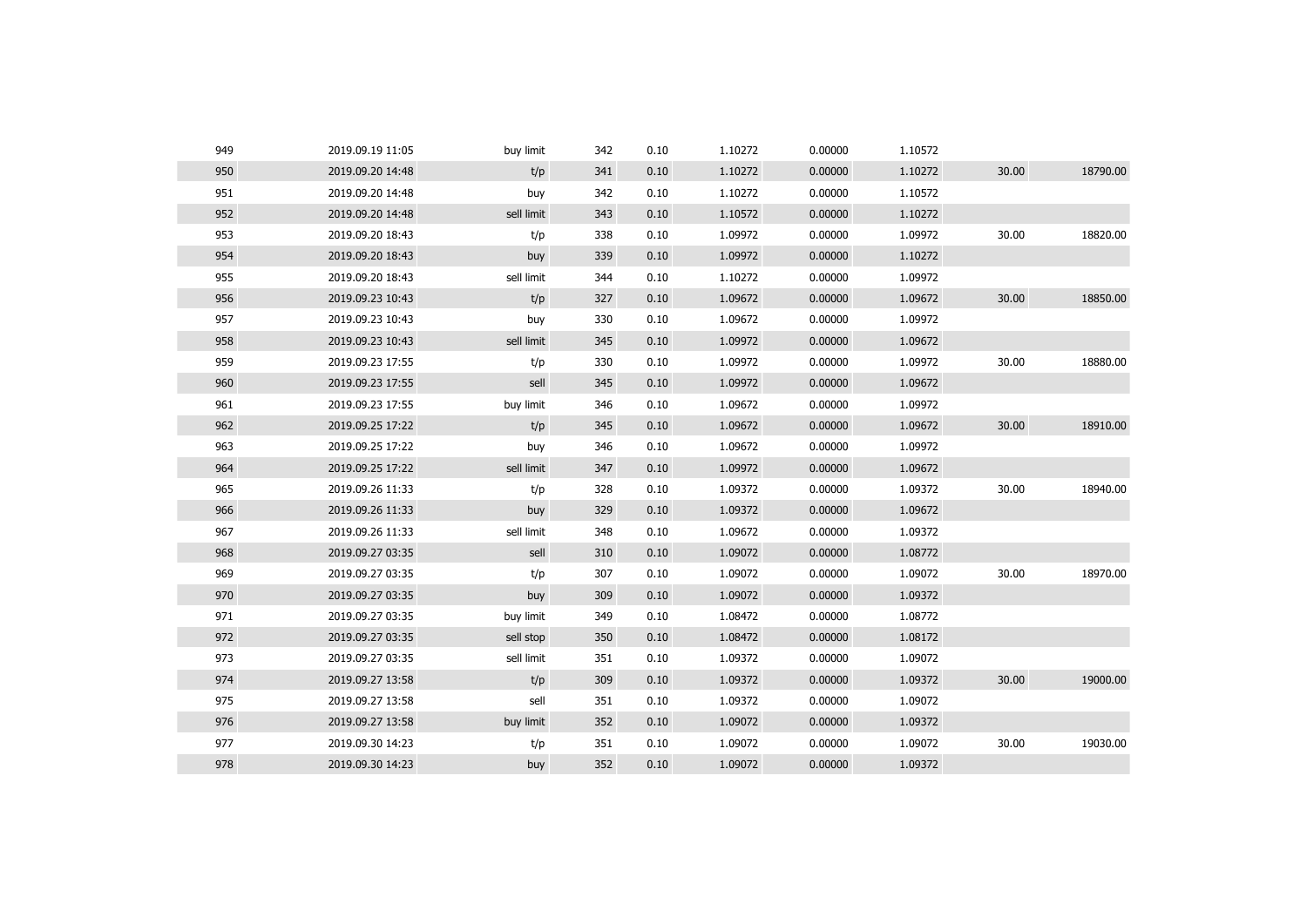| | | | | | | | | | |
|---|---|---|---|---|---|---|---|---|---|
| 949 | 2019.09.19 11:05 | buy limit | 342 | 0.10 | 1.10272 | 0.00000 | 1.10572 | | |
| 950 | 2019.09.20 14:48 | t/p | 341 | 0.10 | 1.10272 | 0.00000 | 1.10272 | 30.00 | 18790.00 |
| 951 | 2019.09.20 14:48 | buy | 342 | 0.10 | 1.10272 | 0.00000 | 1.10572 | | |
| 952 | 2019.09.20 14:48 | sell limit | 343 | 0.10 | 1.10572 | 0.00000 | 1.10272 | | |
| 953 | 2019.09.20 18:43 | t/p | 338 | 0.10 | 1.09972 | 0.00000 | 1.09972 | 30.00 | 18820.00 |
| 954 | 2019.09.20 18:43 | buy | 339 | 0.10 | 1.09972 | 0.00000 | 1.10272 | | |
| 955 | 2019.09.20 18:43 | sell limit | 344 | 0.10 | 1.10272 | 0.00000 | 1.09972 | | |
| 956 | 2019.09.23 10:43 | t/p | 327 | 0.10 | 1.09672 | 0.00000 | 1.09672 | 30.00 | 18850.00 |
| 957 | 2019.09.23 10:43 | buy | 330 | 0.10 | 1.09672 | 0.00000 | 1.09972 | | |
| 958 | 2019.09.23 10:43 | sell limit | 345 | 0.10 | 1.09972 | 0.00000 | 1.09672 | | |
| 959 | 2019.09.23 17:55 | t/p | 330 | 0.10 | 1.09972 | 0.00000 | 1.09972 | 30.00 | 18880.00 |
| 960 | 2019.09.23 17:55 | sell | 345 | 0.10 | 1.09972 | 0.00000 | 1.09672 | | |
| 961 | 2019.09.23 17:55 | buy limit | 346 | 0.10 | 1.09672 | 0.00000 | 1.09972 | | |
| 962 | 2019.09.25 17:22 | t/p | 345 | 0.10 | 1.09672 | 0.00000 | 1.09672 | 30.00 | 18910.00 |
| 963 | 2019.09.25 17:22 | buy | 346 | 0.10 | 1.09672 | 0.00000 | 1.09972 | | |
| 964 | 2019.09.25 17:22 | sell limit | 347 | 0.10 | 1.09972 | 0.00000 | 1.09672 | | |
| 965 | 2019.09.26 11:33 | t/p | 328 | 0.10 | 1.09372 | 0.00000 | 1.09372 | 30.00 | 18940.00 |
| 966 | 2019.09.26 11:33 | buy | 329 | 0.10 | 1.09372 | 0.00000 | 1.09672 | | |
| 967 | 2019.09.26 11:33 | sell limit | 348 | 0.10 | 1.09672 | 0.00000 | 1.09372 | | |
| 968 | 2019.09.27 03:35 | sell | 310 | 0.10 | 1.09072 | 0.00000 | 1.08772 | | |
| 969 | 2019.09.27 03:35 | t/p | 307 | 0.10 | 1.09072 | 0.00000 | 1.09072 | 30.00 | 18970.00 |
| 970 | 2019.09.27 03:35 | buy | 309 | 0.10 | 1.09072 | 0.00000 | 1.09372 | | |
| 971 | 2019.09.27 03:35 | buy limit | 349 | 0.10 | 1.08472 | 0.00000 | 1.08772 | | |
| 972 | 2019.09.27 03:35 | sell stop | 350 | 0.10 | 1.08472 | 0.00000 | 1.08172 | | |
| 973 | 2019.09.27 03:35 | sell limit | 351 | 0.10 | 1.09372 | 0.00000 | 1.09072 | | |
| 974 | 2019.09.27 13:58 | t/p | 309 | 0.10 | 1.09372 | 0.00000 | 1.09372 | 30.00 | 19000.00 |
| 975 | 2019.09.27 13:58 | sell | 351 | 0.10 | 1.09372 | 0.00000 | 1.09072 | | |
| 976 | 2019.09.27 13:58 | buy limit | 352 | 0.10 | 1.09072 | 0.00000 | 1.09372 | | |
| 977 | 2019.09.30 14:23 | t/p | 351 | 0.10 | 1.09072 | 0.00000 | 1.09072 | 30.00 | 19030.00 |
| 978 | 2019.09.30 14:23 | buy | 352 | 0.10 | 1.09072 | 0.00000 | 1.09372 | | |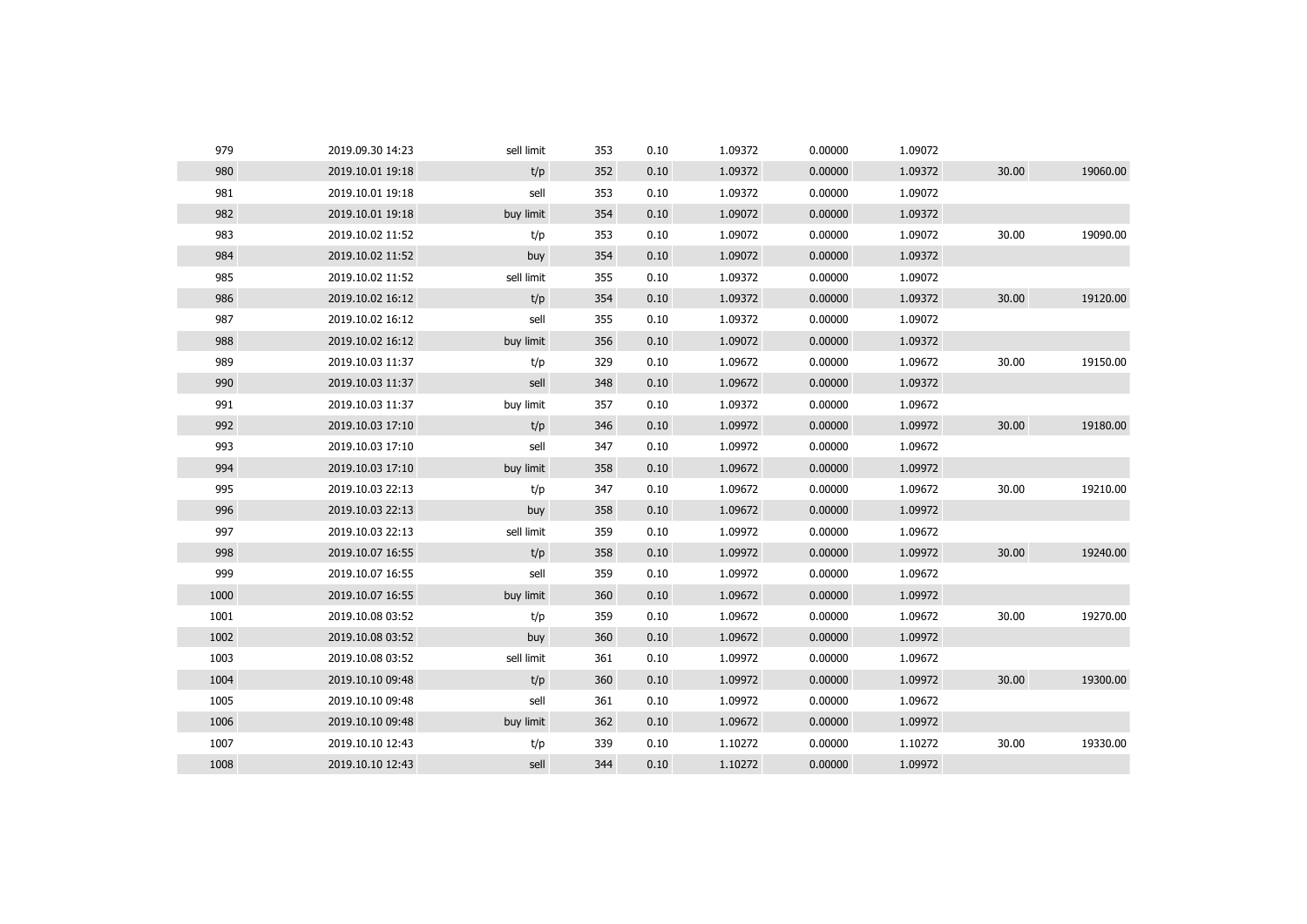| | | | | | | | | | |
|---|---|---|---|---|---|---|---|---|---|
| 979 | 2019.09.30 14:23 | sell limit | 353 | 0.10 | 1.09372 | 0.00000 | 1.09072 | | |
| 980 | 2019.10.01 19:18 | t/p | 352 | 0.10 | 1.09372 | 0.00000 | 1.09372 | 30.00 | 19060.00 |
| 981 | 2019.10.01 19:18 | sell | 353 | 0.10 | 1.09372 | 0.00000 | 1.09072 | | |
| 982 | 2019.10.01 19:18 | buy limit | 354 | 0.10 | 1.09072 | 0.00000 | 1.09372 | | |
| 983 | 2019.10.02 11:52 | t/p | 353 | 0.10 | 1.09072 | 0.00000 | 1.09072 | 30.00 | 19090.00 |
| 984 | 2019.10.02 11:52 | buy | 354 | 0.10 | 1.09072 | 0.00000 | 1.09372 | | |
| 985 | 2019.10.02 11:52 | sell limit | 355 | 0.10 | 1.09372 | 0.00000 | 1.09072 | | |
| 986 | 2019.10.02 16:12 | t/p | 354 | 0.10 | 1.09372 | 0.00000 | 1.09372 | 30.00 | 19120.00 |
| 987 | 2019.10.02 16:12 | sell | 355 | 0.10 | 1.09372 | 0.00000 | 1.09072 | | |
| 988 | 2019.10.02 16:12 | buy limit | 356 | 0.10 | 1.09072 | 0.00000 | 1.09372 | | |
| 989 | 2019.10.03 11:37 | t/p | 329 | 0.10 | 1.09672 | 0.00000 | 1.09672 | 30.00 | 19150.00 |
| 990 | 2019.10.03 11:37 | sell | 348 | 0.10 | 1.09672 | 0.00000 | 1.09372 | | |
| 991 | 2019.10.03 11:37 | buy limit | 357 | 0.10 | 1.09372 | 0.00000 | 1.09672 | | |
| 992 | 2019.10.03 17:10 | t/p | 346 | 0.10 | 1.09972 | 0.00000 | 1.09972 | 30.00 | 19180.00 |
| 993 | 2019.10.03 17:10 | sell | 347 | 0.10 | 1.09972 | 0.00000 | 1.09672 | | |
| 994 | 2019.10.03 17:10 | buy limit | 358 | 0.10 | 1.09672 | 0.00000 | 1.09972 | | |
| 995 | 2019.10.03 22:13 | t/p | 347 | 0.10 | 1.09672 | 0.00000 | 1.09672 | 30.00 | 19210.00 |
| 996 | 2019.10.03 22:13 | buy | 358 | 0.10 | 1.09672 | 0.00000 | 1.09972 | | |
| 997 | 2019.10.03 22:13 | sell limit | 359 | 0.10 | 1.09972 | 0.00000 | 1.09672 | | |
| 998 | 2019.10.07 16:55 | t/p | 358 | 0.10 | 1.09972 | 0.00000 | 1.09972 | 30.00 | 19240.00 |
| 999 | 2019.10.07 16:55 | sell | 359 | 0.10 | 1.09972 | 0.00000 | 1.09672 | | |
| 1000 | 2019.10.07 16:55 | buy limit | 360 | 0.10 | 1.09672 | 0.00000 | 1.09972 | | |
| 1001 | 2019.10.08 03:52 | t/p | 359 | 0.10 | 1.09672 | 0.00000 | 1.09672 | 30.00 | 19270.00 |
| 1002 | 2019.10.08 03:52 | buy | 360 | 0.10 | 1.09672 | 0.00000 | 1.09972 | | |
| 1003 | 2019.10.08 03:52 | sell limit | 361 | 0.10 | 1.09972 | 0.00000 | 1.09672 | | |
| 1004 | 2019.10.10 09:48 | t/p | 360 | 0.10 | 1.09972 | 0.00000 | 1.09972 | 30.00 | 19300.00 |
| 1005 | 2019.10.10 09:48 | sell | 361 | 0.10 | 1.09972 | 0.00000 | 1.09672 | | |
| 1006 | 2019.10.10 09:48 | buy limit | 362 | 0.10 | 1.09672 | 0.00000 | 1.09972 | | |
| 1007 | 2019.10.10 12:43 | t/p | 339 | 0.10 | 1.10272 | 0.00000 | 1.10272 | 30.00 | 19330.00 |
| 1008 | 2019.10.10 12:43 | sell | 344 | 0.10 | 1.10272 | 0.00000 | 1.09972 | | |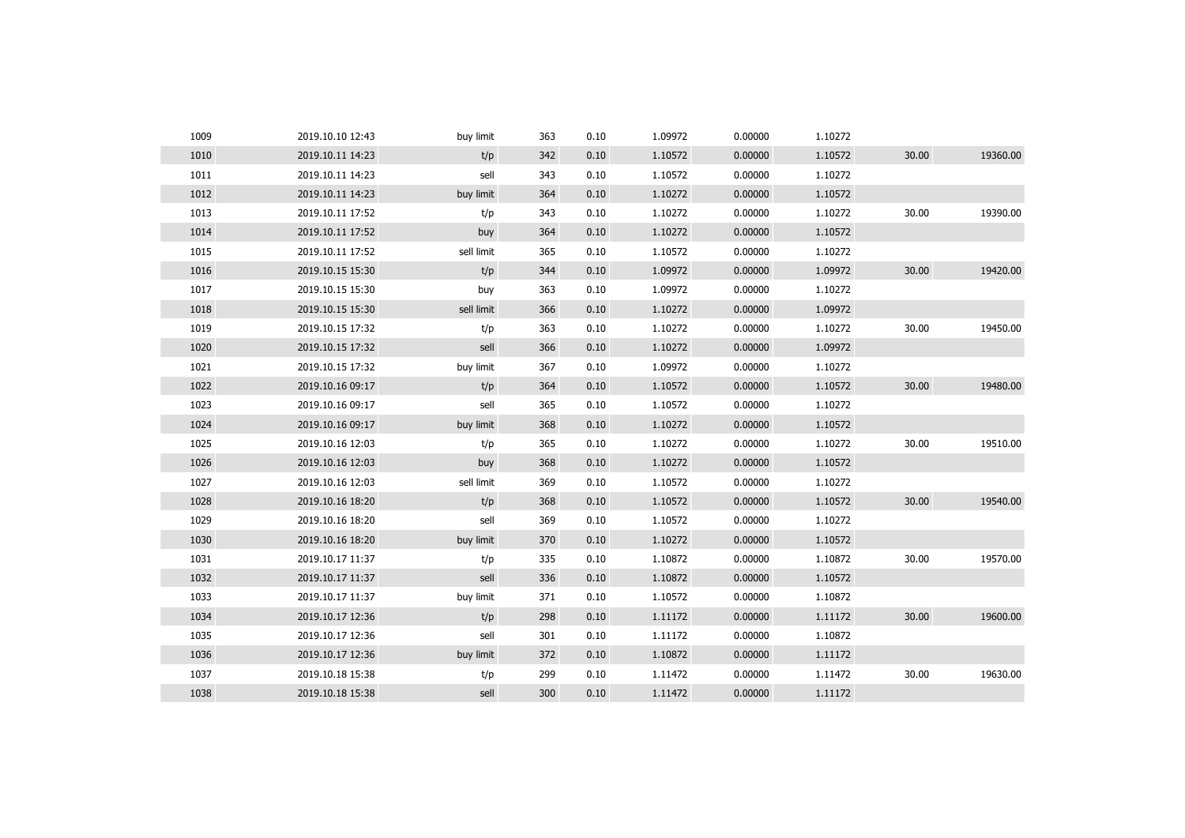| | | | | | | | | | |
|---|---|---|---|---|---|---|---|---|---|
| 1009 | 2019.10.10 12:43 | buy limit | 363 | 0.10 | 1.09972 | 0.00000 | 1.10272 | | |
| 1010 | 2019.10.11 14:23 | t/p | 342 | 0.10 | 1.10572 | 0.00000 | 1.10572 | 30.00 | 19360.00 |
| 1011 | 2019.10.11 14:23 | sell | 343 | 0.10 | 1.10572 | 0.00000 | 1.10272 | | |
| 1012 | 2019.10.11 14:23 | buy limit | 364 | 0.10 | 1.10272 | 0.00000 | 1.10572 | | |
| 1013 | 2019.10.11 17:52 | t/p | 343 | 0.10 | 1.10272 | 0.00000 | 1.10272 | 30.00 | 19390.00 |
| 1014 | 2019.10.11 17:52 | buy | 364 | 0.10 | 1.10272 | 0.00000 | 1.10572 | | |
| 1015 | 2019.10.11 17:52 | sell limit | 365 | 0.10 | 1.10572 | 0.00000 | 1.10272 | | |
| 1016 | 2019.10.15 15:30 | t/p | 344 | 0.10 | 1.09972 | 0.00000 | 1.09972 | 30.00 | 19420.00 |
| 1017 | 2019.10.15 15:30 | buy | 363 | 0.10 | 1.09972 | 0.00000 | 1.10272 | | |
| 1018 | 2019.10.15 15:30 | sell limit | 366 | 0.10 | 1.10272 | 0.00000 | 1.09972 | | |
| 1019 | 2019.10.15 17:32 | t/p | 363 | 0.10 | 1.10272 | 0.00000 | 1.10272 | 30.00 | 19450.00 |
| 1020 | 2019.10.15 17:32 | sell | 366 | 0.10 | 1.10272 | 0.00000 | 1.09972 | | |
| 1021 | 2019.10.15 17:32 | buy limit | 367 | 0.10 | 1.09972 | 0.00000 | 1.10272 | | |
| 1022 | 2019.10.16 09:17 | t/p | 364 | 0.10 | 1.10572 | 0.00000 | 1.10572 | 30.00 | 19480.00 |
| 1023 | 2019.10.16 09:17 | sell | 365 | 0.10 | 1.10572 | 0.00000 | 1.10272 | | |
| 1024 | 2019.10.16 09:17 | buy limit | 368 | 0.10 | 1.10272 | 0.00000 | 1.10572 | | |
| 1025 | 2019.10.16 12:03 | t/p | 365 | 0.10 | 1.10272 | 0.00000 | 1.10272 | 30.00 | 19510.00 |
| 1026 | 2019.10.16 12:03 | buy | 368 | 0.10 | 1.10272 | 0.00000 | 1.10572 | | |
| 1027 | 2019.10.16 12:03 | sell limit | 369 | 0.10 | 1.10572 | 0.00000 | 1.10272 | | |
| 1028 | 2019.10.16 18:20 | t/p | 368 | 0.10 | 1.10572 | 0.00000 | 1.10572 | 30.00 | 19540.00 |
| 1029 | 2019.10.16 18:20 | sell | 369 | 0.10 | 1.10572 | 0.00000 | 1.10272 | | |
| 1030 | 2019.10.16 18:20 | buy limit | 370 | 0.10 | 1.10272 | 0.00000 | 1.10572 | | |
| 1031 | 2019.10.17 11:37 | t/p | 335 | 0.10 | 1.10872 | 0.00000 | 1.10872 | 30.00 | 19570.00 |
| 1032 | 2019.10.17 11:37 | sell | 336 | 0.10 | 1.10872 | 0.00000 | 1.10572 | | |
| 1033 | 2019.10.17 11:37 | buy limit | 371 | 0.10 | 1.10572 | 0.00000 | 1.10872 | | |
| 1034 | 2019.10.17 12:36 | t/p | 298 | 0.10 | 1.11172 | 0.00000 | 1.11172 | 30.00 | 19600.00 |
| 1035 | 2019.10.17 12:36 | sell | 301 | 0.10 | 1.11172 | 0.00000 | 1.10872 | | |
| 1036 | 2019.10.17 12:36 | buy limit | 372 | 0.10 | 1.10872 | 0.00000 | 1.11172 | | |
| 1037 | 2019.10.18 15:38 | t/p | 299 | 0.10 | 1.11472 | 0.00000 | 1.11472 | 30.00 | 19630.00 |
| 1038 | 2019.10.18 15:38 | sell | 300 | 0.10 | 1.11472 | 0.00000 | 1.11172 | | |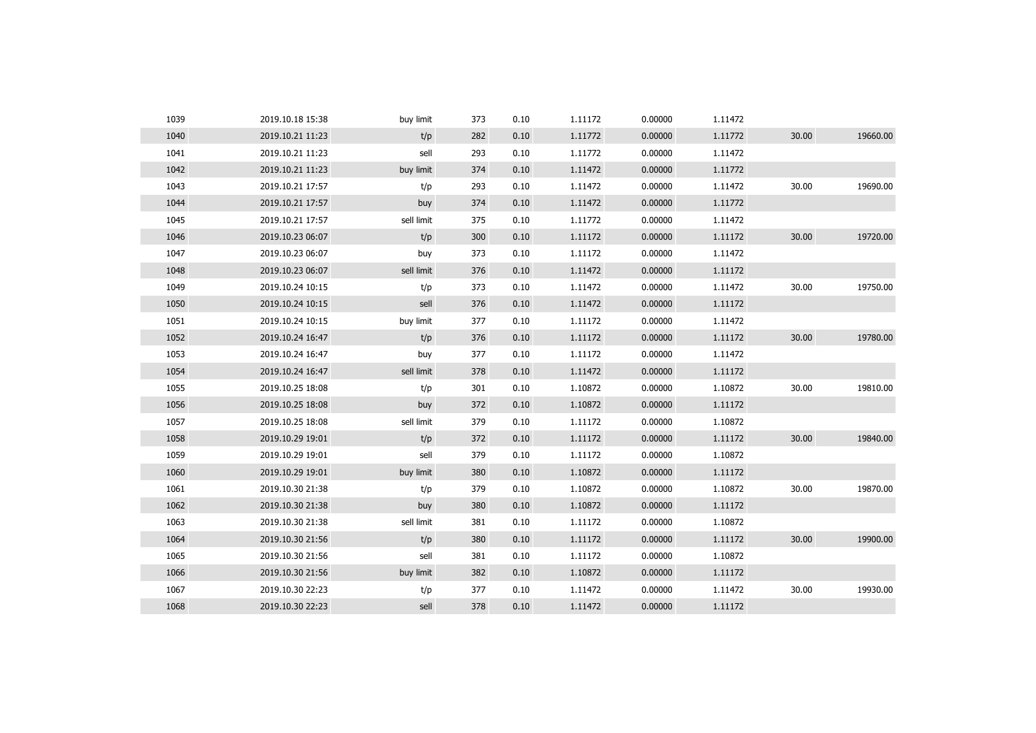| | | | | | | | | | |
|---|---|---|---|---|---|---|---|---|---|
| 1039 | 2019.10.18 15:38 | buy limit | 373 | 0.10 | 1.11172 | 0.00000 | 1.11472 | | |
| 1040 | 2019.10.21 11:23 | t/p | 282 | 0.10 | 1.11772 | 0.00000 | 1.11772 | 30.00 | 19660.00 |
| 1041 | 2019.10.21 11:23 | sell | 293 | 0.10 | 1.11772 | 0.00000 | 1.11472 | | |
| 1042 | 2019.10.21 11:23 | buy limit | 374 | 0.10 | 1.11472 | 0.00000 | 1.11772 | | |
| 1043 | 2019.10.21 17:57 | t/p | 293 | 0.10 | 1.11472 | 0.00000 | 1.11472 | 30.00 | 19690.00 |
| 1044 | 2019.10.21 17:57 | buy | 374 | 0.10 | 1.11472 | 0.00000 | 1.11772 | | |
| 1045 | 2019.10.21 17:57 | sell limit | 375 | 0.10 | 1.11772 | 0.00000 | 1.11472 | | |
| 1046 | 2019.10.23 06:07 | t/p | 300 | 0.10 | 1.11172 | 0.00000 | 1.11172 | 30.00 | 19720.00 |
| 1047 | 2019.10.23 06:07 | buy | 373 | 0.10 | 1.11172 | 0.00000 | 1.11472 | | |
| 1048 | 2019.10.23 06:07 | sell limit | 376 | 0.10 | 1.11472 | 0.00000 | 1.11172 | | |
| 1049 | 2019.10.24 10:15 | t/p | 373 | 0.10 | 1.11472 | 0.00000 | 1.11472 | 30.00 | 19750.00 |
| 1050 | 2019.10.24 10:15 | sell | 376 | 0.10 | 1.11472 | 0.00000 | 1.11172 | | |
| 1051 | 2019.10.24 10:15 | buy limit | 377 | 0.10 | 1.11172 | 0.00000 | 1.11472 | | |
| 1052 | 2019.10.24 16:47 | t/p | 376 | 0.10 | 1.11172 | 0.00000 | 1.11172 | 30.00 | 19780.00 |
| 1053 | 2019.10.24 16:47 | buy | 377 | 0.10 | 1.11172 | 0.00000 | 1.11472 | | |
| 1054 | 2019.10.24 16:47 | sell limit | 378 | 0.10 | 1.11472 | 0.00000 | 1.11172 | | |
| 1055 | 2019.10.25 18:08 | t/p | 301 | 0.10 | 1.10872 | 0.00000 | 1.10872 | 30.00 | 19810.00 |
| 1056 | 2019.10.25 18:08 | buy | 372 | 0.10 | 1.10872 | 0.00000 | 1.11172 | | |
| 1057 | 2019.10.25 18:08 | sell limit | 379 | 0.10 | 1.11172 | 0.00000 | 1.10872 | | |
| 1058 | 2019.10.29 19:01 | t/p | 372 | 0.10 | 1.11172 | 0.00000 | 1.11172 | 30.00 | 19840.00 |
| 1059 | 2019.10.29 19:01 | sell | 379 | 0.10 | 1.11172 | 0.00000 | 1.10872 | | |
| 1060 | 2019.10.29 19:01 | buy limit | 380 | 0.10 | 1.10872 | 0.00000 | 1.11172 | | |
| 1061 | 2019.10.30 21:38 | t/p | 379 | 0.10 | 1.10872 | 0.00000 | 1.10872 | 30.00 | 19870.00 |
| 1062 | 2019.10.30 21:38 | buy | 380 | 0.10 | 1.10872 | 0.00000 | 1.11172 | | |
| 1063 | 2019.10.30 21:38 | sell limit | 381 | 0.10 | 1.11172 | 0.00000 | 1.10872 | | |
| 1064 | 2019.10.30 21:56 | t/p | 380 | 0.10 | 1.11172 | 0.00000 | 1.11172 | 30.00 | 19900.00 |
| 1065 | 2019.10.30 21:56 | sell | 381 | 0.10 | 1.11172 | 0.00000 | 1.10872 | | |
| 1066 | 2019.10.30 21:56 | buy limit | 382 | 0.10 | 1.10872 | 0.00000 | 1.11172 | | |
| 1067 | 2019.10.30 22:23 | t/p | 377 | 0.10 | 1.11472 | 0.00000 | 1.11472 | 30.00 | 19930.00 |
| 1068 | 2019.10.30 22:23 | sell | 378 | 0.10 | 1.11472 | 0.00000 | 1.11172 | | |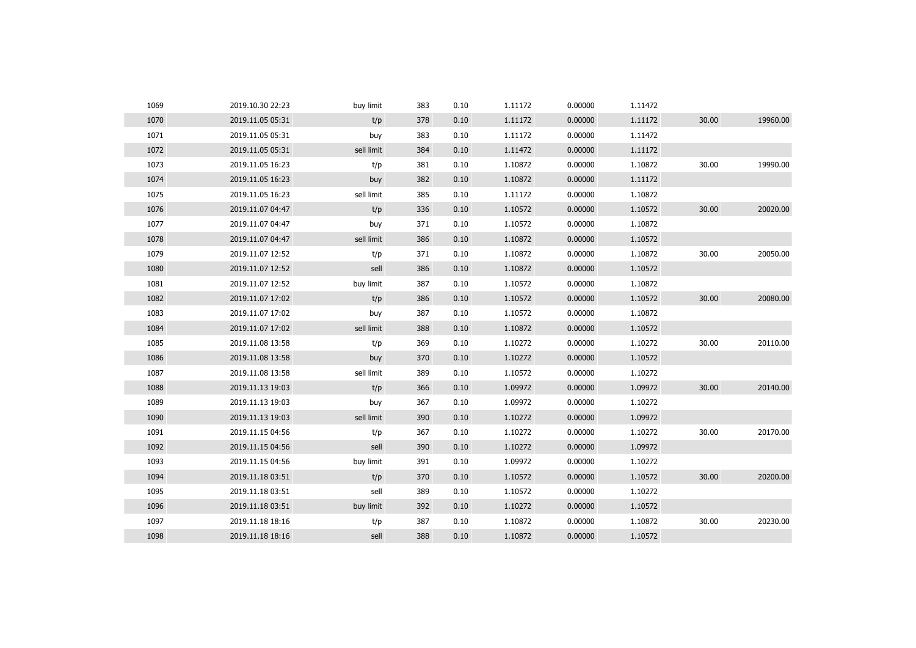| | | | | | | | | | |
|---|---|---|---|---|---|---|---|---|---|
| 1069 | 2019.10.30 22:23 | buy limit | 383 | 0.10 | 1.11172 | 0.00000 | 1.11472 | | |
| 1070 | 2019.11.05 05:31 | t/p | 378 | 0.10 | 1.11172 | 0.00000 | 1.11172 | 30.00 | 19960.00 |
| 1071 | 2019.11.05 05:31 | buy | 383 | 0.10 | 1.11172 | 0.00000 | 1.11472 | | |
| 1072 | 2019.11.05 05:31 | sell limit | 384 | 0.10 | 1.11472 | 0.00000 | 1.11172 | | |
| 1073 | 2019.11.05 16:23 | t/p | 381 | 0.10 | 1.10872 | 0.00000 | 1.10872 | 30.00 | 19990.00 |
| 1074 | 2019.11.05 16:23 | buy | 382 | 0.10 | 1.10872 | 0.00000 | 1.11172 | | |
| 1075 | 2019.11.05 16:23 | sell limit | 385 | 0.10 | 1.11172 | 0.00000 | 1.10872 | | |
| 1076 | 2019.11.07 04:47 | t/p | 336 | 0.10 | 1.10572 | 0.00000 | 1.10572 | 30.00 | 20020.00 |
| 1077 | 2019.11.07 04:47 | buy | 371 | 0.10 | 1.10572 | 0.00000 | 1.10872 | | |
| 1078 | 2019.11.07 04:47 | sell limit | 386 | 0.10 | 1.10872 | 0.00000 | 1.10572 | | |
| 1079 | 2019.11.07 12:52 | t/p | 371 | 0.10 | 1.10872 | 0.00000 | 1.10872 | 30.00 | 20050.00 |
| 1080 | 2019.11.07 12:52 | sell | 386 | 0.10 | 1.10872 | 0.00000 | 1.10572 | | |
| 1081 | 2019.11.07 12:52 | buy limit | 387 | 0.10 | 1.10572 | 0.00000 | 1.10872 | | |
| 1082 | 2019.11.07 17:02 | t/p | 386 | 0.10 | 1.10572 | 0.00000 | 1.10572 | 30.00 | 20080.00 |
| 1083 | 2019.11.07 17:02 | buy | 387 | 0.10 | 1.10572 | 0.00000 | 1.10872 | | |
| 1084 | 2019.11.07 17:02 | sell limit | 388 | 0.10 | 1.10872 | 0.00000 | 1.10572 | | |
| 1085 | 2019.11.08 13:58 | t/p | 369 | 0.10 | 1.10272 | 0.00000 | 1.10272 | 30.00 | 20110.00 |
| 1086 | 2019.11.08 13:58 | buy | 370 | 0.10 | 1.10272 | 0.00000 | 1.10572 | | |
| 1087 | 2019.11.08 13:58 | sell limit | 389 | 0.10 | 1.10572 | 0.00000 | 1.10272 | | |
| 1088 | 2019.11.13 19:03 | t/p | 366 | 0.10 | 1.09972 | 0.00000 | 1.09972 | 30.00 | 20140.00 |
| 1089 | 2019.11.13 19:03 | buy | 367 | 0.10 | 1.09972 | 0.00000 | 1.10272 | | |
| 1090 | 2019.11.13 19:03 | sell limit | 390 | 0.10 | 1.10272 | 0.00000 | 1.09972 | | |
| 1091 | 2019.11.15 04:56 | t/p | 367 | 0.10 | 1.10272 | 0.00000 | 1.10272 | 30.00 | 20170.00 |
| 1092 | 2019.11.15 04:56 | sell | 390 | 0.10 | 1.10272 | 0.00000 | 1.09972 | | |
| 1093 | 2019.11.15 04:56 | buy limit | 391 | 0.10 | 1.09972 | 0.00000 | 1.10272 | | |
| 1094 | 2019.11.18 03:51 | t/p | 370 | 0.10 | 1.10572 | 0.00000 | 1.10572 | 30.00 | 20200.00 |
| 1095 | 2019.11.18 03:51 | sell | 389 | 0.10 | 1.10572 | 0.00000 | 1.10272 | | |
| 1096 | 2019.11.18 03:51 | buy limit | 392 | 0.10 | 1.10272 | 0.00000 | 1.10572 | | |
| 1097 | 2019.11.18 18:16 | t/p | 387 | 0.10 | 1.10872 | 0.00000 | 1.10872 | 30.00 | 20230.00 |
| 1098 | 2019.11.18 18:16 | sell | 388 | 0.10 | 1.10872 | 0.00000 | 1.10572 | | |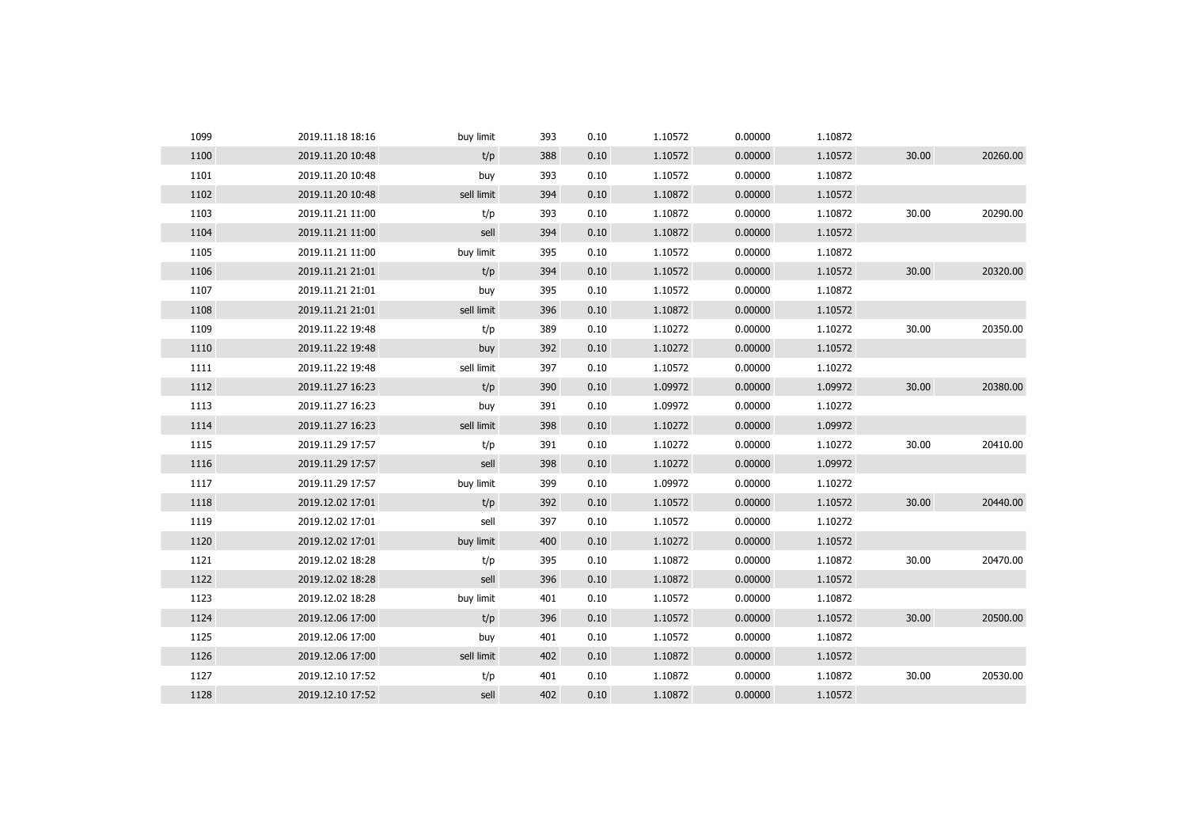| | | | | | | | | | |
|---|---|---|---|---|---|---|---|---|---|
| 1099 | 2019.11.18 18:16 | buy limit | 393 | 0.10 | 1.10572 | 0.00000 | 1.10872 | | |
| 1100 | 2019.11.20 10:48 | t/p | 388 | 0.10 | 1.10572 | 0.00000 | 1.10572 | 30.00 | 20260.00 |
| 1101 | 2019.11.20 10:48 | buy | 393 | 0.10 | 1.10572 | 0.00000 | 1.10872 | | |
| 1102 | 2019.11.20 10:48 | sell limit | 394 | 0.10 | 1.10872 | 0.00000 | 1.10572 | | |
| 1103 | 2019.11.21 11:00 | t/p | 393 | 0.10 | 1.10872 | 0.00000 | 1.10872 | 30.00 | 20290.00 |
| 1104 | 2019.11.21 11:00 | sell | 394 | 0.10 | 1.10872 | 0.00000 | 1.10572 | | |
| 1105 | 2019.11.21 11:00 | buy limit | 395 | 0.10 | 1.10572 | 0.00000 | 1.10872 | | |
| 1106 | 2019.11.21 21:01 | t/p | 394 | 0.10 | 1.10572 | 0.00000 | 1.10572 | 30.00 | 20320.00 |
| 1107 | 2019.11.21 21:01 | buy | 395 | 0.10 | 1.10572 | 0.00000 | 1.10872 | | |
| 1108 | 2019.11.21 21:01 | sell limit | 396 | 0.10 | 1.10872 | 0.00000 | 1.10572 | | |
| 1109 | 2019.11.22 19:48 | t/p | 389 | 0.10 | 1.10272 | 0.00000 | 1.10272 | 30.00 | 20350.00 |
| 1110 | 2019.11.22 19:48 | buy | 392 | 0.10 | 1.10272 | 0.00000 | 1.10572 | | |
| 1111 | 2019.11.22 19:48 | sell limit | 397 | 0.10 | 1.10572 | 0.00000 | 1.10272 | | |
| 1112 | 2019.11.27 16:23 | t/p | 390 | 0.10 | 1.09972 | 0.00000 | 1.09972 | 30.00 | 20380.00 |
| 1113 | 2019.11.27 16:23 | buy | 391 | 0.10 | 1.09972 | 0.00000 | 1.10272 | | |
| 1114 | 2019.11.27 16:23 | sell limit | 398 | 0.10 | 1.10272 | 0.00000 | 1.09972 | | |
| 1115 | 2019.11.29 17:57 | t/p | 391 | 0.10 | 1.10272 | 0.00000 | 1.10272 | 30.00 | 20410.00 |
| 1116 | 2019.11.29 17:57 | sell | 398 | 0.10 | 1.10272 | 0.00000 | 1.09972 | | |
| 1117 | 2019.11.29 17:57 | buy limit | 399 | 0.10 | 1.09972 | 0.00000 | 1.10272 | | |
| 1118 | 2019.12.02 17:01 | t/p | 392 | 0.10 | 1.10572 | 0.00000 | 1.10572 | 30.00 | 20440.00 |
| 1119 | 2019.12.02 17:01 | sell | 397 | 0.10 | 1.10572 | 0.00000 | 1.10272 | | |
| 1120 | 2019.12.02 17:01 | buy limit | 400 | 0.10 | 1.10272 | 0.00000 | 1.10572 | | |
| 1121 | 2019.12.02 18:28 | t/p | 395 | 0.10 | 1.10872 | 0.00000 | 1.10872 | 30.00 | 20470.00 |
| 1122 | 2019.12.02 18:28 | sell | 396 | 0.10 | 1.10872 | 0.00000 | 1.10572 | | |
| 1123 | 2019.12.02 18:28 | buy limit | 401 | 0.10 | 1.10572 | 0.00000 | 1.10872 | | |
| 1124 | 2019.12.06 17:00 | t/p | 396 | 0.10 | 1.10572 | 0.00000 | 1.10572 | 30.00 | 20500.00 |
| 1125 | 2019.12.06 17:00 | buy | 401 | 0.10 | 1.10572 | 0.00000 | 1.10872 | | |
| 1126 | 2019.12.06 17:00 | sell limit | 402 | 0.10 | 1.10872 | 0.00000 | 1.10572 | | |
| 1127 | 2019.12.10 17:52 | t/p | 401 | 0.10 | 1.10872 | 0.00000 | 1.10872 | 30.00 | 20530.00 |
| 1128 | 2019.12.10 17:52 | sell | 402 | 0.10 | 1.10872 | 0.00000 | 1.10572 | | |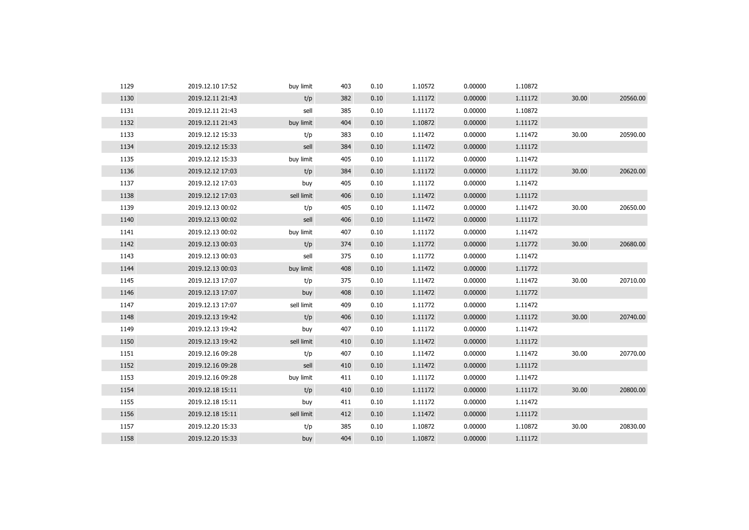| | | | | | | | | | |
|---|---|---|---|---|---|---|---|---|---|
| 1129 | 2019.12.10 17:52 | buy limit | 403 | 0.10 | 1.10572 | 0.00000 | 1.10872 | | |
| 1130 | 2019.12.11 21:43 | t/p | 382 | 0.10 | 1.11172 | 0.00000 | 1.11172 | 30.00 | 20560.00 |
| 1131 | 2019.12.11 21:43 | sell | 385 | 0.10 | 1.11172 | 0.00000 | 1.10872 | | |
| 1132 | 2019.12.11 21:43 | buy limit | 404 | 0.10 | 1.10872 | 0.00000 | 1.11172 | | |
| 1133 | 2019.12.12 15:33 | t/p | 383 | 0.10 | 1.11472 | 0.00000 | 1.11472 | 30.00 | 20590.00 |
| 1134 | 2019.12.12 15:33 | sell | 384 | 0.10 | 1.11472 | 0.00000 | 1.11172 | | |
| 1135 | 2019.12.12 15:33 | buy limit | 405 | 0.10 | 1.11172 | 0.00000 | 1.11472 | | |
| 1136 | 2019.12.12 17:03 | t/p | 384 | 0.10 | 1.11172 | 0.00000 | 1.11172 | 30.00 | 20620.00 |
| 1137 | 2019.12.12 17:03 | buy | 405 | 0.10 | 1.11172 | 0.00000 | 1.11472 | | |
| 1138 | 2019.12.12 17:03 | sell limit | 406 | 0.10 | 1.11472 | 0.00000 | 1.11172 | | |
| 1139 | 2019.12.13 00:02 | t/p | 405 | 0.10 | 1.11472 | 0.00000 | 1.11472 | 30.00 | 20650.00 |
| 1140 | 2019.12.13 00:02 | sell | 406 | 0.10 | 1.11472 | 0.00000 | 1.11172 | | |
| 1141 | 2019.12.13 00:02 | buy limit | 407 | 0.10 | 1.11172 | 0.00000 | 1.11472 | | |
| 1142 | 2019.12.13 00:03 | t/p | 374 | 0.10 | 1.11772 | 0.00000 | 1.11772 | 30.00 | 20680.00 |
| 1143 | 2019.12.13 00:03 | sell | 375 | 0.10 | 1.11772 | 0.00000 | 1.11472 | | |
| 1144 | 2019.12.13 00:03 | buy limit | 408 | 0.10 | 1.11472 | 0.00000 | 1.11772 | | |
| 1145 | 2019.12.13 17:07 | t/p | 375 | 0.10 | 1.11472 | 0.00000 | 1.11472 | 30.00 | 20710.00 |
| 1146 | 2019.12.13 17:07 | buy | 408 | 0.10 | 1.11472 | 0.00000 | 1.11772 | | |
| 1147 | 2019.12.13 17:07 | sell limit | 409 | 0.10 | 1.11772 | 0.00000 | 1.11472 | | |
| 1148 | 2019.12.13 19:42 | t/p | 406 | 0.10 | 1.11172 | 0.00000 | 1.11172 | 30.00 | 20740.00 |
| 1149 | 2019.12.13 19:42 | buy | 407 | 0.10 | 1.11172 | 0.00000 | 1.11472 | | |
| 1150 | 2019.12.13 19:42 | sell limit | 410 | 0.10 | 1.11472 | 0.00000 | 1.11172 | | |
| 1151 | 2019.12.16 09:28 | t/p | 407 | 0.10 | 1.11472 | 0.00000 | 1.11472 | 30.00 | 20770.00 |
| 1152 | 2019.12.16 09:28 | sell | 410 | 0.10 | 1.11472 | 0.00000 | 1.11172 | | |
| 1153 | 2019.12.16 09:28 | buy limit | 411 | 0.10 | 1.11172 | 0.00000 | 1.11472 | | |
| 1154 | 2019.12.18 15:11 | t/p | 410 | 0.10 | 1.11172 | 0.00000 | 1.11172 | 30.00 | 20800.00 |
| 1155 | 2019.12.18 15:11 | buy | 411 | 0.10 | 1.11172 | 0.00000 | 1.11472 | | |
| 1156 | 2019.12.18 15:11 | sell limit | 412 | 0.10 | 1.11472 | 0.00000 | 1.11172 | | |
| 1157 | 2019.12.20 15:33 | t/p | 385 | 0.10 | 1.10872 | 0.00000 | 1.10872 | 30.00 | 20830.00 |
| 1158 | 2019.12.20 15:33 | buy | 404 | 0.10 | 1.10872 | 0.00000 | 1.11172 | | |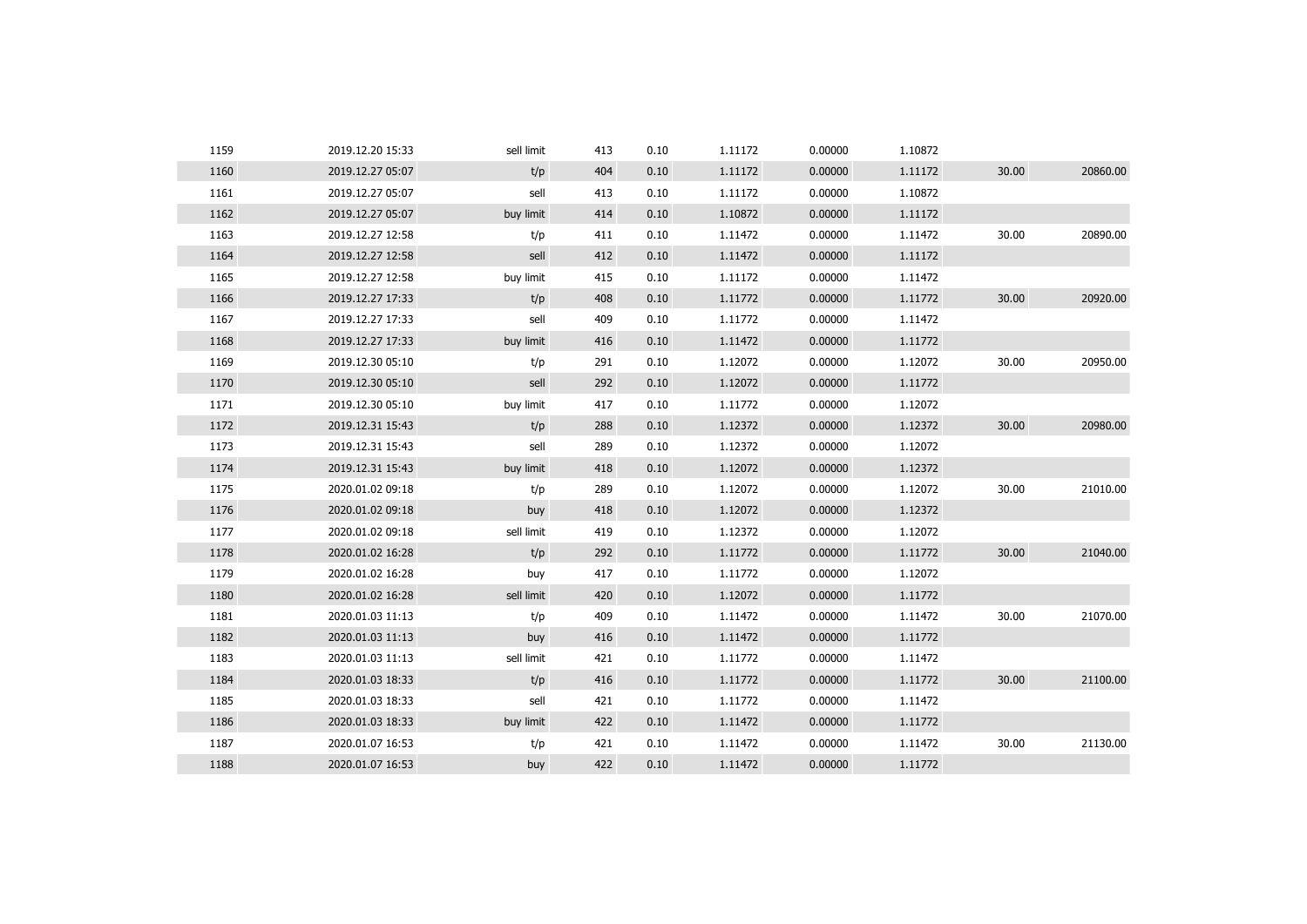| | | | | | | | | | |
|---|---|---|---|---|---|---|---|---|---|
| 1159 | 2019.12.20 15:33 | sell limit | 413 | 0.10 | 1.11172 | 0.00000 | 1.10872 | | |
| 1160 | 2019.12.27 05:07 | t/p | 404 | 0.10 | 1.11172 | 0.00000 | 1.11172 | 30.00 | 20860.00 |
| 1161 | 2019.12.27 05:07 | sell | 413 | 0.10 | 1.11172 | 0.00000 | 1.10872 | | |
| 1162 | 2019.12.27 05:07 | buy limit | 414 | 0.10 | 1.10872 | 0.00000 | 1.11172 | | |
| 1163 | 2019.12.27 12:58 | t/p | 411 | 0.10 | 1.11472 | 0.00000 | 1.11472 | 30.00 | 20890.00 |
| 1164 | 2019.12.27 12:58 | sell | 412 | 0.10 | 1.11472 | 0.00000 | 1.11172 | | |
| 1165 | 2019.12.27 12:58 | buy limit | 415 | 0.10 | 1.11172 | 0.00000 | 1.11472 | | |
| 1166 | 2019.12.27 17:33 | t/p | 408 | 0.10 | 1.11772 | 0.00000 | 1.11772 | 30.00 | 20920.00 |
| 1167 | 2019.12.27 17:33 | sell | 409 | 0.10 | 1.11772 | 0.00000 | 1.11472 | | |
| 1168 | 2019.12.27 17:33 | buy limit | 416 | 0.10 | 1.11472 | 0.00000 | 1.11772 | | |
| 1169 | 2019.12.30 05:10 | t/p | 291 | 0.10 | 1.12072 | 0.00000 | 1.12072 | 30.00 | 20950.00 |
| 1170 | 2019.12.30 05:10 | sell | 292 | 0.10 | 1.12072 | 0.00000 | 1.11772 | | |
| 1171 | 2019.12.30 05:10 | buy limit | 417 | 0.10 | 1.11772 | 0.00000 | 1.12072 | | |
| 1172 | 2019.12.31 15:43 | t/p | 288 | 0.10 | 1.12372 | 0.00000 | 1.12372 | 30.00 | 20980.00 |
| 1173 | 2019.12.31 15:43 | sell | 289 | 0.10 | 1.12372 | 0.00000 | 1.12072 | | |
| 1174 | 2019.12.31 15:43 | buy limit | 418 | 0.10 | 1.12072 | 0.00000 | 1.12372 | | |
| 1175 | 2020.01.02 09:18 | t/p | 289 | 0.10 | 1.12072 | 0.00000 | 1.12072 | 30.00 | 21010.00 |
| 1176 | 2020.01.02 09:18 | buy | 418 | 0.10 | 1.12072 | 0.00000 | 1.12372 | | |
| 1177 | 2020.01.02 09:18 | sell limit | 419 | 0.10 | 1.12372 | 0.00000 | 1.12072 | | |
| 1178 | 2020.01.02 16:28 | t/p | 292 | 0.10 | 1.11772 | 0.00000 | 1.11772 | 30.00 | 21040.00 |
| 1179 | 2020.01.02 16:28 | buy | 417 | 0.10 | 1.11772 | 0.00000 | 1.12072 | | |
| 1180 | 2020.01.02 16:28 | sell limit | 420 | 0.10 | 1.12072 | 0.00000 | 1.11772 | | |
| 1181 | 2020.01.03 11:13 | t/p | 409 | 0.10 | 1.11472 | 0.00000 | 1.11472 | 30.00 | 21070.00 |
| 1182 | 2020.01.03 11:13 | buy | 416 | 0.10 | 1.11472 | 0.00000 | 1.11772 | | |
| 1183 | 2020.01.03 11:13 | sell limit | 421 | 0.10 | 1.11772 | 0.00000 | 1.11472 | | |
| 1184 | 2020.01.03 18:33 | t/p | 416 | 0.10 | 1.11772 | 0.00000 | 1.11772 | 30.00 | 21100.00 |
| 1185 | 2020.01.03 18:33 | sell | 421 | 0.10 | 1.11772 | 0.00000 | 1.11472 | | |
| 1186 | 2020.01.03 18:33 | buy limit | 422 | 0.10 | 1.11472 | 0.00000 | 1.11772 | | |
| 1187 | 2020.01.07 16:53 | t/p | 421 | 0.10 | 1.11472 | 0.00000 | 1.11472 | 30.00 | 21130.00 |
| 1188 | 2020.01.07 16:53 | buy | 422 | 0.10 | 1.11472 | 0.00000 | 1.11772 | | |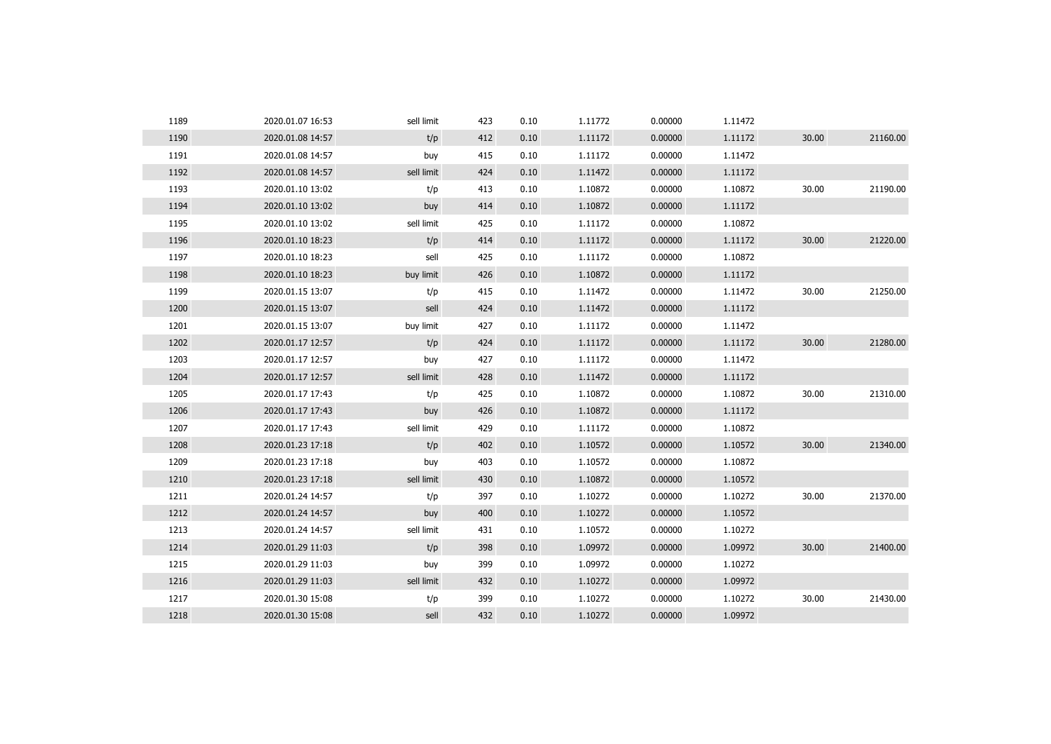| | | | | | | | | | |
|---|---|---|---|---|---|---|---|---|---|
| 1189 | 2020.01.07 16:53 | sell limit | 423 | 0.10 | 1.11772 | 0.00000 | 1.11472 | | |
| 1190 | 2020.01.08 14:57 | t/p | 412 | 0.10 | 1.11172 | 0.00000 | 1.11172 | 30.00 | 21160.00 |
| 1191 | 2020.01.08 14:57 | buy | 415 | 0.10 | 1.11172 | 0.00000 | 1.11472 | | |
| 1192 | 2020.01.08 14:57 | sell limit | 424 | 0.10 | 1.11472 | 0.00000 | 1.11172 | | |
| 1193 | 2020.01.10 13:02 | t/p | 413 | 0.10 | 1.10872 | 0.00000 | 1.10872 | 30.00 | 21190.00 |
| 1194 | 2020.01.10 13:02 | buy | 414 | 0.10 | 1.10872 | 0.00000 | 1.11172 | | |
| 1195 | 2020.01.10 13:02 | sell limit | 425 | 0.10 | 1.11172 | 0.00000 | 1.10872 | | |
| 1196 | 2020.01.10 18:23 | t/p | 414 | 0.10 | 1.11172 | 0.00000 | 1.11172 | 30.00 | 21220.00 |
| 1197 | 2020.01.10 18:23 | sell | 425 | 0.10 | 1.11172 | 0.00000 | 1.10872 | | |
| 1198 | 2020.01.10 18:23 | buy limit | 426 | 0.10 | 1.10872 | 0.00000 | 1.11172 | | |
| 1199 | 2020.01.15 13:07 | t/p | 415 | 0.10 | 1.11472 | 0.00000 | 1.11472 | 30.00 | 21250.00 |
| 1200 | 2020.01.15 13:07 | sell | 424 | 0.10 | 1.11472 | 0.00000 | 1.11172 | | |
| 1201 | 2020.01.15 13:07 | buy limit | 427 | 0.10 | 1.11172 | 0.00000 | 1.11472 | | |
| 1202 | 2020.01.17 12:57 | t/p | 424 | 0.10 | 1.11172 | 0.00000 | 1.11172 | 30.00 | 21280.00 |
| 1203 | 2020.01.17 12:57 | buy | 427 | 0.10 | 1.11172 | 0.00000 | 1.11472 | | |
| 1204 | 2020.01.17 12:57 | sell limit | 428 | 0.10 | 1.11472 | 0.00000 | 1.11172 | | |
| 1205 | 2020.01.17 17:43 | t/p | 425 | 0.10 | 1.10872 | 0.00000 | 1.10872 | 30.00 | 21310.00 |
| 1206 | 2020.01.17 17:43 | buy | 426 | 0.10 | 1.10872 | 0.00000 | 1.11172 | | |
| 1207 | 2020.01.17 17:43 | sell limit | 429 | 0.10 | 1.11172 | 0.00000 | 1.10872 | | |
| 1208 | 2020.01.23 17:18 | t/p | 402 | 0.10 | 1.10572 | 0.00000 | 1.10572 | 30.00 | 21340.00 |
| 1209 | 2020.01.23 17:18 | buy | 403 | 0.10 | 1.10572 | 0.00000 | 1.10872 | | |
| 1210 | 2020.01.23 17:18 | sell limit | 430 | 0.10 | 1.10872 | 0.00000 | 1.10572 | | |
| 1211 | 2020.01.24 14:57 | t/p | 397 | 0.10 | 1.10272 | 0.00000 | 1.10272 | 30.00 | 21370.00 |
| 1212 | 2020.01.24 14:57 | buy | 400 | 0.10 | 1.10272 | 0.00000 | 1.10572 | | |
| 1213 | 2020.01.24 14:57 | sell limit | 431 | 0.10 | 1.10572 | 0.00000 | 1.10272 | | |
| 1214 | 2020.01.29 11:03 | t/p | 398 | 0.10 | 1.09972 | 0.00000 | 1.09972 | 30.00 | 21400.00 |
| 1215 | 2020.01.29 11:03 | buy | 399 | 0.10 | 1.09972 | 0.00000 | 1.10272 | | |
| 1216 | 2020.01.29 11:03 | sell limit | 432 | 0.10 | 1.10272 | 0.00000 | 1.09972 | | |
| 1217 | 2020.01.30 15:08 | t/p | 399 | 0.10 | 1.10272 | 0.00000 | 1.10272 | 30.00 | 21430.00 |
| 1218 | 2020.01.30 15:08 | sell | 432 | 0.10 | 1.10272 | 0.00000 | 1.09972 | | |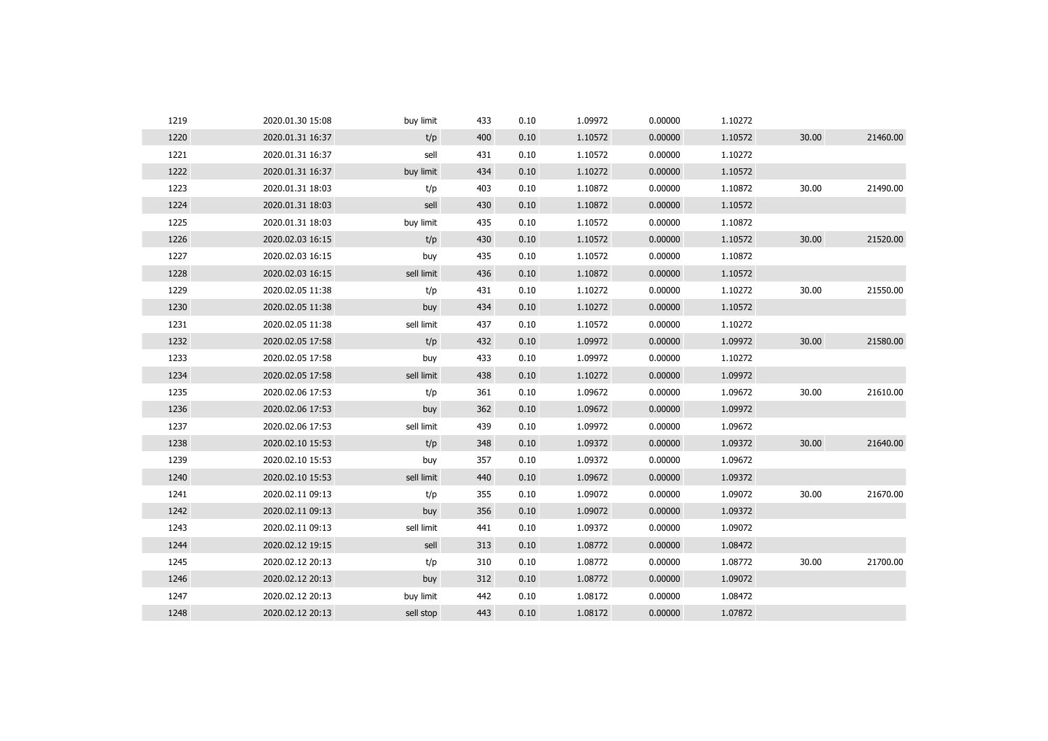| | | | | | | | | | |
|---|---|---|---|---|---|---|---|---|---|
| 1219 | 2020.01.30 15:08 | buy limit | 433 | 0.10 | 1.09972 | 0.00000 | 1.10272 | | |
| 1220 | 2020.01.31 16:37 | t/p | 400 | 0.10 | 1.10572 | 0.00000 | 1.10572 | 30.00 | 21460.00 |
| 1221 | 2020.01.31 16:37 | sell | 431 | 0.10 | 1.10572 | 0.00000 | 1.10272 | | |
| 1222 | 2020.01.31 16:37 | buy limit | 434 | 0.10 | 1.10272 | 0.00000 | 1.10572 | | |
| 1223 | 2020.01.31 18:03 | t/p | 403 | 0.10 | 1.10872 | 0.00000 | 1.10872 | 30.00 | 21490.00 |
| 1224 | 2020.01.31 18:03 | sell | 430 | 0.10 | 1.10872 | 0.00000 | 1.10572 | | |
| 1225 | 2020.01.31 18:03 | buy limit | 435 | 0.10 | 1.10572 | 0.00000 | 1.10872 | | |
| 1226 | 2020.02.03 16:15 | t/p | 430 | 0.10 | 1.10572 | 0.00000 | 1.10572 | 30.00 | 21520.00 |
| 1227 | 2020.02.03 16:15 | buy | 435 | 0.10 | 1.10572 | 0.00000 | 1.10872 | | |
| 1228 | 2020.02.03 16:15 | sell limit | 436 | 0.10 | 1.10872 | 0.00000 | 1.10572 | | |
| 1229 | 2020.02.05 11:38 | t/p | 431 | 0.10 | 1.10272 | 0.00000 | 1.10272 | 30.00 | 21550.00 |
| 1230 | 2020.02.05 11:38 | buy | 434 | 0.10 | 1.10272 | 0.00000 | 1.10572 | | |
| 1231 | 2020.02.05 11:38 | sell limit | 437 | 0.10 | 1.10572 | 0.00000 | 1.10272 | | |
| 1232 | 2020.02.05 17:58 | t/p | 432 | 0.10 | 1.09972 | 0.00000 | 1.09972 | 30.00 | 21580.00 |
| 1233 | 2020.02.05 17:58 | buy | 433 | 0.10 | 1.09972 | 0.00000 | 1.10272 | | |
| 1234 | 2020.02.05 17:58 | sell limit | 438 | 0.10 | 1.10272 | 0.00000 | 1.09972 | | |
| 1235 | 2020.02.06 17:53 | t/p | 361 | 0.10 | 1.09672 | 0.00000 | 1.09672 | 30.00 | 21610.00 |
| 1236 | 2020.02.06 17:53 | buy | 362 | 0.10 | 1.09672 | 0.00000 | 1.09972 | | |
| 1237 | 2020.02.06 17:53 | sell limit | 439 | 0.10 | 1.09972 | 0.00000 | 1.09672 | | |
| 1238 | 2020.02.10 15:53 | t/p | 348 | 0.10 | 1.09372 | 0.00000 | 1.09372 | 30.00 | 21640.00 |
| 1239 | 2020.02.10 15:53 | buy | 357 | 0.10 | 1.09372 | 0.00000 | 1.09672 | | |
| 1240 | 2020.02.10 15:53 | sell limit | 440 | 0.10 | 1.09672 | 0.00000 | 1.09372 | | |
| 1241 | 2020.02.11 09:13 | t/p | 355 | 0.10 | 1.09072 | 0.00000 | 1.09072 | 30.00 | 21670.00 |
| 1242 | 2020.02.11 09:13 | buy | 356 | 0.10 | 1.09072 | 0.00000 | 1.09372 | | |
| 1243 | 2020.02.11 09:13 | sell limit | 441 | 0.10 | 1.09372 | 0.00000 | 1.09072 | | |
| 1244 | 2020.02.12 19:15 | sell | 313 | 0.10 | 1.08772 | 0.00000 | 1.08472 | | |
| 1245 | 2020.02.12 20:13 | t/p | 310 | 0.10 | 1.08772 | 0.00000 | 1.08772 | 30.00 | 21700.00 |
| 1246 | 2020.02.12 20:13 | buy | 312 | 0.10 | 1.08772 | 0.00000 | 1.09072 | | |
| 1247 | 2020.02.12 20:13 | buy limit | 442 | 0.10 | 1.08172 | 0.00000 | 1.08472 | | |
| 1248 | 2020.02.12 20:13 | sell stop | 443 | 0.10 | 1.08172 | 0.00000 | 1.07872 | | |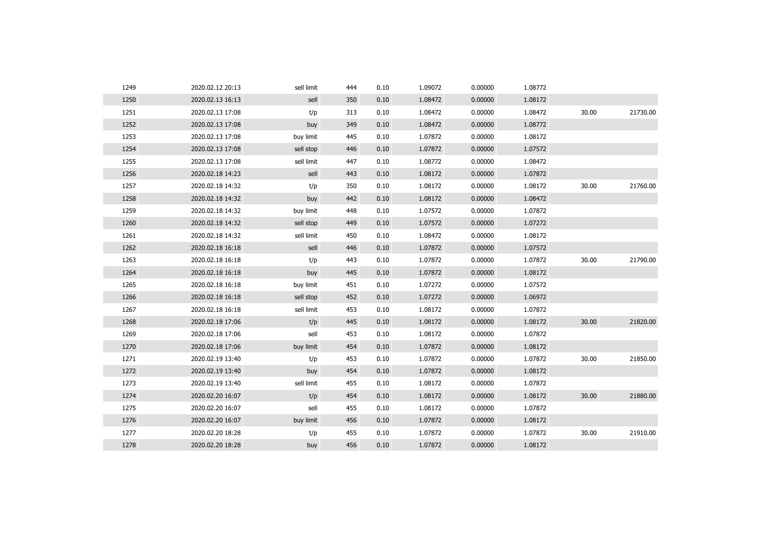| | | | | | | | | | |
|---|---|---|---|---|---|---|---|---|---|
| 1249 | 2020.02.12 20:13 | sell limit | 444 | 0.10 | 1.09072 | 0.00000 | 1.08772 | | |
| 1250 | 2020.02.13 16:13 | sell | 350 | 0.10 | 1.08472 | 0.00000 | 1.08172 | | |
| 1251 | 2020.02.13 17:08 | t/p | 313 | 0.10 | 1.08472 | 0.00000 | 1.08472 | 30.00 | 21730.00 |
| 1252 | 2020.02.13 17:08 | buy | 349 | 0.10 | 1.08472 | 0.00000 | 1.08772 | | |
| 1253 | 2020.02.13 17:08 | buy limit | 445 | 0.10 | 1.07872 | 0.00000 | 1.08172 | | |
| 1254 | 2020.02.13 17:08 | sell stop | 446 | 0.10 | 1.07872 | 0.00000 | 1.07572 | | |
| 1255 | 2020.02.13 17:08 | sell limit | 447 | 0.10 | 1.08772 | 0.00000 | 1.08472 | | |
| 1256 | 2020.02.18 14:23 | sell | 443 | 0.10 | 1.08172 | 0.00000 | 1.07872 | | |
| 1257 | 2020.02.18 14:32 | t/p | 350 | 0.10 | 1.08172 | 0.00000 | 1.08172 | 30.00 | 21760.00 |
| 1258 | 2020.02.18 14:32 | buy | 442 | 0.10 | 1.08172 | 0.00000 | 1.08472 | | |
| 1259 | 2020.02.18 14:32 | buy limit | 448 | 0.10 | 1.07572 | 0.00000 | 1.07872 | | |
| 1260 | 2020.02.18 14:32 | sell stop | 449 | 0.10 | 1.07572 | 0.00000 | 1.07272 | | |
| 1261 | 2020.02.18 14:32 | sell limit | 450 | 0.10 | 1.08472 | 0.00000 | 1.08172 | | |
| 1262 | 2020.02.18 16:18 | sell | 446 | 0.10 | 1.07872 | 0.00000 | 1.07572 | | |
| 1263 | 2020.02.18 16:18 | t/p | 443 | 0.10 | 1.07872 | 0.00000 | 1.07872 | 30.00 | 21790.00 |
| 1264 | 2020.02.18 16:18 | buy | 445 | 0.10 | 1.07872 | 0.00000 | 1.08172 | | |
| 1265 | 2020.02.18 16:18 | buy limit | 451 | 0.10 | 1.07272 | 0.00000 | 1.07572 | | |
| 1266 | 2020.02.18 16:18 | sell stop | 452 | 0.10 | 1.07272 | 0.00000 | 1.06972 | | |
| 1267 | 2020.02.18 16:18 | sell limit | 453 | 0.10 | 1.08172 | 0.00000 | 1.07872 | | |
| 1268 | 2020.02.18 17:06 | t/p | 445 | 0.10 | 1.08172 | 0.00000 | 1.08172 | 30.00 | 21820.00 |
| 1269 | 2020.02.18 17:06 | sell | 453 | 0.10 | 1.08172 | 0.00000 | 1.07872 | | |
| 1270 | 2020.02.18 17:06 | buy limit | 454 | 0.10 | 1.07872 | 0.00000 | 1.08172 | | |
| 1271 | 2020.02.19 13:40 | t/p | 453 | 0.10 | 1.07872 | 0.00000 | 1.07872 | 30.00 | 21850.00 |
| 1272 | 2020.02.19 13:40 | buy | 454 | 0.10 | 1.07872 | 0.00000 | 1.08172 | | |
| 1273 | 2020.02.19 13:40 | sell limit | 455 | 0.10 | 1.08172 | 0.00000 | 1.07872 | | |
| 1274 | 2020.02.20 16:07 | t/p | 454 | 0.10 | 1.08172 | 0.00000 | 1.08172 | 30.00 | 21880.00 |
| 1275 | 2020.02.20 16:07 | sell | 455 | 0.10 | 1.08172 | 0.00000 | 1.07872 | | |
| 1276 | 2020.02.20 16:07 | buy limit | 456 | 0.10 | 1.07872 | 0.00000 | 1.08172 | | |
| 1277 | 2020.02.20 18:28 | t/p | 455 | 0.10 | 1.07872 | 0.00000 | 1.07872 | 30.00 | 21910.00 |
| 1278 | 2020.02.20 18:28 | buy | 456 | 0.10 | 1.07872 | 0.00000 | 1.08172 | | |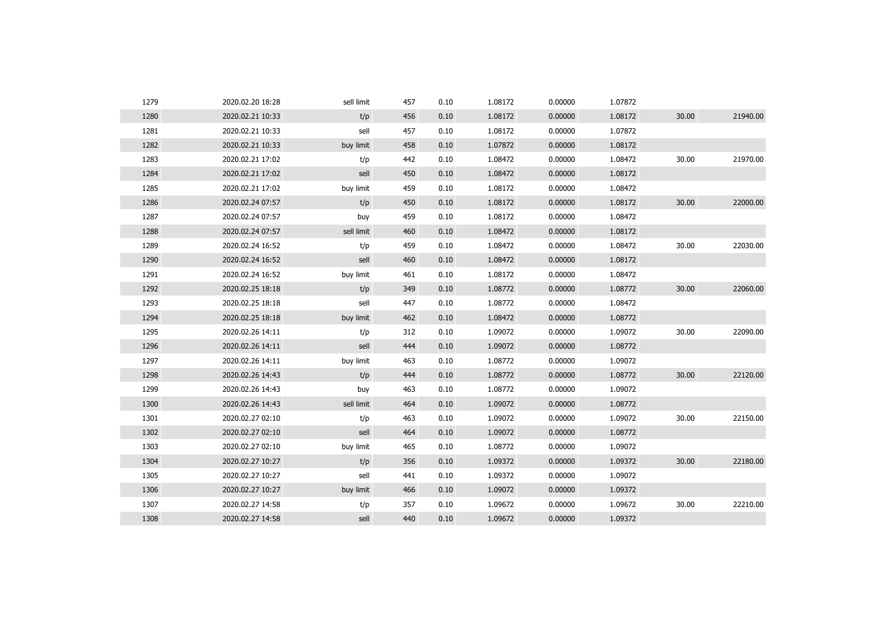| | | | | | | | | | |
|---|---|---|---|---|---|---|---|---|---|
| 1279 | 2020.02.20 18:28 | sell limit | 457 | 0.10 | 1.08172 | 0.00000 | 1.07872 | | |
| 1280 | 2020.02.21 10:33 | t/p | 456 | 0.10 | 1.08172 | 0.00000 | 1.08172 | 30.00 | 21940.00 |
| 1281 | 2020.02.21 10:33 | sell | 457 | 0.10 | 1.08172 | 0.00000 | 1.07872 | | |
| 1282 | 2020.02.21 10:33 | buy limit | 458 | 0.10 | 1.07872 | 0.00000 | 1.08172 | | |
| 1283 | 2020.02.21 17:02 | t/p | 442 | 0.10 | 1.08472 | 0.00000 | 1.08472 | 30.00 | 21970.00 |
| 1284 | 2020.02.21 17:02 | sell | 450 | 0.10 | 1.08472 | 0.00000 | 1.08172 | | |
| 1285 | 2020.02.21 17:02 | buy limit | 459 | 0.10 | 1.08172 | 0.00000 | 1.08472 | | |
| 1286 | 2020.02.24 07:57 | t/p | 450 | 0.10 | 1.08172 | 0.00000 | 1.08172 | 30.00 | 22000.00 |
| 1287 | 2020.02.24 07:57 | buy | 459 | 0.10 | 1.08172 | 0.00000 | 1.08472 | | |
| 1288 | 2020.02.24 07:57 | sell limit | 460 | 0.10 | 1.08472 | 0.00000 | 1.08172 | | |
| 1289 | 2020.02.24 16:52 | t/p | 459 | 0.10 | 1.08472 | 0.00000 | 1.08472 | 30.00 | 22030.00 |
| 1290 | 2020.02.24 16:52 | sell | 460 | 0.10 | 1.08472 | 0.00000 | 1.08172 | | |
| 1291 | 2020.02.24 16:52 | buy limit | 461 | 0.10 | 1.08172 | 0.00000 | 1.08472 | | |
| 1292 | 2020.02.25 18:18 | t/p | 349 | 0.10 | 1.08772 | 0.00000 | 1.08772 | 30.00 | 22060.00 |
| 1293 | 2020.02.25 18:18 | sell | 447 | 0.10 | 1.08772 | 0.00000 | 1.08472 | | |
| 1294 | 2020.02.25 18:18 | buy limit | 462 | 0.10 | 1.08472 | 0.00000 | 1.08772 | | |
| 1295 | 2020.02.26 14:11 | t/p | 312 | 0.10 | 1.09072 | 0.00000 | 1.09072 | 30.00 | 22090.00 |
| 1296 | 2020.02.26 14:11 | sell | 444 | 0.10 | 1.09072 | 0.00000 | 1.08772 | | |
| 1297 | 2020.02.26 14:11 | buy limit | 463 | 0.10 | 1.08772 | 0.00000 | 1.09072 | | |
| 1298 | 2020.02.26 14:43 | t/p | 444 | 0.10 | 1.08772 | 0.00000 | 1.08772 | 30.00 | 22120.00 |
| 1299 | 2020.02.26 14:43 | buy | 463 | 0.10 | 1.08772 | 0.00000 | 1.09072 | | |
| 1300 | 2020.02.26 14:43 | sell limit | 464 | 0.10 | 1.09072 | 0.00000 | 1.08772 | | |
| 1301 | 2020.02.27 02:10 | t/p | 463 | 0.10 | 1.09072 | 0.00000 | 1.09072 | 30.00 | 22150.00 |
| 1302 | 2020.02.27 02:10 | sell | 464 | 0.10 | 1.09072 | 0.00000 | 1.08772 | | |
| 1303 | 2020.02.27 02:10 | buy limit | 465 | 0.10 | 1.08772 | 0.00000 | 1.09072 | | |
| 1304 | 2020.02.27 10:27 | t/p | 356 | 0.10 | 1.09372 | 0.00000 | 1.09372 | 30.00 | 22180.00 |
| 1305 | 2020.02.27 10:27 | sell | 441 | 0.10 | 1.09372 | 0.00000 | 1.09072 | | |
| 1306 | 2020.02.27 10:27 | buy limit | 466 | 0.10 | 1.09072 | 0.00000 | 1.09372 | | |
| 1307 | 2020.02.27 14:58 | t/p | 357 | 0.10 | 1.09672 | 0.00000 | 1.09672 | 30.00 | 22210.00 |
| 1308 | 2020.02.27 14:58 | sell | 440 | 0.10 | 1.09672 | 0.00000 | 1.09372 | | |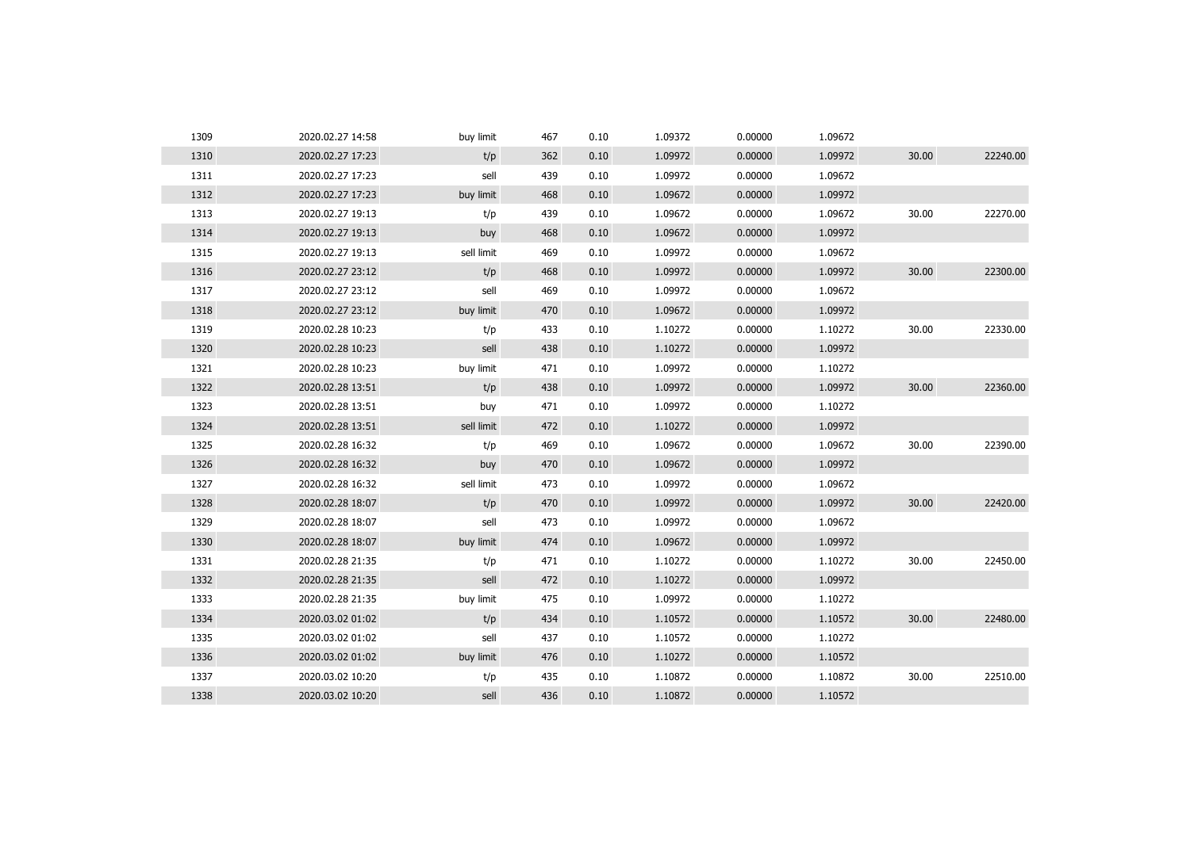| | | | | | | | | | |
|---|---|---|---|---|---|---|---|---|---|
| 1309 | 2020.02.27 14:58 | buy limit | 467 | 0.10 | 1.09372 | 0.00000 | 1.09672 | | |
| 1310 | 2020.02.27 17:23 | t/p | 362 | 0.10 | 1.09972 | 0.00000 | 1.09972 | 30.00 | 22240.00 |
| 1311 | 2020.02.27 17:23 | sell | 439 | 0.10 | 1.09972 | 0.00000 | 1.09672 | | |
| 1312 | 2020.02.27 17:23 | buy limit | 468 | 0.10 | 1.09672 | 0.00000 | 1.09972 | | |
| 1313 | 2020.02.27 19:13 | t/p | 439 | 0.10 | 1.09672 | 0.00000 | 1.09672 | 30.00 | 22270.00 |
| 1314 | 2020.02.27 19:13 | buy | 468 | 0.10 | 1.09672 | 0.00000 | 1.09972 | | |
| 1315 | 2020.02.27 19:13 | sell limit | 469 | 0.10 | 1.09972 | 0.00000 | 1.09672 | | |
| 1316 | 2020.02.27 23:12 | t/p | 468 | 0.10 | 1.09972 | 0.00000 | 1.09972 | 30.00 | 22300.00 |
| 1317 | 2020.02.27 23:12 | sell | 469 | 0.10 | 1.09972 | 0.00000 | 1.09672 | | |
| 1318 | 2020.02.27 23:12 | buy limit | 470 | 0.10 | 1.09672 | 0.00000 | 1.09972 | | |
| 1319 | 2020.02.28 10:23 | t/p | 433 | 0.10 | 1.10272 | 0.00000 | 1.10272 | 30.00 | 22330.00 |
| 1320 | 2020.02.28 10:23 | sell | 438 | 0.10 | 1.10272 | 0.00000 | 1.09972 | | |
| 1321 | 2020.02.28 10:23 | buy limit | 471 | 0.10 | 1.09972 | 0.00000 | 1.10272 | | |
| 1322 | 2020.02.28 13:51 | t/p | 438 | 0.10 | 1.09972 | 0.00000 | 1.09972 | 30.00 | 22360.00 |
| 1323 | 2020.02.28 13:51 | buy | 471 | 0.10 | 1.09972 | 0.00000 | 1.10272 | | |
| 1324 | 2020.02.28 13:51 | sell limit | 472 | 0.10 | 1.10272 | 0.00000 | 1.09972 | | |
| 1325 | 2020.02.28 16:32 | t/p | 469 | 0.10 | 1.09672 | 0.00000 | 1.09672 | 30.00 | 22390.00 |
| 1326 | 2020.02.28 16:32 | buy | 470 | 0.10 | 1.09672 | 0.00000 | 1.09972 | | |
| 1327 | 2020.02.28 16:32 | sell limit | 473 | 0.10 | 1.09972 | 0.00000 | 1.09672 | | |
| 1328 | 2020.02.28 18:07 | t/p | 470 | 0.10 | 1.09972 | 0.00000 | 1.09972 | 30.00 | 22420.00 |
| 1329 | 2020.02.28 18:07 | sell | 473 | 0.10 | 1.09972 | 0.00000 | 1.09672 | | |
| 1330 | 2020.02.28 18:07 | buy limit | 474 | 0.10 | 1.09672 | 0.00000 | 1.09972 | | |
| 1331 | 2020.02.28 21:35 | t/p | 471 | 0.10 | 1.10272 | 0.00000 | 1.10272 | 30.00 | 22450.00 |
| 1332 | 2020.02.28 21:35 | sell | 472 | 0.10 | 1.10272 | 0.00000 | 1.09972 | | |
| 1333 | 2020.02.28 21:35 | buy limit | 475 | 0.10 | 1.09972 | 0.00000 | 1.10272 | | |
| 1334 | 2020.03.02 01:02 | t/p | 434 | 0.10 | 1.10572 | 0.00000 | 1.10572 | 30.00 | 22480.00 |
| 1335 | 2020.03.02 01:02 | sell | 437 | 0.10 | 1.10572 | 0.00000 | 1.10272 | | |
| 1336 | 2020.03.02 01:02 | buy limit | 476 | 0.10 | 1.10272 | 0.00000 | 1.10572 | | |
| 1337 | 2020.03.02 10:20 | t/p | 435 | 0.10 | 1.10872 | 0.00000 | 1.10872 | 30.00 | 22510.00 |
| 1338 | 2020.03.02 10:20 | sell | 436 | 0.10 | 1.10872 | 0.00000 | 1.10572 | | |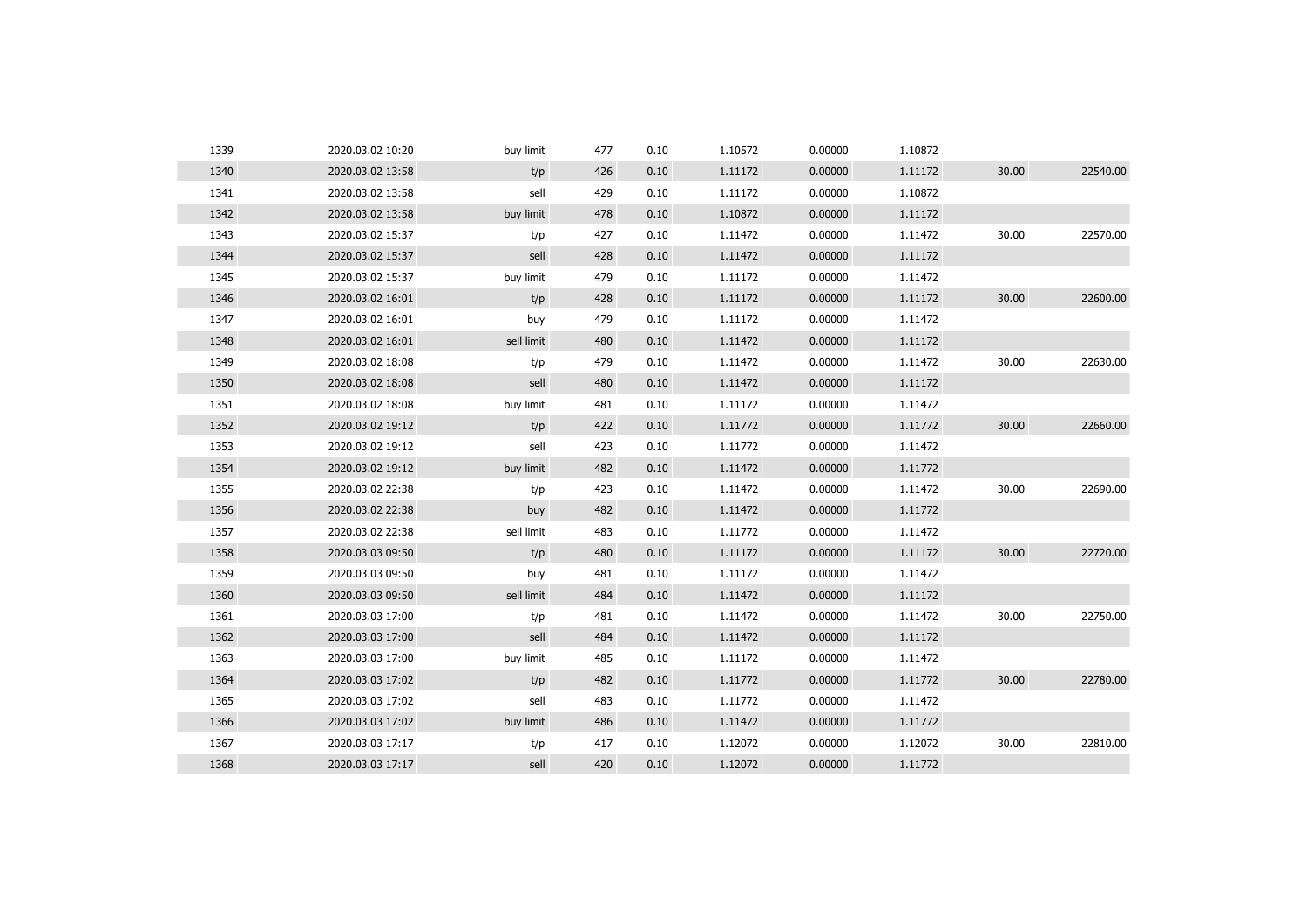| | | | | | | | | | |
|---|---|---|---|---|---|---|---|---|---|
| 1339 | 2020.03.02 10:20 | buy limit | 477 | 0.10 | 1.10572 | 0.00000 | 1.10872 | | |
| 1340 | 2020.03.02 13:58 | t/p | 426 | 0.10 | 1.11172 | 0.00000 | 1.11172 | 30.00 | 22540.00 |
| 1341 | 2020.03.02 13:58 | sell | 429 | 0.10 | 1.11172 | 0.00000 | 1.10872 | | |
| 1342 | 2020.03.02 13:58 | buy limit | 478 | 0.10 | 1.10872 | 0.00000 | 1.11172 | | |
| 1343 | 2020.03.02 15:37 | t/p | 427 | 0.10 | 1.11472 | 0.00000 | 1.11472 | 30.00 | 22570.00 |
| 1344 | 2020.03.02 15:37 | sell | 428 | 0.10 | 1.11472 | 0.00000 | 1.11172 | | |
| 1345 | 2020.03.02 15:37 | buy limit | 479 | 0.10 | 1.11172 | 0.00000 | 1.11472 | | |
| 1346 | 2020.03.02 16:01 | t/p | 428 | 0.10 | 1.11172 | 0.00000 | 1.11172 | 30.00 | 22600.00 |
| 1347 | 2020.03.02 16:01 | buy | 479 | 0.10 | 1.11172 | 0.00000 | 1.11472 | | |
| 1348 | 2020.03.02 16:01 | sell limit | 480 | 0.10 | 1.11472 | 0.00000 | 1.11172 | | |
| 1349 | 2020.03.02 18:08 | t/p | 479 | 0.10 | 1.11472 | 0.00000 | 1.11472 | 30.00 | 22630.00 |
| 1350 | 2020.03.02 18:08 | sell | 480 | 0.10 | 1.11472 | 0.00000 | 1.11172 | | |
| 1351 | 2020.03.02 18:08 | buy limit | 481 | 0.10 | 1.11172 | 0.00000 | 1.11472 | | |
| 1352 | 2020.03.02 19:12 | t/p | 422 | 0.10 | 1.11772 | 0.00000 | 1.11772 | 30.00 | 22660.00 |
| 1353 | 2020.03.02 19:12 | sell | 423 | 0.10 | 1.11772 | 0.00000 | 1.11472 | | |
| 1354 | 2020.03.02 19:12 | buy limit | 482 | 0.10 | 1.11472 | 0.00000 | 1.11772 | | |
| 1355 | 2020.03.02 22:38 | t/p | 423 | 0.10 | 1.11472 | 0.00000 | 1.11472 | 30.00 | 22690.00 |
| 1356 | 2020.03.02 22:38 | buy | 482 | 0.10 | 1.11472 | 0.00000 | 1.11772 | | |
| 1357 | 2020.03.02 22:38 | sell limit | 483 | 0.10 | 1.11772 | 0.00000 | 1.11472 | | |
| 1358 | 2020.03.03 09:50 | t/p | 480 | 0.10 | 1.11172 | 0.00000 | 1.11172 | 30.00 | 22720.00 |
| 1359 | 2020.03.03 09:50 | buy | 481 | 0.10 | 1.11172 | 0.00000 | 1.11472 | | |
| 1360 | 2020.03.03 09:50 | sell limit | 484 | 0.10 | 1.11472 | 0.00000 | 1.11172 | | |
| 1361 | 2020.03.03 17:00 | t/p | 481 | 0.10 | 1.11472 | 0.00000 | 1.11472 | 30.00 | 22750.00 |
| 1362 | 2020.03.03 17:00 | sell | 484 | 0.10 | 1.11472 | 0.00000 | 1.11172 | | |
| 1363 | 2020.03.03 17:00 | buy limit | 485 | 0.10 | 1.11172 | 0.00000 | 1.11472 | | |
| 1364 | 2020.03.03 17:02 | t/p | 482 | 0.10 | 1.11772 | 0.00000 | 1.11772 | 30.00 | 22780.00 |
| 1365 | 2020.03.03 17:02 | sell | 483 | 0.10 | 1.11772 | 0.00000 | 1.11472 | | |
| 1366 | 2020.03.03 17:02 | buy limit | 486 | 0.10 | 1.11472 | 0.00000 | 1.11772 | | |
| 1367 | 2020.03.03 17:17 | t/p | 417 | 0.10 | 1.12072 | 0.00000 | 1.12072 | 30.00 | 22810.00 |
| 1368 | 2020.03.03 17:17 | sell | 420 | 0.10 | 1.12072 | 0.00000 | 1.11772 | | |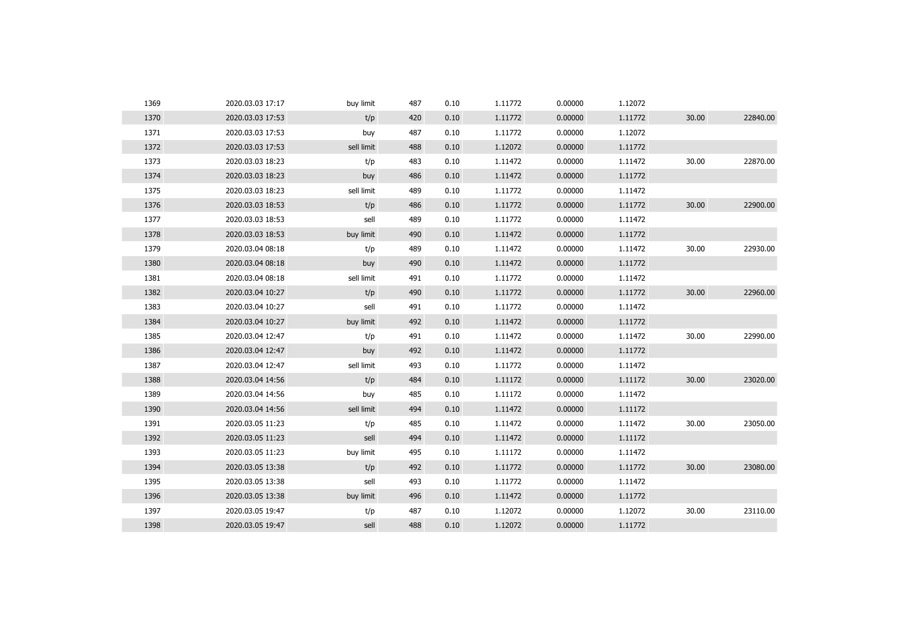| | | | | | | | | | |
|---|---|---|---|---|---|---|---|---|---|
| 1369 | 2020.03.03 17:17 | buy limit | 487 | 0.10 | 1.11772 | 0.00000 | 1.12072 | | |
| 1370 | 2020.03.03 17:53 | t/p | 420 | 0.10 | 1.11772 | 0.00000 | 1.11772 | 30.00 | 22840.00 |
| 1371 | 2020.03.03 17:53 | buy | 487 | 0.10 | 1.11772 | 0.00000 | 1.12072 | | |
| 1372 | 2020.03.03 17:53 | sell limit | 488 | 0.10 | 1.12072 | 0.00000 | 1.11772 | | |
| 1373 | 2020.03.03 18:23 | t/p | 483 | 0.10 | 1.11472 | 0.00000 | 1.11472 | 30.00 | 22870.00 |
| 1374 | 2020.03.03 18:23 | buy | 486 | 0.10 | 1.11472 | 0.00000 | 1.11772 | | |
| 1375 | 2020.03.03 18:23 | sell limit | 489 | 0.10 | 1.11772 | 0.00000 | 1.11472 | | |
| 1376 | 2020.03.03 18:53 | t/p | 486 | 0.10 | 1.11772 | 0.00000 | 1.11772 | 30.00 | 22900.00 |
| 1377 | 2020.03.03 18:53 | sell | 489 | 0.10 | 1.11772 | 0.00000 | 1.11472 | | |
| 1378 | 2020.03.03 18:53 | buy limit | 490 | 0.10 | 1.11472 | 0.00000 | 1.11772 | | |
| 1379 | 2020.03.04 08:18 | t/p | 489 | 0.10 | 1.11472 | 0.00000 | 1.11472 | 30.00 | 22930.00 |
| 1380 | 2020.03.04 08:18 | buy | 490 | 0.10 | 1.11472 | 0.00000 | 1.11772 | | |
| 1381 | 2020.03.04 08:18 | sell limit | 491 | 0.10 | 1.11772 | 0.00000 | 1.11472 | | |
| 1382 | 2020.03.04 10:27 | t/p | 490 | 0.10 | 1.11772 | 0.00000 | 1.11772 | 30.00 | 22960.00 |
| 1383 | 2020.03.04 10:27 | sell | 491 | 0.10 | 1.11772 | 0.00000 | 1.11472 | | |
| 1384 | 2020.03.04 10:27 | buy limit | 492 | 0.10 | 1.11472 | 0.00000 | 1.11772 | | |
| 1385 | 2020.03.04 12:47 | t/p | 491 | 0.10 | 1.11472 | 0.00000 | 1.11472 | 30.00 | 22990.00 |
| 1386 | 2020.03.04 12:47 | buy | 492 | 0.10 | 1.11472 | 0.00000 | 1.11772 | | |
| 1387 | 2020.03.04 12:47 | sell limit | 493 | 0.10 | 1.11772 | 0.00000 | 1.11472 | | |
| 1388 | 2020.03.04 14:56 | t/p | 484 | 0.10 | 1.11172 | 0.00000 | 1.11172 | 30.00 | 23020.00 |
| 1389 | 2020.03.04 14:56 | buy | 485 | 0.10 | 1.11172 | 0.00000 | 1.11472 | | |
| 1390 | 2020.03.04 14:56 | sell limit | 494 | 0.10 | 1.11472 | 0.00000 | 1.11172 | | |
| 1391 | 2020.03.05 11:23 | t/p | 485 | 0.10 | 1.11472 | 0.00000 | 1.11472 | 30.00 | 23050.00 |
| 1392 | 2020.03.05 11:23 | sell | 494 | 0.10 | 1.11472 | 0.00000 | 1.11172 | | |
| 1393 | 2020.03.05 11:23 | buy limit | 495 | 0.10 | 1.11172 | 0.00000 | 1.11472 | | |
| 1394 | 2020.03.05 13:38 | t/p | 492 | 0.10 | 1.11772 | 0.00000 | 1.11772 | 30.00 | 23080.00 |
| 1395 | 2020.03.05 13:38 | sell | 493 | 0.10 | 1.11772 | 0.00000 | 1.11472 | | |
| 1396 | 2020.03.05 13:38 | buy limit | 496 | 0.10 | 1.11472 | 0.00000 | 1.11772 | | |
| 1397 | 2020.03.05 19:47 | t/p | 487 | 0.10 | 1.12072 | 0.00000 | 1.12072 | 30.00 | 23110.00 |
| 1398 | 2020.03.05 19:47 | sell | 488 | 0.10 | 1.12072 | 0.00000 | 1.11772 | | |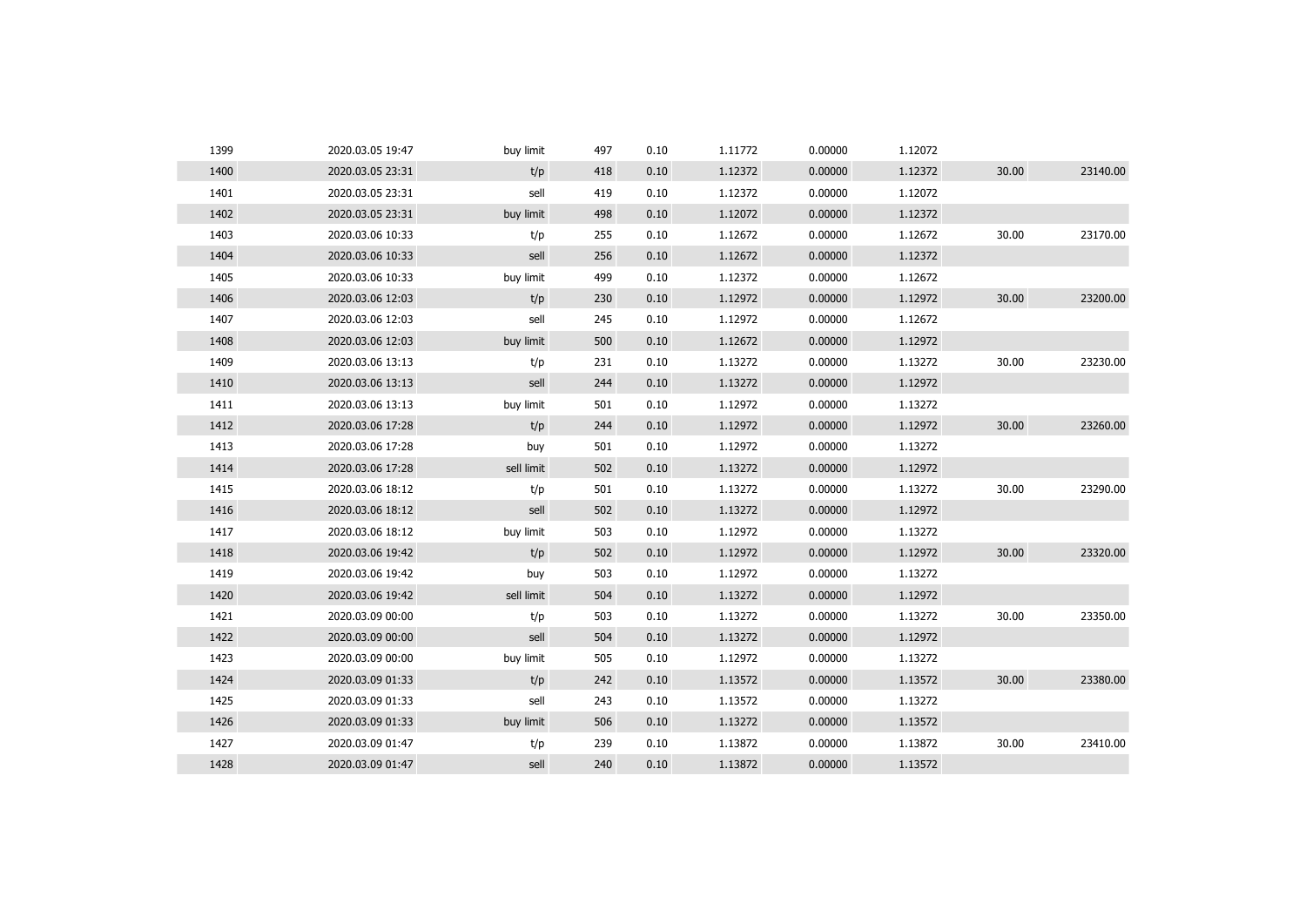| | | | | | | | | | |
|---|---|---|---|---|---|---|---|---|---|
| 1399 | 2020.03.05 19:47 | buy limit | 497 | 0.10 | 1.11772 | 0.00000 | 1.12072 | | |
| 1400 | 2020.03.05 23:31 | t/p | 418 | 0.10 | 1.12372 | 0.00000 | 1.12372 | 30.00 | 23140.00 |
| 1401 | 2020.03.05 23:31 | sell | 419 | 0.10 | 1.12372 | 0.00000 | 1.12072 | | |
| 1402 | 2020.03.05 23:31 | buy limit | 498 | 0.10 | 1.12072 | 0.00000 | 1.12372 | | |
| 1403 | 2020.03.06 10:33 | t/p | 255 | 0.10 | 1.12672 | 0.00000 | 1.12672 | 30.00 | 23170.00 |
| 1404 | 2020.03.06 10:33 | sell | 256 | 0.10 | 1.12672 | 0.00000 | 1.12372 | | |
| 1405 | 2020.03.06 10:33 | buy limit | 499 | 0.10 | 1.12372 | 0.00000 | 1.12672 | | |
| 1406 | 2020.03.06 12:03 | t/p | 230 | 0.10 | 1.12972 | 0.00000 | 1.12972 | 30.00 | 23200.00 |
| 1407 | 2020.03.06 12:03 | sell | 245 | 0.10 | 1.12972 | 0.00000 | 1.12672 | | |
| 1408 | 2020.03.06 12:03 | buy limit | 500 | 0.10 | 1.12672 | 0.00000 | 1.12972 | | |
| 1409 | 2020.03.06 13:13 | t/p | 231 | 0.10 | 1.13272 | 0.00000 | 1.13272 | 30.00 | 23230.00 |
| 1410 | 2020.03.06 13:13 | sell | 244 | 0.10 | 1.13272 | 0.00000 | 1.12972 | | |
| 1411 | 2020.03.06 13:13 | buy limit | 501 | 0.10 | 1.12972 | 0.00000 | 1.13272 | | |
| 1412 | 2020.03.06 17:28 | t/p | 244 | 0.10 | 1.12972 | 0.00000 | 1.12972 | 30.00 | 23260.00 |
| 1413 | 2020.03.06 17:28 | buy | 501 | 0.10 | 1.12972 | 0.00000 | 1.13272 | | |
| 1414 | 2020.03.06 17:28 | sell limit | 502 | 0.10 | 1.13272 | 0.00000 | 1.12972 | | |
| 1415 | 2020.03.06 18:12 | t/p | 501 | 0.10 | 1.13272 | 0.00000 | 1.13272 | 30.00 | 23290.00 |
| 1416 | 2020.03.06 18:12 | sell | 502 | 0.10 | 1.13272 | 0.00000 | 1.12972 | | |
| 1417 | 2020.03.06 18:12 | buy limit | 503 | 0.10 | 1.12972 | 0.00000 | 1.13272 | | |
| 1418 | 2020.03.06 19:42 | t/p | 502 | 0.10 | 1.12972 | 0.00000 | 1.12972 | 30.00 | 23320.00 |
| 1419 | 2020.03.06 19:42 | buy | 503 | 0.10 | 1.12972 | 0.00000 | 1.13272 | | |
| 1420 | 2020.03.06 19:42 | sell limit | 504 | 0.10 | 1.13272 | 0.00000 | 1.12972 | | |
| 1421 | 2020.03.09 00:00 | t/p | 503 | 0.10 | 1.13272 | 0.00000 | 1.13272 | 30.00 | 23350.00 |
| 1422 | 2020.03.09 00:00 | sell | 504 | 0.10 | 1.13272 | 0.00000 | 1.12972 | | |
| 1423 | 2020.03.09 00:00 | buy limit | 505 | 0.10 | 1.12972 | 0.00000 | 1.13272 | | |
| 1424 | 2020.03.09 01:33 | t/p | 242 | 0.10 | 1.13572 | 0.00000 | 1.13572 | 30.00 | 23380.00 |
| 1425 | 2020.03.09 01:33 | sell | 243 | 0.10 | 1.13572 | 0.00000 | 1.13272 | | |
| 1426 | 2020.03.09 01:33 | buy limit | 506 | 0.10 | 1.13272 | 0.00000 | 1.13572 | | |
| 1427 | 2020.03.09 01:47 | t/p | 239 | 0.10 | 1.13872 | 0.00000 | 1.13872 | 30.00 | 23410.00 |
| 1428 | 2020.03.09 01:47 | sell | 240 | 0.10 | 1.13872 | 0.00000 | 1.13572 | | |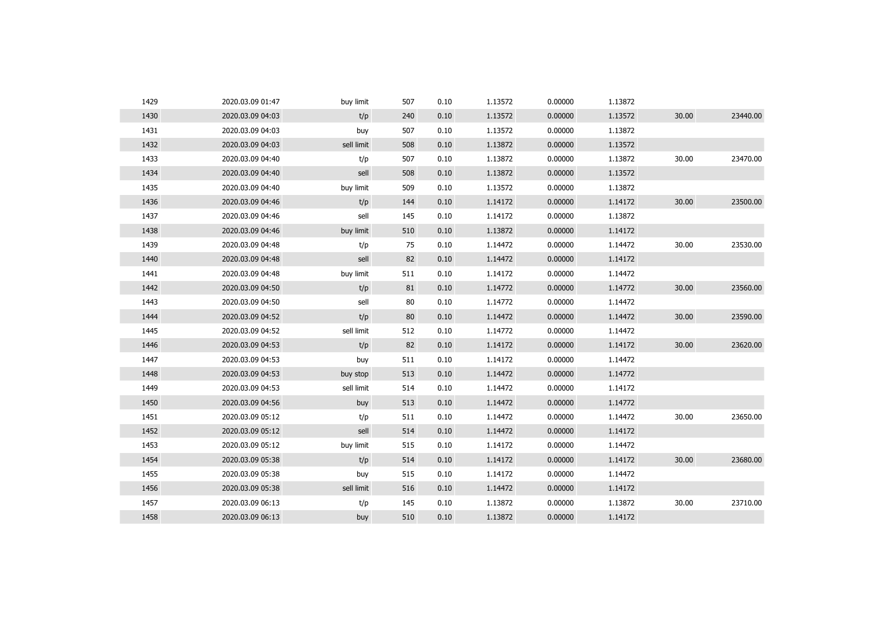| | | | | | | | | | |
|---|---|---|---|---|---|---|---|---|---|
| 1429 | 2020.03.09 01:47 | buy limit | 507 | 0.10 | 1.13572 | 0.00000 | 1.13872 | | |
| 1430 | 2020.03.09 04:03 | t/p | 240 | 0.10 | 1.13572 | 0.00000 | 1.13572 | 30.00 | 23440.00 |
| 1431 | 2020.03.09 04:03 | buy | 507 | 0.10 | 1.13572 | 0.00000 | 1.13872 | | |
| 1432 | 2020.03.09 04:03 | sell limit | 508 | 0.10 | 1.13872 | 0.00000 | 1.13572 | | |
| 1433 | 2020.03.09 04:40 | t/p | 507 | 0.10 | 1.13872 | 0.00000 | 1.13872 | 30.00 | 23470.00 |
| 1434 | 2020.03.09 04:40 | sell | 508 | 0.10 | 1.13872 | 0.00000 | 1.13572 | | |
| 1435 | 2020.03.09 04:40 | buy limit | 509 | 0.10 | 1.13572 | 0.00000 | 1.13872 | | |
| 1436 | 2020.03.09 04:46 | t/p | 144 | 0.10 | 1.14172 | 0.00000 | 1.14172 | 30.00 | 23500.00 |
| 1437 | 2020.03.09 04:46 | sell | 145 | 0.10 | 1.14172 | 0.00000 | 1.13872 | | |
| 1438 | 2020.03.09 04:46 | buy limit | 510 | 0.10 | 1.13872 | 0.00000 | 1.14172 | | |
| 1439 | 2020.03.09 04:48 | t/p | 75 | 0.10 | 1.14472 | 0.00000 | 1.14472 | 30.00 | 23530.00 |
| 1440 | 2020.03.09 04:48 | sell | 82 | 0.10 | 1.14472 | 0.00000 | 1.14172 | | |
| 1441 | 2020.03.09 04:48 | buy limit | 511 | 0.10 | 1.14172 | 0.00000 | 1.14472 | | |
| 1442 | 2020.03.09 04:50 | t/p | 81 | 0.10 | 1.14772 | 0.00000 | 1.14772 | 30.00 | 23560.00 |
| 1443 | 2020.03.09 04:50 | sell | 80 | 0.10 | 1.14772 | 0.00000 | 1.14472 | | |
| 1444 | 2020.03.09 04:52 | t/p | 80 | 0.10 | 1.14472 | 0.00000 | 1.14472 | 30.00 | 23590.00 |
| 1445 | 2020.03.09 04:52 | sell limit | 512 | 0.10 | 1.14772 | 0.00000 | 1.14472 | | |
| 1446 | 2020.03.09 04:53 | t/p | 82 | 0.10 | 1.14172 | 0.00000 | 1.14172 | 30.00 | 23620.00 |
| 1447 | 2020.03.09 04:53 | buy | 511 | 0.10 | 1.14172 | 0.00000 | 1.14472 | | |
| 1448 | 2020.03.09 04:53 | buy stop | 513 | 0.10 | 1.14472 | 0.00000 | 1.14772 | | |
| 1449 | 2020.03.09 04:53 | sell limit | 514 | 0.10 | 1.14472 | 0.00000 | 1.14172 | | |
| 1450 | 2020.03.09 04:56 | buy | 513 | 0.10 | 1.14472 | 0.00000 | 1.14772 | | |
| 1451 | 2020.03.09 05:12 | t/p | 511 | 0.10 | 1.14472 | 0.00000 | 1.14472 | 30.00 | 23650.00 |
| 1452 | 2020.03.09 05:12 | sell | 514 | 0.10 | 1.14472 | 0.00000 | 1.14172 | | |
| 1453 | 2020.03.09 05:12 | buy limit | 515 | 0.10 | 1.14172 | 0.00000 | 1.14472 | | |
| 1454 | 2020.03.09 05:38 | t/p | 514 | 0.10 | 1.14172 | 0.00000 | 1.14172 | 30.00 | 23680.00 |
| 1455 | 2020.03.09 05:38 | buy | 515 | 0.10 | 1.14172 | 0.00000 | 1.14472 | | |
| 1456 | 2020.03.09 05:38 | sell limit | 516 | 0.10 | 1.14472 | 0.00000 | 1.14172 | | |
| 1457 | 2020.03.09 06:13 | t/p | 145 | 0.10 | 1.13872 | 0.00000 | 1.13872 | 30.00 | 23710.00 |
| 1458 | 2020.03.09 06:13 | buy | 510 | 0.10 | 1.13872 | 0.00000 | 1.14172 | | |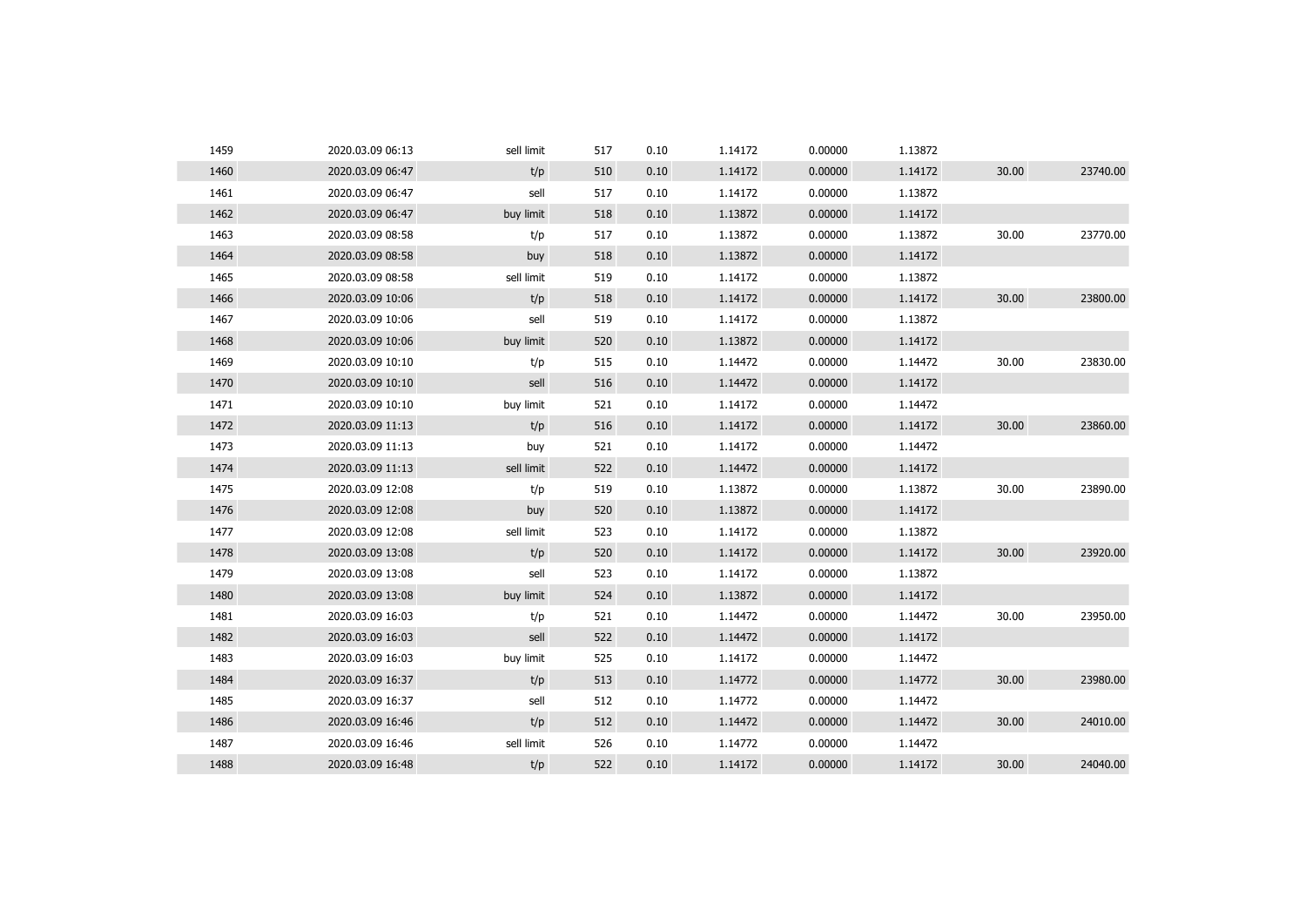| | | | | | | | | | |
|---|---|---|---|---|---|---|---|---|---|
| 1459 | 2020.03.09 06:13 | sell limit | 517 | 0.10 | 1.14172 | 0.00000 | 1.13872 | | |
| 1460 | 2020.03.09 06:47 | t/p | 510 | 0.10 | 1.14172 | 0.00000 | 1.14172 | 30.00 | 23740.00 |
| 1461 | 2020.03.09 06:47 | sell | 517 | 0.10 | 1.14172 | 0.00000 | 1.13872 | | |
| 1462 | 2020.03.09 06:47 | buy limit | 518 | 0.10 | 1.13872 | 0.00000 | 1.14172 | | |
| 1463 | 2020.03.09 08:58 | t/p | 517 | 0.10 | 1.13872 | 0.00000 | 1.13872 | 30.00 | 23770.00 |
| 1464 | 2020.03.09 08:58 | buy | 518 | 0.10 | 1.13872 | 0.00000 | 1.14172 | | |
| 1465 | 2020.03.09 08:58 | sell limit | 519 | 0.10 | 1.14172 | 0.00000 | 1.13872 | | |
| 1466 | 2020.03.09 10:06 | t/p | 518 | 0.10 | 1.14172 | 0.00000 | 1.14172 | 30.00 | 23800.00 |
| 1467 | 2020.03.09 10:06 | sell | 519 | 0.10 | 1.14172 | 0.00000 | 1.13872 | | |
| 1468 | 2020.03.09 10:06 | buy limit | 520 | 0.10 | 1.13872 | 0.00000 | 1.14172 | | |
| 1469 | 2020.03.09 10:10 | t/p | 515 | 0.10 | 1.14472 | 0.00000 | 1.14472 | 30.00 | 23830.00 |
| 1470 | 2020.03.09 10:10 | sell | 516 | 0.10 | 1.14472 | 0.00000 | 1.14172 | | |
| 1471 | 2020.03.09 10:10 | buy limit | 521 | 0.10 | 1.14172 | 0.00000 | 1.14472 | | |
| 1472 | 2020.03.09 11:13 | t/p | 516 | 0.10 | 1.14172 | 0.00000 | 1.14172 | 30.00 | 23860.00 |
| 1473 | 2020.03.09 11:13 | buy | 521 | 0.10 | 1.14172 | 0.00000 | 1.14472 | | |
| 1474 | 2020.03.09 11:13 | sell limit | 522 | 0.10 | 1.14472 | 0.00000 | 1.14172 | | |
| 1475 | 2020.03.09 12:08 | t/p | 519 | 0.10 | 1.13872 | 0.00000 | 1.13872 | 30.00 | 23890.00 |
| 1476 | 2020.03.09 12:08 | buy | 520 | 0.10 | 1.13872 | 0.00000 | 1.14172 | | |
| 1477 | 2020.03.09 12:08 | sell limit | 523 | 0.10 | 1.14172 | 0.00000 | 1.13872 | | |
| 1478 | 2020.03.09 13:08 | t/p | 520 | 0.10 | 1.14172 | 0.00000 | 1.14172 | 30.00 | 23920.00 |
| 1479 | 2020.03.09 13:08 | sell | 523 | 0.10 | 1.14172 | 0.00000 | 1.13872 | | |
| 1480 | 2020.03.09 13:08 | buy limit | 524 | 0.10 | 1.13872 | 0.00000 | 1.14172 | | |
| 1481 | 2020.03.09 16:03 | t/p | 521 | 0.10 | 1.14472 | 0.00000 | 1.14472 | 30.00 | 23950.00 |
| 1482 | 2020.03.09 16:03 | sell | 522 | 0.10 | 1.14472 | 0.00000 | 1.14172 | | |
| 1483 | 2020.03.09 16:03 | buy limit | 525 | 0.10 | 1.14172 | 0.00000 | 1.14472 | | |
| 1484 | 2020.03.09 16:37 | t/p | 513 | 0.10 | 1.14772 | 0.00000 | 1.14772 | 30.00 | 23980.00 |
| 1485 | 2020.03.09 16:37 | sell | 512 | 0.10 | 1.14772 | 0.00000 | 1.14472 | | |
| 1486 | 2020.03.09 16:46 | t/p | 512 | 0.10 | 1.14472 | 0.00000 | 1.14472 | 30.00 | 24010.00 |
| 1487 | 2020.03.09 16:46 | sell limit | 526 | 0.10 | 1.14772 | 0.00000 | 1.14472 | | |
| 1488 | 2020.03.09 16:48 | t/p | 522 | 0.10 | 1.14172 | 0.00000 | 1.14172 | 30.00 | 24040.00 |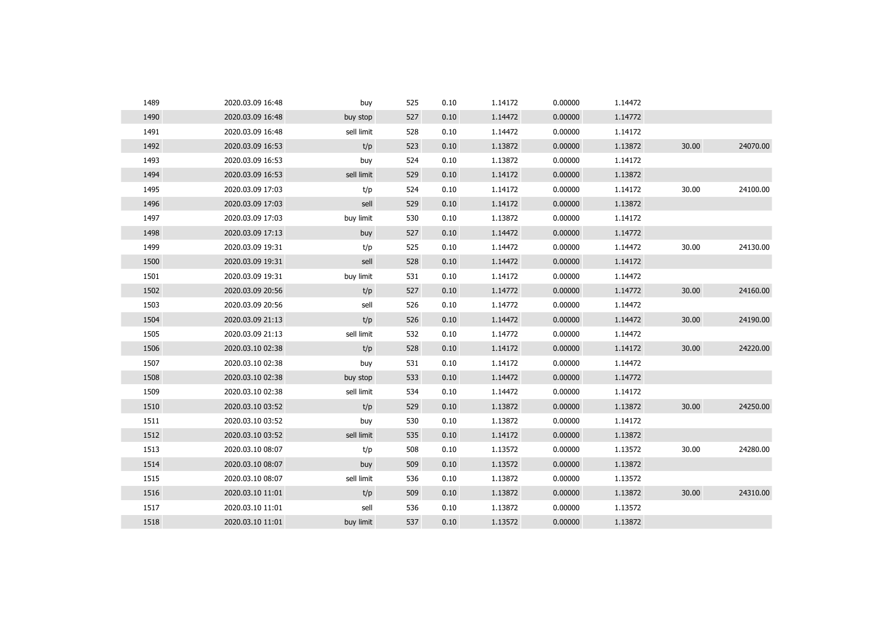| | | | | | | | | | |
|---|---|---|---|---|---|---|---|---|---|
| 1489 | 2020.03.09 16:48 | buy | 525 | 0.10 | 1.14172 | 0.00000 | 1.14472 | | |
| 1490 | 2020.03.09 16:48 | buy stop | 527 | 0.10 | 1.14472 | 0.00000 | 1.14772 | | |
| 1491 | 2020.03.09 16:48 | sell limit | 528 | 0.10 | 1.14472 | 0.00000 | 1.14172 | | |
| 1492 | 2020.03.09 16:53 | t/p | 523 | 0.10 | 1.13872 | 0.00000 | 1.13872 | 30.00 | 24070.00 |
| 1493 | 2020.03.09 16:53 | buy | 524 | 0.10 | 1.13872 | 0.00000 | 1.14172 | | |
| 1494 | 2020.03.09 16:53 | sell limit | 529 | 0.10 | 1.14172 | 0.00000 | 1.13872 | | |
| 1495 | 2020.03.09 17:03 | t/p | 524 | 0.10 | 1.14172 | 0.00000 | 1.14172 | 30.00 | 24100.00 |
| 1496 | 2020.03.09 17:03 | sell | 529 | 0.10 | 1.14172 | 0.00000 | 1.13872 | | |
| 1497 | 2020.03.09 17:03 | buy limit | 530 | 0.10 | 1.13872 | 0.00000 | 1.14172 | | |
| 1498 | 2020.03.09 17:13 | buy | 527 | 0.10 | 1.14472 | 0.00000 | 1.14772 | | |
| 1499 | 2020.03.09 19:31 | t/p | 525 | 0.10 | 1.14472 | 0.00000 | 1.14472 | 30.00 | 24130.00 |
| 1500 | 2020.03.09 19:31 | sell | 528 | 0.10 | 1.14472 | 0.00000 | 1.14172 | | |
| 1501 | 2020.03.09 19:31 | buy limit | 531 | 0.10 | 1.14172 | 0.00000 | 1.14472 | | |
| 1502 | 2020.03.09 20:56 | t/p | 527 | 0.10 | 1.14772 | 0.00000 | 1.14772 | 30.00 | 24160.00 |
| 1503 | 2020.03.09 20:56 | sell | 526 | 0.10 | 1.14772 | 0.00000 | 1.14472 | | |
| 1504 | 2020.03.09 21:13 | t/p | 526 | 0.10 | 1.14472 | 0.00000 | 1.14472 | 30.00 | 24190.00 |
| 1505 | 2020.03.09 21:13 | sell limit | 532 | 0.10 | 1.14772 | 0.00000 | 1.14472 | | |
| 1506 | 2020.03.10 02:38 | t/p | 528 | 0.10 | 1.14172 | 0.00000 | 1.14172 | 30.00 | 24220.00 |
| 1507 | 2020.03.10 02:38 | buy | 531 | 0.10 | 1.14172 | 0.00000 | 1.14472 | | |
| 1508 | 2020.03.10 02:38 | buy stop | 533 | 0.10 | 1.14472 | 0.00000 | 1.14772 | | |
| 1509 | 2020.03.10 02:38 | sell limit | 534 | 0.10 | 1.14472 | 0.00000 | 1.14172 | | |
| 1510 | 2020.03.10 03:52 | t/p | 529 | 0.10 | 1.13872 | 0.00000 | 1.13872 | 30.00 | 24250.00 |
| 1511 | 2020.03.10 03:52 | buy | 530 | 0.10 | 1.13872 | 0.00000 | 1.14172 | | |
| 1512 | 2020.03.10 03:52 | sell limit | 535 | 0.10 | 1.14172 | 0.00000 | 1.13872 | | |
| 1513 | 2020.03.10 08:07 | t/p | 508 | 0.10 | 1.13572 | 0.00000 | 1.13572 | 30.00 | 24280.00 |
| 1514 | 2020.03.10 08:07 | buy | 509 | 0.10 | 1.13572 | 0.00000 | 1.13872 | | |
| 1515 | 2020.03.10 08:07 | sell limit | 536 | 0.10 | 1.13872 | 0.00000 | 1.13572 | | |
| 1516 | 2020.03.10 11:01 | t/p | 509 | 0.10 | 1.13872 | 0.00000 | 1.13872 | 30.00 | 24310.00 |
| 1517 | 2020.03.10 11:01 | sell | 536 | 0.10 | 1.13872 | 0.00000 | 1.13572 | | |
| 1518 | 2020.03.10 11:01 | buy limit | 537 | 0.10 | 1.13572 | 0.00000 | 1.13872 | | |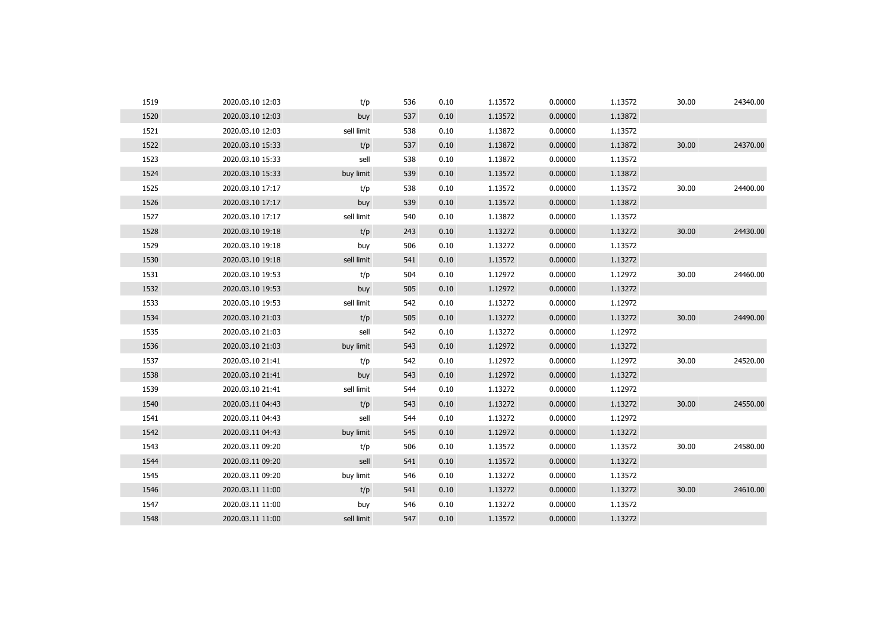| | | | | | | | | | |
|---|---|---|---|---|---|---|---|---|---|
| 1519 | 2020.03.10 12:03 | t/p | 536 | 0.10 | 1.13572 | 0.00000 | 1.13572 | 30.00 | 24340.00 |
| 1520 | 2020.03.10 12:03 | buy | 537 | 0.10 | 1.13572 | 0.00000 | 1.13872 | | |
| 1521 | 2020.03.10 12:03 | sell limit | 538 | 0.10 | 1.13872 | 0.00000 | 1.13572 | | |
| 1522 | 2020.03.10 15:33 | t/p | 537 | 0.10 | 1.13872 | 0.00000 | 1.13872 | 30.00 | 24370.00 |
| 1523 | 2020.03.10 15:33 | sell | 538 | 0.10 | 1.13872 | 0.00000 | 1.13572 | | |
| 1524 | 2020.03.10 15:33 | buy limit | 539 | 0.10 | 1.13572 | 0.00000 | 1.13872 | | |
| 1525 | 2020.03.10 17:17 | t/p | 538 | 0.10 | 1.13572 | 0.00000 | 1.13572 | 30.00 | 24400.00 |
| 1526 | 2020.03.10 17:17 | buy | 539 | 0.10 | 1.13572 | 0.00000 | 1.13872 | | |
| 1527 | 2020.03.10 17:17 | sell limit | 540 | 0.10 | 1.13872 | 0.00000 | 1.13572 | | |
| 1528 | 2020.03.10 19:18 | t/p | 243 | 0.10 | 1.13272 | 0.00000 | 1.13272 | 30.00 | 24430.00 |
| 1529 | 2020.03.10 19:18 | buy | 506 | 0.10 | 1.13272 | 0.00000 | 1.13572 | | |
| 1530 | 2020.03.10 19:18 | sell limit | 541 | 0.10 | 1.13572 | 0.00000 | 1.13272 | | |
| 1531 | 2020.03.10 19:53 | t/p | 504 | 0.10 | 1.12972 | 0.00000 | 1.12972 | 30.00 | 24460.00 |
| 1532 | 2020.03.10 19:53 | buy | 505 | 0.10 | 1.12972 | 0.00000 | 1.13272 | | |
| 1533 | 2020.03.10 19:53 | sell limit | 542 | 0.10 | 1.13272 | 0.00000 | 1.12972 | | |
| 1534 | 2020.03.10 21:03 | t/p | 505 | 0.10 | 1.13272 | 0.00000 | 1.13272 | 30.00 | 24490.00 |
| 1535 | 2020.03.10 21:03 | sell | 542 | 0.10 | 1.13272 | 0.00000 | 1.12972 | | |
| 1536 | 2020.03.10 21:03 | buy limit | 543 | 0.10 | 1.12972 | 0.00000 | 1.13272 | | |
| 1537 | 2020.03.10 21:41 | t/p | 542 | 0.10 | 1.12972 | 0.00000 | 1.12972 | 30.00 | 24520.00 |
| 1538 | 2020.03.10 21:41 | buy | 543 | 0.10 | 1.12972 | 0.00000 | 1.13272 | | |
| 1539 | 2020.03.10 21:41 | sell limit | 544 | 0.10 | 1.13272 | 0.00000 | 1.12972 | | |
| 1540 | 2020.03.11 04:43 | t/p | 543 | 0.10 | 1.13272 | 0.00000 | 1.13272 | 30.00 | 24550.00 |
| 1541 | 2020.03.11 04:43 | sell | 544 | 0.10 | 1.13272 | 0.00000 | 1.12972 | | |
| 1542 | 2020.03.11 04:43 | buy limit | 545 | 0.10 | 1.12972 | 0.00000 | 1.13272 | | |
| 1543 | 2020.03.11 09:20 | t/p | 506 | 0.10 | 1.13572 | 0.00000 | 1.13572 | 30.00 | 24580.00 |
| 1544 | 2020.03.11 09:20 | sell | 541 | 0.10 | 1.13572 | 0.00000 | 1.13272 | | |
| 1545 | 2020.03.11 09:20 | buy limit | 546 | 0.10 | 1.13272 | 0.00000 | 1.13572 | | |
| 1546 | 2020.03.11 11:00 | t/p | 541 | 0.10 | 1.13272 | 0.00000 | 1.13272 | 30.00 | 24610.00 |
| 1547 | 2020.03.11 11:00 | buy | 546 | 0.10 | 1.13272 | 0.00000 | 1.13572 | | |
| 1548 | 2020.03.11 11:00 | sell limit | 547 | 0.10 | 1.13572 | 0.00000 | 1.13272 | | |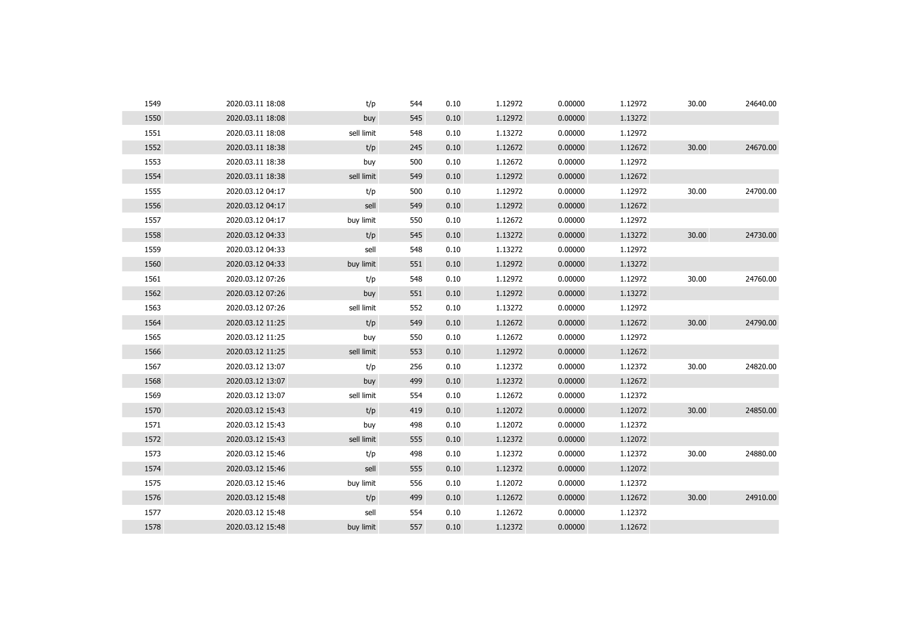| | | | | | | | | | |
|---|---|---|---|---|---|---|---|---|---|
| 1549 | 2020.03.11 18:08 | t/p | 544 | 0.10 | 1.12972 | 0.00000 | 1.12972 | 30.00 | 24640.00 |
| 1550 | 2020.03.11 18:08 | buy | 545 | 0.10 | 1.12972 | 0.00000 | 1.13272 | | |
| 1551 | 2020.03.11 18:08 | sell limit | 548 | 0.10 | 1.13272 | 0.00000 | 1.12972 | | |
| 1552 | 2020.03.11 18:38 | t/p | 245 | 0.10 | 1.12672 | 0.00000 | 1.12672 | 30.00 | 24670.00 |
| 1553 | 2020.03.11 18:38 | buy | 500 | 0.10 | 1.12672 | 0.00000 | 1.12972 | | |
| 1554 | 2020.03.11 18:38 | sell limit | 549 | 0.10 | 1.12972 | 0.00000 | 1.12672 | | |
| 1555 | 2020.03.12 04:17 | t/p | 500 | 0.10 | 1.12972 | 0.00000 | 1.12972 | 30.00 | 24700.00 |
| 1556 | 2020.03.12 04:17 | sell | 549 | 0.10 | 1.12972 | 0.00000 | 1.12672 | | |
| 1557 | 2020.03.12 04:17 | buy limit | 550 | 0.10 | 1.12672 | 0.00000 | 1.12972 | | |
| 1558 | 2020.03.12 04:33 | t/p | 545 | 0.10 | 1.13272 | 0.00000 | 1.13272 | 30.00 | 24730.00 |
| 1559 | 2020.03.12 04:33 | sell | 548 | 0.10 | 1.13272 | 0.00000 | 1.12972 | | |
| 1560 | 2020.03.12 04:33 | buy limit | 551 | 0.10 | 1.12972 | 0.00000 | 1.13272 | | |
| 1561 | 2020.03.12 07:26 | t/p | 548 | 0.10 | 1.12972 | 0.00000 | 1.12972 | 30.00 | 24760.00 |
| 1562 | 2020.03.12 07:26 | buy | 551 | 0.10 | 1.12972 | 0.00000 | 1.13272 | | |
| 1563 | 2020.03.12 07:26 | sell limit | 552 | 0.10 | 1.13272 | 0.00000 | 1.12972 | | |
| 1564 | 2020.03.12 11:25 | t/p | 549 | 0.10 | 1.12672 | 0.00000 | 1.12672 | 30.00 | 24790.00 |
| 1565 | 2020.03.12 11:25 | buy | 550 | 0.10 | 1.12672 | 0.00000 | 1.12972 | | |
| 1566 | 2020.03.12 11:25 | sell limit | 553 | 0.10 | 1.12972 | 0.00000 | 1.12672 | | |
| 1567 | 2020.03.12 13:07 | t/p | 256 | 0.10 | 1.12372 | 0.00000 | 1.12372 | 30.00 | 24820.00 |
| 1568 | 2020.03.12 13:07 | buy | 499 | 0.10 | 1.12372 | 0.00000 | 1.12672 | | |
| 1569 | 2020.03.12 13:07 | sell limit | 554 | 0.10 | 1.12672 | 0.00000 | 1.12372 | | |
| 1570 | 2020.03.12 15:43 | t/p | 419 | 0.10 | 1.12072 | 0.00000 | 1.12072 | 30.00 | 24850.00 |
| 1571 | 2020.03.12 15:43 | buy | 498 | 0.10 | 1.12072 | 0.00000 | 1.12372 | | |
| 1572 | 2020.03.12 15:43 | sell limit | 555 | 0.10 | 1.12372 | 0.00000 | 1.12072 | | |
| 1573 | 2020.03.12 15:46 | t/p | 498 | 0.10 | 1.12372 | 0.00000 | 1.12372 | 30.00 | 24880.00 |
| 1574 | 2020.03.12 15:46 | sell | 555 | 0.10 | 1.12372 | 0.00000 | 1.12072 | | |
| 1575 | 2020.03.12 15:46 | buy limit | 556 | 0.10 | 1.12072 | 0.00000 | 1.12372 | | |
| 1576 | 2020.03.12 15:48 | t/p | 499 | 0.10 | 1.12672 | 0.00000 | 1.12672 | 30.00 | 24910.00 |
| 1577 | 2020.03.12 15:48 | sell | 554 | 0.10 | 1.12672 | 0.00000 | 1.12372 | | |
| 1578 | 2020.03.12 15:48 | buy limit | 557 | 0.10 | 1.12372 | 0.00000 | 1.12672 | | |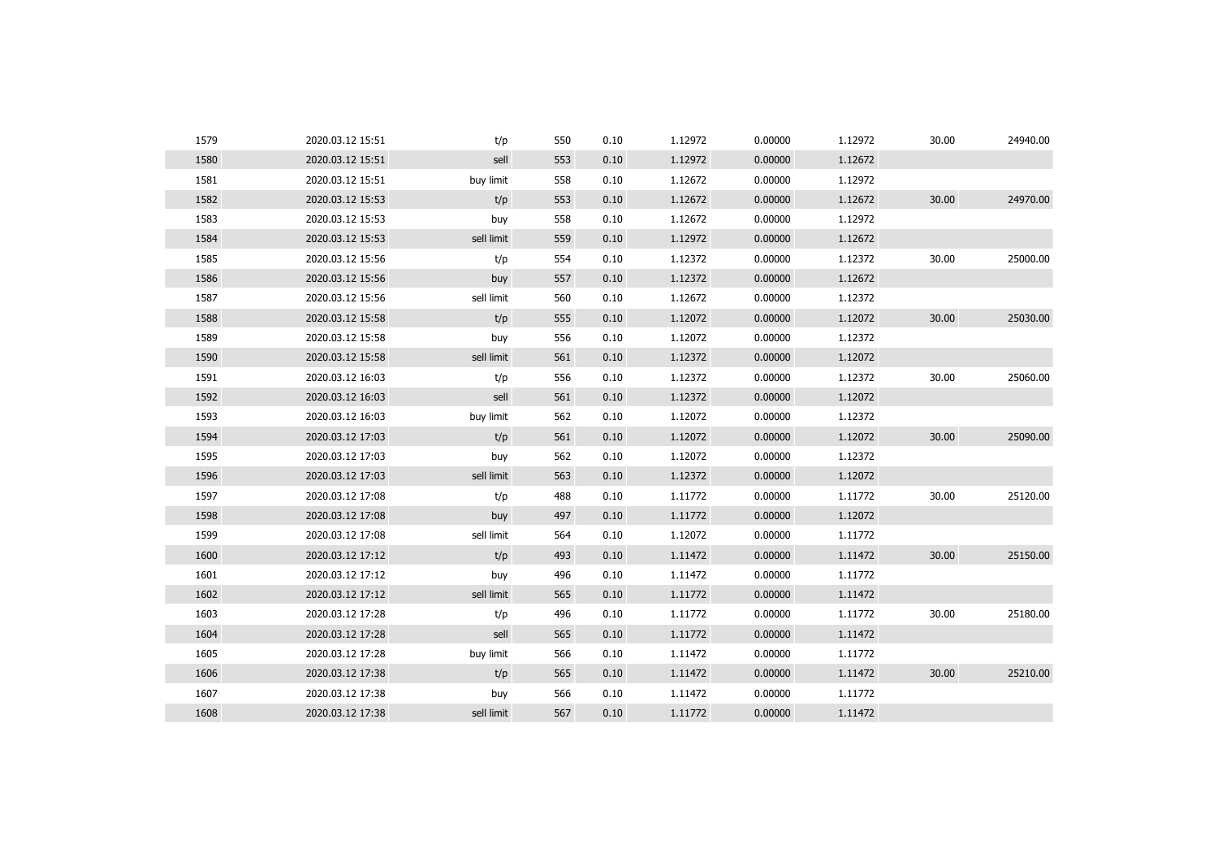| | | | | | | | | | |
|---|---|---|---|---|---|---|---|---|---|
| 1579 | 2020.03.12 15:51 | t/p | 550 | 0.10 | 1.12972 | 0.00000 | 1.12972 | 30.00 | 24940.00 |
| 1580 | 2020.03.12 15:51 | sell | 553 | 0.10 | 1.12972 | 0.00000 | 1.12672 | | |
| 1581 | 2020.03.12 15:51 | buy limit | 558 | 0.10 | 1.12672 | 0.00000 | 1.12972 | | |
| 1582 | 2020.03.12 15:53 | t/p | 553 | 0.10 | 1.12672 | 0.00000 | 1.12672 | 30.00 | 24970.00 |
| 1583 | 2020.03.12 15:53 | buy | 558 | 0.10 | 1.12672 | 0.00000 | 1.12972 | | |
| 1584 | 2020.03.12 15:53 | sell limit | 559 | 0.10 | 1.12972 | 0.00000 | 1.12672 | | |
| 1585 | 2020.03.12 15:56 | t/p | 554 | 0.10 | 1.12372 | 0.00000 | 1.12372 | 30.00 | 25000.00 |
| 1586 | 2020.03.12 15:56 | buy | 557 | 0.10 | 1.12372 | 0.00000 | 1.12672 | | |
| 1587 | 2020.03.12 15:56 | sell limit | 560 | 0.10 | 1.12672 | 0.00000 | 1.12372 | | |
| 1588 | 2020.03.12 15:58 | t/p | 555 | 0.10 | 1.12072 | 0.00000 | 1.12072 | 30.00 | 25030.00 |
| 1589 | 2020.03.12 15:58 | buy | 556 | 0.10 | 1.12072 | 0.00000 | 1.12372 | | |
| 1590 | 2020.03.12 15:58 | sell limit | 561 | 0.10 | 1.12372 | 0.00000 | 1.12072 | | |
| 1591 | 2020.03.12 16:03 | t/p | 556 | 0.10 | 1.12372 | 0.00000 | 1.12372 | 30.00 | 25060.00 |
| 1592 | 2020.03.12 16:03 | sell | 561 | 0.10 | 1.12372 | 0.00000 | 1.12072 | | |
| 1593 | 2020.03.12 16:03 | buy limit | 562 | 0.10 | 1.12072 | 0.00000 | 1.12372 | | |
| 1594 | 2020.03.12 17:03 | t/p | 561 | 0.10 | 1.12072 | 0.00000 | 1.12072 | 30.00 | 25090.00 |
| 1595 | 2020.03.12 17:03 | buy | 562 | 0.10 | 1.12072 | 0.00000 | 1.12372 | | |
| 1596 | 2020.03.12 17:03 | sell limit | 563 | 0.10 | 1.12372 | 0.00000 | 1.12072 | | |
| 1597 | 2020.03.12 17:08 | t/p | 488 | 0.10 | 1.11772 | 0.00000 | 1.11772 | 30.00 | 25120.00 |
| 1598 | 2020.03.12 17:08 | buy | 497 | 0.10 | 1.11772 | 0.00000 | 1.12072 | | |
| 1599 | 2020.03.12 17:08 | sell limit | 564 | 0.10 | 1.12072 | 0.00000 | 1.11772 | | |
| 1600 | 2020.03.12 17:12 | t/p | 493 | 0.10 | 1.11472 | 0.00000 | 1.11472 | 30.00 | 25150.00 |
| 1601 | 2020.03.12 17:12 | buy | 496 | 0.10 | 1.11472 | 0.00000 | 1.11772 | | |
| 1602 | 2020.03.12 17:12 | sell limit | 565 | 0.10 | 1.11772 | 0.00000 | 1.11472 | | |
| 1603 | 2020.03.12 17:28 | t/p | 496 | 0.10 | 1.11772 | 0.00000 | 1.11772 | 30.00 | 25180.00 |
| 1604 | 2020.03.12 17:28 | sell | 565 | 0.10 | 1.11772 | 0.00000 | 1.11472 | | |
| 1605 | 2020.03.12 17:28 | buy limit | 566 | 0.10 | 1.11472 | 0.00000 | 1.11772 | | |
| 1606 | 2020.03.12 17:38 | t/p | 565 | 0.10 | 1.11472 | 0.00000 | 1.11472 | 30.00 | 25210.00 |
| 1607 | 2020.03.12 17:38 | buy | 566 | 0.10 | 1.11472 | 0.00000 | 1.11772 | | |
| 1608 | 2020.03.12 17:38 | sell limit | 567 | 0.10 | 1.11772 | 0.00000 | 1.11472 | | |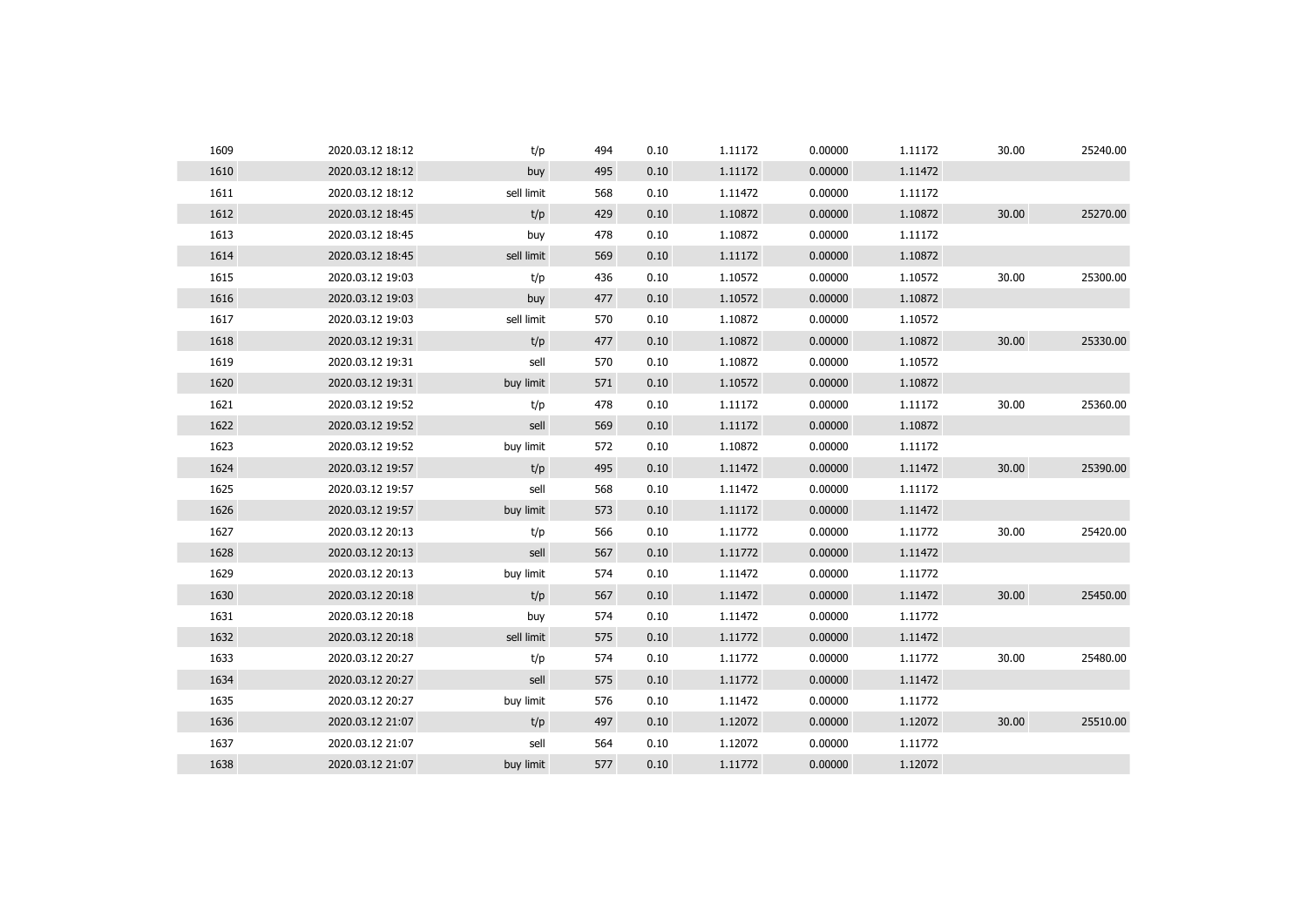| | | | | | | | | | |
|---|---|---|---|---|---|---|---|---|---|
| 1609 | 2020.03.12 18:12 | t/p | 494 | 0.10 | 1.11172 | 0.00000 | 1.11172 | 30.00 | 25240.00 |
| 1610 | 2020.03.12 18:12 | buy | 495 | 0.10 | 1.11172 | 0.00000 | 1.11472 | | |
| 1611 | 2020.03.12 18:12 | sell limit | 568 | 0.10 | 1.11472 | 0.00000 | 1.11172 | | |
| 1612 | 2020.03.12 18:45 | t/p | 429 | 0.10 | 1.10872 | 0.00000 | 1.10872 | 30.00 | 25270.00 |
| 1613 | 2020.03.12 18:45 | buy | 478 | 0.10 | 1.10872 | 0.00000 | 1.11172 | | |
| 1614 | 2020.03.12 18:45 | sell limit | 569 | 0.10 | 1.11172 | 0.00000 | 1.10872 | | |
| 1615 | 2020.03.12 19:03 | t/p | 436 | 0.10 | 1.10572 | 0.00000 | 1.10572 | 30.00 | 25300.00 |
| 1616 | 2020.03.12 19:03 | buy | 477 | 0.10 | 1.10572 | 0.00000 | 1.10872 | | |
| 1617 | 2020.03.12 19:03 | sell limit | 570 | 0.10 | 1.10872 | 0.00000 | 1.10572 | | |
| 1618 | 2020.03.12 19:31 | t/p | 477 | 0.10 | 1.10872 | 0.00000 | 1.10872 | 30.00 | 25330.00 |
| 1619 | 2020.03.12 19:31 | sell | 570 | 0.10 | 1.10872 | 0.00000 | 1.10572 | | |
| 1620 | 2020.03.12 19:31 | buy limit | 571 | 0.10 | 1.10572 | 0.00000 | 1.10872 | | |
| 1621 | 2020.03.12 19:52 | t/p | 478 | 0.10 | 1.11172 | 0.00000 | 1.11172 | 30.00 | 25360.00 |
| 1622 | 2020.03.12 19:52 | sell | 569 | 0.10 | 1.11172 | 0.00000 | 1.10872 | | |
| 1623 | 2020.03.12 19:52 | buy limit | 572 | 0.10 | 1.10872 | 0.00000 | 1.11172 | | |
| 1624 | 2020.03.12 19:57 | t/p | 495 | 0.10 | 1.11472 | 0.00000 | 1.11472 | 30.00 | 25390.00 |
| 1625 | 2020.03.12 19:57 | sell | 568 | 0.10 | 1.11472 | 0.00000 | 1.11172 | | |
| 1626 | 2020.03.12 19:57 | buy limit | 573 | 0.10 | 1.11172 | 0.00000 | 1.11472 | | |
| 1627 | 2020.03.12 20:13 | t/p | 566 | 0.10 | 1.11772 | 0.00000 | 1.11772 | 30.00 | 25420.00 |
| 1628 | 2020.03.12 20:13 | sell | 567 | 0.10 | 1.11772 | 0.00000 | 1.11472 | | |
| 1629 | 2020.03.12 20:13 | buy limit | 574 | 0.10 | 1.11472 | 0.00000 | 1.11772 | | |
| 1630 | 2020.03.12 20:18 | t/p | 567 | 0.10 | 1.11472 | 0.00000 | 1.11472 | 30.00 | 25450.00 |
| 1631 | 2020.03.12 20:18 | buy | 574 | 0.10 | 1.11472 | 0.00000 | 1.11772 | | |
| 1632 | 2020.03.12 20:18 | sell limit | 575 | 0.10 | 1.11772 | 0.00000 | 1.11472 | | |
| 1633 | 2020.03.12 20:27 | t/p | 574 | 0.10 | 1.11772 | 0.00000 | 1.11772 | 30.00 | 25480.00 |
| 1634 | 2020.03.12 20:27 | sell | 575 | 0.10 | 1.11772 | 0.00000 | 1.11472 | | |
| 1635 | 2020.03.12 20:27 | buy limit | 576 | 0.10 | 1.11472 | 0.00000 | 1.11772 | | |
| 1636 | 2020.03.12 21:07 | t/p | 497 | 0.10 | 1.12072 | 0.00000 | 1.12072 | 30.00 | 25510.00 |
| 1637 | 2020.03.12 21:07 | sell | 564 | 0.10 | 1.12072 | 0.00000 | 1.11772 | | |
| 1638 | 2020.03.12 21:07 | buy limit | 577 | 0.10 | 1.11772 | 0.00000 | 1.12072 | | |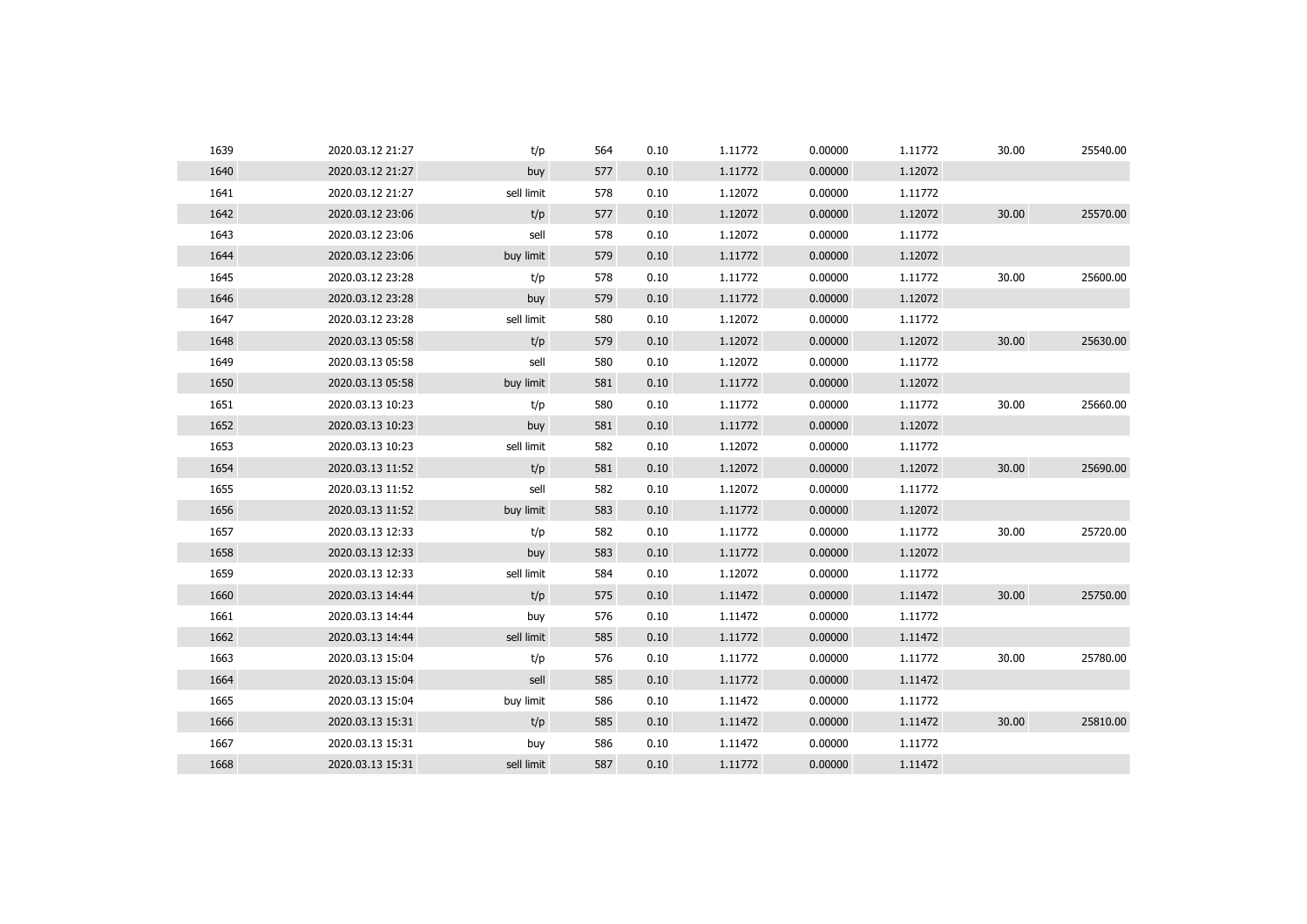| | | | | | | | | | |
|---|---|---|---|---|---|---|---|---|---|
| 1639 | 2020.03.12 21:27 | t/p | 564 | 0.10 | 1.11772 | 0.00000 | 1.11772 | 30.00 | 25540.00 |
| 1640 | 2020.03.12 21:27 | buy | 577 | 0.10 | 1.11772 | 0.00000 | 1.12072 | | |
| 1641 | 2020.03.12 21:27 | sell limit | 578 | 0.10 | 1.12072 | 0.00000 | 1.11772 | | |
| 1642 | 2020.03.12 23:06 | t/p | 577 | 0.10 | 1.12072 | 0.00000 | 1.12072 | 30.00 | 25570.00 |
| 1643 | 2020.03.12 23:06 | sell | 578 | 0.10 | 1.12072 | 0.00000 | 1.11772 | | |
| 1644 | 2020.03.12 23:06 | buy limit | 579 | 0.10 | 1.11772 | 0.00000 | 1.12072 | | |
| 1645 | 2020.03.12 23:28 | t/p | 578 | 0.10 | 1.11772 | 0.00000 | 1.11772 | 30.00 | 25600.00 |
| 1646 | 2020.03.12 23:28 | buy | 579 | 0.10 | 1.11772 | 0.00000 | 1.12072 | | |
| 1647 | 2020.03.12 23:28 | sell limit | 580 | 0.10 | 1.12072 | 0.00000 | 1.11772 | | |
| 1648 | 2020.03.13 05:58 | t/p | 579 | 0.10 | 1.12072 | 0.00000 | 1.12072 | 30.00 | 25630.00 |
| 1649 | 2020.03.13 05:58 | sell | 580 | 0.10 | 1.12072 | 0.00000 | 1.11772 | | |
| 1650 | 2020.03.13 05:58 | buy limit | 581 | 0.10 | 1.11772 | 0.00000 | 1.12072 | | |
| 1651 | 2020.03.13 10:23 | t/p | 580 | 0.10 | 1.11772 | 0.00000 | 1.11772 | 30.00 | 25660.00 |
| 1652 | 2020.03.13 10:23 | buy | 581 | 0.10 | 1.11772 | 0.00000 | 1.12072 | | |
| 1653 | 2020.03.13 10:23 | sell limit | 582 | 0.10 | 1.12072 | 0.00000 | 1.11772 | | |
| 1654 | 2020.03.13 11:52 | t/p | 581 | 0.10 | 1.12072 | 0.00000 | 1.12072 | 30.00 | 25690.00 |
| 1655 | 2020.03.13 11:52 | sell | 582 | 0.10 | 1.12072 | 0.00000 | 1.11772 | | |
| 1656 | 2020.03.13 11:52 | buy limit | 583 | 0.10 | 1.11772 | 0.00000 | 1.12072 | | |
| 1657 | 2020.03.13 12:33 | t/p | 582 | 0.10 | 1.11772 | 0.00000 | 1.11772 | 30.00 | 25720.00 |
| 1658 | 2020.03.13 12:33 | buy | 583 | 0.10 | 1.11772 | 0.00000 | 1.12072 | | |
| 1659 | 2020.03.13 12:33 | sell limit | 584 | 0.10 | 1.12072 | 0.00000 | 1.11772 | | |
| 1660 | 2020.03.13 14:44 | t/p | 575 | 0.10 | 1.11472 | 0.00000 | 1.11472 | 30.00 | 25750.00 |
| 1661 | 2020.03.13 14:44 | buy | 576 | 0.10 | 1.11472 | 0.00000 | 1.11772 | | |
| 1662 | 2020.03.13 14:44 | sell limit | 585 | 0.10 | 1.11772 | 0.00000 | 1.11472 | | |
| 1663 | 2020.03.13 15:04 | t/p | 576 | 0.10 | 1.11772 | 0.00000 | 1.11772 | 30.00 | 25780.00 |
| 1664 | 2020.03.13 15:04 | sell | 585 | 0.10 | 1.11772 | 0.00000 | 1.11472 | | |
| 1665 | 2020.03.13 15:04 | buy limit | 586 | 0.10 | 1.11472 | 0.00000 | 1.11772 | | |
| 1666 | 2020.03.13 15:31 | t/p | 585 | 0.10 | 1.11472 | 0.00000 | 1.11472 | 30.00 | 25810.00 |
| 1667 | 2020.03.13 15:31 | buy | 586 | 0.10 | 1.11472 | 0.00000 | 1.11772 | | |
| 1668 | 2020.03.13 15:31 | sell limit | 587 | 0.10 | 1.11772 | 0.00000 | 1.11472 | | |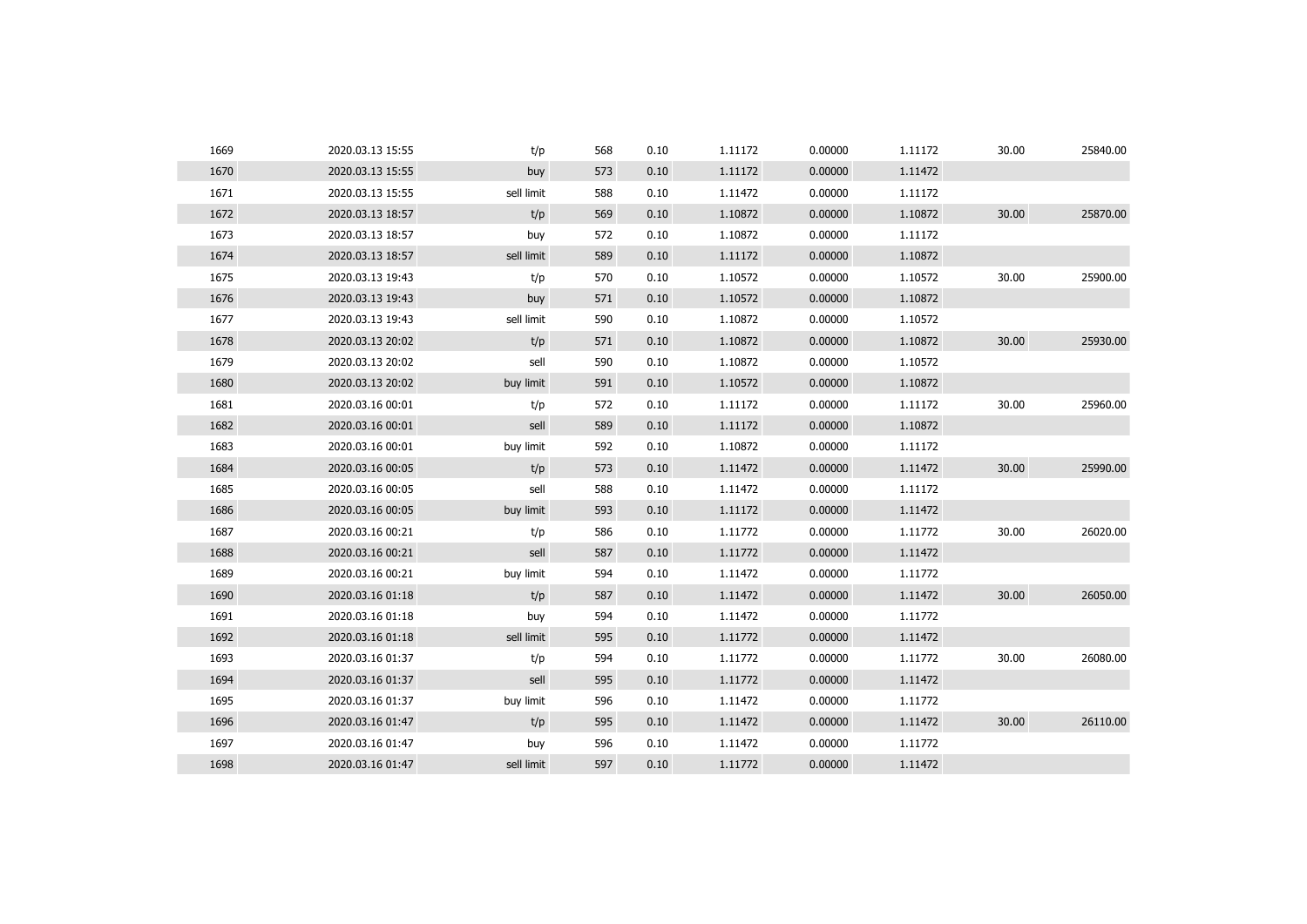| | | | | | | | | | |
|---|---|---|---|---|---|---|---|---|---|
| 1669 | 2020.03.13 15:55 | t/p | 568 | 0.10 | 1.11172 | 0.00000 | 1.11172 | 30.00 | 25840.00 |
| 1670 | 2020.03.13 15:55 | buy | 573 | 0.10 | 1.11172 | 0.00000 | 1.11472 | | |
| 1671 | 2020.03.13 15:55 | sell limit | 588 | 0.10 | 1.11472 | 0.00000 | 1.11172 | | |
| 1672 | 2020.03.13 18:57 | t/p | 569 | 0.10 | 1.10872 | 0.00000 | 1.10872 | 30.00 | 25870.00 |
| 1673 | 2020.03.13 18:57 | buy | 572 | 0.10 | 1.10872 | 0.00000 | 1.11172 | | |
| 1674 | 2020.03.13 18:57 | sell limit | 589 | 0.10 | 1.11172 | 0.00000 | 1.10872 | | |
| 1675 | 2020.03.13 19:43 | t/p | 570 | 0.10 | 1.10572 | 0.00000 | 1.10572 | 30.00 | 25900.00 |
| 1676 | 2020.03.13 19:43 | buy | 571 | 0.10 | 1.10572 | 0.00000 | 1.10872 | | |
| 1677 | 2020.03.13 19:43 | sell limit | 590 | 0.10 | 1.10872 | 0.00000 | 1.10572 | | |
| 1678 | 2020.03.13 20:02 | t/p | 571 | 0.10 | 1.10872 | 0.00000 | 1.10872 | 30.00 | 25930.00 |
| 1679 | 2020.03.13 20:02 | sell | 590 | 0.10 | 1.10872 | 0.00000 | 1.10572 | | |
| 1680 | 2020.03.13 20:02 | buy limit | 591 | 0.10 | 1.10572 | 0.00000 | 1.10872 | | |
| 1681 | 2020.03.16 00:01 | t/p | 572 | 0.10 | 1.11172 | 0.00000 | 1.11172 | 30.00 | 25960.00 |
| 1682 | 2020.03.16 00:01 | sell | 589 | 0.10 | 1.11172 | 0.00000 | 1.10872 | | |
| 1683 | 2020.03.16 00:01 | buy limit | 592 | 0.10 | 1.10872 | 0.00000 | 1.11172 | | |
| 1684 | 2020.03.16 00:05 | t/p | 573 | 0.10 | 1.11472 | 0.00000 | 1.11472 | 30.00 | 25990.00 |
| 1685 | 2020.03.16 00:05 | sell | 588 | 0.10 | 1.11472 | 0.00000 | 1.11172 | | |
| 1686 | 2020.03.16 00:05 | buy limit | 593 | 0.10 | 1.11172 | 0.00000 | 1.11472 | | |
| 1687 | 2020.03.16 00:21 | t/p | 586 | 0.10 | 1.11772 | 0.00000 | 1.11772 | 30.00 | 26020.00 |
| 1688 | 2020.03.16 00:21 | sell | 587 | 0.10 | 1.11772 | 0.00000 | 1.11472 | | |
| 1689 | 2020.03.16 00:21 | buy limit | 594 | 0.10 | 1.11472 | 0.00000 | 1.11772 | | |
| 1690 | 2020.03.16 01:18 | t/p | 587 | 0.10 | 1.11472 | 0.00000 | 1.11472 | 30.00 | 26050.00 |
| 1691 | 2020.03.16 01:18 | buy | 594 | 0.10 | 1.11472 | 0.00000 | 1.11772 | | |
| 1692 | 2020.03.16 01:18 | sell limit | 595 | 0.10 | 1.11772 | 0.00000 | 1.11472 | | |
| 1693 | 2020.03.16 01:37 | t/p | 594 | 0.10 | 1.11772 | 0.00000 | 1.11772 | 30.00 | 26080.00 |
| 1694 | 2020.03.16 01:37 | sell | 595 | 0.10 | 1.11772 | 0.00000 | 1.11472 | | |
| 1695 | 2020.03.16 01:37 | buy limit | 596 | 0.10 | 1.11472 | 0.00000 | 1.11772 | | |
| 1696 | 2020.03.16 01:47 | t/p | 595 | 0.10 | 1.11472 | 0.00000 | 1.11472 | 30.00 | 26110.00 |
| 1697 | 2020.03.16 01:47 | buy | 596 | 0.10 | 1.11472 | 0.00000 | 1.11772 | | |
| 1698 | 2020.03.16 01:47 | sell limit | 597 | 0.10 | 1.11772 | 0.00000 | 1.11472 | | |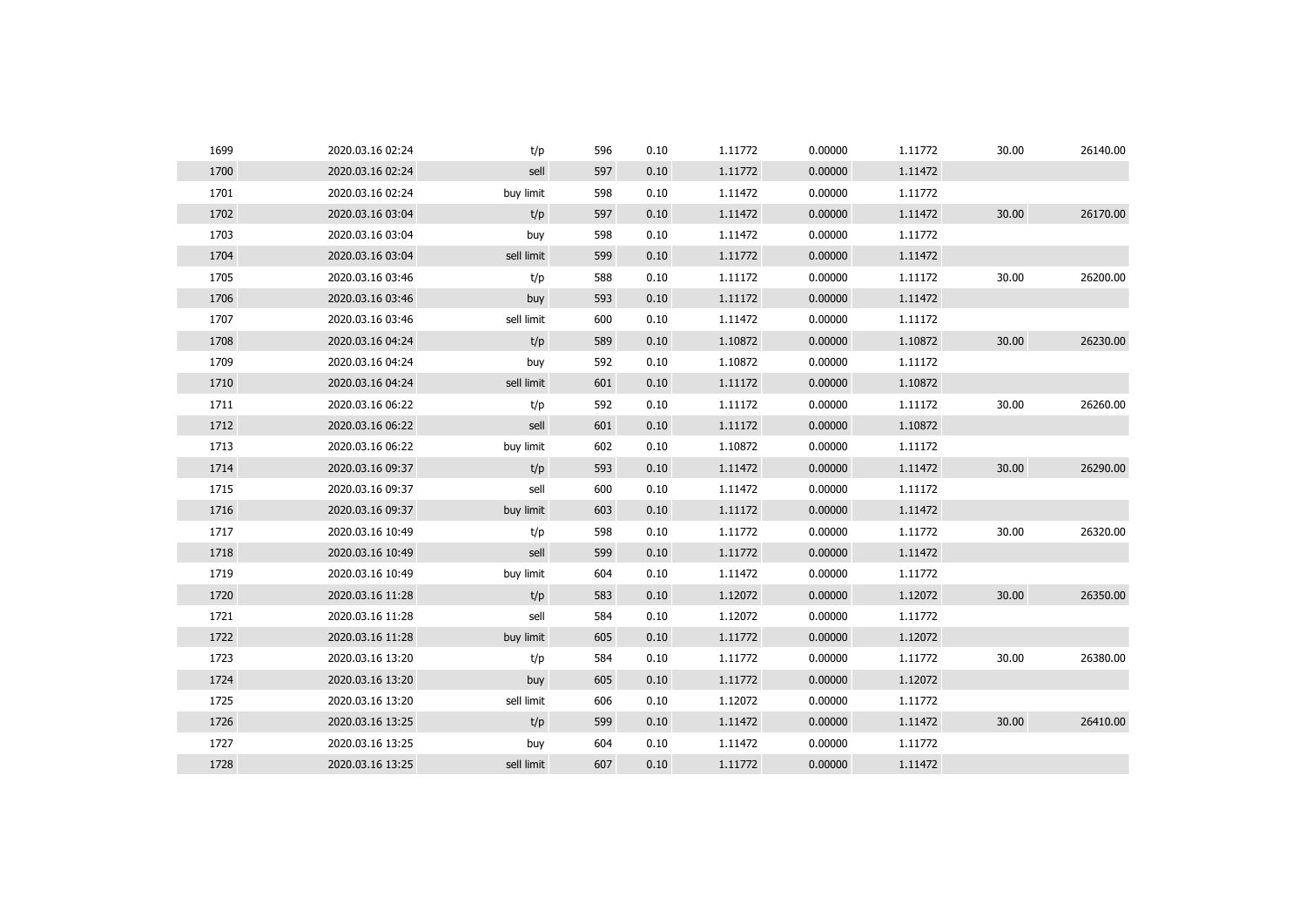| | | | | | | | | | |
|---|---|---|---|---|---|---|---|---|---|
| 1699 | 2020.03.16 02:24 | t/p | 596 | 0.10 | 1.11772 | 0.00000 | 1.11772 | 30.00 | 26140.00 |
| 1700 | 2020.03.16 02:24 | sell | 597 | 0.10 | 1.11772 | 0.00000 | 1.11472 | | |
| 1701 | 2020.03.16 02:24 | buy limit | 598 | 0.10 | 1.11472 | 0.00000 | 1.11772 | | |
| 1702 | 2020.03.16 03:04 | t/p | 597 | 0.10 | 1.11472 | 0.00000 | 1.11472 | 30.00 | 26170.00 |
| 1703 | 2020.03.16 03:04 | buy | 598 | 0.10 | 1.11472 | 0.00000 | 1.11772 | | |
| 1704 | 2020.03.16 03:04 | sell limit | 599 | 0.10 | 1.11772 | 0.00000 | 1.11472 | | |
| 1705 | 2020.03.16 03:46 | t/p | 588 | 0.10 | 1.11172 | 0.00000 | 1.11172 | 30.00 | 26200.00 |
| 1706 | 2020.03.16 03:46 | buy | 593 | 0.10 | 1.11172 | 0.00000 | 1.11472 | | |
| 1707 | 2020.03.16 03:46 | sell limit | 600 | 0.10 | 1.11472 | 0.00000 | 1.11172 | | |
| 1708 | 2020.03.16 04:24 | t/p | 589 | 0.10 | 1.10872 | 0.00000 | 1.10872 | 30.00 | 26230.00 |
| 1709 | 2020.03.16 04:24 | buy | 592 | 0.10 | 1.10872 | 0.00000 | 1.11172 | | |
| 1710 | 2020.03.16 04:24 | sell limit | 601 | 0.10 | 1.11172 | 0.00000 | 1.10872 | | |
| 1711 | 2020.03.16 06:22 | t/p | 592 | 0.10 | 1.11172 | 0.00000 | 1.11172 | 30.00 | 26260.00 |
| 1712 | 2020.03.16 06:22 | sell | 601 | 0.10 | 1.11172 | 0.00000 | 1.10872 | | |
| 1713 | 2020.03.16 06:22 | buy limit | 602 | 0.10 | 1.10872 | 0.00000 | 1.11172 | | |
| 1714 | 2020.03.16 09:37 | t/p | 593 | 0.10 | 1.11472 | 0.00000 | 1.11472 | 30.00 | 26290.00 |
| 1715 | 2020.03.16 09:37 | sell | 600 | 0.10 | 1.11472 | 0.00000 | 1.11172 | | |
| 1716 | 2020.03.16 09:37 | buy limit | 603 | 0.10 | 1.11172 | 0.00000 | 1.11472 | | |
| 1717 | 2020.03.16 10:49 | t/p | 598 | 0.10 | 1.11772 | 0.00000 | 1.11772 | 30.00 | 26320.00 |
| 1718 | 2020.03.16 10:49 | sell | 599 | 0.10 | 1.11772 | 0.00000 | 1.11472 | | |
| 1719 | 2020.03.16 10:49 | buy limit | 604 | 0.10 | 1.11472 | 0.00000 | 1.11772 | | |
| 1720 | 2020.03.16 11:28 | t/p | 583 | 0.10 | 1.12072 | 0.00000 | 1.12072 | 30.00 | 26350.00 |
| 1721 | 2020.03.16 11:28 | sell | 584 | 0.10 | 1.12072 | 0.00000 | 1.11772 | | |
| 1722 | 2020.03.16 11:28 | buy limit | 605 | 0.10 | 1.11772 | 0.00000 | 1.12072 | | |
| 1723 | 2020.03.16 13:20 | t/p | 584 | 0.10 | 1.11772 | 0.00000 | 1.11772 | 30.00 | 26380.00 |
| 1724 | 2020.03.16 13:20 | buy | 605 | 0.10 | 1.11772 | 0.00000 | 1.12072 | | |
| 1725 | 2020.03.16 13:20 | sell limit | 606 | 0.10 | 1.12072 | 0.00000 | 1.11772 | | |
| 1726 | 2020.03.16 13:25 | t/p | 599 | 0.10 | 1.11472 | 0.00000 | 1.11472 | 30.00 | 26410.00 |
| 1727 | 2020.03.16 13:25 | buy | 604 | 0.10 | 1.11472 | 0.00000 | 1.11772 | | |
| 1728 | 2020.03.16 13:25 | sell limit | 607 | 0.10 | 1.11772 | 0.00000 | 1.11472 | | |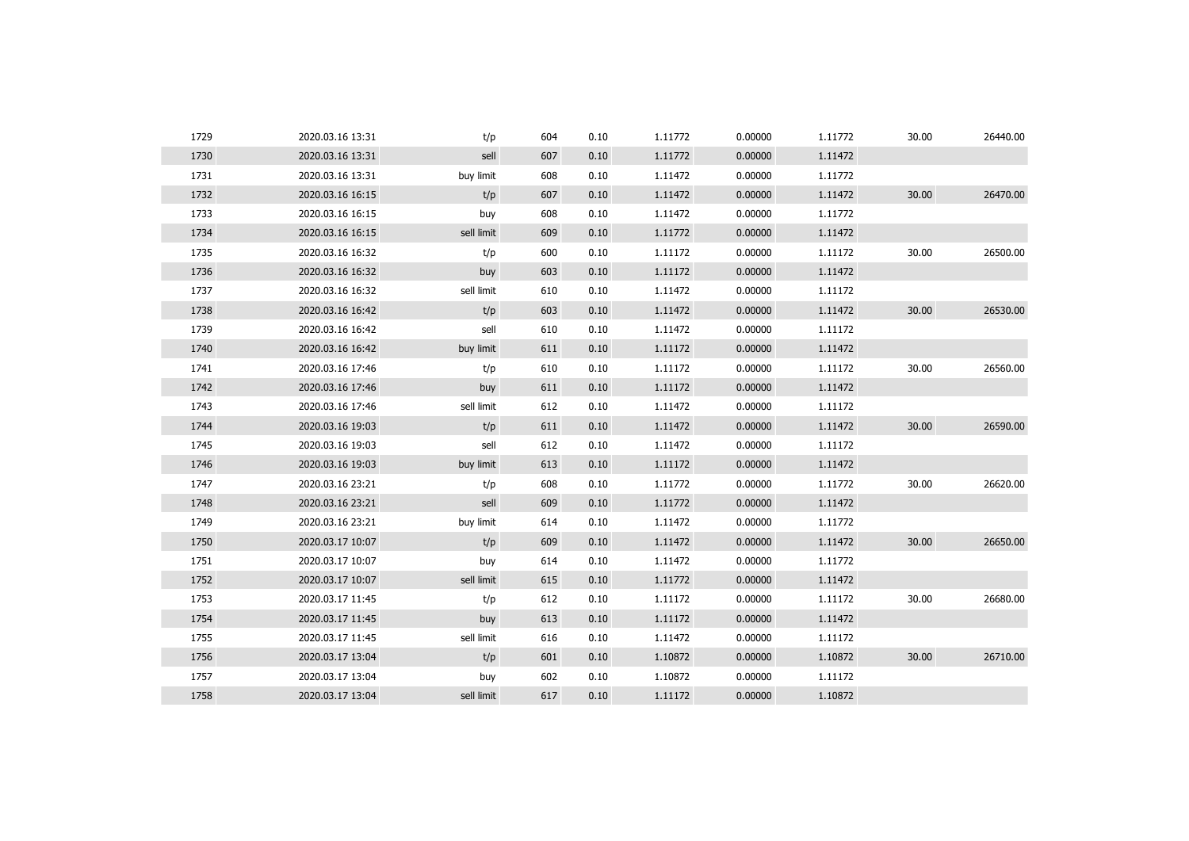| | | | | | | | | | |
|---|---|---|---|---|---|---|---|---|---|
| 1729 | 2020.03.16 13:31 | t/p | 604 | 0.10 | 1.11772 | 0.00000 | 1.11772 | 30.00 | 26440.00 |
| 1730 | 2020.03.16 13:31 | sell | 607 | 0.10 | 1.11772 | 0.00000 | 1.11472 | | |
| 1731 | 2020.03.16 13:31 | buy limit | 608 | 0.10 | 1.11472 | 0.00000 | 1.11772 | | |
| 1732 | 2020.03.16 16:15 | t/p | 607 | 0.10 | 1.11472 | 0.00000 | 1.11472 | 30.00 | 26470.00 |
| 1733 | 2020.03.16 16:15 | buy | 608 | 0.10 | 1.11472 | 0.00000 | 1.11772 | | |
| 1734 | 2020.03.16 16:15 | sell limit | 609 | 0.10 | 1.11772 | 0.00000 | 1.11472 | | |
| 1735 | 2020.03.16 16:32 | t/p | 600 | 0.10 | 1.11172 | 0.00000 | 1.11172 | 30.00 | 26500.00 |
| 1736 | 2020.03.16 16:32 | buy | 603 | 0.10 | 1.11172 | 0.00000 | 1.11472 | | |
| 1737 | 2020.03.16 16:32 | sell limit | 610 | 0.10 | 1.11472 | 0.00000 | 1.11172 | | |
| 1738 | 2020.03.16 16:42 | t/p | 603 | 0.10 | 1.11472 | 0.00000 | 1.11472 | 30.00 | 26530.00 |
| 1739 | 2020.03.16 16:42 | sell | 610 | 0.10 | 1.11472 | 0.00000 | 1.11172 | | |
| 1740 | 2020.03.16 16:42 | buy limit | 611 | 0.10 | 1.11172 | 0.00000 | 1.11472 | | |
| 1741 | 2020.03.16 17:46 | t/p | 610 | 0.10 | 1.11172 | 0.00000 | 1.11172 | 30.00 | 26560.00 |
| 1742 | 2020.03.16 17:46 | buy | 611 | 0.10 | 1.11172 | 0.00000 | 1.11472 | | |
| 1743 | 2020.03.16 17:46 | sell limit | 612 | 0.10 | 1.11472 | 0.00000 | 1.11172 | | |
| 1744 | 2020.03.16 19:03 | t/p | 611 | 0.10 | 1.11472 | 0.00000 | 1.11472 | 30.00 | 26590.00 |
| 1745 | 2020.03.16 19:03 | sell | 612 | 0.10 | 1.11472 | 0.00000 | 1.11172 | | |
| 1746 | 2020.03.16 19:03 | buy limit | 613 | 0.10 | 1.11172 | 0.00000 | 1.11472 | | |
| 1747 | 2020.03.16 23:21 | t/p | 608 | 0.10 | 1.11772 | 0.00000 | 1.11772 | 30.00 | 26620.00 |
| 1748 | 2020.03.16 23:21 | sell | 609 | 0.10 | 1.11772 | 0.00000 | 1.11472 | | |
| 1749 | 2020.03.16 23:21 | buy limit | 614 | 0.10 | 1.11472 | 0.00000 | 1.11772 | | |
| 1750 | 2020.03.17 10:07 | t/p | 609 | 0.10 | 1.11472 | 0.00000 | 1.11472 | 30.00 | 26650.00 |
| 1751 | 2020.03.17 10:07 | buy | 614 | 0.10 | 1.11472 | 0.00000 | 1.11772 | | |
| 1752 | 2020.03.17 10:07 | sell limit | 615 | 0.10 | 1.11772 | 0.00000 | 1.11472 | | |
| 1753 | 2020.03.17 11:45 | t/p | 612 | 0.10 | 1.11172 | 0.00000 | 1.11172 | 30.00 | 26680.00 |
| 1754 | 2020.03.17 11:45 | buy | 613 | 0.10 | 1.11172 | 0.00000 | 1.11472 | | |
| 1755 | 2020.03.17 11:45 | sell limit | 616 | 0.10 | 1.11472 | 0.00000 | 1.11172 | | |
| 1756 | 2020.03.17 13:04 | t/p | 601 | 0.10 | 1.10872 | 0.00000 | 1.10872 | 30.00 | 26710.00 |
| 1757 | 2020.03.17 13:04 | buy | 602 | 0.10 | 1.10872 | 0.00000 | 1.11172 | | |
| 1758 | 2020.03.17 13:04 | sell limit | 617 | 0.10 | 1.11172 | 0.00000 | 1.10872 | | |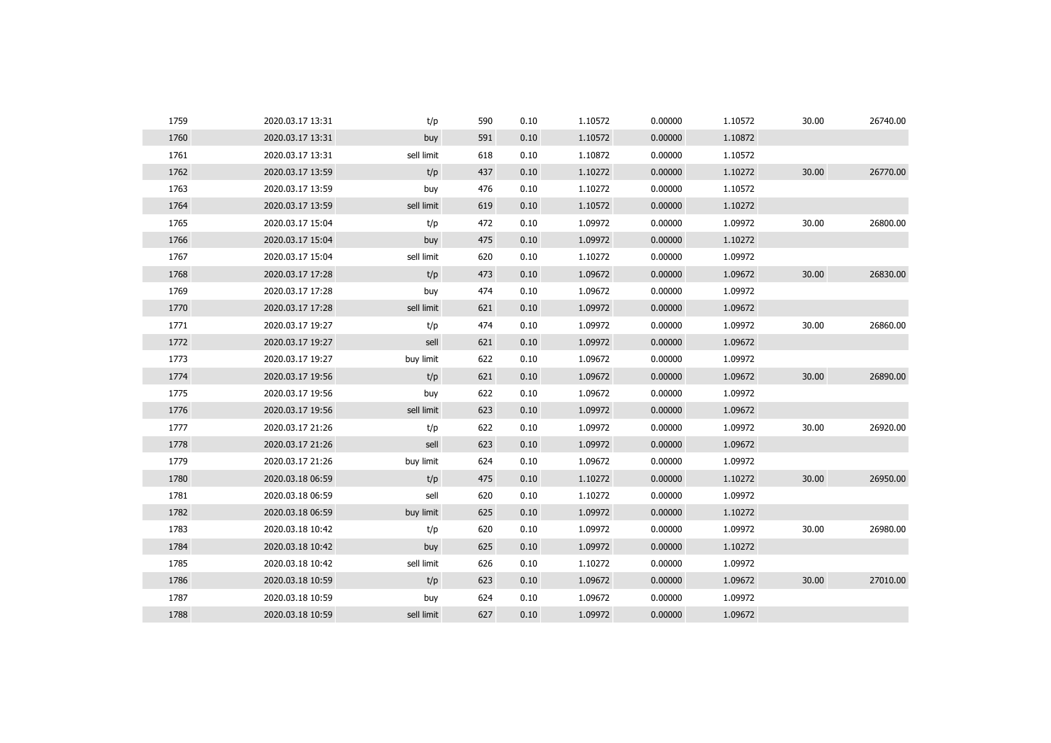| | | | | | | | | | |
|---|---|---|---|---|---|---|---|---|---|
| 1759 | 2020.03.17 13:31 | t/p | 590 | 0.10 | 1.10572 | 0.00000 | 1.10572 | 30.00 | 26740.00 |
| 1760 | 2020.03.17 13:31 | buy | 591 | 0.10 | 1.10572 | 0.00000 | 1.10872 | | |
| 1761 | 2020.03.17 13:31 | sell limit | 618 | 0.10 | 1.10872 | 0.00000 | 1.10572 | | |
| 1762 | 2020.03.17 13:59 | t/p | 437 | 0.10 | 1.10272 | 0.00000 | 1.10272 | 30.00 | 26770.00 |
| 1763 | 2020.03.17 13:59 | buy | 476 | 0.10 | 1.10272 | 0.00000 | 1.10572 | | |
| 1764 | 2020.03.17 13:59 | sell limit | 619 | 0.10 | 1.10572 | 0.00000 | 1.10272 | | |
| 1765 | 2020.03.17 15:04 | t/p | 472 | 0.10 | 1.09972 | 0.00000 | 1.09972 | 30.00 | 26800.00 |
| 1766 | 2020.03.17 15:04 | buy | 475 | 0.10 | 1.09972 | 0.00000 | 1.10272 | | |
| 1767 | 2020.03.17 15:04 | sell limit | 620 | 0.10 | 1.10272 | 0.00000 | 1.09972 | | |
| 1768 | 2020.03.17 17:28 | t/p | 473 | 0.10 | 1.09672 | 0.00000 | 1.09672 | 30.00 | 26830.00 |
| 1769 | 2020.03.17 17:28 | buy | 474 | 0.10 | 1.09672 | 0.00000 | 1.09972 | | |
| 1770 | 2020.03.17 17:28 | sell limit | 621 | 0.10 | 1.09972 | 0.00000 | 1.09672 | | |
| 1771 | 2020.03.17 19:27 | t/p | 474 | 0.10 | 1.09972 | 0.00000 | 1.09972 | 30.00 | 26860.00 |
| 1772 | 2020.03.17 19:27 | sell | 621 | 0.10 | 1.09972 | 0.00000 | 1.09672 | | |
| 1773 | 2020.03.17 19:27 | buy limit | 622 | 0.10 | 1.09672 | 0.00000 | 1.09972 | | |
| 1774 | 2020.03.17 19:56 | t/p | 621 | 0.10 | 1.09672 | 0.00000 | 1.09672 | 30.00 | 26890.00 |
| 1775 | 2020.03.17 19:56 | buy | 622 | 0.10 | 1.09672 | 0.00000 | 1.09972 | | |
| 1776 | 2020.03.17 19:56 | sell limit | 623 | 0.10 | 1.09972 | 0.00000 | 1.09672 | | |
| 1777 | 2020.03.17 21:26 | t/p | 622 | 0.10 | 1.09972 | 0.00000 | 1.09972 | 30.00 | 26920.00 |
| 1778 | 2020.03.17 21:26 | sell | 623 | 0.10 | 1.09972 | 0.00000 | 1.09672 | | |
| 1779 | 2020.03.17 21:26 | buy limit | 624 | 0.10 | 1.09672 | 0.00000 | 1.09972 | | |
| 1780 | 2020.03.18 06:59 | t/p | 475 | 0.10 | 1.10272 | 0.00000 | 1.10272 | 30.00 | 26950.00 |
| 1781 | 2020.03.18 06:59 | sell | 620 | 0.10 | 1.10272 | 0.00000 | 1.09972 | | |
| 1782 | 2020.03.18 06:59 | buy limit | 625 | 0.10 | 1.09972 | 0.00000 | 1.10272 | | |
| 1783 | 2020.03.18 10:42 | t/p | 620 | 0.10 | 1.09972 | 0.00000 | 1.09972 | 30.00 | 26980.00 |
| 1784 | 2020.03.18 10:42 | buy | 625 | 0.10 | 1.09972 | 0.00000 | 1.10272 | | |
| 1785 | 2020.03.18 10:42 | sell limit | 626 | 0.10 | 1.10272 | 0.00000 | 1.09972 | | |
| 1786 | 2020.03.18 10:59 | t/p | 623 | 0.10 | 1.09672 | 0.00000 | 1.09672 | 30.00 | 27010.00 |
| 1787 | 2020.03.18 10:59 | buy | 624 | 0.10 | 1.09672 | 0.00000 | 1.09972 | | |
| 1788 | 2020.03.18 10:59 | sell limit | 627 | 0.10 | 1.09972 | 0.00000 | 1.09672 | | |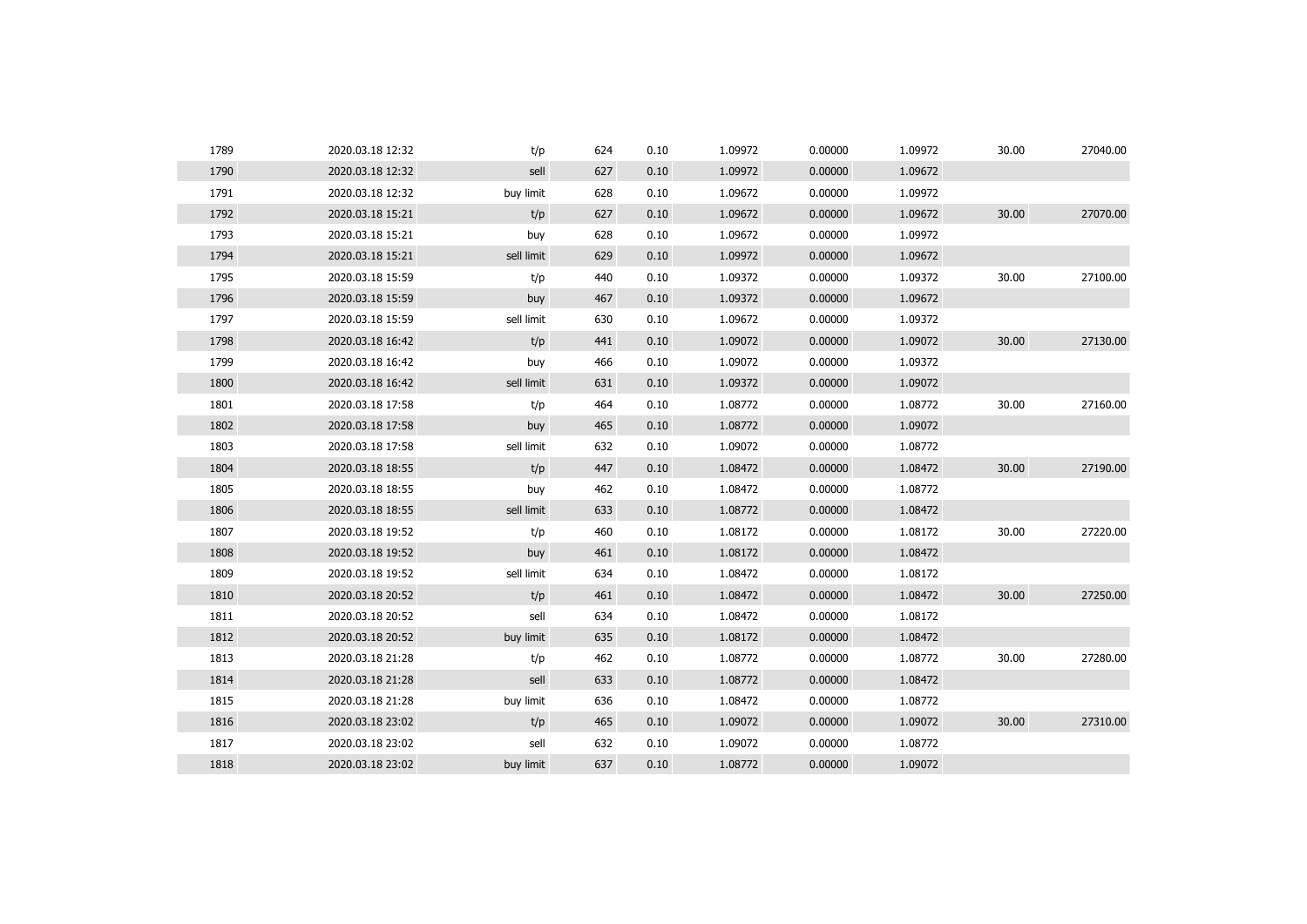| | | | | | | | | | |
|---|---|---|---|---|---|---|---|---|---|
| 1789 | 2020.03.18 12:32 | t/p | 624 | 0.10 | 1.09972 | 0.00000 | 1.09972 | 30.00 | 27040.00 |
| 1790 | 2020.03.18 12:32 | sell | 627 | 0.10 | 1.09972 | 0.00000 | 1.09672 | | |
| 1791 | 2020.03.18 12:32 | buy limit | 628 | 0.10 | 1.09672 | 0.00000 | 1.09972 | | |
| 1792 | 2020.03.18 15:21 | t/p | 627 | 0.10 | 1.09672 | 0.00000 | 1.09672 | 30.00 | 27070.00 |
| 1793 | 2020.03.18 15:21 | buy | 628 | 0.10 | 1.09672 | 0.00000 | 1.09972 | | |
| 1794 | 2020.03.18 15:21 | sell limit | 629 | 0.10 | 1.09972 | 0.00000 | 1.09672 | | |
| 1795 | 2020.03.18 15:59 | t/p | 440 | 0.10 | 1.09372 | 0.00000 | 1.09372 | 30.00 | 27100.00 |
| 1796 | 2020.03.18 15:59 | buy | 467 | 0.10 | 1.09372 | 0.00000 | 1.09672 | | |
| 1797 | 2020.03.18 15:59 | sell limit | 630 | 0.10 | 1.09672 | 0.00000 | 1.09372 | | |
| 1798 | 2020.03.18 16:42 | t/p | 441 | 0.10 | 1.09072 | 0.00000 | 1.09072 | 30.00 | 27130.00 |
| 1799 | 2020.03.18 16:42 | buy | 466 | 0.10 | 1.09072 | 0.00000 | 1.09372 | | |
| 1800 | 2020.03.18 16:42 | sell limit | 631 | 0.10 | 1.09372 | 0.00000 | 1.09072 | | |
| 1801 | 2020.03.18 17:58 | t/p | 464 | 0.10 | 1.08772 | 0.00000 | 1.08772 | 30.00 | 27160.00 |
| 1802 | 2020.03.18 17:58 | buy | 465 | 0.10 | 1.08772 | 0.00000 | 1.09072 | | |
| 1803 | 2020.03.18 17:58 | sell limit | 632 | 0.10 | 1.09072 | 0.00000 | 1.08772 | | |
| 1804 | 2020.03.18 18:55 | t/p | 447 | 0.10 | 1.08472 | 0.00000 | 1.08472 | 30.00 | 27190.00 |
| 1805 | 2020.03.18 18:55 | buy | 462 | 0.10 | 1.08472 | 0.00000 | 1.08772 | | |
| 1806 | 2020.03.18 18:55 | sell limit | 633 | 0.10 | 1.08772 | 0.00000 | 1.08472 | | |
| 1807 | 2020.03.18 19:52 | t/p | 460 | 0.10 | 1.08172 | 0.00000 | 1.08172 | 30.00 | 27220.00 |
| 1808 | 2020.03.18 19:52 | buy | 461 | 0.10 | 1.08172 | 0.00000 | 1.08472 | | |
| 1809 | 2020.03.18 19:52 | sell limit | 634 | 0.10 | 1.08472 | 0.00000 | 1.08172 | | |
| 1810 | 2020.03.18 20:52 | t/p | 461 | 0.10 | 1.08472 | 0.00000 | 1.08472 | 30.00 | 27250.00 |
| 1811 | 2020.03.18 20:52 | sell | 634 | 0.10 | 1.08472 | 0.00000 | 1.08172 | | |
| 1812 | 2020.03.18 20:52 | buy limit | 635 | 0.10 | 1.08172 | 0.00000 | 1.08472 | | |
| 1813 | 2020.03.18 21:28 | t/p | 462 | 0.10 | 1.08772 | 0.00000 | 1.08772 | 30.00 | 27280.00 |
| 1814 | 2020.03.18 21:28 | sell | 633 | 0.10 | 1.08772 | 0.00000 | 1.08472 | | |
| 1815 | 2020.03.18 21:28 | buy limit | 636 | 0.10 | 1.08472 | 0.00000 | 1.08772 | | |
| 1816 | 2020.03.18 23:02 | t/p | 465 | 0.10 | 1.09072 | 0.00000 | 1.09072 | 30.00 | 27310.00 |
| 1817 | 2020.03.18 23:02 | sell | 632 | 0.10 | 1.09072 | 0.00000 | 1.08772 | | |
| 1818 | 2020.03.18 23:02 | buy limit | 637 | 0.10 | 1.08772 | 0.00000 | 1.09072 | | |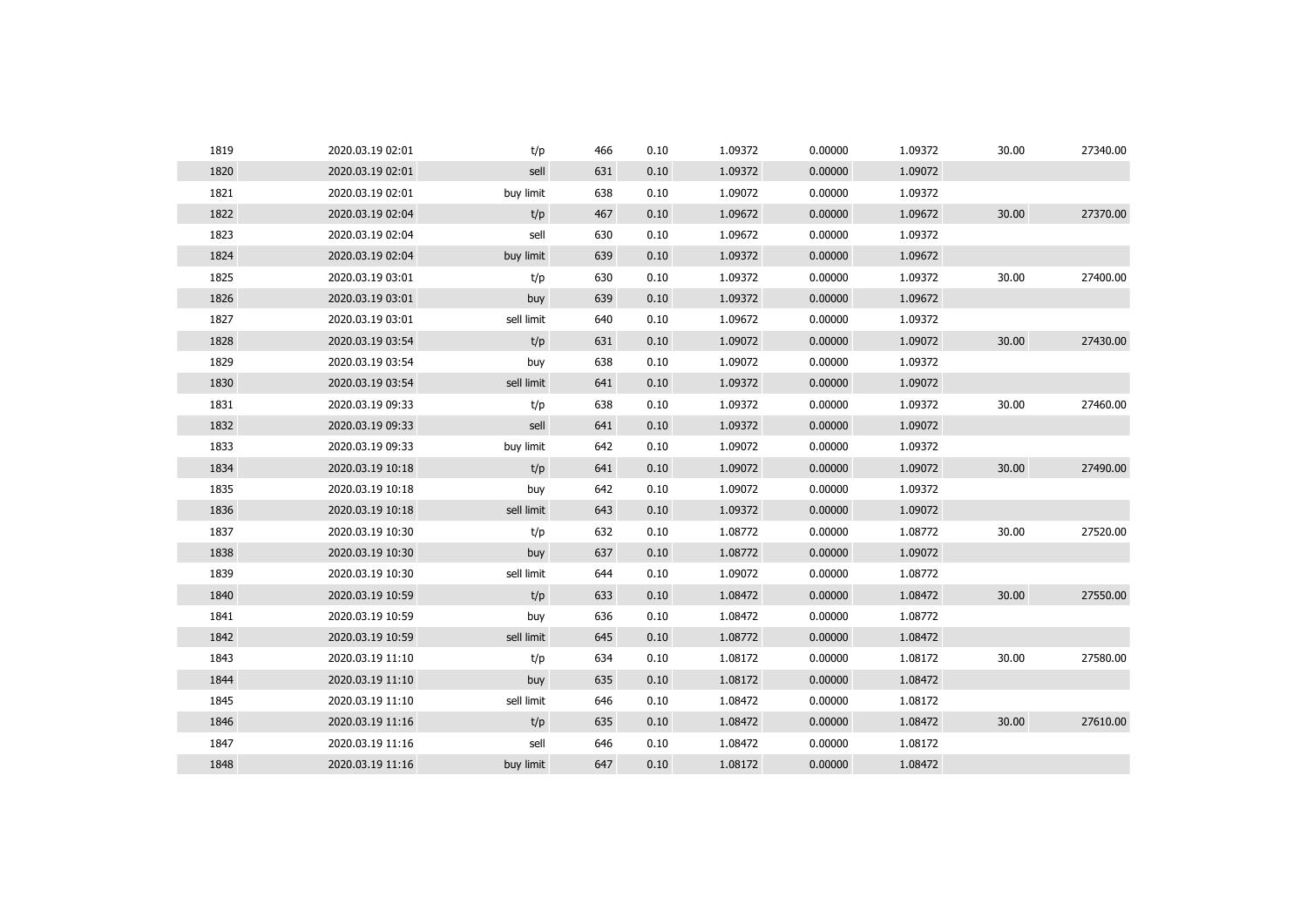| | | | | | | | | | |
|---|---|---|---|---|---|---|---|---|---|
| 1819 | 2020.03.19 02:01 | t/p | 466 | 0.10 | 1.09372 | 0.00000 | 1.09372 | 30.00 | 27340.00 |
| 1820 | 2020.03.19 02:01 | sell | 631 | 0.10 | 1.09372 | 0.00000 | 1.09072 | | |
| 1821 | 2020.03.19 02:01 | buy limit | 638 | 0.10 | 1.09072 | 0.00000 | 1.09372 | | |
| 1822 | 2020.03.19 02:04 | t/p | 467 | 0.10 | 1.09672 | 0.00000 | 1.09672 | 30.00 | 27370.00 |
| 1823 | 2020.03.19 02:04 | sell | 630 | 0.10 | 1.09672 | 0.00000 | 1.09372 | | |
| 1824 | 2020.03.19 02:04 | buy limit | 639 | 0.10 | 1.09372 | 0.00000 | 1.09672 | | |
| 1825 | 2020.03.19 03:01 | t/p | 630 | 0.10 | 1.09372 | 0.00000 | 1.09372 | 30.00 | 27400.00 |
| 1826 | 2020.03.19 03:01 | buy | 639 | 0.10 | 1.09372 | 0.00000 | 1.09672 | | |
| 1827 | 2020.03.19 03:01 | sell limit | 640 | 0.10 | 1.09672 | 0.00000 | 1.09372 | | |
| 1828 | 2020.03.19 03:54 | t/p | 631 | 0.10 | 1.09072 | 0.00000 | 1.09072 | 30.00 | 27430.00 |
| 1829 | 2020.03.19 03:54 | buy | 638 | 0.10 | 1.09072 | 0.00000 | 1.09372 | | |
| 1830 | 2020.03.19 03:54 | sell limit | 641 | 0.10 | 1.09372 | 0.00000 | 1.09072 | | |
| 1831 | 2020.03.19 09:33 | t/p | 638 | 0.10 | 1.09372 | 0.00000 | 1.09372 | 30.00 | 27460.00 |
| 1832 | 2020.03.19 09:33 | sell | 641 | 0.10 | 1.09372 | 0.00000 | 1.09072 | | |
| 1833 | 2020.03.19 09:33 | buy limit | 642 | 0.10 | 1.09072 | 0.00000 | 1.09372 | | |
| 1834 | 2020.03.19 10:18 | t/p | 641 | 0.10 | 1.09072 | 0.00000 | 1.09072 | 30.00 | 27490.00 |
| 1835 | 2020.03.19 10:18 | buy | 642 | 0.10 | 1.09072 | 0.00000 | 1.09372 | | |
| 1836 | 2020.03.19 10:18 | sell limit | 643 | 0.10 | 1.09372 | 0.00000 | 1.09072 | | |
| 1837 | 2020.03.19 10:30 | t/p | 632 | 0.10 | 1.08772 | 0.00000 | 1.08772 | 30.00 | 27520.00 |
| 1838 | 2020.03.19 10:30 | buy | 637 | 0.10 | 1.08772 | 0.00000 | 1.09072 | | |
| 1839 | 2020.03.19 10:30 | sell limit | 644 | 0.10 | 1.09072 | 0.00000 | 1.08772 | | |
| 1840 | 2020.03.19 10:59 | t/p | 633 | 0.10 | 1.08472 | 0.00000 | 1.08472 | 30.00 | 27550.00 |
| 1841 | 2020.03.19 10:59 | buy | 636 | 0.10 | 1.08472 | 0.00000 | 1.08772 | | |
| 1842 | 2020.03.19 10:59 | sell limit | 645 | 0.10 | 1.08772 | 0.00000 | 1.08472 | | |
| 1843 | 2020.03.19 11:10 | t/p | 634 | 0.10 | 1.08172 | 0.00000 | 1.08172 | 30.00 | 27580.00 |
| 1844 | 2020.03.19 11:10 | buy | 635 | 0.10 | 1.08172 | 0.00000 | 1.08472 | | |
| 1845 | 2020.03.19 11:10 | sell limit | 646 | 0.10 | 1.08472 | 0.00000 | 1.08172 | | |
| 1846 | 2020.03.19 11:16 | t/p | 635 | 0.10 | 1.08472 | 0.00000 | 1.08472 | 30.00 | 27610.00 |
| 1847 | 2020.03.19 11:16 | sell | 646 | 0.10 | 1.08472 | 0.00000 | 1.08172 | | |
| 1848 | 2020.03.19 11:16 | buy limit | 647 | 0.10 | 1.08172 | 0.00000 | 1.08472 | | |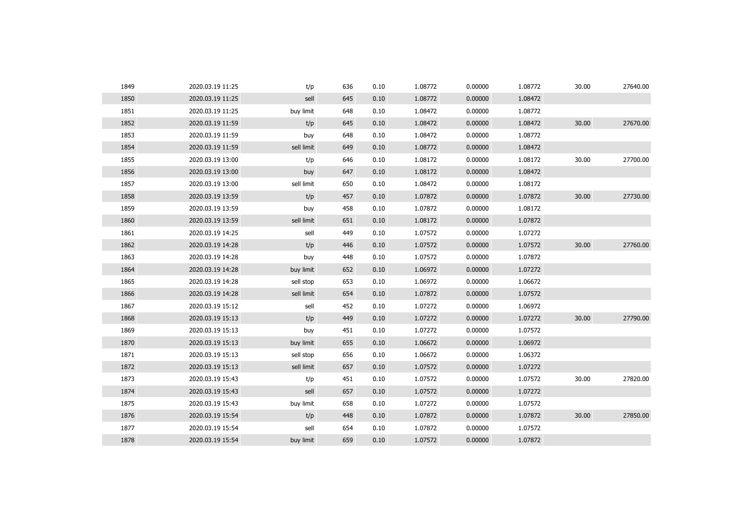| | | | | | | | | | |
|---|---|---|---|---|---|---|---|---|---|
| 1849 | 2020.03.19 11:25 | t/p | 636 | 0.10 | 1.08772 | 0.00000 | 1.08772 | 30.00 | 27640.00 |
| 1850 | 2020.03.19 11:25 | sell | 645 | 0.10 | 1.08772 | 0.00000 | 1.08472 | | |
| 1851 | 2020.03.19 11:25 | buy limit | 648 | 0.10 | 1.08472 | 0.00000 | 1.08772 | | |
| 1852 | 2020.03.19 11:59 | t/p | 645 | 0.10 | 1.08472 | 0.00000 | 1.08472 | 30.00 | 27670.00 |
| 1853 | 2020.03.19 11:59 | buy | 648 | 0.10 | 1.08472 | 0.00000 | 1.08772 | | |
| 1854 | 2020.03.19 11:59 | sell limit | 649 | 0.10 | 1.08772 | 0.00000 | 1.08472 | | |
| 1855 | 2020.03.19 13:00 | t/p | 646 | 0.10 | 1.08172 | 0.00000 | 1.08172 | 30.00 | 27700.00 |
| 1856 | 2020.03.19 13:00 | buy | 647 | 0.10 | 1.08172 | 0.00000 | 1.08472 | | |
| 1857 | 2020.03.19 13:00 | sell limit | 650 | 0.10 | 1.08472 | 0.00000 | 1.08172 | | |
| 1858 | 2020.03.19 13:59 | t/p | 457 | 0.10 | 1.07872 | 0.00000 | 1.07872 | 30.00 | 27730.00 |
| 1859 | 2020.03.19 13:59 | buy | 458 | 0.10 | 1.07872 | 0.00000 | 1.08172 | | |
| 1860 | 2020.03.19 13:59 | sell limit | 651 | 0.10 | 1.08172 | 0.00000 | 1.07872 | | |
| 1861 | 2020.03.19 14:25 | sell | 449 | 0.10 | 1.07572 | 0.00000 | 1.07272 | | |
| 1862 | 2020.03.19 14:28 | t/p | 446 | 0.10 | 1.07572 | 0.00000 | 1.07572 | 30.00 | 27760.00 |
| 1863 | 2020.03.19 14:28 | buy | 448 | 0.10 | 1.07572 | 0.00000 | 1.07872 | | |
| 1864 | 2020.03.19 14:28 | buy limit | 652 | 0.10 | 1.06972 | 0.00000 | 1.07272 | | |
| 1865 | 2020.03.19 14:28 | sell stop | 653 | 0.10 | 1.06972 | 0.00000 | 1.06672 | | |
| 1866 | 2020.03.19 14:28 | sell limit | 654 | 0.10 | 1.07872 | 0.00000 | 1.07572 | | |
| 1867 | 2020.03.19 15:12 | sell | 452 | 0.10 | 1.07272 | 0.00000 | 1.06972 | | |
| 1868 | 2020.03.19 15:13 | t/p | 449 | 0.10 | 1.07272 | 0.00000 | 1.07272 | 30.00 | 27790.00 |
| 1869 | 2020.03.19 15:13 | buy | 451 | 0.10 | 1.07272 | 0.00000 | 1.07572 | | |
| 1870 | 2020.03.19 15:13 | buy limit | 655 | 0.10 | 1.06672 | 0.00000 | 1.06972 | | |
| 1871 | 2020.03.19 15:13 | sell stop | 656 | 0.10 | 1.06672 | 0.00000 | 1.06372 | | |
| 1872 | 2020.03.19 15:13 | sell limit | 657 | 0.10 | 1.07572 | 0.00000 | 1.07272 | | |
| 1873 | 2020.03.19 15:43 | t/p | 451 | 0.10 | 1.07572 | 0.00000 | 1.07572 | 30.00 | 27820.00 |
| 1874 | 2020.03.19 15:43 | sell | 657 | 0.10 | 1.07572 | 0.00000 | 1.07272 | | |
| 1875 | 2020.03.19 15:43 | buy limit | 658 | 0.10 | 1.07272 | 0.00000 | 1.07572 | | |
| 1876 | 2020.03.19 15:54 | t/p | 448 | 0.10 | 1.07872 | 0.00000 | 1.07872 | 30.00 | 27850.00 |
| 1877 | 2020.03.19 15:54 | sell | 654 | 0.10 | 1.07872 | 0.00000 | 1.07572 | | |
| 1878 | 2020.03.19 15:54 | buy limit | 659 | 0.10 | 1.07572 | 0.00000 | 1.07872 | | |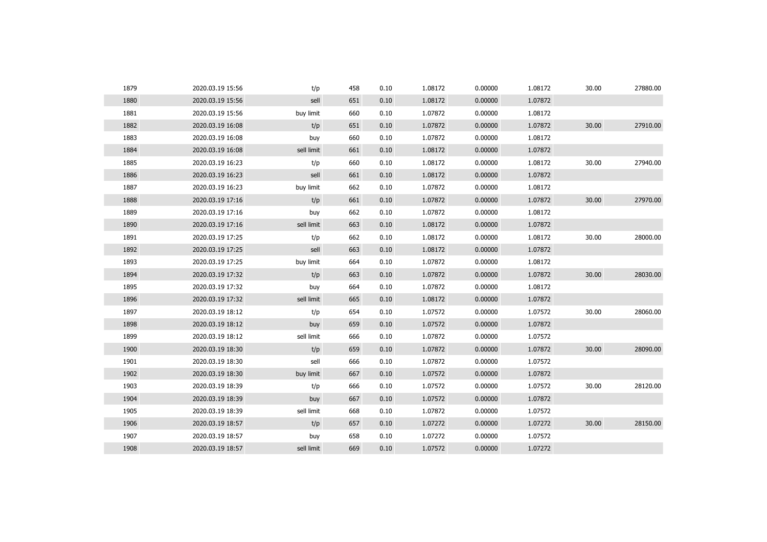| | | | | | | | | | |
|---|---|---|---|---|---|---|---|---|---|
| 1879 | 2020.03.19 15:56 | t/p | 458 | 0.10 | 1.08172 | 0.00000 | 1.08172 | 30.00 | 27880.00 |
| 1880 | 2020.03.19 15:56 | sell | 651 | 0.10 | 1.08172 | 0.00000 | 1.07872 | | |
| 1881 | 2020.03.19 15:56 | buy limit | 660 | 0.10 | 1.07872 | 0.00000 | 1.08172 | | |
| 1882 | 2020.03.19 16:08 | t/p | 651 | 0.10 | 1.07872 | 0.00000 | 1.07872 | 30.00 | 27910.00 |
| 1883 | 2020.03.19 16:08 | buy | 660 | 0.10 | 1.07872 | 0.00000 | 1.08172 | | |
| 1884 | 2020.03.19 16:08 | sell limit | 661 | 0.10 | 1.08172 | 0.00000 | 1.07872 | | |
| 1885 | 2020.03.19 16:23 | t/p | 660 | 0.10 | 1.08172 | 0.00000 | 1.08172 | 30.00 | 27940.00 |
| 1886 | 2020.03.19 16:23 | sell | 661 | 0.10 | 1.08172 | 0.00000 | 1.07872 | | |
| 1887 | 2020.03.19 16:23 | buy limit | 662 | 0.10 | 1.07872 | 0.00000 | 1.08172 | | |
| 1888 | 2020.03.19 17:16 | t/p | 661 | 0.10 | 1.07872 | 0.00000 | 1.07872 | 30.00 | 27970.00 |
| 1889 | 2020.03.19 17:16 | buy | 662 | 0.10 | 1.07872 | 0.00000 | 1.08172 | | |
| 1890 | 2020.03.19 17:16 | sell limit | 663 | 0.10 | 1.08172 | 0.00000 | 1.07872 | | |
| 1891 | 2020.03.19 17:25 | t/p | 662 | 0.10 | 1.08172 | 0.00000 | 1.08172 | 30.00 | 28000.00 |
| 1892 | 2020.03.19 17:25 | sell | 663 | 0.10 | 1.08172 | 0.00000 | 1.07872 | | |
| 1893 | 2020.03.19 17:25 | buy limit | 664 | 0.10 | 1.07872 | 0.00000 | 1.08172 | | |
| 1894 | 2020.03.19 17:32 | t/p | 663 | 0.10 | 1.07872 | 0.00000 | 1.07872 | 30.00 | 28030.00 |
| 1895 | 2020.03.19 17:32 | buy | 664 | 0.10 | 1.07872 | 0.00000 | 1.08172 | | |
| 1896 | 2020.03.19 17:32 | sell limit | 665 | 0.10 | 1.08172 | 0.00000 | 1.07872 | | |
| 1897 | 2020.03.19 18:12 | t/p | 654 | 0.10 | 1.07572 | 0.00000 | 1.07572 | 30.00 | 28060.00 |
| 1898 | 2020.03.19 18:12 | buy | 659 | 0.10 | 1.07572 | 0.00000 | 1.07872 | | |
| 1899 | 2020.03.19 18:12 | sell limit | 666 | 0.10 | 1.07872 | 0.00000 | 1.07572 | | |
| 1900 | 2020.03.19 18:30 | t/p | 659 | 0.10 | 1.07872 | 0.00000 | 1.07872 | 30.00 | 28090.00 |
| 1901 | 2020.03.19 18:30 | sell | 666 | 0.10 | 1.07872 | 0.00000 | 1.07572 | | |
| 1902 | 2020.03.19 18:30 | buy limit | 667 | 0.10 | 1.07572 | 0.00000 | 1.07872 | | |
| 1903 | 2020.03.19 18:39 | t/p | 666 | 0.10 | 1.07572 | 0.00000 | 1.07572 | 30.00 | 28120.00 |
| 1904 | 2020.03.19 18:39 | buy | 667 | 0.10 | 1.07572 | 0.00000 | 1.07872 | | |
| 1905 | 2020.03.19 18:39 | sell limit | 668 | 0.10 | 1.07872 | 0.00000 | 1.07572 | | |
| 1906 | 2020.03.19 18:57 | t/p | 657 | 0.10 | 1.07272 | 0.00000 | 1.07272 | 30.00 | 28150.00 |
| 1907 | 2020.03.19 18:57 | buy | 658 | 0.10 | 1.07272 | 0.00000 | 1.07572 | | |
| 1908 | 2020.03.19 18:57 | sell limit | 669 | 0.10 | 1.07572 | 0.00000 | 1.07272 | | |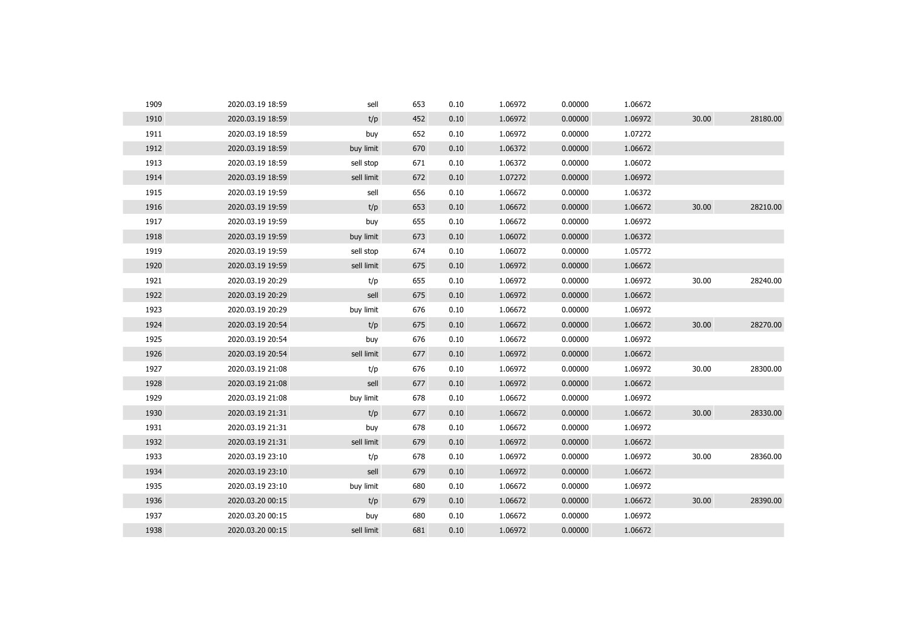| | | | | | | | | | |
|---|---|---|---|---|---|---|---|---|---|
| 1909 | 2020.03.19 18:59 | sell | 653 | 0.10 | 1.06972 | 0.00000 | 1.06672 | | |
| 1910 | 2020.03.19 18:59 | t/p | 452 | 0.10 | 1.06972 | 0.00000 | 1.06972 | 30.00 | 28180.00 |
| 1911 | 2020.03.19 18:59 | buy | 652 | 0.10 | 1.06972 | 0.00000 | 1.07272 | | |
| 1912 | 2020.03.19 18:59 | buy limit | 670 | 0.10 | 1.06372 | 0.00000 | 1.06672 | | |
| 1913 | 2020.03.19 18:59 | sell stop | 671 | 0.10 | 1.06372 | 0.00000 | 1.06072 | | |
| 1914 | 2020.03.19 18:59 | sell limit | 672 | 0.10 | 1.07272 | 0.00000 | 1.06972 | | |
| 1915 | 2020.03.19 19:59 | sell | 656 | 0.10 | 1.06672 | 0.00000 | 1.06372 | | |
| 1916 | 2020.03.19 19:59 | t/p | 653 | 0.10 | 1.06672 | 0.00000 | 1.06672 | 30.00 | 28210.00 |
| 1917 | 2020.03.19 19:59 | buy | 655 | 0.10 | 1.06672 | 0.00000 | 1.06972 | | |
| 1918 | 2020.03.19 19:59 | buy limit | 673 | 0.10 | 1.06072 | 0.00000 | 1.06372 | | |
| 1919 | 2020.03.19 19:59 | sell stop | 674 | 0.10 | 1.06072 | 0.00000 | 1.05772 | | |
| 1920 | 2020.03.19 19:59 | sell limit | 675 | 0.10 | 1.06972 | 0.00000 | 1.06672 | | |
| 1921 | 2020.03.19 20:29 | t/p | 655 | 0.10 | 1.06972 | 0.00000 | 1.06972 | 30.00 | 28240.00 |
| 1922 | 2020.03.19 20:29 | sell | 675 | 0.10 | 1.06972 | 0.00000 | 1.06672 | | |
| 1923 | 2020.03.19 20:29 | buy limit | 676 | 0.10 | 1.06672 | 0.00000 | 1.06972 | | |
| 1924 | 2020.03.19 20:54 | t/p | 675 | 0.10 | 1.06672 | 0.00000 | 1.06672 | 30.00 | 28270.00 |
| 1925 | 2020.03.19 20:54 | buy | 676 | 0.10 | 1.06672 | 0.00000 | 1.06972 | | |
| 1926 | 2020.03.19 20:54 | sell limit | 677 | 0.10 | 1.06972 | 0.00000 | 1.06672 | | |
| 1927 | 2020.03.19 21:08 | t/p | 676 | 0.10 | 1.06972 | 0.00000 | 1.06972 | 30.00 | 28300.00 |
| 1928 | 2020.03.19 21:08 | sell | 677 | 0.10 | 1.06972 | 0.00000 | 1.06672 | | |
| 1929 | 2020.03.19 21:08 | buy limit | 678 | 0.10 | 1.06672 | 0.00000 | 1.06972 | | |
| 1930 | 2020.03.19 21:31 | t/p | 677 | 0.10 | 1.06672 | 0.00000 | 1.06672 | 30.00 | 28330.00 |
| 1931 | 2020.03.19 21:31 | buy | 678 | 0.10 | 1.06672 | 0.00000 | 1.06972 | | |
| 1932 | 2020.03.19 21:31 | sell limit | 679 | 0.10 | 1.06972 | 0.00000 | 1.06672 | | |
| 1933 | 2020.03.19 23:10 | t/p | 678 | 0.10 | 1.06972 | 0.00000 | 1.06972 | 30.00 | 28360.00 |
| 1934 | 2020.03.19 23:10 | sell | 679 | 0.10 | 1.06972 | 0.00000 | 1.06672 | | |
| 1935 | 2020.03.19 23:10 | buy limit | 680 | 0.10 | 1.06672 | 0.00000 | 1.06972 | | |
| 1936 | 2020.03.20 00:15 | t/p | 679 | 0.10 | 1.06672 | 0.00000 | 1.06672 | 30.00 | 28390.00 |
| 1937 | 2020.03.20 00:15 | buy | 680 | 0.10 | 1.06672 | 0.00000 | 1.06972 | | |
| 1938 | 2020.03.20 00:15 | sell limit | 681 | 0.10 | 1.06972 | 0.00000 | 1.06672 | | |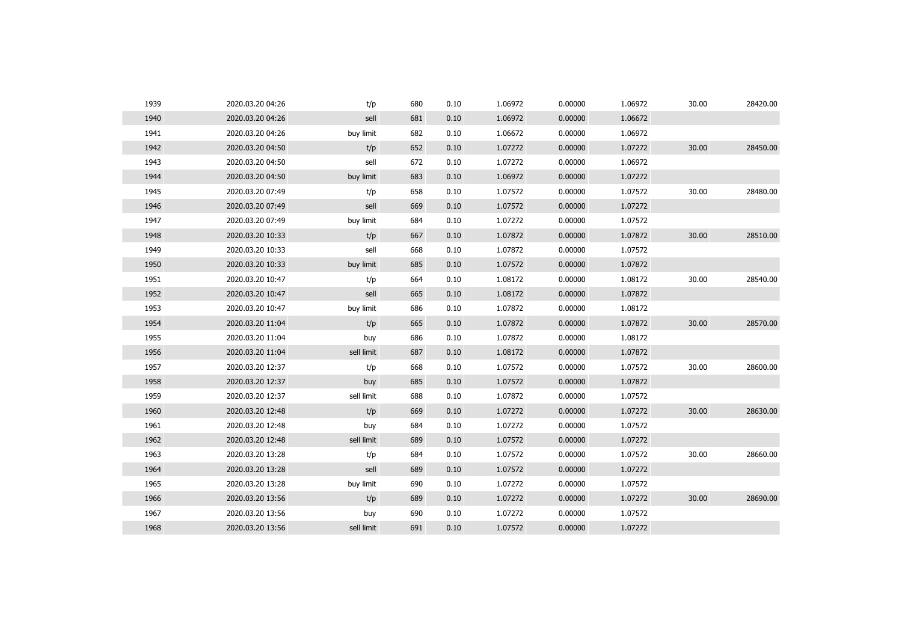| | | | | | | | | | |
|---|---|---|---|---|---|---|---|---|---|
| 1939 | 2020.03.20 04:26 | t/p | 680 | 0.10 | 1.06972 | 0.00000 | 1.06972 | 30.00 | 28420.00 |
| 1940 | 2020.03.20 04:26 | sell | 681 | 0.10 | 1.06972 | 0.00000 | 1.06672 | | |
| 1941 | 2020.03.20 04:26 | buy limit | 682 | 0.10 | 1.06672 | 0.00000 | 1.06972 | | |
| 1942 | 2020.03.20 04:50 | t/p | 652 | 0.10 | 1.07272 | 0.00000 | 1.07272 | 30.00 | 28450.00 |
| 1943 | 2020.03.20 04:50 | sell | 672 | 0.10 | 1.07272 | 0.00000 | 1.06972 | | |
| 1944 | 2020.03.20 04:50 | buy limit | 683 | 0.10 | 1.06972 | 0.00000 | 1.07272 | | |
| 1945 | 2020.03.20 07:49 | t/p | 658 | 0.10 | 1.07572 | 0.00000 | 1.07572 | 30.00 | 28480.00 |
| 1946 | 2020.03.20 07:49 | sell | 669 | 0.10 | 1.07572 | 0.00000 | 1.07272 | | |
| 1947 | 2020.03.20 07:49 | buy limit | 684 | 0.10 | 1.07272 | 0.00000 | 1.07572 | | |
| 1948 | 2020.03.20 10:33 | t/p | 667 | 0.10 | 1.07872 | 0.00000 | 1.07872 | 30.00 | 28510.00 |
| 1949 | 2020.03.20 10:33 | sell | 668 | 0.10 | 1.07872 | 0.00000 | 1.07572 | | |
| 1950 | 2020.03.20 10:33 | buy limit | 685 | 0.10 | 1.07572 | 0.00000 | 1.07872 | | |
| 1951 | 2020.03.20 10:47 | t/p | 664 | 0.10 | 1.08172 | 0.00000 | 1.08172 | 30.00 | 28540.00 |
| 1952 | 2020.03.20 10:47 | sell | 665 | 0.10 | 1.08172 | 0.00000 | 1.07872 | | |
| 1953 | 2020.03.20 10:47 | buy limit | 686 | 0.10 | 1.07872 | 0.00000 | 1.08172 | | |
| 1954 | 2020.03.20 11:04 | t/p | 665 | 0.10 | 1.07872 | 0.00000 | 1.07872 | 30.00 | 28570.00 |
| 1955 | 2020.03.20 11:04 | buy | 686 | 0.10 | 1.07872 | 0.00000 | 1.08172 | | |
| 1956 | 2020.03.20 11:04 | sell limit | 687 | 0.10 | 1.08172 | 0.00000 | 1.07872 | | |
| 1957 | 2020.03.20 12:37 | t/p | 668 | 0.10 | 1.07572 | 0.00000 | 1.07572 | 30.00 | 28600.00 |
| 1958 | 2020.03.20 12:37 | buy | 685 | 0.10 | 1.07572 | 0.00000 | 1.07872 | | |
| 1959 | 2020.03.20 12:37 | sell limit | 688 | 0.10 | 1.07872 | 0.00000 | 1.07572 | | |
| 1960 | 2020.03.20 12:48 | t/p | 669 | 0.10 | 1.07272 | 0.00000 | 1.07272 | 30.00 | 28630.00 |
| 1961 | 2020.03.20 12:48 | buy | 684 | 0.10 | 1.07272 | 0.00000 | 1.07572 | | |
| 1962 | 2020.03.20 12:48 | sell limit | 689 | 0.10 | 1.07572 | 0.00000 | 1.07272 | | |
| 1963 | 2020.03.20 13:28 | t/p | 684 | 0.10 | 1.07572 | 0.00000 | 1.07572 | 30.00 | 28660.00 |
| 1964 | 2020.03.20 13:28 | sell | 689 | 0.10 | 1.07572 | 0.00000 | 1.07272 | | |
| 1965 | 2020.03.20 13:28 | buy limit | 690 | 0.10 | 1.07272 | 0.00000 | 1.07572 | | |
| 1966 | 2020.03.20 13:56 | t/p | 689 | 0.10 | 1.07272 | 0.00000 | 1.07272 | 30.00 | 28690.00 |
| 1967 | 2020.03.20 13:56 | buy | 690 | 0.10 | 1.07272 | 0.00000 | 1.07572 | | |
| 1968 | 2020.03.20 13:56 | sell limit | 691 | 0.10 | 1.07572 | 0.00000 | 1.07272 | | |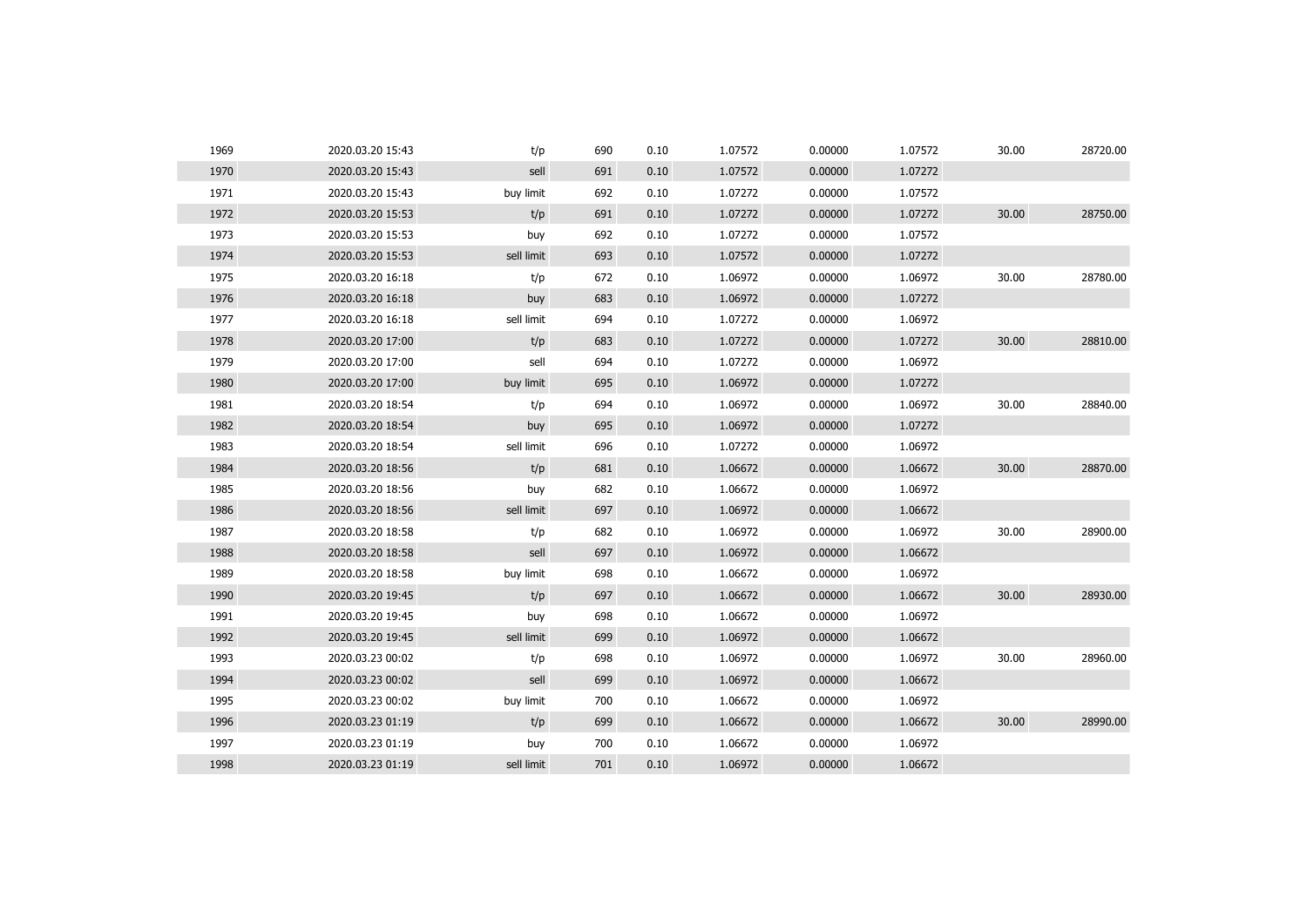| | | | | | | | | | |
|---|---|---|---|---|---|---|---|---|---|
| 1969 | 2020.03.20 15:43 | t/p | 690 | 0.10 | 1.07572 | 0.00000 | 1.07572 | 30.00 | 28720.00 |
| 1970 | 2020.03.20 15:43 | sell | 691 | 0.10 | 1.07572 | 0.00000 | 1.07272 | | |
| 1971 | 2020.03.20 15:43 | buy limit | 692 | 0.10 | 1.07272 | 0.00000 | 1.07572 | | |
| 1972 | 2020.03.20 15:53 | t/p | 691 | 0.10 | 1.07272 | 0.00000 | 1.07272 | 30.00 | 28750.00 |
| 1973 | 2020.03.20 15:53 | buy | 692 | 0.10 | 1.07272 | 0.00000 | 1.07572 | | |
| 1974 | 2020.03.20 15:53 | sell limit | 693 | 0.10 | 1.07572 | 0.00000 | 1.07272 | | |
| 1975 | 2020.03.20 16:18 | t/p | 672 | 0.10 | 1.06972 | 0.00000 | 1.06972 | 30.00 | 28780.00 |
| 1976 | 2020.03.20 16:18 | buy | 683 | 0.10 | 1.06972 | 0.00000 | 1.07272 | | |
| 1977 | 2020.03.20 16:18 | sell limit | 694 | 0.10 | 1.07272 | 0.00000 | 1.06972 | | |
| 1978 | 2020.03.20 17:00 | t/p | 683 | 0.10 | 1.07272 | 0.00000 | 1.07272 | 30.00 | 28810.00 |
| 1979 | 2020.03.20 17:00 | sell | 694 | 0.10 | 1.07272 | 0.00000 | 1.06972 | | |
| 1980 | 2020.03.20 17:00 | buy limit | 695 | 0.10 | 1.06972 | 0.00000 | 1.07272 | | |
| 1981 | 2020.03.20 18:54 | t/p | 694 | 0.10 | 1.06972 | 0.00000 | 1.06972 | 30.00 | 28840.00 |
| 1982 | 2020.03.20 18:54 | buy | 695 | 0.10 | 1.06972 | 0.00000 | 1.07272 | | |
| 1983 | 2020.03.20 18:54 | sell limit | 696 | 0.10 | 1.07272 | 0.00000 | 1.06972 | | |
| 1984 | 2020.03.20 18:56 | t/p | 681 | 0.10 | 1.06672 | 0.00000 | 1.06672 | 30.00 | 28870.00 |
| 1985 | 2020.03.20 18:56 | buy | 682 | 0.10 | 1.06672 | 0.00000 | 1.06972 | | |
| 1986 | 2020.03.20 18:56 | sell limit | 697 | 0.10 | 1.06972 | 0.00000 | 1.06672 | | |
| 1987 | 2020.03.20 18:58 | t/p | 682 | 0.10 | 1.06972 | 0.00000 | 1.06972 | 30.00 | 28900.00 |
| 1988 | 2020.03.20 18:58 | sell | 697 | 0.10 | 1.06972 | 0.00000 | 1.06672 | | |
| 1989 | 2020.03.20 18:58 | buy limit | 698 | 0.10 | 1.06672 | 0.00000 | 1.06972 | | |
| 1990 | 2020.03.20 19:45 | t/p | 697 | 0.10 | 1.06672 | 0.00000 | 1.06672 | 30.00 | 28930.00 |
| 1991 | 2020.03.20 19:45 | buy | 698 | 0.10 | 1.06672 | 0.00000 | 1.06972 | | |
| 1992 | 2020.03.20 19:45 | sell limit | 699 | 0.10 | 1.06972 | 0.00000 | 1.06672 | | |
| 1993 | 2020.03.23 00:02 | t/p | 698 | 0.10 | 1.06972 | 0.00000 | 1.06972 | 30.00 | 28960.00 |
| 1994 | 2020.03.23 00:02 | sell | 699 | 0.10 | 1.06972 | 0.00000 | 1.06672 | | |
| 1995 | 2020.03.23 00:02 | buy limit | 700 | 0.10 | 1.06672 | 0.00000 | 1.06972 | | |
| 1996 | 2020.03.23 01:19 | t/p | 699 | 0.10 | 1.06672 | 0.00000 | 1.06672 | 30.00 | 28990.00 |
| 1997 | 2020.03.23 01:19 | buy | 700 | 0.10 | 1.06672 | 0.00000 | 1.06972 | | |
| 1998 | 2020.03.23 01:19 | sell limit | 701 | 0.10 | 1.06972 | 0.00000 | 1.06672 | | |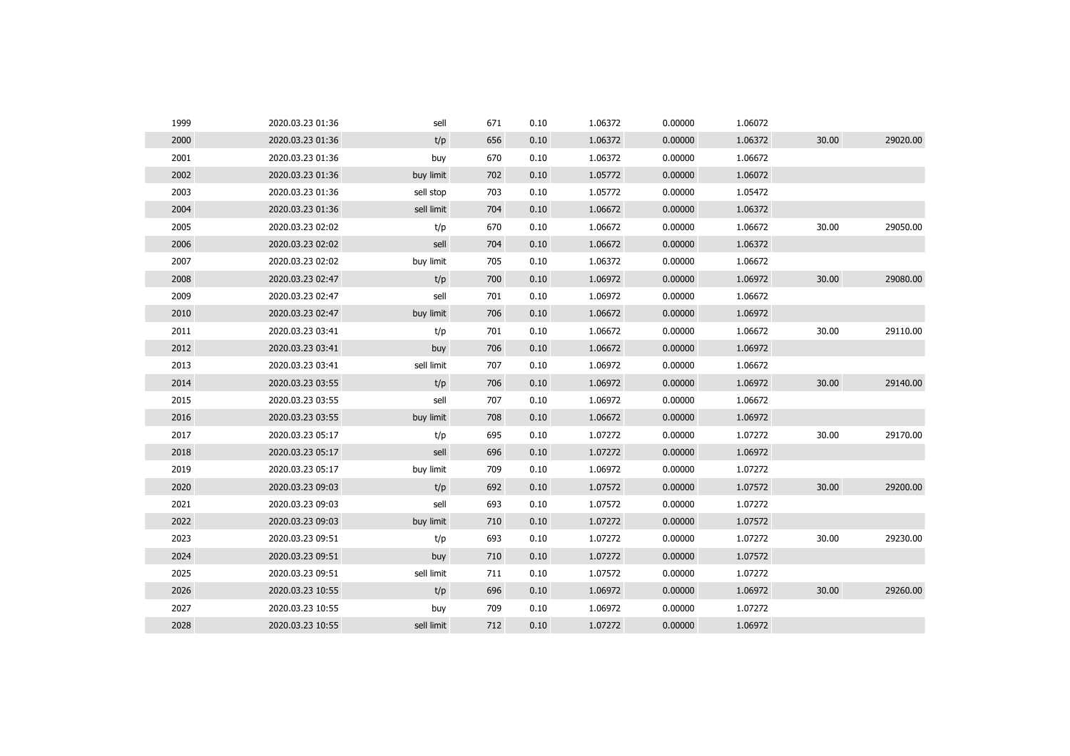| | | | | | | | | | |
|---|---|---|---|---|---|---|---|---|---|
| 1999 | 2020.03.23 01:36 | sell | 671 | 0.10 | 1.06372 | 0.00000 | 1.06072 | | |
| 2000 | 2020.03.23 01:36 | t/p | 656 | 0.10 | 1.06372 | 0.00000 | 1.06372 | 30.00 | 29020.00 |
| 2001 | 2020.03.23 01:36 | buy | 670 | 0.10 | 1.06372 | 0.00000 | 1.06672 | | |
| 2002 | 2020.03.23 01:36 | buy limit | 702 | 0.10 | 1.05772 | 0.00000 | 1.06072 | | |
| 2003 | 2020.03.23 01:36 | sell stop | 703 | 0.10 | 1.05772 | 0.00000 | 1.05472 | | |
| 2004 | 2020.03.23 01:36 | sell limit | 704 | 0.10 | 1.06672 | 0.00000 | 1.06372 | | |
| 2005 | 2020.03.23 02:02 | t/p | 670 | 0.10 | 1.06672 | 0.00000 | 1.06672 | 30.00 | 29050.00 |
| 2006 | 2020.03.23 02:02 | sell | 704 | 0.10 | 1.06672 | 0.00000 | 1.06372 | | |
| 2007 | 2020.03.23 02:02 | buy limit | 705 | 0.10 | 1.06372 | 0.00000 | 1.06672 | | |
| 2008 | 2020.03.23 02:47 | t/p | 700 | 0.10 | 1.06972 | 0.00000 | 1.06972 | 30.00 | 29080.00 |
| 2009 | 2020.03.23 02:47 | sell | 701 | 0.10 | 1.06972 | 0.00000 | 1.06672 | | |
| 2010 | 2020.03.23 02:47 | buy limit | 706 | 0.10 | 1.06672 | 0.00000 | 1.06972 | | |
| 2011 | 2020.03.23 03:41 | t/p | 701 | 0.10 | 1.06672 | 0.00000 | 1.06672 | 30.00 | 29110.00 |
| 2012 | 2020.03.23 03:41 | buy | 706 | 0.10 | 1.06672 | 0.00000 | 1.06972 | | |
| 2013 | 2020.03.23 03:41 | sell limit | 707 | 0.10 | 1.06972 | 0.00000 | 1.06672 | | |
| 2014 | 2020.03.23 03:55 | t/p | 706 | 0.10 | 1.06972 | 0.00000 | 1.06972 | 30.00 | 29140.00 |
| 2015 | 2020.03.23 03:55 | sell | 707 | 0.10 | 1.06972 | 0.00000 | 1.06672 | | |
| 2016 | 2020.03.23 03:55 | buy limit | 708 | 0.10 | 1.06672 | 0.00000 | 1.06972 | | |
| 2017 | 2020.03.23 05:17 | t/p | 695 | 0.10 | 1.07272 | 0.00000 | 1.07272 | 30.00 | 29170.00 |
| 2018 | 2020.03.23 05:17 | sell | 696 | 0.10 | 1.07272 | 0.00000 | 1.06972 | | |
| 2019 | 2020.03.23 05:17 | buy limit | 709 | 0.10 | 1.06972 | 0.00000 | 1.07272 | | |
| 2020 | 2020.03.23 09:03 | t/p | 692 | 0.10 | 1.07572 | 0.00000 | 1.07572 | 30.00 | 29200.00 |
| 2021 | 2020.03.23 09:03 | sell | 693 | 0.10 | 1.07572 | 0.00000 | 1.07272 | | |
| 2022 | 2020.03.23 09:03 | buy limit | 710 | 0.10 | 1.07272 | 0.00000 | 1.07572 | | |
| 2023 | 2020.03.23 09:51 | t/p | 693 | 0.10 | 1.07272 | 0.00000 | 1.07272 | 30.00 | 29230.00 |
| 2024 | 2020.03.23 09:51 | buy | 710 | 0.10 | 1.07272 | 0.00000 | 1.07572 | | |
| 2025 | 2020.03.23 09:51 | sell limit | 711 | 0.10 | 1.07572 | 0.00000 | 1.07272 | | |
| 2026 | 2020.03.23 10:55 | t/p | 696 | 0.10 | 1.06972 | 0.00000 | 1.06972 | 30.00 | 29260.00 |
| 2027 | 2020.03.23 10:55 | buy | 709 | 0.10 | 1.06972 | 0.00000 | 1.07272 | | |
| 2028 | 2020.03.23 10:55 | sell limit | 712 | 0.10 | 1.07272 | 0.00000 | 1.06972 | | |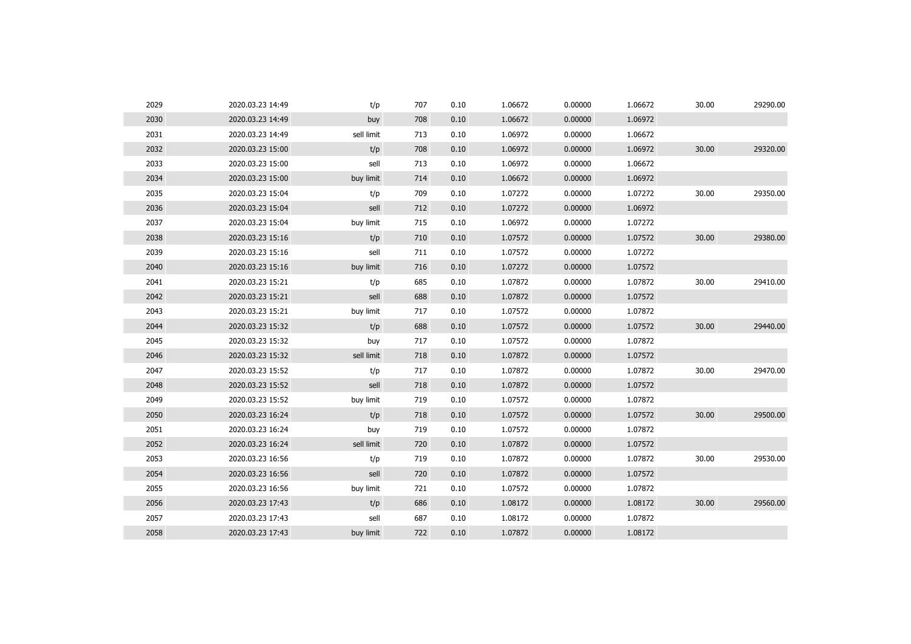| | | | | | | | | | |
|---|---|---|---|---|---|---|---|---|---|
| 2029 | 2020.03.23 14:49 | t/p | 707 | 0.10 | 1.06672 | 0.00000 | 1.06672 | 30.00 | 29290.00 |
| 2030 | 2020.03.23 14:49 | buy | 708 | 0.10 | 1.06672 | 0.00000 | 1.06972 | | |
| 2031 | 2020.03.23 14:49 | sell limit | 713 | 0.10 | 1.06972 | 0.00000 | 1.06672 | | |
| 2032 | 2020.03.23 15:00 | t/p | 708 | 0.10 | 1.06972 | 0.00000 | 1.06972 | 30.00 | 29320.00 |
| 2033 | 2020.03.23 15:00 | sell | 713 | 0.10 | 1.06972 | 0.00000 | 1.06672 | | |
| 2034 | 2020.03.23 15:00 | buy limit | 714 | 0.10 | 1.06672 | 0.00000 | 1.06972 | | |
| 2035 | 2020.03.23 15:04 | t/p | 709 | 0.10 | 1.07272 | 0.00000 | 1.07272 | 30.00 | 29350.00 |
| 2036 | 2020.03.23 15:04 | sell | 712 | 0.10 | 1.07272 | 0.00000 | 1.06972 | | |
| 2037 | 2020.03.23 15:04 | buy limit | 715 | 0.10 | 1.06972 | 0.00000 | 1.07272 | | |
| 2038 | 2020.03.23 15:16 | t/p | 710 | 0.10 | 1.07572 | 0.00000 | 1.07572 | 30.00 | 29380.00 |
| 2039 | 2020.03.23 15:16 | sell | 711 | 0.10 | 1.07572 | 0.00000 | 1.07272 | | |
| 2040 | 2020.03.23 15:16 | buy limit | 716 | 0.10 | 1.07272 | 0.00000 | 1.07572 | | |
| 2041 | 2020.03.23 15:21 | t/p | 685 | 0.10 | 1.07872 | 0.00000 | 1.07872 | 30.00 | 29410.00 |
| 2042 | 2020.03.23 15:21 | sell | 688 | 0.10 | 1.07872 | 0.00000 | 1.07572 | | |
| 2043 | 2020.03.23 15:21 | buy limit | 717 | 0.10 | 1.07572 | 0.00000 | 1.07872 | | |
| 2044 | 2020.03.23 15:32 | t/p | 688 | 0.10 | 1.07572 | 0.00000 | 1.07572 | 30.00 | 29440.00 |
| 2045 | 2020.03.23 15:32 | buy | 717 | 0.10 | 1.07572 | 0.00000 | 1.07872 | | |
| 2046 | 2020.03.23 15:32 | sell limit | 718 | 0.10 | 1.07872 | 0.00000 | 1.07572 | | |
| 2047 | 2020.03.23 15:52 | t/p | 717 | 0.10 | 1.07872 | 0.00000 | 1.07872 | 30.00 | 29470.00 |
| 2048 | 2020.03.23 15:52 | sell | 718 | 0.10 | 1.07872 | 0.00000 | 1.07572 | | |
| 2049 | 2020.03.23 15:52 | buy limit | 719 | 0.10 | 1.07572 | 0.00000 | 1.07872 | | |
| 2050 | 2020.03.23 16:24 | t/p | 718 | 0.10 | 1.07572 | 0.00000 | 1.07572 | 30.00 | 29500.00 |
| 2051 | 2020.03.23 16:24 | buy | 719 | 0.10 | 1.07572 | 0.00000 | 1.07872 | | |
| 2052 | 2020.03.23 16:24 | sell limit | 720 | 0.10 | 1.07872 | 0.00000 | 1.07572 | | |
| 2053 | 2020.03.23 16:56 | t/p | 719 | 0.10 | 1.07872 | 0.00000 | 1.07872 | 30.00 | 29530.00 |
| 2054 | 2020.03.23 16:56 | sell | 720 | 0.10 | 1.07872 | 0.00000 | 1.07572 | | |
| 2055 | 2020.03.23 16:56 | buy limit | 721 | 0.10 | 1.07572 | 0.00000 | 1.07872 | | |
| 2056 | 2020.03.23 17:43 | t/p | 686 | 0.10 | 1.08172 | 0.00000 | 1.08172 | 30.00 | 29560.00 |
| 2057 | 2020.03.23 17:43 | sell | 687 | 0.10 | 1.08172 | 0.00000 | 1.07872 | | |
| 2058 | 2020.03.23 17:43 | buy limit | 722 | 0.10 | 1.07872 | 0.00000 | 1.08172 | | |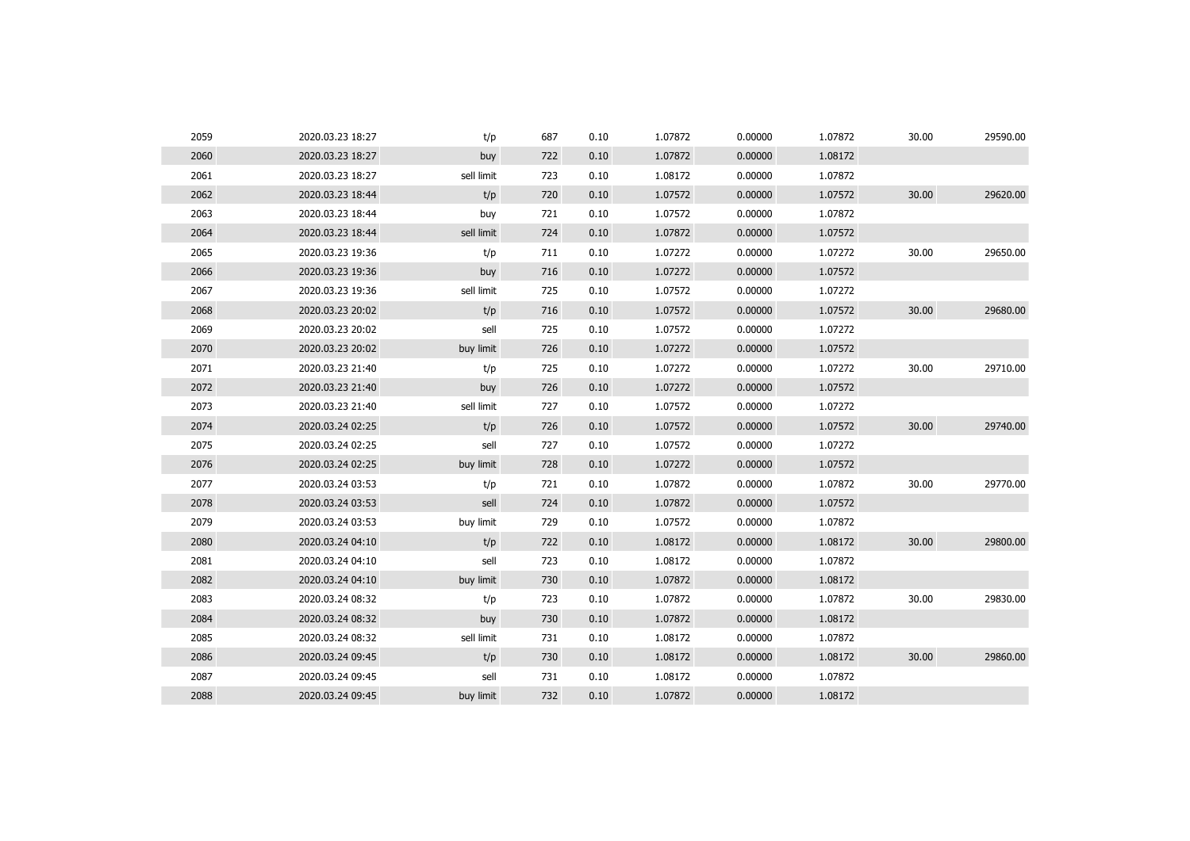| | | | | | | | | | |
|---|---|---|---|---|---|---|---|---|---|
| 2059 | 2020.03.23 18:27 | t/p | 687 | 0.10 | 1.07872 | 0.00000 | 1.07872 | 30.00 | 29590.00 |
| 2060 | 2020.03.23 18:27 | buy | 722 | 0.10 | 1.07872 | 0.00000 | 1.08172 | | |
| 2061 | 2020.03.23 18:27 | sell limit | 723 | 0.10 | 1.08172 | 0.00000 | 1.07872 | | |
| 2062 | 2020.03.23 18:44 | t/p | 720 | 0.10 | 1.07572 | 0.00000 | 1.07572 | 30.00 | 29620.00 |
| 2063 | 2020.03.23 18:44 | buy | 721 | 0.10 | 1.07572 | 0.00000 | 1.07872 | | |
| 2064 | 2020.03.23 18:44 | sell limit | 724 | 0.10 | 1.07872 | 0.00000 | 1.07572 | | |
| 2065 | 2020.03.23 19:36 | t/p | 711 | 0.10 | 1.07272 | 0.00000 | 1.07272 | 30.00 | 29650.00 |
| 2066 | 2020.03.23 19:36 | buy | 716 | 0.10 | 1.07272 | 0.00000 | 1.07572 | | |
| 2067 | 2020.03.23 19:36 | sell limit | 725 | 0.10 | 1.07572 | 0.00000 | 1.07272 | | |
| 2068 | 2020.03.23 20:02 | t/p | 716 | 0.10 | 1.07572 | 0.00000 | 1.07572 | 30.00 | 29680.00 |
| 2069 | 2020.03.23 20:02 | sell | 725 | 0.10 | 1.07572 | 0.00000 | 1.07272 | | |
| 2070 | 2020.03.23 20:02 | buy limit | 726 | 0.10 | 1.07272 | 0.00000 | 1.07572 | | |
| 2071 | 2020.03.23 21:40 | t/p | 725 | 0.10 | 1.07272 | 0.00000 | 1.07272 | 30.00 | 29710.00 |
| 2072 | 2020.03.23 21:40 | buy | 726 | 0.10 | 1.07272 | 0.00000 | 1.07572 | | |
| 2073 | 2020.03.23 21:40 | sell limit | 727 | 0.10 | 1.07572 | 0.00000 | 1.07272 | | |
| 2074 | 2020.03.24 02:25 | t/p | 726 | 0.10 | 1.07572 | 0.00000 | 1.07572 | 30.00 | 29740.00 |
| 2075 | 2020.03.24 02:25 | sell | 727 | 0.10 | 1.07572 | 0.00000 | 1.07272 | | |
| 2076 | 2020.03.24 02:25 | buy limit | 728 | 0.10 | 1.07272 | 0.00000 | 1.07572 | | |
| 2077 | 2020.03.24 03:53 | t/p | 721 | 0.10 | 1.07872 | 0.00000 | 1.07872 | 30.00 | 29770.00 |
| 2078 | 2020.03.24 03:53 | sell | 724 | 0.10 | 1.07872 | 0.00000 | 1.07572 | | |
| 2079 | 2020.03.24 03:53 | buy limit | 729 | 0.10 | 1.07572 | 0.00000 | 1.07872 | | |
| 2080 | 2020.03.24 04:10 | t/p | 722 | 0.10 | 1.08172 | 0.00000 | 1.08172 | 30.00 | 29800.00 |
| 2081 | 2020.03.24 04:10 | sell | 723 | 0.10 | 1.08172 | 0.00000 | 1.07872 | | |
| 2082 | 2020.03.24 04:10 | buy limit | 730 | 0.10 | 1.07872 | 0.00000 | 1.08172 | | |
| 2083 | 2020.03.24 08:32 | t/p | 723 | 0.10 | 1.07872 | 0.00000 | 1.07872 | 30.00 | 29830.00 |
| 2084 | 2020.03.24 08:32 | buy | 730 | 0.10 | 1.07872 | 0.00000 | 1.08172 | | |
| 2085 | 2020.03.24 08:32 | sell limit | 731 | 0.10 | 1.08172 | 0.00000 | 1.07872 | | |
| 2086 | 2020.03.24 09:45 | t/p | 730 | 0.10 | 1.08172 | 0.00000 | 1.08172 | 30.00 | 29860.00 |
| 2087 | 2020.03.24 09:45 | sell | 731 | 0.10 | 1.08172 | 0.00000 | 1.07872 | | |
| 2088 | 2020.03.24 09:45 | buy limit | 732 | 0.10 | 1.07872 | 0.00000 | 1.08172 | | |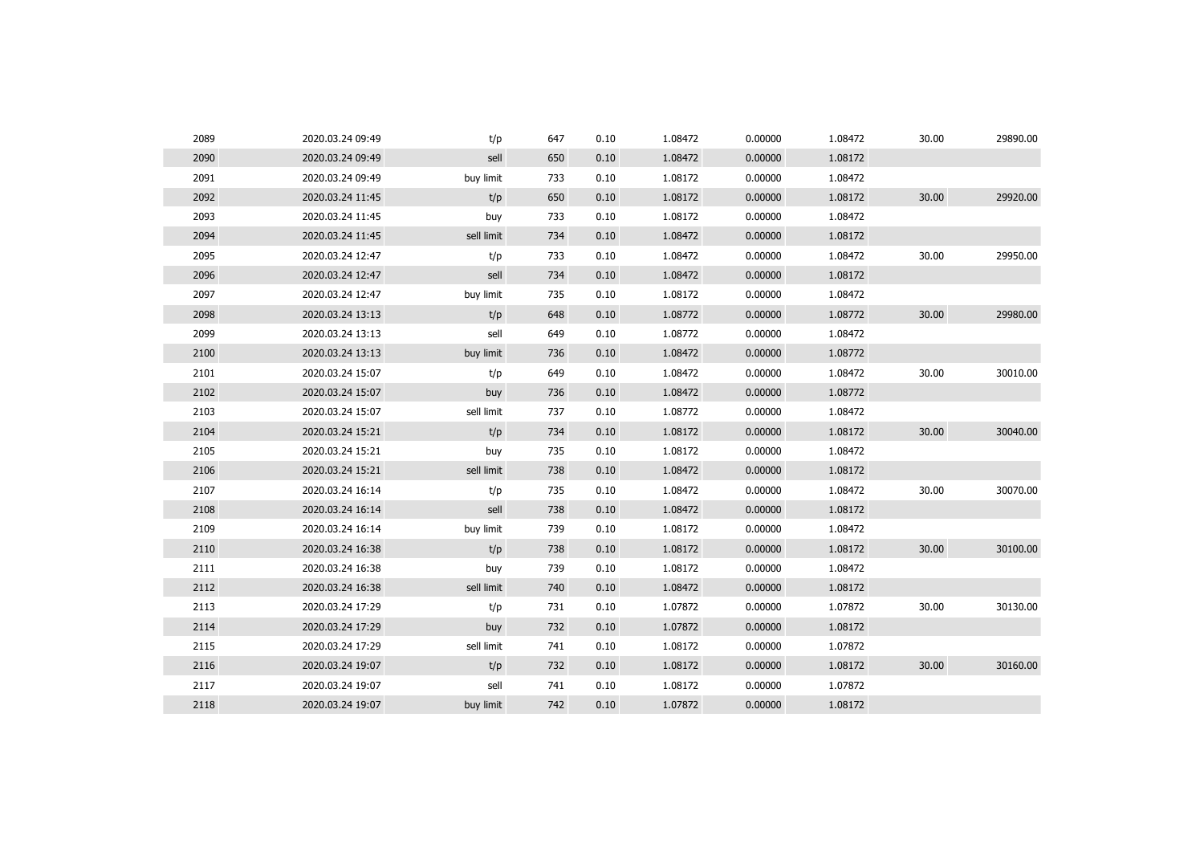| | | | | | | | | | |
|---|---|---|---|---|---|---|---|---|---|
| 2089 | 2020.03.24 09:49 | t/p | 647 | 0.10 | 1.08472 | 0.00000 | 1.08472 | 30.00 | 29890.00 |
| 2090 | 2020.03.24 09:49 | sell | 650 | 0.10 | 1.08472 | 0.00000 | 1.08172 | | |
| 2091 | 2020.03.24 09:49 | buy limit | 733 | 0.10 | 1.08172 | 0.00000 | 1.08472 | | |
| 2092 | 2020.03.24 11:45 | t/p | 650 | 0.10 | 1.08172 | 0.00000 | 1.08172 | 30.00 | 29920.00 |
| 2093 | 2020.03.24 11:45 | buy | 733 | 0.10 | 1.08172 | 0.00000 | 1.08472 | | |
| 2094 | 2020.03.24 11:45 | sell limit | 734 | 0.10 | 1.08472 | 0.00000 | 1.08172 | | |
| 2095 | 2020.03.24 12:47 | t/p | 733 | 0.10 | 1.08472 | 0.00000 | 1.08472 | 30.00 | 29950.00 |
| 2096 | 2020.03.24 12:47 | sell | 734 | 0.10 | 1.08472 | 0.00000 | 1.08172 | | |
| 2097 | 2020.03.24 12:47 | buy limit | 735 | 0.10 | 1.08172 | 0.00000 | 1.08472 | | |
| 2098 | 2020.03.24 13:13 | t/p | 648 | 0.10 | 1.08772 | 0.00000 | 1.08772 | 30.00 | 29980.00 |
| 2099 | 2020.03.24 13:13 | sell | 649 | 0.10 | 1.08772 | 0.00000 | 1.08472 | | |
| 2100 | 2020.03.24 13:13 | buy limit | 736 | 0.10 | 1.08472 | 0.00000 | 1.08772 | | |
| 2101 | 2020.03.24 15:07 | t/p | 649 | 0.10 | 1.08472 | 0.00000 | 1.08472 | 30.00 | 30010.00 |
| 2102 | 2020.03.24 15:07 | buy | 736 | 0.10 | 1.08472 | 0.00000 | 1.08772 | | |
| 2103 | 2020.03.24 15:07 | sell limit | 737 | 0.10 | 1.08772 | 0.00000 | 1.08472 | | |
| 2104 | 2020.03.24 15:21 | t/p | 734 | 0.10 | 1.08172 | 0.00000 | 1.08172 | 30.00 | 30040.00 |
| 2105 | 2020.03.24 15:21 | buy | 735 | 0.10 | 1.08172 | 0.00000 | 1.08472 | | |
| 2106 | 2020.03.24 15:21 | sell limit | 738 | 0.10 | 1.08472 | 0.00000 | 1.08172 | | |
| 2107 | 2020.03.24 16:14 | t/p | 735 | 0.10 | 1.08472 | 0.00000 | 1.08472 | 30.00 | 30070.00 |
| 2108 | 2020.03.24 16:14 | sell | 738 | 0.10 | 1.08472 | 0.00000 | 1.08172 | | |
| 2109 | 2020.03.24 16:14 | buy limit | 739 | 0.10 | 1.08172 | 0.00000 | 1.08472 | | |
| 2110 | 2020.03.24 16:38 | t/p | 738 | 0.10 | 1.08172 | 0.00000 | 1.08172 | 30.00 | 30100.00 |
| 2111 | 2020.03.24 16:38 | buy | 739 | 0.10 | 1.08172 | 0.00000 | 1.08472 | | |
| 2112 | 2020.03.24 16:38 | sell limit | 740 | 0.10 | 1.08472 | 0.00000 | 1.08172 | | |
| 2113 | 2020.03.24 17:29 | t/p | 731 | 0.10 | 1.07872 | 0.00000 | 1.07872 | 30.00 | 30130.00 |
| 2114 | 2020.03.24 17:29 | buy | 732 | 0.10 | 1.07872 | 0.00000 | 1.08172 | | |
| 2115 | 2020.03.24 17:29 | sell limit | 741 | 0.10 | 1.08172 | 0.00000 | 1.07872 | | |
| 2116 | 2020.03.24 19:07 | t/p | 732 | 0.10 | 1.08172 | 0.00000 | 1.08172 | 30.00 | 30160.00 |
| 2117 | 2020.03.24 19:07 | sell | 741 | 0.10 | 1.08172 | 0.00000 | 1.07872 | | |
| 2118 | 2020.03.24 19:07 | buy limit | 742 | 0.10 | 1.07872 | 0.00000 | 1.08172 | | |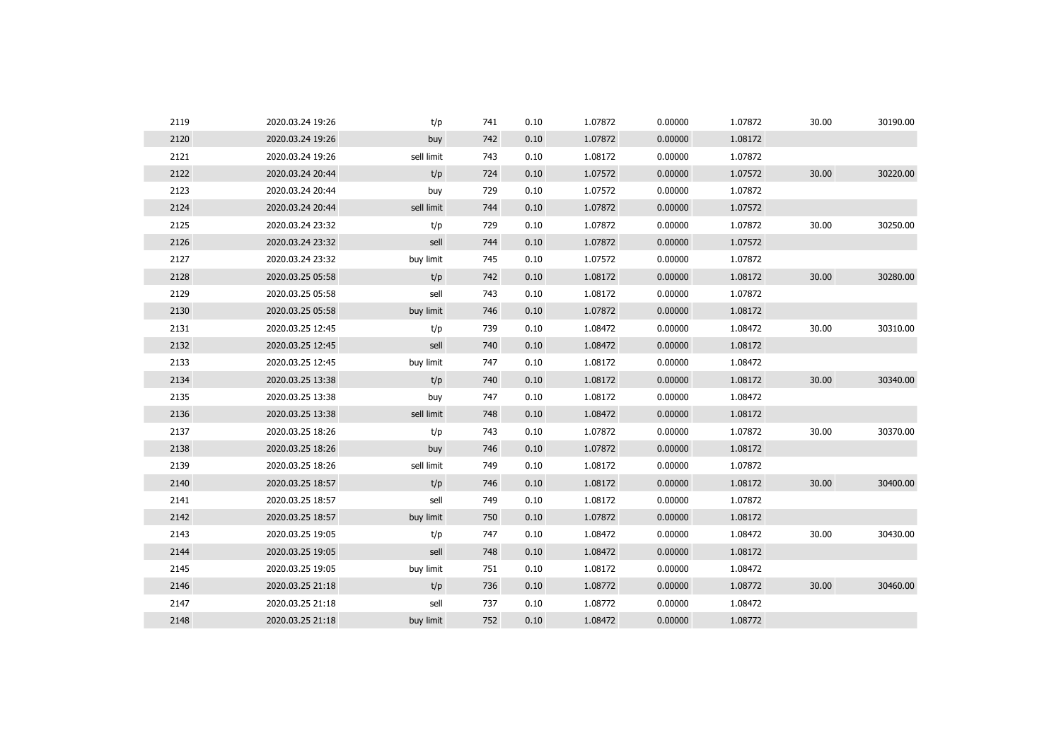| | | | | | | | | | |
|---|---|---|---|---|---|---|---|---|---|
| 2119 | 2020.03.24 19:26 | t/p | 741 | 0.10 | 1.07872 | 0.00000 | 1.07872 | 30.00 | 30190.00 |
| 2120 | 2020.03.24 19:26 | buy | 742 | 0.10 | 1.07872 | 0.00000 | 1.08172 | | |
| 2121 | 2020.03.24 19:26 | sell limit | 743 | 0.10 | 1.08172 | 0.00000 | 1.07872 | | |
| 2122 | 2020.03.24 20:44 | t/p | 724 | 0.10 | 1.07572 | 0.00000 | 1.07572 | 30.00 | 30220.00 |
| 2123 | 2020.03.24 20:44 | buy | 729 | 0.10 | 1.07572 | 0.00000 | 1.07872 | | |
| 2124 | 2020.03.24 20:44 | sell limit | 744 | 0.10 | 1.07872 | 0.00000 | 1.07572 | | |
| 2125 | 2020.03.24 23:32 | t/p | 729 | 0.10 | 1.07872 | 0.00000 | 1.07872 | 30.00 | 30250.00 |
| 2126 | 2020.03.24 23:32 | sell | 744 | 0.10 | 1.07872 | 0.00000 | 1.07572 | | |
| 2127 | 2020.03.24 23:32 | buy limit | 745 | 0.10 | 1.07572 | 0.00000 | 1.07872 | | |
| 2128 | 2020.03.25 05:58 | t/p | 742 | 0.10 | 1.08172 | 0.00000 | 1.08172 | 30.00 | 30280.00 |
| 2129 | 2020.03.25 05:58 | sell | 743 | 0.10 | 1.08172 | 0.00000 | 1.07872 | | |
| 2130 | 2020.03.25 05:58 | buy limit | 746 | 0.10 | 1.07872 | 0.00000 | 1.08172 | | |
| 2131 | 2020.03.25 12:45 | t/p | 739 | 0.10 | 1.08472 | 0.00000 | 1.08472 | 30.00 | 30310.00 |
| 2132 | 2020.03.25 12:45 | sell | 740 | 0.10 | 1.08472 | 0.00000 | 1.08172 | | |
| 2133 | 2020.03.25 12:45 | buy limit | 747 | 0.10 | 1.08172 | 0.00000 | 1.08472 | | |
| 2134 | 2020.03.25 13:38 | t/p | 740 | 0.10 | 1.08172 | 0.00000 | 1.08172 | 30.00 | 30340.00 |
| 2135 | 2020.03.25 13:38 | buy | 747 | 0.10 | 1.08172 | 0.00000 | 1.08472 | | |
| 2136 | 2020.03.25 13:38 | sell limit | 748 | 0.10 | 1.08472 | 0.00000 | 1.08172 | | |
| 2137 | 2020.03.25 18:26 | t/p | 743 | 0.10 | 1.07872 | 0.00000 | 1.07872 | 30.00 | 30370.00 |
| 2138 | 2020.03.25 18:26 | buy | 746 | 0.10 | 1.07872 | 0.00000 | 1.08172 | | |
| 2139 | 2020.03.25 18:26 | sell limit | 749 | 0.10 | 1.08172 | 0.00000 | 1.07872 | | |
| 2140 | 2020.03.25 18:57 | t/p | 746 | 0.10 | 1.08172 | 0.00000 | 1.08172 | 30.00 | 30400.00 |
| 2141 | 2020.03.25 18:57 | sell | 749 | 0.10 | 1.08172 | 0.00000 | 1.07872 | | |
| 2142 | 2020.03.25 18:57 | buy limit | 750 | 0.10 | 1.07872 | 0.00000 | 1.08172 | | |
| 2143 | 2020.03.25 19:05 | t/p | 747 | 0.10 | 1.08472 | 0.00000 | 1.08472 | 30.00 | 30430.00 |
| 2144 | 2020.03.25 19:05 | sell | 748 | 0.10 | 1.08472 | 0.00000 | 1.08172 | | |
| 2145 | 2020.03.25 19:05 | buy limit | 751 | 0.10 | 1.08172 | 0.00000 | 1.08472 | | |
| 2146 | 2020.03.25 21:18 | t/p | 736 | 0.10 | 1.08772 | 0.00000 | 1.08772 | 30.00 | 30460.00 |
| 2147 | 2020.03.25 21:18 | sell | 737 | 0.10 | 1.08772 | 0.00000 | 1.08472 | | |
| 2148 | 2020.03.25 21:18 | buy limit | 752 | 0.10 | 1.08472 | 0.00000 | 1.08772 | | |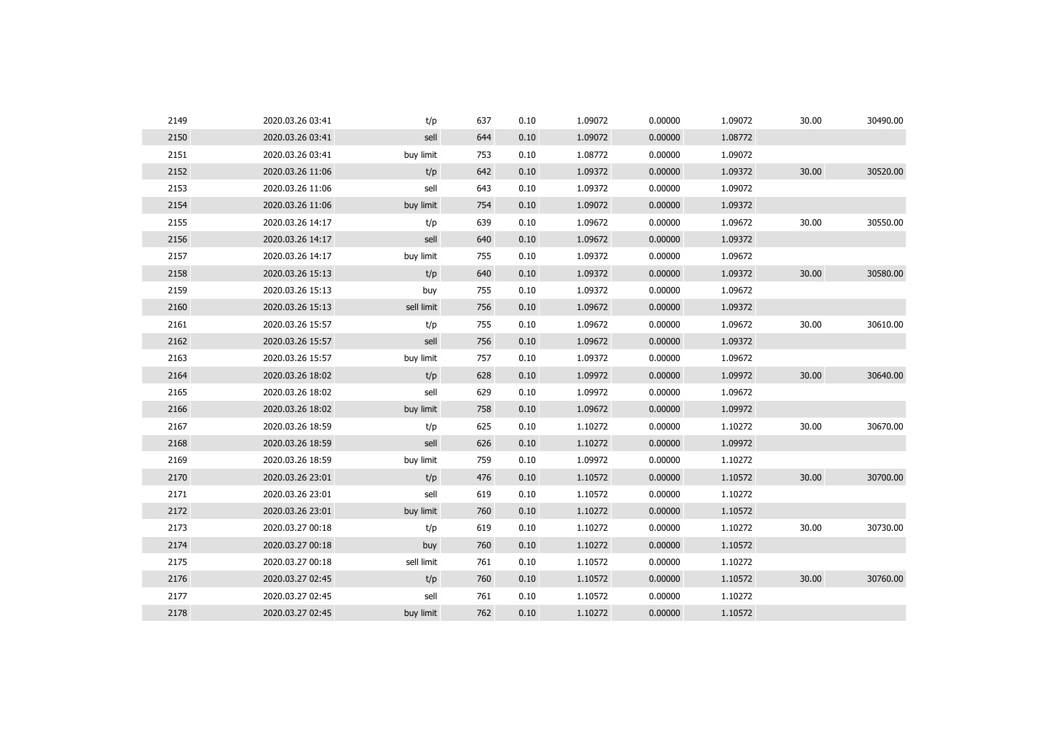|  |  |  |  |  |  |  |  |  |  |
|---|---|---|---|---|---|---|---|---|---|
| 2149 | 2020.03.26 03:41 | t/p | 637 | 0.10 | 1.09072 | 0.00000 | 1.09072 | 30.00 | 30490.00 |
| 2150 | 2020.03.26 03:41 | sell | 644 | 0.10 | 1.09072 | 0.00000 | 1.08772 |  |  |
| 2151 | 2020.03.26 03:41 | buy limit | 753 | 0.10 | 1.08772 | 0.00000 | 1.09072 |  |  |
| 2152 | 2020.03.26 11:06 | t/p | 642 | 0.10 | 1.09372 | 0.00000 | 1.09372 | 30.00 | 30520.00 |
| 2153 | 2020.03.26 11:06 | sell | 643 | 0.10 | 1.09372 | 0.00000 | 1.09072 |  |  |
| 2154 | 2020.03.26 11:06 | buy limit | 754 | 0.10 | 1.09072 | 0.00000 | 1.09372 |  |  |
| 2155 | 2020.03.26 14:17 | t/p | 639 | 0.10 | 1.09672 | 0.00000 | 1.09672 | 30.00 | 30550.00 |
| 2156 | 2020.03.26 14:17 | sell | 640 | 0.10 | 1.09672 | 0.00000 | 1.09372 |  |  |
| 2157 | 2020.03.26 14:17 | buy limit | 755 | 0.10 | 1.09372 | 0.00000 | 1.09672 |  |  |
| 2158 | 2020.03.26 15:13 | t/p | 640 | 0.10 | 1.09372 | 0.00000 | 1.09372 | 30.00 | 30580.00 |
| 2159 | 2020.03.26 15:13 | buy | 755 | 0.10 | 1.09372 | 0.00000 | 1.09672 |  |  |
| 2160 | 2020.03.26 15:13 | sell limit | 756 | 0.10 | 1.09672 | 0.00000 | 1.09372 |  |  |
| 2161 | 2020.03.26 15:57 | t/p | 755 | 0.10 | 1.09672 | 0.00000 | 1.09672 | 30.00 | 30610.00 |
| 2162 | 2020.03.26 15:57 | sell | 756 | 0.10 | 1.09672 | 0.00000 | 1.09372 |  |  |
| 2163 | 2020.03.26 15:57 | buy limit | 757 | 0.10 | 1.09372 | 0.00000 | 1.09672 |  |  |
| 2164 | 2020.03.26 18:02 | t/p | 628 | 0.10 | 1.09972 | 0.00000 | 1.09972 | 30.00 | 30640.00 |
| 2165 | 2020.03.26 18:02 | sell | 629 | 0.10 | 1.09972 | 0.00000 | 1.09672 |  |  |
| 2166 | 2020.03.26 18:02 | buy limit | 758 | 0.10 | 1.09672 | 0.00000 | 1.09972 |  |  |
| 2167 | 2020.03.26 18:59 | t/p | 625 | 0.10 | 1.10272 | 0.00000 | 1.10272 | 30.00 | 30670.00 |
| 2168 | 2020.03.26 18:59 | sell | 626 | 0.10 | 1.10272 | 0.00000 | 1.09972 |  |  |
| 2169 | 2020.03.26 18:59 | buy limit | 759 | 0.10 | 1.09972 | 0.00000 | 1.10272 |  |  |
| 2170 | 2020.03.26 23:01 | t/p | 476 | 0.10 | 1.10572 | 0.00000 | 1.10572 | 30.00 | 30700.00 |
| 2171 | 2020.03.26 23:01 | sell | 619 | 0.10 | 1.10572 | 0.00000 | 1.10272 |  |  |
| 2172 | 2020.03.26 23:01 | buy limit | 760 | 0.10 | 1.10272 | 0.00000 | 1.10572 |  |  |
| 2173 | 2020.03.27 00:18 | t/p | 619 | 0.10 | 1.10272 | 0.00000 | 1.10272 | 30.00 | 30730.00 |
| 2174 | 2020.03.27 00:18 | buy | 760 | 0.10 | 1.10272 | 0.00000 | 1.10572 |  |  |
| 2175 | 2020.03.27 00:18 | sell limit | 761 | 0.10 | 1.10572 | 0.00000 | 1.10272 |  |  |
| 2176 | 2020.03.27 02:45 | t/p | 760 | 0.10 | 1.10572 | 0.00000 | 1.10572 | 30.00 | 30760.00 |
| 2177 | 2020.03.27 02:45 | sell | 761 | 0.10 | 1.10572 | 0.00000 | 1.10272 |  |  |
| 2178 | 2020.03.27 02:45 | buy limit | 762 | 0.10 | 1.10272 | 0.00000 | 1.10572 |  |  |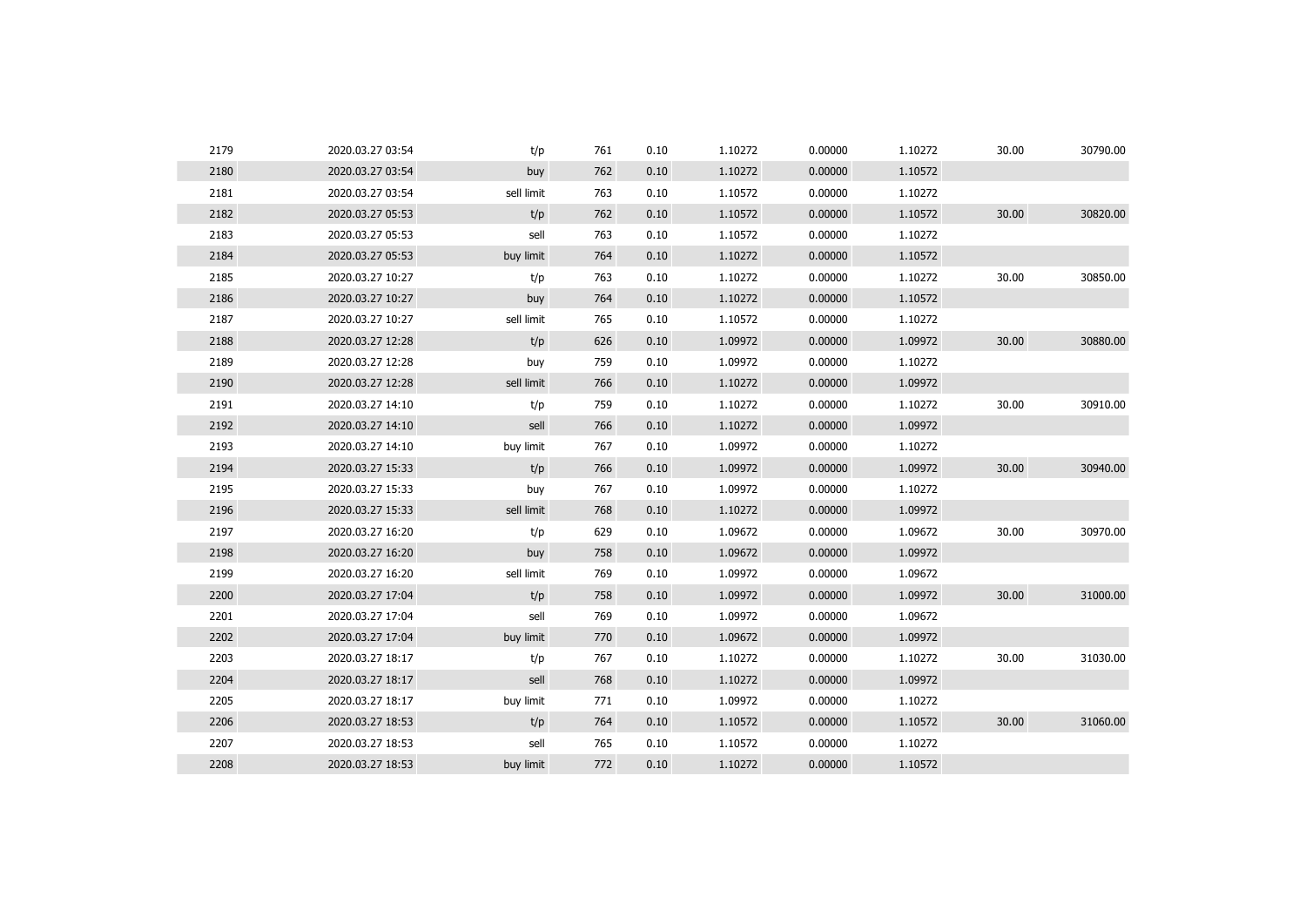| | | | | | | | | | |
|---|---|---|---|---|---|---|---|---|---|
| 2179 | 2020.03.27 03:54 | t/p | 761 | 0.10 | 1.10272 | 0.00000 | 1.10272 | 30.00 | 30790.00 |
| 2180 | 2020.03.27 03:54 | buy | 762 | 0.10 | 1.10272 | 0.00000 | 1.10572 | | |
| 2181 | 2020.03.27 03:54 | sell limit | 763 | 0.10 | 1.10572 | 0.00000 | 1.10272 | | |
| 2182 | 2020.03.27 05:53 | t/p | 762 | 0.10 | 1.10572 | 0.00000 | 1.10572 | 30.00 | 30820.00 |
| 2183 | 2020.03.27 05:53 | sell | 763 | 0.10 | 1.10572 | 0.00000 | 1.10272 | | |
| 2184 | 2020.03.27 05:53 | buy limit | 764 | 0.10 | 1.10272 | 0.00000 | 1.10572 | | |
| 2185 | 2020.03.27 10:27 | t/p | 763 | 0.10 | 1.10272 | 0.00000 | 1.10272 | 30.00 | 30850.00 |
| 2186 | 2020.03.27 10:27 | buy | 764 | 0.10 | 1.10272 | 0.00000 | 1.10572 | | |
| 2187 | 2020.03.27 10:27 | sell limit | 765 | 0.10 | 1.10572 | 0.00000 | 1.10272 | | |
| 2188 | 2020.03.27 12:28 | t/p | 626 | 0.10 | 1.09972 | 0.00000 | 1.09972 | 30.00 | 30880.00 |
| 2189 | 2020.03.27 12:28 | buy | 759 | 0.10 | 1.09972 | 0.00000 | 1.10272 | | |
| 2190 | 2020.03.27 12:28 | sell limit | 766 | 0.10 | 1.10272 | 0.00000 | 1.09972 | | |
| 2191 | 2020.03.27 14:10 | t/p | 759 | 0.10 | 1.10272 | 0.00000 | 1.10272 | 30.00 | 30910.00 |
| 2192 | 2020.03.27 14:10 | sell | 766 | 0.10 | 1.10272 | 0.00000 | 1.09972 | | |
| 2193 | 2020.03.27 14:10 | buy limit | 767 | 0.10 | 1.09972 | 0.00000 | 1.10272 | | |
| 2194 | 2020.03.27 15:33 | t/p | 766 | 0.10 | 1.09972 | 0.00000 | 1.09972 | 30.00 | 30940.00 |
| 2195 | 2020.03.27 15:33 | buy | 767 | 0.10 | 1.09972 | 0.00000 | 1.10272 | | |
| 2196 | 2020.03.27 15:33 | sell limit | 768 | 0.10 | 1.10272 | 0.00000 | 1.09972 | | |
| 2197 | 2020.03.27 16:20 | t/p | 629 | 0.10 | 1.09672 | 0.00000 | 1.09672 | 30.00 | 30970.00 |
| 2198 | 2020.03.27 16:20 | buy | 758 | 0.10 | 1.09672 | 0.00000 | 1.09972 | | |
| 2199 | 2020.03.27 16:20 | sell limit | 769 | 0.10 | 1.09972 | 0.00000 | 1.09672 | | |
| 2200 | 2020.03.27 17:04 | t/p | 758 | 0.10 | 1.09972 | 0.00000 | 1.09972 | 30.00 | 31000.00 |
| 2201 | 2020.03.27 17:04 | sell | 769 | 0.10 | 1.09972 | 0.00000 | 1.09672 | | |
| 2202 | 2020.03.27 17:04 | buy limit | 770 | 0.10 | 1.09672 | 0.00000 | 1.09972 | | |
| 2203 | 2020.03.27 18:17 | t/p | 767 | 0.10 | 1.10272 | 0.00000 | 1.10272 | 30.00 | 31030.00 |
| 2204 | 2020.03.27 18:17 | sell | 768 | 0.10 | 1.10272 | 0.00000 | 1.09972 | | |
| 2205 | 2020.03.27 18:17 | buy limit | 771 | 0.10 | 1.09972 | 0.00000 | 1.10272 | | |
| 2206 | 2020.03.27 18:53 | t/p | 764 | 0.10 | 1.10572 | 0.00000 | 1.10572 | 30.00 | 31060.00 |
| 2207 | 2020.03.27 18:53 | sell | 765 | 0.10 | 1.10572 | 0.00000 | 1.10272 | | |
| 2208 | 2020.03.27 18:53 | buy limit | 772 | 0.10 | 1.10272 | 0.00000 | 1.10572 | | |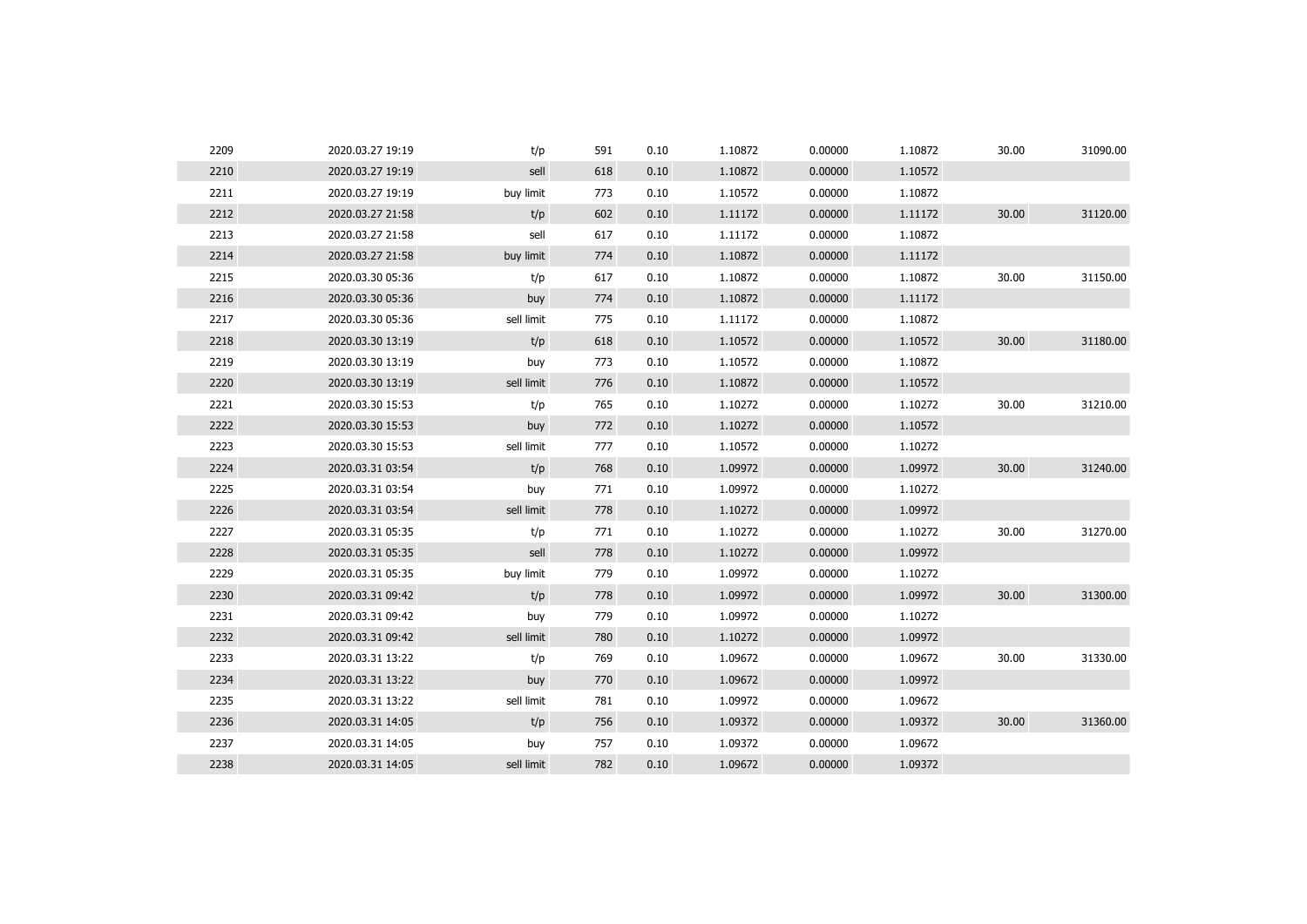| | | | | | | | | | |
|---|---|---|---|---|---|---|---|---|---|
| 2209 | 2020.03.27 19:19 | t/p | 591 | 0.10 | 1.10872 | 0.00000 | 1.10872 | 30.00 | 31090.00 |
| 2210 | 2020.03.27 19:19 | sell | 618 | 0.10 | 1.10872 | 0.00000 | 1.10572 | | |
| 2211 | 2020.03.27 19:19 | buy limit | 773 | 0.10 | 1.10572 | 0.00000 | 1.10872 | | |
| 2212 | 2020.03.27 21:58 | t/p | 602 | 0.10 | 1.11172 | 0.00000 | 1.11172 | 30.00 | 31120.00 |
| 2213 | 2020.03.27 21:58 | sell | 617 | 0.10 | 1.11172 | 0.00000 | 1.10872 | | |
| 2214 | 2020.03.27 21:58 | buy limit | 774 | 0.10 | 1.10872 | 0.00000 | 1.11172 | | |
| 2215 | 2020.03.30 05:36 | t/p | 617 | 0.10 | 1.10872 | 0.00000 | 1.10872 | 30.00 | 31150.00 |
| 2216 | 2020.03.30 05:36 | buy | 774 | 0.10 | 1.10872 | 0.00000 | 1.11172 | | |
| 2217 | 2020.03.30 05:36 | sell limit | 775 | 0.10 | 1.11172 | 0.00000 | 1.10872 | | |
| 2218 | 2020.03.30 13:19 | t/p | 618 | 0.10 | 1.10572 | 0.00000 | 1.10572 | 30.00 | 31180.00 |
| 2219 | 2020.03.30 13:19 | buy | 773 | 0.10 | 1.10572 | 0.00000 | 1.10872 | | |
| 2220 | 2020.03.30 13:19 | sell limit | 776 | 0.10 | 1.10872 | 0.00000 | 1.10572 | | |
| 2221 | 2020.03.30 15:53 | t/p | 765 | 0.10 | 1.10272 | 0.00000 | 1.10272 | 30.00 | 31210.00 |
| 2222 | 2020.03.30 15:53 | buy | 772 | 0.10 | 1.10272 | 0.00000 | 1.10572 | | |
| 2223 | 2020.03.30 15:53 | sell limit | 777 | 0.10 | 1.10572 | 0.00000 | 1.10272 | | |
| 2224 | 2020.03.31 03:54 | t/p | 768 | 0.10 | 1.09972 | 0.00000 | 1.09972 | 30.00 | 31240.00 |
| 2225 | 2020.03.31 03:54 | buy | 771 | 0.10 | 1.09972 | 0.00000 | 1.10272 | | |
| 2226 | 2020.03.31 03:54 | sell limit | 778 | 0.10 | 1.10272 | 0.00000 | 1.09972 | | |
| 2227 | 2020.03.31 05:35 | t/p | 771 | 0.10 | 1.10272 | 0.00000 | 1.10272 | 30.00 | 31270.00 |
| 2228 | 2020.03.31 05:35 | sell | 778 | 0.10 | 1.10272 | 0.00000 | 1.09972 | | |
| 2229 | 2020.03.31 05:35 | buy limit | 779 | 0.10 | 1.09972 | 0.00000 | 1.10272 | | |
| 2230 | 2020.03.31 09:42 | t/p | 778 | 0.10 | 1.09972 | 0.00000 | 1.09972 | 30.00 | 31300.00 |
| 2231 | 2020.03.31 09:42 | buy | 779 | 0.10 | 1.09972 | 0.00000 | 1.10272 | | |
| 2232 | 2020.03.31 09:42 | sell limit | 780 | 0.10 | 1.10272 | 0.00000 | 1.09972 | | |
| 2233 | 2020.03.31 13:22 | t/p | 769 | 0.10 | 1.09672 | 0.00000 | 1.09672 | 30.00 | 31330.00 |
| 2234 | 2020.03.31 13:22 | buy | 770 | 0.10 | 1.09672 | 0.00000 | 1.09972 | | |
| 2235 | 2020.03.31 13:22 | sell limit | 781 | 0.10 | 1.09972 | 0.00000 | 1.09672 | | |
| 2236 | 2020.03.31 14:05 | t/p | 756 | 0.10 | 1.09372 | 0.00000 | 1.09372 | 30.00 | 31360.00 |
| 2237 | 2020.03.31 14:05 | buy | 757 | 0.10 | 1.09372 | 0.00000 | 1.09672 | | |
| 2238 | 2020.03.31 14:05 | sell limit | 782 | 0.10 | 1.09672 | 0.00000 | 1.09372 | | |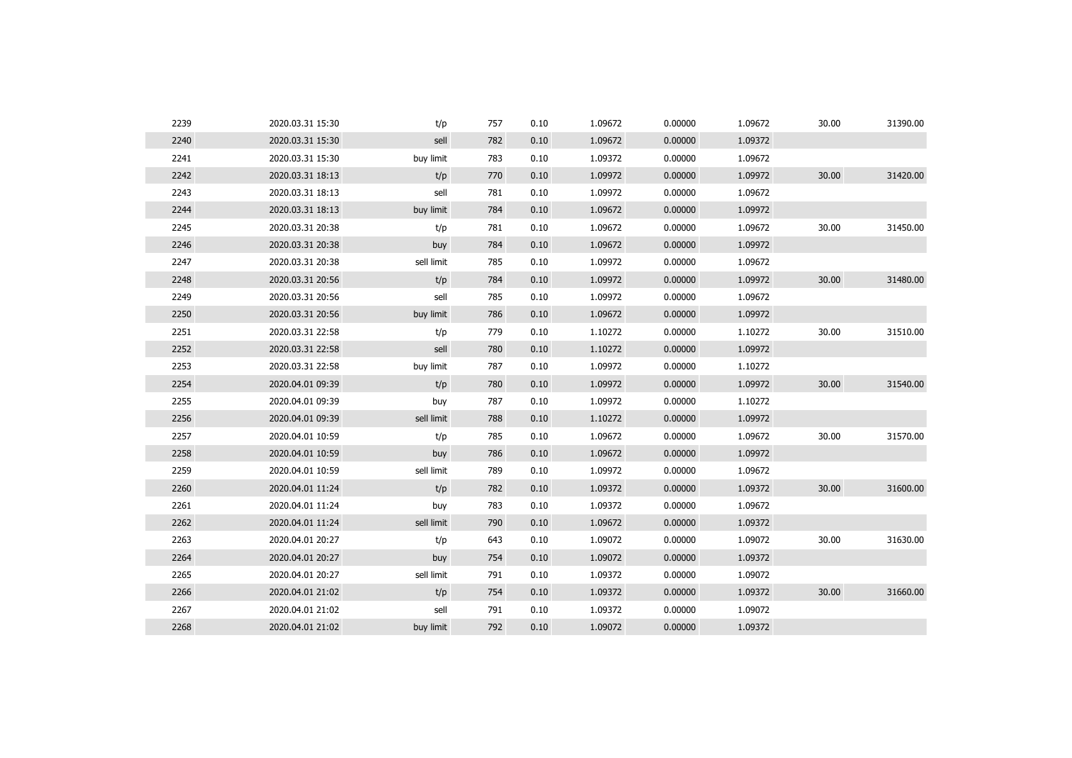| | | | | | | | | | |
|---|---|---|---|---|---|---|---|---|---|
| 2239 | 2020.03.31 15:30 | t/p | 757 | 0.10 | 1.09672 | 0.00000 | 1.09672 | 30.00 | 31390.00 |
| 2240 | 2020.03.31 15:30 | sell | 782 | 0.10 | 1.09672 | 0.00000 | 1.09372 | | |
| 2241 | 2020.03.31 15:30 | buy limit | 783 | 0.10 | 1.09372 | 0.00000 | 1.09672 | | |
| 2242 | 2020.03.31 18:13 | t/p | 770 | 0.10 | 1.09972 | 0.00000 | 1.09972 | 30.00 | 31420.00 |
| 2243 | 2020.03.31 18:13 | sell | 781 | 0.10 | 1.09972 | 0.00000 | 1.09672 | | |
| 2244 | 2020.03.31 18:13 | buy limit | 784 | 0.10 | 1.09672 | 0.00000 | 1.09972 | | |
| 2245 | 2020.03.31 20:38 | t/p | 781 | 0.10 | 1.09672 | 0.00000 | 1.09672 | 30.00 | 31450.00 |
| 2246 | 2020.03.31 20:38 | buy | 784 | 0.10 | 1.09672 | 0.00000 | 1.09972 | | |
| 2247 | 2020.03.31 20:38 | sell limit | 785 | 0.10 | 1.09972 | 0.00000 | 1.09672 | | |
| 2248 | 2020.03.31 20:56 | t/p | 784 | 0.10 | 1.09972 | 0.00000 | 1.09972 | 30.00 | 31480.00 |
| 2249 | 2020.03.31 20:56 | sell | 785 | 0.10 | 1.09972 | 0.00000 | 1.09672 | | |
| 2250 | 2020.03.31 20:56 | buy limit | 786 | 0.10 | 1.09672 | 0.00000 | 1.09972 | | |
| 2251 | 2020.03.31 22:58 | t/p | 779 | 0.10 | 1.10272 | 0.00000 | 1.10272 | 30.00 | 31510.00 |
| 2252 | 2020.03.31 22:58 | sell | 780 | 0.10 | 1.10272 | 0.00000 | 1.09972 | | |
| 2253 | 2020.03.31 22:58 | buy limit | 787 | 0.10 | 1.09972 | 0.00000 | 1.10272 | | |
| 2254 | 2020.04.01 09:39 | t/p | 780 | 0.10 | 1.09972 | 0.00000 | 1.09972 | 30.00 | 31540.00 |
| 2255 | 2020.04.01 09:39 | buy | 787 | 0.10 | 1.09972 | 0.00000 | 1.10272 | | |
| 2256 | 2020.04.01 09:39 | sell limit | 788 | 0.10 | 1.10272 | 0.00000 | 1.09972 | | |
| 2257 | 2020.04.01 10:59 | t/p | 785 | 0.10 | 1.09672 | 0.00000 | 1.09672 | 30.00 | 31570.00 |
| 2258 | 2020.04.01 10:59 | buy | 786 | 0.10 | 1.09672 | 0.00000 | 1.09972 | | |
| 2259 | 2020.04.01 10:59 | sell limit | 789 | 0.10 | 1.09972 | 0.00000 | 1.09672 | | |
| 2260 | 2020.04.01 11:24 | t/p | 782 | 0.10 | 1.09372 | 0.00000 | 1.09372 | 30.00 | 31600.00 |
| 2261 | 2020.04.01 11:24 | buy | 783 | 0.10 | 1.09372 | 0.00000 | 1.09672 | | |
| 2262 | 2020.04.01 11:24 | sell limit | 790 | 0.10 | 1.09672 | 0.00000 | 1.09372 | | |
| 2263 | 2020.04.01 20:27 | t/p | 643 | 0.10 | 1.09072 | 0.00000 | 1.09072 | 30.00 | 31630.00 |
| 2264 | 2020.04.01 20:27 | buy | 754 | 0.10 | 1.09072 | 0.00000 | 1.09372 | | |
| 2265 | 2020.04.01 20:27 | sell limit | 791 | 0.10 | 1.09372 | 0.00000 | 1.09072 | | |
| 2266 | 2020.04.01 21:02 | t/p | 754 | 0.10 | 1.09372 | 0.00000 | 1.09372 | 30.00 | 31660.00 |
| 2267 | 2020.04.01 21:02 | sell | 791 | 0.10 | 1.09372 | 0.00000 | 1.09072 | | |
| 2268 | 2020.04.01 21:02 | buy limit | 792 | 0.10 | 1.09072 | 0.00000 | 1.09372 | | |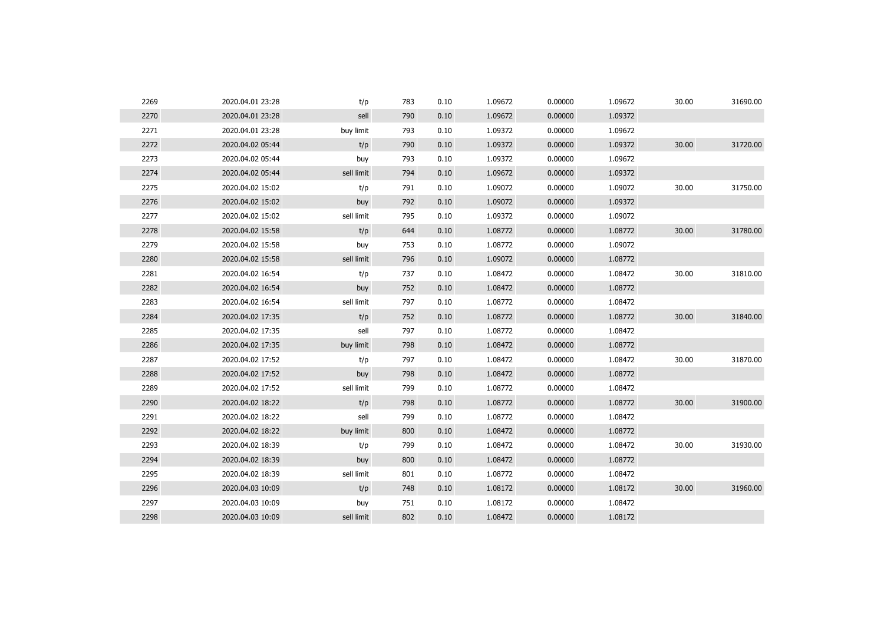| | | | | | | | | | |
|---|---|---|---|---|---|---|---|---|---|
| 2269 | 2020.04.01 23:28 | t/p | 783 | 0.10 | 1.09672 | 0.00000 | 1.09672 | 30.00 | 31690.00 |
| 2270 | 2020.04.01 23:28 | sell | 790 | 0.10 | 1.09672 | 0.00000 | 1.09372 | | |
| 2271 | 2020.04.01 23:28 | buy limit | 793 | 0.10 | 1.09372 | 0.00000 | 1.09672 | | |
| 2272 | 2020.04.02 05:44 | t/p | 790 | 0.10 | 1.09372 | 0.00000 | 1.09372 | 30.00 | 31720.00 |
| 2273 | 2020.04.02 05:44 | buy | 793 | 0.10 | 1.09372 | 0.00000 | 1.09672 | | |
| 2274 | 2020.04.02 05:44 | sell limit | 794 | 0.10 | 1.09672 | 0.00000 | 1.09372 | | |
| 2275 | 2020.04.02 15:02 | t/p | 791 | 0.10 | 1.09072 | 0.00000 | 1.09072 | 30.00 | 31750.00 |
| 2276 | 2020.04.02 15:02 | buy | 792 | 0.10 | 1.09072 | 0.00000 | 1.09372 | | |
| 2277 | 2020.04.02 15:02 | sell limit | 795 | 0.10 | 1.09372 | 0.00000 | 1.09072 | | |
| 2278 | 2020.04.02 15:58 | t/p | 644 | 0.10 | 1.08772 | 0.00000 | 1.08772 | 30.00 | 31780.00 |
| 2279 | 2020.04.02 15:58 | buy | 753 | 0.10 | 1.08772 | 0.00000 | 1.09072 | | |
| 2280 | 2020.04.02 15:58 | sell limit | 796 | 0.10 | 1.09072 | 0.00000 | 1.08772 | | |
| 2281 | 2020.04.02 16:54 | t/p | 737 | 0.10 | 1.08472 | 0.00000 | 1.08472 | 30.00 | 31810.00 |
| 2282 | 2020.04.02 16:54 | buy | 752 | 0.10 | 1.08472 | 0.00000 | 1.08772 | | |
| 2283 | 2020.04.02 16:54 | sell limit | 797 | 0.10 | 1.08772 | 0.00000 | 1.08472 | | |
| 2284 | 2020.04.02 17:35 | t/p | 752 | 0.10 | 1.08772 | 0.00000 | 1.08772 | 30.00 | 31840.00 |
| 2285 | 2020.04.02 17:35 | sell | 797 | 0.10 | 1.08772 | 0.00000 | 1.08472 | | |
| 2286 | 2020.04.02 17:35 | buy limit | 798 | 0.10 | 1.08472 | 0.00000 | 1.08772 | | |
| 2287 | 2020.04.02 17:52 | t/p | 797 | 0.10 | 1.08472 | 0.00000 | 1.08472 | 30.00 | 31870.00 |
| 2288 | 2020.04.02 17:52 | buy | 798 | 0.10 | 1.08472 | 0.00000 | 1.08772 | | |
| 2289 | 2020.04.02 17:52 | sell limit | 799 | 0.10 | 1.08772 | 0.00000 | 1.08472 | | |
| 2290 | 2020.04.02 18:22 | t/p | 798 | 0.10 | 1.08772 | 0.00000 | 1.08772 | 30.00 | 31900.00 |
| 2291 | 2020.04.02 18:22 | sell | 799 | 0.10 | 1.08772 | 0.00000 | 1.08472 | | |
| 2292 | 2020.04.02 18:22 | buy limit | 800 | 0.10 | 1.08472 | 0.00000 | 1.08772 | | |
| 2293 | 2020.04.02 18:39 | t/p | 799 | 0.10 | 1.08472 | 0.00000 | 1.08472 | 30.00 | 31930.00 |
| 2294 | 2020.04.02 18:39 | buy | 800 | 0.10 | 1.08472 | 0.00000 | 1.08772 | | |
| 2295 | 2020.04.02 18:39 | sell limit | 801 | 0.10 | 1.08772 | 0.00000 | 1.08472 | | |
| 2296 | 2020.04.03 10:09 | t/p | 748 | 0.10 | 1.08172 | 0.00000 | 1.08172 | 30.00 | 31960.00 |
| 2297 | 2020.04.03 10:09 | buy | 751 | 0.10 | 1.08172 | 0.00000 | 1.08472 | | |
| 2298 | 2020.04.03 10:09 | sell limit | 802 | 0.10 | 1.08472 | 0.00000 | 1.08172 | | |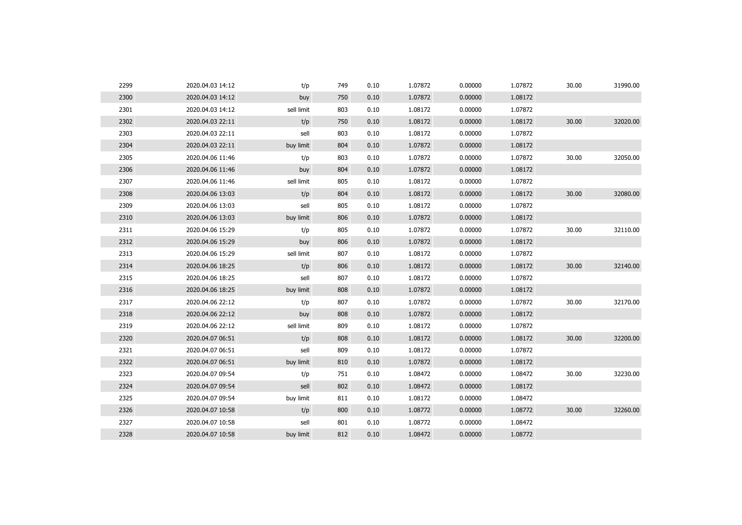| | | | | | | | | | |
|---|---|---|---|---|---|---|---|---|---|
| 2299 | 2020.04.03 14:12 | t/p | 749 | 0.10 | 1.07872 | 0.00000 | 1.07872 | 30.00 | 31990.00 |
| 2300 | 2020.04.03 14:12 | buy | 750 | 0.10 | 1.07872 | 0.00000 | 1.08172 | | |
| 2301 | 2020.04.03 14:12 | sell limit | 803 | 0.10 | 1.08172 | 0.00000 | 1.07872 | | |
| 2302 | 2020.04.03 22:11 | t/p | 750 | 0.10 | 1.08172 | 0.00000 | 1.08172 | 30.00 | 32020.00 |
| 2303 | 2020.04.03 22:11 | sell | 803 | 0.10 | 1.08172 | 0.00000 | 1.07872 | | |
| 2304 | 2020.04.03 22:11 | buy limit | 804 | 0.10 | 1.07872 | 0.00000 | 1.08172 | | |
| 2305 | 2020.04.06 11:46 | t/p | 803 | 0.10 | 1.07872 | 0.00000 | 1.07872 | 30.00 | 32050.00 |
| 2306 | 2020.04.06 11:46 | buy | 804 | 0.10 | 1.07872 | 0.00000 | 1.08172 | | |
| 2307 | 2020.04.06 11:46 | sell limit | 805 | 0.10 | 1.08172 | 0.00000 | 1.07872 | | |
| 2308 | 2020.04.06 13:03 | t/p | 804 | 0.10 | 1.08172 | 0.00000 | 1.08172 | 30.00 | 32080.00 |
| 2309 | 2020.04.06 13:03 | sell | 805 | 0.10 | 1.08172 | 0.00000 | 1.07872 | | |
| 2310 | 2020.04.06 13:03 | buy limit | 806 | 0.10 | 1.07872 | 0.00000 | 1.08172 | | |
| 2311 | 2020.04.06 15:29 | t/p | 805 | 0.10 | 1.07872 | 0.00000 | 1.07872 | 30.00 | 32110.00 |
| 2312 | 2020.04.06 15:29 | buy | 806 | 0.10 | 1.07872 | 0.00000 | 1.08172 | | |
| 2313 | 2020.04.06 15:29 | sell limit | 807 | 0.10 | 1.08172 | 0.00000 | 1.07872 | | |
| 2314 | 2020.04.06 18:25 | t/p | 806 | 0.10 | 1.08172 | 0.00000 | 1.08172 | 30.00 | 32140.00 |
| 2315 | 2020.04.06 18:25 | sell | 807 | 0.10 | 1.08172 | 0.00000 | 1.07872 | | |
| 2316 | 2020.04.06 18:25 | buy limit | 808 | 0.10 | 1.07872 | 0.00000 | 1.08172 | | |
| 2317 | 2020.04.06 22:12 | t/p | 807 | 0.10 | 1.07872 | 0.00000 | 1.07872 | 30.00 | 32170.00 |
| 2318 | 2020.04.06 22:12 | buy | 808 | 0.10 | 1.07872 | 0.00000 | 1.08172 | | |
| 2319 | 2020.04.06 22:12 | sell limit | 809 | 0.10 | 1.08172 | 0.00000 | 1.07872 | | |
| 2320 | 2020.04.07 06:51 | t/p | 808 | 0.10 | 1.08172 | 0.00000 | 1.08172 | 30.00 | 32200.00 |
| 2321 | 2020.04.07 06:51 | sell | 809 | 0.10 | 1.08172 | 0.00000 | 1.07872 | | |
| 2322 | 2020.04.07 06:51 | buy limit | 810 | 0.10 | 1.07872 | 0.00000 | 1.08172 | | |
| 2323 | 2020.04.07 09:54 | t/p | 751 | 0.10 | 1.08472 | 0.00000 | 1.08472 | 30.00 | 32230.00 |
| 2324 | 2020.04.07 09:54 | sell | 802 | 0.10 | 1.08472 | 0.00000 | 1.08172 | | |
| 2325 | 2020.04.07 09:54 | buy limit | 811 | 0.10 | 1.08172 | 0.00000 | 1.08472 | | |
| 2326 | 2020.04.07 10:58 | t/p | 800 | 0.10 | 1.08772 | 0.00000 | 1.08772 | 30.00 | 32260.00 |
| 2327 | 2020.04.07 10:58 | sell | 801 | 0.10 | 1.08772 | 0.00000 | 1.08472 | | |
| 2328 | 2020.04.07 10:58 | buy limit | 812 | 0.10 | 1.08472 | 0.00000 | 1.08772 | | |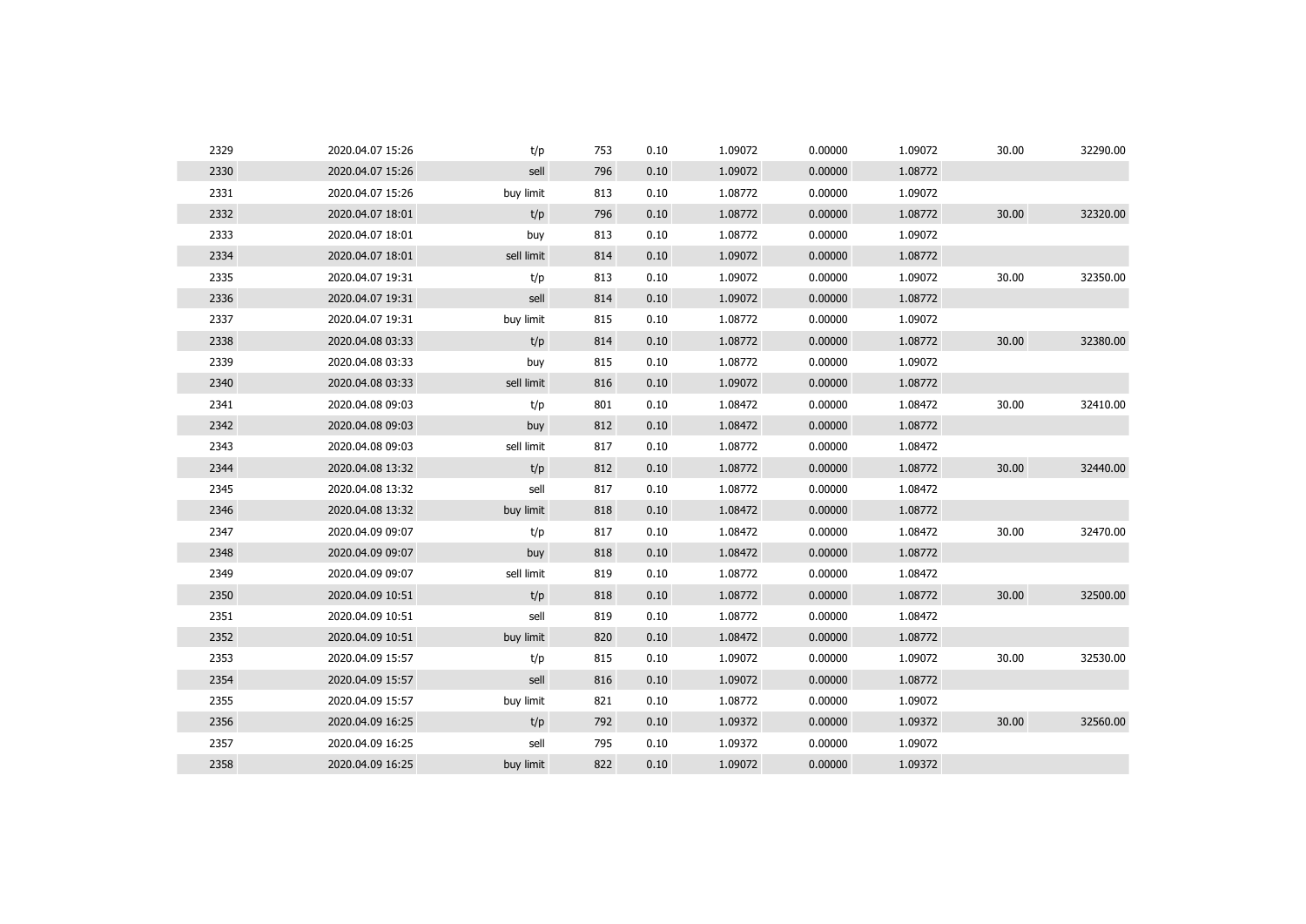| | | | | | | | | | |
|---|---|---|---|---|---|---|---|---|---|
| 2329 | 2020.04.07 15:26 | t/p | 753 | 0.10 | 1.09072 | 0.00000 | 1.09072 | 30.00 | 32290.00 |
| 2330 | 2020.04.07 15:26 | sell | 796 | 0.10 | 1.09072 | 0.00000 | 1.08772 | | |
| 2331 | 2020.04.07 15:26 | buy limit | 813 | 0.10 | 1.08772 | 0.00000 | 1.09072 | | |
| 2332 | 2020.04.07 18:01 | t/p | 796 | 0.10 | 1.08772 | 0.00000 | 1.08772 | 30.00 | 32320.00 |
| 2333 | 2020.04.07 18:01 | buy | 813 | 0.10 | 1.08772 | 0.00000 | 1.09072 | | |
| 2334 | 2020.04.07 18:01 | sell limit | 814 | 0.10 | 1.09072 | 0.00000 | 1.08772 | | |
| 2335 | 2020.04.07 19:31 | t/p | 813 | 0.10 | 1.09072 | 0.00000 | 1.09072 | 30.00 | 32350.00 |
| 2336 | 2020.04.07 19:31 | sell | 814 | 0.10 | 1.09072 | 0.00000 | 1.08772 | | |
| 2337 | 2020.04.07 19:31 | buy limit | 815 | 0.10 | 1.08772 | 0.00000 | 1.09072 | | |
| 2338 | 2020.04.08 03:33 | t/p | 814 | 0.10 | 1.08772 | 0.00000 | 1.08772 | 30.00 | 32380.00 |
| 2339 | 2020.04.08 03:33 | buy | 815 | 0.10 | 1.08772 | 0.00000 | 1.09072 | | |
| 2340 | 2020.04.08 03:33 | sell limit | 816 | 0.10 | 1.09072 | 0.00000 | 1.08772 | | |
| 2341 | 2020.04.08 09:03 | t/p | 801 | 0.10 | 1.08472 | 0.00000 | 1.08472 | 30.00 | 32410.00 |
| 2342 | 2020.04.08 09:03 | buy | 812 | 0.10 | 1.08472 | 0.00000 | 1.08772 | | |
| 2343 | 2020.04.08 09:03 | sell limit | 817 | 0.10 | 1.08772 | 0.00000 | 1.08472 | | |
| 2344 | 2020.04.08 13:32 | t/p | 812 | 0.10 | 1.08772 | 0.00000 | 1.08772 | 30.00 | 32440.00 |
| 2345 | 2020.04.08 13:32 | sell | 817 | 0.10 | 1.08772 | 0.00000 | 1.08472 | | |
| 2346 | 2020.04.08 13:32 | buy limit | 818 | 0.10 | 1.08472 | 0.00000 | 1.08772 | | |
| 2347 | 2020.04.09 09:07 | t/p | 817 | 0.10 | 1.08472 | 0.00000 | 1.08472 | 30.00 | 32470.00 |
| 2348 | 2020.04.09 09:07 | buy | 818 | 0.10 | 1.08472 | 0.00000 | 1.08772 | | |
| 2349 | 2020.04.09 09:07 | sell limit | 819 | 0.10 | 1.08772 | 0.00000 | 1.08472 | | |
| 2350 | 2020.04.09 10:51 | t/p | 818 | 0.10 | 1.08772 | 0.00000 | 1.08772 | 30.00 | 32500.00 |
| 2351 | 2020.04.09 10:51 | sell | 819 | 0.10 | 1.08772 | 0.00000 | 1.08472 | | |
| 2352 | 2020.04.09 10:51 | buy limit | 820 | 0.10 | 1.08472 | 0.00000 | 1.08772 | | |
| 2353 | 2020.04.09 15:57 | t/p | 815 | 0.10 | 1.09072 | 0.00000 | 1.09072 | 30.00 | 32530.00 |
| 2354 | 2020.04.09 15:57 | sell | 816 | 0.10 | 1.09072 | 0.00000 | 1.08772 | | |
| 2355 | 2020.04.09 15:57 | buy limit | 821 | 0.10 | 1.08772 | 0.00000 | 1.09072 | | |
| 2356 | 2020.04.09 16:25 | t/p | 792 | 0.10 | 1.09372 | 0.00000 | 1.09372 | 30.00 | 32560.00 |
| 2357 | 2020.04.09 16:25 | sell | 795 | 0.10 | 1.09372 | 0.00000 | 1.09072 | | |
| 2358 | 2020.04.09 16:25 | buy limit | 822 | 0.10 | 1.09072 | 0.00000 | 1.09372 | | |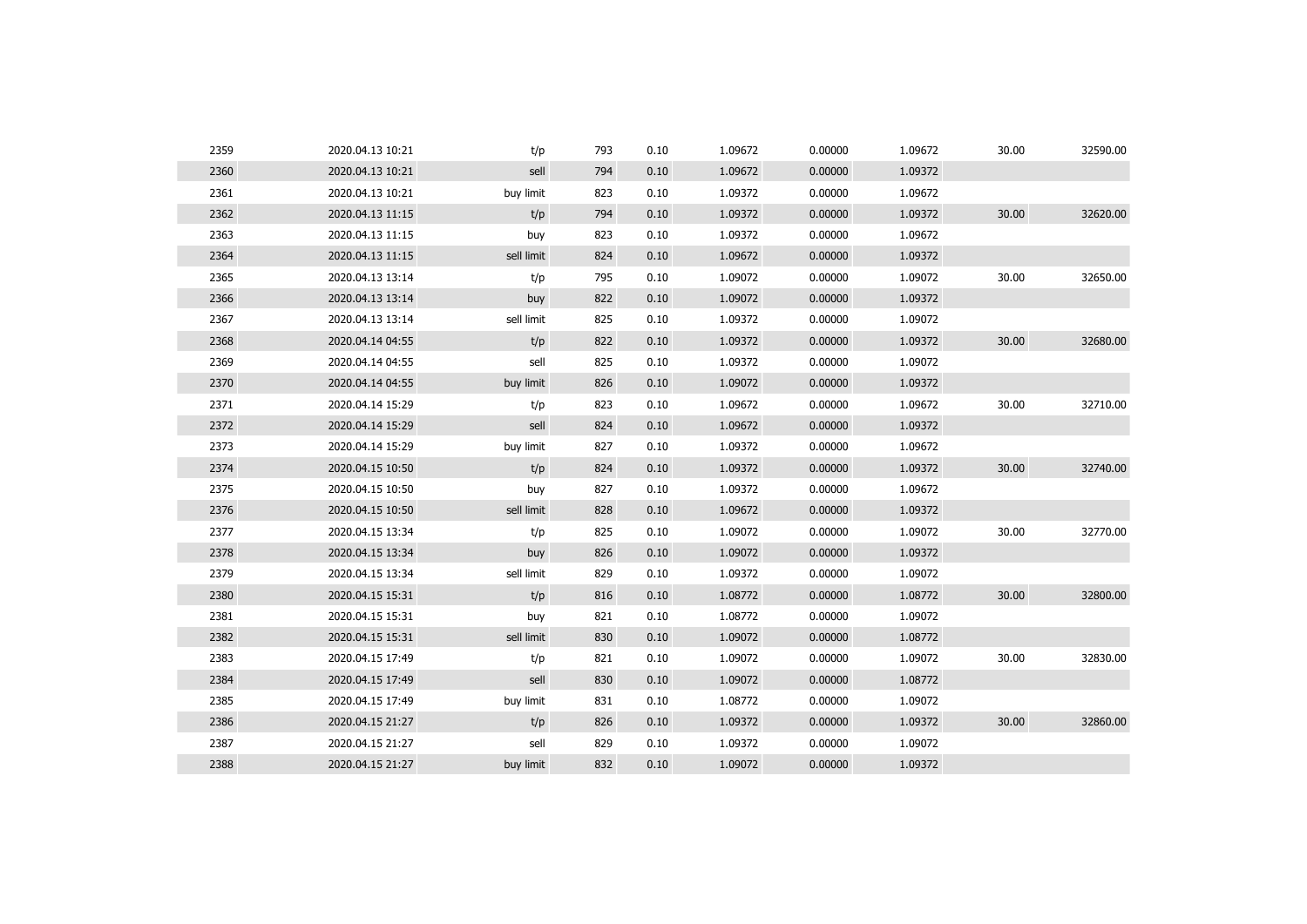| | | | | | | | | | |
|---|---|---|---|---|---|---|---|---|---|
| 2359 | 2020.04.13 10:21 | t/p | 793 | 0.10 | 1.09672 | 0.00000 | 1.09672 | 30.00 | 32590.00 |
| 2360 | 2020.04.13 10:21 | sell | 794 | 0.10 | 1.09672 | 0.00000 | 1.09372 | | |
| 2361 | 2020.04.13 10:21 | buy limit | 823 | 0.10 | 1.09372 | 0.00000 | 1.09672 | | |
| 2362 | 2020.04.13 11:15 | t/p | 794 | 0.10 | 1.09372 | 0.00000 | 1.09372 | 30.00 | 32620.00 |
| 2363 | 2020.04.13 11:15 | buy | 823 | 0.10 | 1.09372 | 0.00000 | 1.09672 | | |
| 2364 | 2020.04.13 11:15 | sell limit | 824 | 0.10 | 1.09672 | 0.00000 | 1.09372 | | |
| 2365 | 2020.04.13 13:14 | t/p | 795 | 0.10 | 1.09072 | 0.00000 | 1.09072 | 30.00 | 32650.00 |
| 2366 | 2020.04.13 13:14 | buy | 822 | 0.10 | 1.09072 | 0.00000 | 1.09372 | | |
| 2367 | 2020.04.13 13:14 | sell limit | 825 | 0.10 | 1.09372 | 0.00000 | 1.09072 | | |
| 2368 | 2020.04.14 04:55 | t/p | 822 | 0.10 | 1.09372 | 0.00000 | 1.09372 | 30.00 | 32680.00 |
| 2369 | 2020.04.14 04:55 | sell | 825 | 0.10 | 1.09372 | 0.00000 | 1.09072 | | |
| 2370 | 2020.04.14 04:55 | buy limit | 826 | 0.10 | 1.09072 | 0.00000 | 1.09372 | | |
| 2371 | 2020.04.14 15:29 | t/p | 823 | 0.10 | 1.09672 | 0.00000 | 1.09672 | 30.00 | 32710.00 |
| 2372 | 2020.04.14 15:29 | sell | 824 | 0.10 | 1.09672 | 0.00000 | 1.09372 | | |
| 2373 | 2020.04.14 15:29 | buy limit | 827 | 0.10 | 1.09372 | 0.00000 | 1.09672 | | |
| 2374 | 2020.04.15 10:50 | t/p | 824 | 0.10 | 1.09372 | 0.00000 | 1.09372 | 30.00 | 32740.00 |
| 2375 | 2020.04.15 10:50 | buy | 827 | 0.10 | 1.09372 | 0.00000 | 1.09672 | | |
| 2376 | 2020.04.15 10:50 | sell limit | 828 | 0.10 | 1.09672 | 0.00000 | 1.09372 | | |
| 2377 | 2020.04.15 13:34 | t/p | 825 | 0.10 | 1.09072 | 0.00000 | 1.09072 | 30.00 | 32770.00 |
| 2378 | 2020.04.15 13:34 | buy | 826 | 0.10 | 1.09072 | 0.00000 | 1.09372 | | |
| 2379 | 2020.04.15 13:34 | sell limit | 829 | 0.10 | 1.09372 | 0.00000 | 1.09072 | | |
| 2380 | 2020.04.15 15:31 | t/p | 816 | 0.10 | 1.08772 | 0.00000 | 1.08772 | 30.00 | 32800.00 |
| 2381 | 2020.04.15 15:31 | buy | 821 | 0.10 | 1.08772 | 0.00000 | 1.09072 | | |
| 2382 | 2020.04.15 15:31 | sell limit | 830 | 0.10 | 1.09072 | 0.00000 | 1.08772 | | |
| 2383 | 2020.04.15 17:49 | t/p | 821 | 0.10 | 1.09072 | 0.00000 | 1.09072 | 30.00 | 32830.00 |
| 2384 | 2020.04.15 17:49 | sell | 830 | 0.10 | 1.09072 | 0.00000 | 1.08772 | | |
| 2385 | 2020.04.15 17:49 | buy limit | 831 | 0.10 | 1.08772 | 0.00000 | 1.09072 | | |
| 2386 | 2020.04.15 21:27 | t/p | 826 | 0.10 | 1.09372 | 0.00000 | 1.09372 | 30.00 | 32860.00 |
| 2387 | 2020.04.15 21:27 | sell | 829 | 0.10 | 1.09372 | 0.00000 | 1.09072 | | |
| 2388 | 2020.04.15 21:27 | buy limit | 832 | 0.10 | 1.09072 | 0.00000 | 1.09372 | | |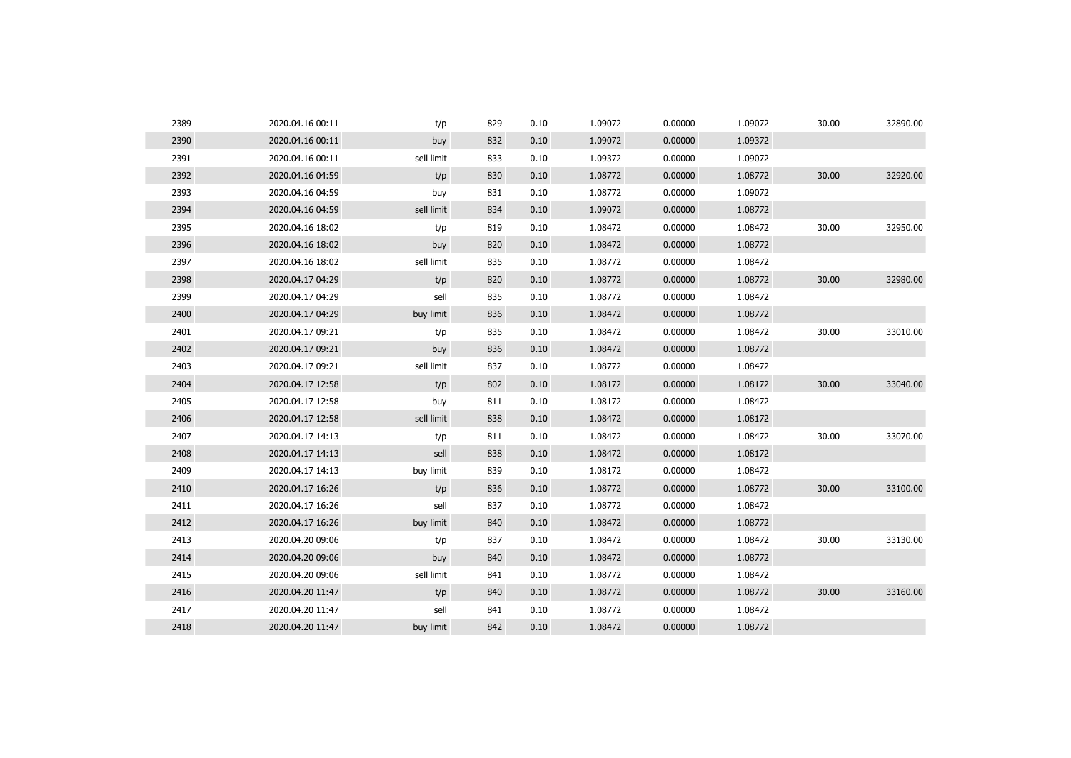| | | | | | | | | | |
|---|---|---|---|---|---|---|---|---|---|
| 2389 | 2020.04.16 00:11 | t/p | 829 | 0.10 | 1.09072 | 0.00000 | 1.09072 | 30.00 | 32890.00 |
| 2390 | 2020.04.16 00:11 | buy | 832 | 0.10 | 1.09072 | 0.00000 | 1.09372 | | |
| 2391 | 2020.04.16 00:11 | sell limit | 833 | 0.10 | 1.09372 | 0.00000 | 1.09072 | | |
| 2392 | 2020.04.16 04:59 | t/p | 830 | 0.10 | 1.08772 | 0.00000 | 1.08772 | 30.00 | 32920.00 |
| 2393 | 2020.04.16 04:59 | buy | 831 | 0.10 | 1.08772 | 0.00000 | 1.09072 | | |
| 2394 | 2020.04.16 04:59 | sell limit | 834 | 0.10 | 1.09072 | 0.00000 | 1.08772 | | |
| 2395 | 2020.04.16 18:02 | t/p | 819 | 0.10 | 1.08472 | 0.00000 | 1.08472 | 30.00 | 32950.00 |
| 2396 | 2020.04.16 18:02 | buy | 820 | 0.10 | 1.08472 | 0.00000 | 1.08772 | | |
| 2397 | 2020.04.16 18:02 | sell limit | 835 | 0.10 | 1.08772 | 0.00000 | 1.08472 | | |
| 2398 | 2020.04.17 04:29 | t/p | 820 | 0.10 | 1.08772 | 0.00000 | 1.08772 | 30.00 | 32980.00 |
| 2399 | 2020.04.17 04:29 | sell | 835 | 0.10 | 1.08772 | 0.00000 | 1.08472 | | |
| 2400 | 2020.04.17 04:29 | buy limit | 836 | 0.10 | 1.08472 | 0.00000 | 1.08772 | | |
| 2401 | 2020.04.17 09:21 | t/p | 835 | 0.10 | 1.08472 | 0.00000 | 1.08472 | 30.00 | 33010.00 |
| 2402 | 2020.04.17 09:21 | buy | 836 | 0.10 | 1.08472 | 0.00000 | 1.08772 | | |
| 2403 | 2020.04.17 09:21 | sell limit | 837 | 0.10 | 1.08772 | 0.00000 | 1.08472 | | |
| 2404 | 2020.04.17 12:58 | t/p | 802 | 0.10 | 1.08172 | 0.00000 | 1.08172 | 30.00 | 33040.00 |
| 2405 | 2020.04.17 12:58 | buy | 811 | 0.10 | 1.08172 | 0.00000 | 1.08472 | | |
| 2406 | 2020.04.17 12:58 | sell limit | 838 | 0.10 | 1.08472 | 0.00000 | 1.08172 | | |
| 2407 | 2020.04.17 14:13 | t/p | 811 | 0.10 | 1.08472 | 0.00000 | 1.08472 | 30.00 | 33070.00 |
| 2408 | 2020.04.17 14:13 | sell | 838 | 0.10 | 1.08472 | 0.00000 | 1.08172 | | |
| 2409 | 2020.04.17 14:13 | buy limit | 839 | 0.10 | 1.08172 | 0.00000 | 1.08472 | | |
| 2410 | 2020.04.17 16:26 | t/p | 836 | 0.10 | 1.08772 | 0.00000 | 1.08772 | 30.00 | 33100.00 |
| 2411 | 2020.04.17 16:26 | sell | 837 | 0.10 | 1.08772 | 0.00000 | 1.08472 | | |
| 2412 | 2020.04.17 16:26 | buy limit | 840 | 0.10 | 1.08472 | 0.00000 | 1.08772 | | |
| 2413 | 2020.04.20 09:06 | t/p | 837 | 0.10 | 1.08472 | 0.00000 | 1.08472 | 30.00 | 33130.00 |
| 2414 | 2020.04.20 09:06 | buy | 840 | 0.10 | 1.08472 | 0.00000 | 1.08772 | | |
| 2415 | 2020.04.20 09:06 | sell limit | 841 | 0.10 | 1.08772 | 0.00000 | 1.08472 | | |
| 2416 | 2020.04.20 11:47 | t/p | 840 | 0.10 | 1.08772 | 0.00000 | 1.08772 | 30.00 | 33160.00 |
| 2417 | 2020.04.20 11:47 | sell | 841 | 0.10 | 1.08772 | 0.00000 | 1.08472 | | |
| 2418 | 2020.04.20 11:47 | buy limit | 842 | 0.10 | 1.08472 | 0.00000 | 1.08772 | | |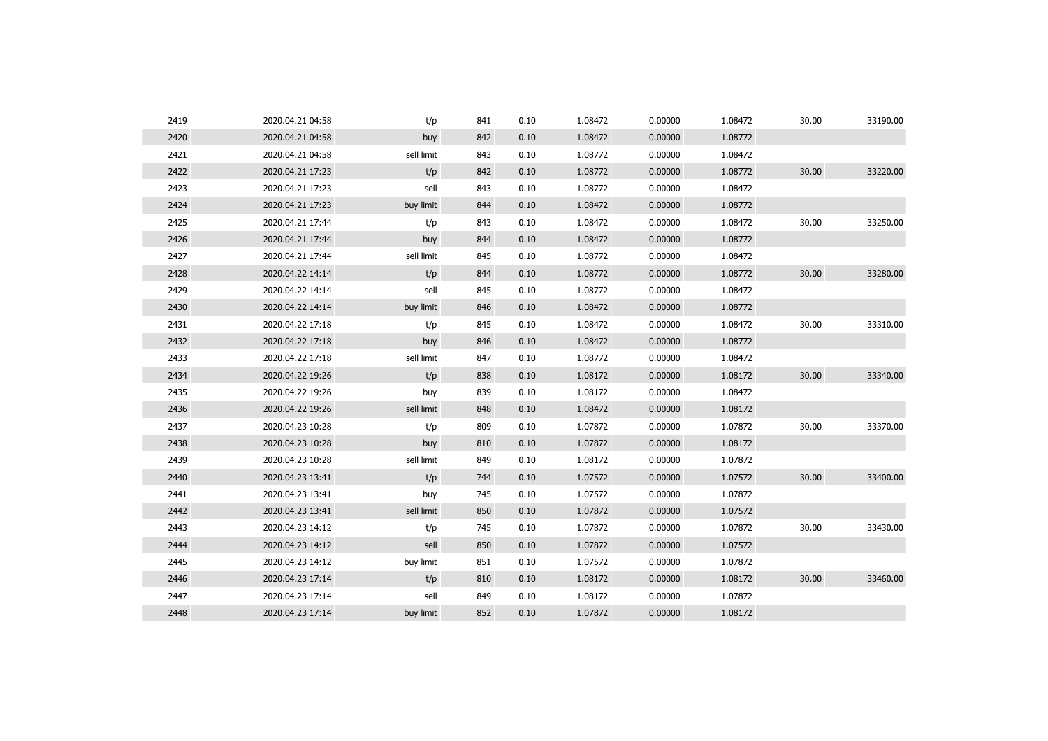| | | | | | | | | | |
|---|---|---|---|---|---|---|---|---|---|
| 2419 | 2020.04.21 04:58 | t/p | 841 | 0.10 | 1.08472 | 0.00000 | 1.08472 | 30.00 | 33190.00 |
| 2420 | 2020.04.21 04:58 | buy | 842 | 0.10 | 1.08472 | 0.00000 | 1.08772 | | |
| 2421 | 2020.04.21 04:58 | sell limit | 843 | 0.10 | 1.08772 | 0.00000 | 1.08472 | | |
| 2422 | 2020.04.21 17:23 | t/p | 842 | 0.10 | 1.08772 | 0.00000 | 1.08772 | 30.00 | 33220.00 |
| 2423 | 2020.04.21 17:23 | sell | 843 | 0.10 | 1.08772 | 0.00000 | 1.08472 | | |
| 2424 | 2020.04.21 17:23 | buy limit | 844 | 0.10 | 1.08472 | 0.00000 | 1.08772 | | |
| 2425 | 2020.04.21 17:44 | t/p | 843 | 0.10 | 1.08472 | 0.00000 | 1.08472 | 30.00 | 33250.00 |
| 2426 | 2020.04.21 17:44 | buy | 844 | 0.10 | 1.08472 | 0.00000 | 1.08772 | | |
| 2427 | 2020.04.21 17:44 | sell limit | 845 | 0.10 | 1.08772 | 0.00000 | 1.08472 | | |
| 2428 | 2020.04.22 14:14 | t/p | 844 | 0.10 | 1.08772 | 0.00000 | 1.08772 | 30.00 | 33280.00 |
| 2429 | 2020.04.22 14:14 | sell | 845 | 0.10 | 1.08772 | 0.00000 | 1.08472 | | |
| 2430 | 2020.04.22 14:14 | buy limit | 846 | 0.10 | 1.08472 | 0.00000 | 1.08772 | | |
| 2431 | 2020.04.22 17:18 | t/p | 845 | 0.10 | 1.08472 | 0.00000 | 1.08472 | 30.00 | 33310.00 |
| 2432 | 2020.04.22 17:18 | buy | 846 | 0.10 | 1.08472 | 0.00000 | 1.08772 | | |
| 2433 | 2020.04.22 17:18 | sell limit | 847 | 0.10 | 1.08772 | 0.00000 | 1.08472 | | |
| 2434 | 2020.04.22 19:26 | t/p | 838 | 0.10 | 1.08172 | 0.00000 | 1.08172 | 30.00 | 33340.00 |
| 2435 | 2020.04.22 19:26 | buy | 839 | 0.10 | 1.08172 | 0.00000 | 1.08472 | | |
| 2436 | 2020.04.22 19:26 | sell limit | 848 | 0.10 | 1.08472 | 0.00000 | 1.08172 | | |
| 2437 | 2020.04.23 10:28 | t/p | 809 | 0.10 | 1.07872 | 0.00000 | 1.07872 | 30.00 | 33370.00 |
| 2438 | 2020.04.23 10:28 | buy | 810 | 0.10 | 1.07872 | 0.00000 | 1.08172 | | |
| 2439 | 2020.04.23 10:28 | sell limit | 849 | 0.10 | 1.08172 | 0.00000 | 1.07872 | | |
| 2440 | 2020.04.23 13:41 | t/p | 744 | 0.10 | 1.07572 | 0.00000 | 1.07572 | 30.00 | 33400.00 |
| 2441 | 2020.04.23 13:41 | buy | 745 | 0.10 | 1.07572 | 0.00000 | 1.07872 | | |
| 2442 | 2020.04.23 13:41 | sell limit | 850 | 0.10 | 1.07872 | 0.00000 | 1.07572 | | |
| 2443 | 2020.04.23 14:12 | t/p | 745 | 0.10 | 1.07872 | 0.00000 | 1.07872 | 30.00 | 33430.00 |
| 2444 | 2020.04.23 14:12 | sell | 850 | 0.10 | 1.07872 | 0.00000 | 1.07572 | | |
| 2445 | 2020.04.23 14:12 | buy limit | 851 | 0.10 | 1.07572 | 0.00000 | 1.07872 | | |
| 2446 | 2020.04.23 17:14 | t/p | 810 | 0.10 | 1.08172 | 0.00000 | 1.08172 | 30.00 | 33460.00 |
| 2447 | 2020.04.23 17:14 | sell | 849 | 0.10 | 1.08172 | 0.00000 | 1.07872 | | |
| 2448 | 2020.04.23 17:14 | buy limit | 852 | 0.10 | 1.07872 | 0.00000 | 1.08172 | | |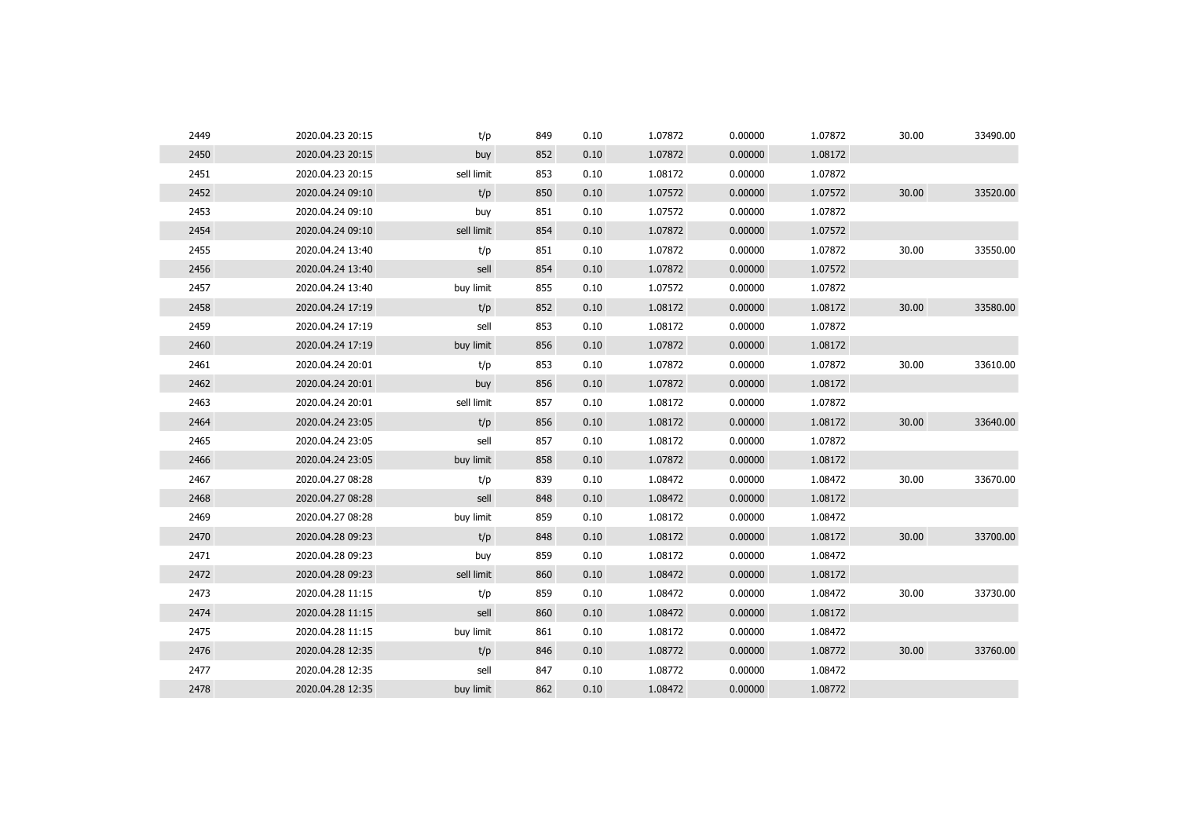| | | | | | | | | | |
|---|---|---|---|---|---|---|---|---|---|
| 2449 | 2020.04.23 20:15 | t/p | 849 | 0.10 | 1.07872 | 0.00000 | 1.07872 | 30.00 | 33490.00 |
| 2450 | 2020.04.23 20:15 | buy | 852 | 0.10 | 1.07872 | 0.00000 | 1.08172 | | |
| 2451 | 2020.04.23 20:15 | sell limit | 853 | 0.10 | 1.08172 | 0.00000 | 1.07872 | | |
| 2452 | 2020.04.24 09:10 | t/p | 850 | 0.10 | 1.07572 | 0.00000 | 1.07572 | 30.00 | 33520.00 |
| 2453 | 2020.04.24 09:10 | buy | 851 | 0.10 | 1.07572 | 0.00000 | 1.07872 | | |
| 2454 | 2020.04.24 09:10 | sell limit | 854 | 0.10 | 1.07872 | 0.00000 | 1.07572 | | |
| 2455 | 2020.04.24 13:40 | t/p | 851 | 0.10 | 1.07872 | 0.00000 | 1.07872 | 30.00 | 33550.00 |
| 2456 | 2020.04.24 13:40 | sell | 854 | 0.10 | 1.07872 | 0.00000 | 1.07572 | | |
| 2457 | 2020.04.24 13:40 | buy limit | 855 | 0.10 | 1.07572 | 0.00000 | 1.07872 | | |
| 2458 | 2020.04.24 17:19 | t/p | 852 | 0.10 | 1.08172 | 0.00000 | 1.08172 | 30.00 | 33580.00 |
| 2459 | 2020.04.24 17:19 | sell | 853 | 0.10 | 1.08172 | 0.00000 | 1.07872 | | |
| 2460 | 2020.04.24 17:19 | buy limit | 856 | 0.10 | 1.07872 | 0.00000 | 1.08172 | | |
| 2461 | 2020.04.24 20:01 | t/p | 853 | 0.10 | 1.07872 | 0.00000 | 1.07872 | 30.00 | 33610.00 |
| 2462 | 2020.04.24 20:01 | buy | 856 | 0.10 | 1.07872 | 0.00000 | 1.08172 | | |
| 2463 | 2020.04.24 20:01 | sell limit | 857 | 0.10 | 1.08172 | 0.00000 | 1.07872 | | |
| 2464 | 2020.04.24 23:05 | t/p | 856 | 0.10 | 1.08172 | 0.00000 | 1.08172 | 30.00 | 33640.00 |
| 2465 | 2020.04.24 23:05 | sell | 857 | 0.10 | 1.08172 | 0.00000 | 1.07872 | | |
| 2466 | 2020.04.24 23:05 | buy limit | 858 | 0.10 | 1.07872 | 0.00000 | 1.08172 | | |
| 2467 | 2020.04.27 08:28 | t/p | 839 | 0.10 | 1.08472 | 0.00000 | 1.08472 | 30.00 | 33670.00 |
| 2468 | 2020.04.27 08:28 | sell | 848 | 0.10 | 1.08472 | 0.00000 | 1.08172 | | |
| 2469 | 2020.04.27 08:28 | buy limit | 859 | 0.10 | 1.08172 | 0.00000 | 1.08472 | | |
| 2470 | 2020.04.28 09:23 | t/p | 848 | 0.10 | 1.08172 | 0.00000 | 1.08172 | 30.00 | 33700.00 |
| 2471 | 2020.04.28 09:23 | buy | 859 | 0.10 | 1.08172 | 0.00000 | 1.08472 | | |
| 2472 | 2020.04.28 09:23 | sell limit | 860 | 0.10 | 1.08472 | 0.00000 | 1.08172 | | |
| 2473 | 2020.04.28 11:15 | t/p | 859 | 0.10 | 1.08472 | 0.00000 | 1.08472 | 30.00 | 33730.00 |
| 2474 | 2020.04.28 11:15 | sell | 860 | 0.10 | 1.08472 | 0.00000 | 1.08172 | | |
| 2475 | 2020.04.28 11:15 | buy limit | 861 | 0.10 | 1.08172 | 0.00000 | 1.08472 | | |
| 2476 | 2020.04.28 12:35 | t/p | 846 | 0.10 | 1.08772 | 0.00000 | 1.08772 | 30.00 | 33760.00 |
| 2477 | 2020.04.28 12:35 | sell | 847 | 0.10 | 1.08772 | 0.00000 | 1.08472 | | |
| 2478 | 2020.04.28 12:35 | buy limit | 862 | 0.10 | 1.08472 | 0.00000 | 1.08772 | | |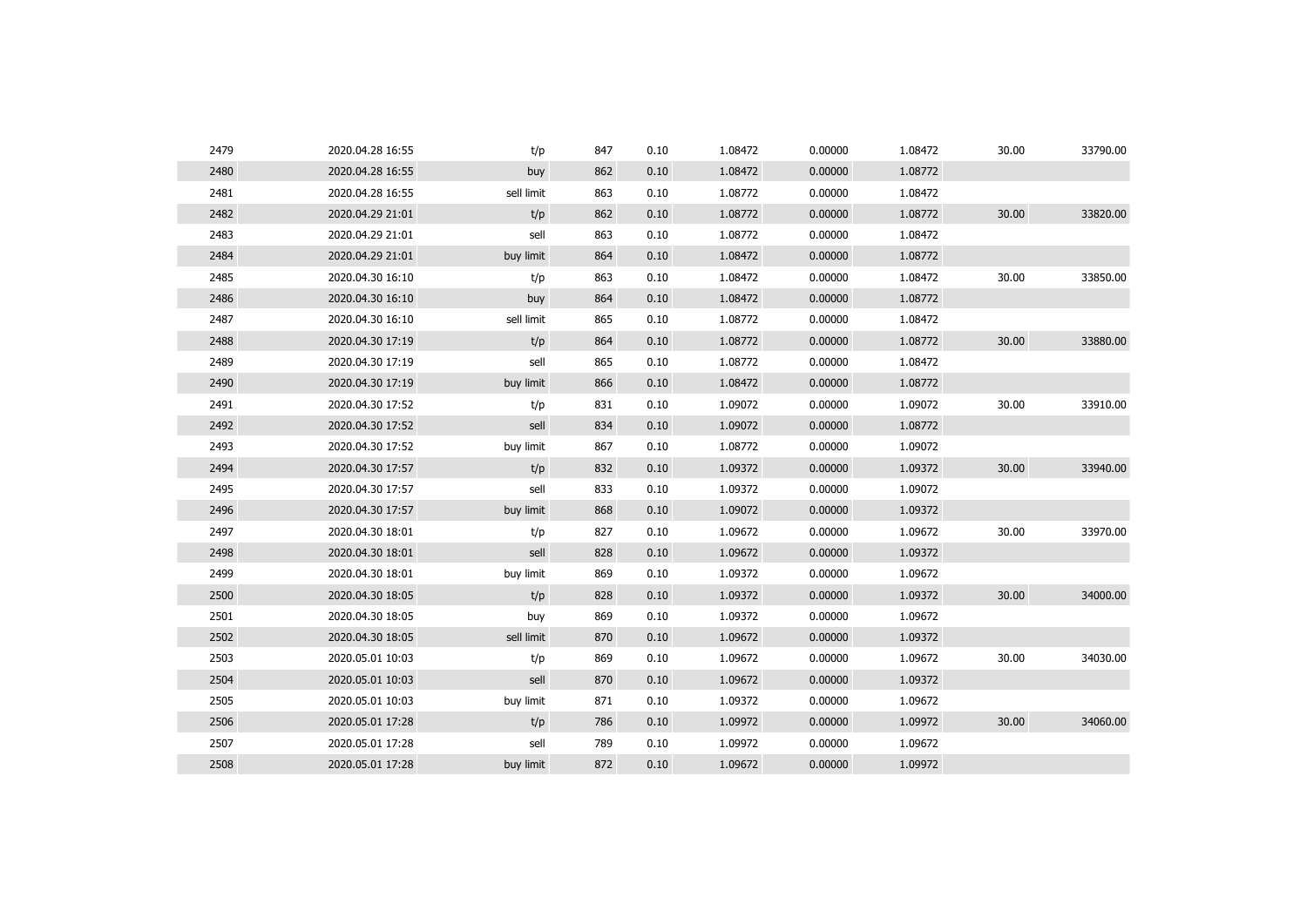| | | | | | | | | | |
|---|---|---|---|---|---|---|---|---|---|
| 2479 | 2020.04.28 16:55 | t/p | 847 | 0.10 | 1.08472 | 0.00000 | 1.08472 | 30.00 | 33790.00 |
| 2480 | 2020.04.28 16:55 | buy | 862 | 0.10 | 1.08472 | 0.00000 | 1.08772 | | |
| 2481 | 2020.04.28 16:55 | sell limit | 863 | 0.10 | 1.08772 | 0.00000 | 1.08472 | | |
| 2482 | 2020.04.29 21:01 | t/p | 862 | 0.10 | 1.08772 | 0.00000 | 1.08772 | 30.00 | 33820.00 |
| 2483 | 2020.04.29 21:01 | sell | 863 | 0.10 | 1.08772 | 0.00000 | 1.08472 | | |
| 2484 | 2020.04.29 21:01 | buy limit | 864 | 0.10 | 1.08472 | 0.00000 | 1.08772 | | |
| 2485 | 2020.04.30 16:10 | t/p | 863 | 0.10 | 1.08472 | 0.00000 | 1.08472 | 30.00 | 33850.00 |
| 2486 | 2020.04.30 16:10 | buy | 864 | 0.10 | 1.08472 | 0.00000 | 1.08772 | | |
| 2487 | 2020.04.30 16:10 | sell limit | 865 | 0.10 | 1.08772 | 0.00000 | 1.08472 | | |
| 2488 | 2020.04.30 17:19 | t/p | 864 | 0.10 | 1.08772 | 0.00000 | 1.08772 | 30.00 | 33880.00 |
| 2489 | 2020.04.30 17:19 | sell | 865 | 0.10 | 1.08772 | 0.00000 | 1.08472 | | |
| 2490 | 2020.04.30 17:19 | buy limit | 866 | 0.10 | 1.08472 | 0.00000 | 1.08772 | | |
| 2491 | 2020.04.30 17:52 | t/p | 831 | 0.10 | 1.09072 | 0.00000 | 1.09072 | 30.00 | 33910.00 |
| 2492 | 2020.04.30 17:52 | sell | 834 | 0.10 | 1.09072 | 0.00000 | 1.08772 | | |
| 2493 | 2020.04.30 17:52 | buy limit | 867 | 0.10 | 1.08772 | 0.00000 | 1.09072 | | |
| 2494 | 2020.04.30 17:57 | t/p | 832 | 0.10 | 1.09372 | 0.00000 | 1.09372 | 30.00 | 33940.00 |
| 2495 | 2020.04.30 17:57 | sell | 833 | 0.10 | 1.09372 | 0.00000 | 1.09072 | | |
| 2496 | 2020.04.30 17:57 | buy limit | 868 | 0.10 | 1.09072 | 0.00000 | 1.09372 | | |
| 2497 | 2020.04.30 18:01 | t/p | 827 | 0.10 | 1.09672 | 0.00000 | 1.09672 | 30.00 | 33970.00 |
| 2498 | 2020.04.30 18:01 | sell | 828 | 0.10 | 1.09672 | 0.00000 | 1.09372 | | |
| 2499 | 2020.04.30 18:01 | buy limit | 869 | 0.10 | 1.09372 | 0.00000 | 1.09672 | | |
| 2500 | 2020.04.30 18:05 | t/p | 828 | 0.10 | 1.09372 | 0.00000 | 1.09372 | 30.00 | 34000.00 |
| 2501 | 2020.04.30 18:05 | buy | 869 | 0.10 | 1.09372 | 0.00000 | 1.09672 | | |
| 2502 | 2020.04.30 18:05 | sell limit | 870 | 0.10 | 1.09672 | 0.00000 | 1.09372 | | |
| 2503 | 2020.05.01 10:03 | t/p | 869 | 0.10 | 1.09672 | 0.00000 | 1.09672 | 30.00 | 34030.00 |
| 2504 | 2020.05.01 10:03 | sell | 870 | 0.10 | 1.09672 | 0.00000 | 1.09372 | | |
| 2505 | 2020.05.01 10:03 | buy limit | 871 | 0.10 | 1.09372 | 0.00000 | 1.09672 | | |
| 2506 | 2020.05.01 17:28 | t/p | 786 | 0.10 | 1.09972 | 0.00000 | 1.09972 | 30.00 | 34060.00 |
| 2507 | 2020.05.01 17:28 | sell | 789 | 0.10 | 1.09972 | 0.00000 | 1.09672 | | |
| 2508 | 2020.05.01 17:28 | buy limit | 872 | 0.10 | 1.09672 | 0.00000 | 1.09972 | | |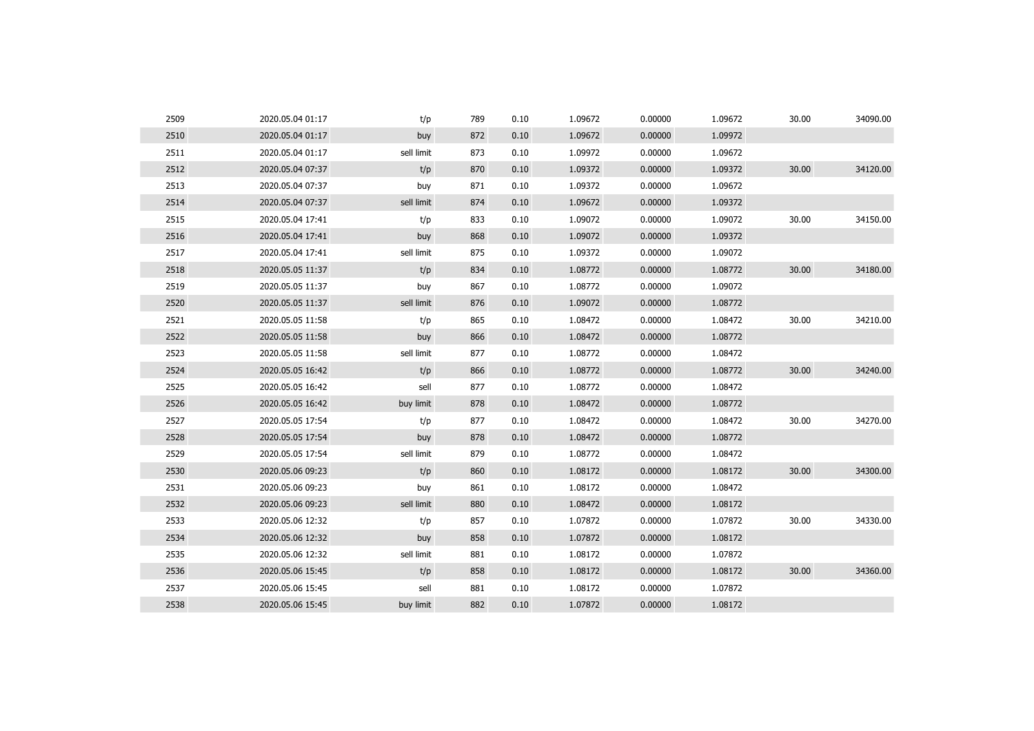|  |  |  |  |  |  |  |  |  |  |
|---|---|---|---|---|---|---|---|---|---|
| 2509 | 2020.05.04 01:17 | t/p | 789 | 0.10 | 1.09672 | 0.00000 | 1.09672 | 30.00 | 34090.00 |
| 2510 | 2020.05.04 01:17 | buy | 872 | 0.10 | 1.09672 | 0.00000 | 1.09972 |  |  |
| 2511 | 2020.05.04 01:17 | sell limit | 873 | 0.10 | 1.09972 | 0.00000 | 1.09672 |  |  |
| 2512 | 2020.05.04 07:37 | t/p | 870 | 0.10 | 1.09372 | 0.00000 | 1.09372 | 30.00 | 34120.00 |
| 2513 | 2020.05.04 07:37 | buy | 871 | 0.10 | 1.09372 | 0.00000 | 1.09672 |  |  |
| 2514 | 2020.05.04 07:37 | sell limit | 874 | 0.10 | 1.09672 | 0.00000 | 1.09372 |  |  |
| 2515 | 2020.05.04 17:41 | t/p | 833 | 0.10 | 1.09072 | 0.00000 | 1.09072 | 30.00 | 34150.00 |
| 2516 | 2020.05.04 17:41 | buy | 868 | 0.10 | 1.09072 | 0.00000 | 1.09372 |  |  |
| 2517 | 2020.05.04 17:41 | sell limit | 875 | 0.10 | 1.09372 | 0.00000 | 1.09072 |  |  |
| 2518 | 2020.05.05 11:37 | t/p | 834 | 0.10 | 1.08772 | 0.00000 | 1.08772 | 30.00 | 34180.00 |
| 2519 | 2020.05.05 11:37 | buy | 867 | 0.10 | 1.08772 | 0.00000 | 1.09072 |  |  |
| 2520 | 2020.05.05 11:37 | sell limit | 876 | 0.10 | 1.09072 | 0.00000 | 1.08772 |  |  |
| 2521 | 2020.05.05 11:58 | t/p | 865 | 0.10 | 1.08472 | 0.00000 | 1.08472 | 30.00 | 34210.00 |
| 2522 | 2020.05.05 11:58 | buy | 866 | 0.10 | 1.08472 | 0.00000 | 1.08772 |  |  |
| 2523 | 2020.05.05 11:58 | sell limit | 877 | 0.10 | 1.08772 | 0.00000 | 1.08472 |  |  |
| 2524 | 2020.05.05 16:42 | t/p | 866 | 0.10 | 1.08772 | 0.00000 | 1.08772 | 30.00 | 34240.00 |
| 2525 | 2020.05.05 16:42 | sell | 877 | 0.10 | 1.08772 | 0.00000 | 1.08472 |  |  |
| 2526 | 2020.05.05 16:42 | buy limit | 878 | 0.10 | 1.08472 | 0.00000 | 1.08772 |  |  |
| 2527 | 2020.05.05 17:54 | t/p | 877 | 0.10 | 1.08472 | 0.00000 | 1.08472 | 30.00 | 34270.00 |
| 2528 | 2020.05.05 17:54 | buy | 878 | 0.10 | 1.08472 | 0.00000 | 1.08772 |  |  |
| 2529 | 2020.05.05 17:54 | sell limit | 879 | 0.10 | 1.08772 | 0.00000 | 1.08472 |  |  |
| 2530 | 2020.05.06 09:23 | t/p | 860 | 0.10 | 1.08172 | 0.00000 | 1.08172 | 30.00 | 34300.00 |
| 2531 | 2020.05.06 09:23 | buy | 861 | 0.10 | 1.08172 | 0.00000 | 1.08472 |  |  |
| 2532 | 2020.05.06 09:23 | sell limit | 880 | 0.10 | 1.08472 | 0.00000 | 1.08172 |  |  |
| 2533 | 2020.05.06 12:32 | t/p | 857 | 0.10 | 1.07872 | 0.00000 | 1.07872 | 30.00 | 34330.00 |
| 2534 | 2020.05.06 12:32 | buy | 858 | 0.10 | 1.07872 | 0.00000 | 1.08172 |  |  |
| 2535 | 2020.05.06 12:32 | sell limit | 881 | 0.10 | 1.08172 | 0.00000 | 1.07872 |  |  |
| 2536 | 2020.05.06 15:45 | t/p | 858 | 0.10 | 1.08172 | 0.00000 | 1.08172 | 30.00 | 34360.00 |
| 2537 | 2020.05.06 15:45 | sell | 881 | 0.10 | 1.08172 | 0.00000 | 1.07872 |  |  |
| 2538 | 2020.05.06 15:45 | buy limit | 882 | 0.10 | 1.07872 | 0.00000 | 1.08172 |  |  |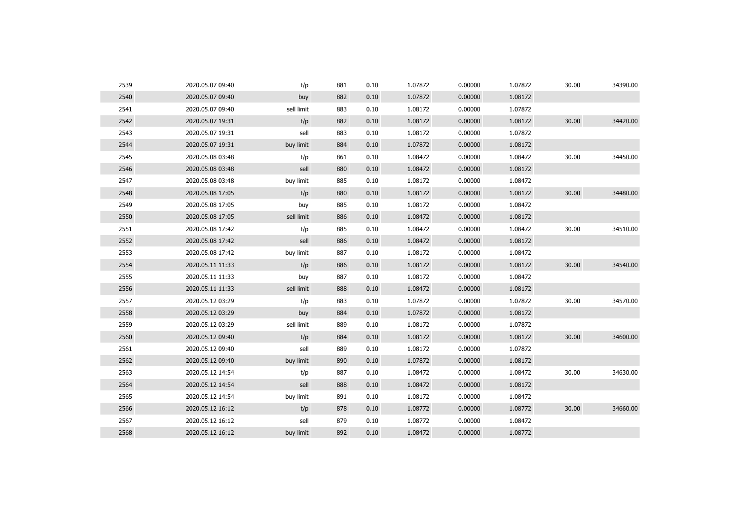| | | | | | | | | | |
|---|---|---|---|---|---|---|---|---|---|
| 2539 | 2020.05.07 09:40 | t/p | 881 | 0.10 | 1.07872 | 0.00000 | 1.07872 | 30.00 | 34390.00 |
| 2540 | 2020.05.07 09:40 | buy | 882 | 0.10 | 1.07872 | 0.00000 | 1.08172 | | |
| 2541 | 2020.05.07 09:40 | sell limit | 883 | 0.10 | 1.08172 | 0.00000 | 1.07872 | | |
| 2542 | 2020.05.07 19:31 | t/p | 882 | 0.10 | 1.08172 | 0.00000 | 1.08172 | 30.00 | 34420.00 |
| 2543 | 2020.05.07 19:31 | sell | 883 | 0.10 | 1.08172 | 0.00000 | 1.07872 | | |
| 2544 | 2020.05.07 19:31 | buy limit | 884 | 0.10 | 1.07872 | 0.00000 | 1.08172 | | |
| 2545 | 2020.05.08 03:48 | t/p | 861 | 0.10 | 1.08472 | 0.00000 | 1.08472 | 30.00 | 34450.00 |
| 2546 | 2020.05.08 03:48 | sell | 880 | 0.10 | 1.08472 | 0.00000 | 1.08172 | | |
| 2547 | 2020.05.08 03:48 | buy limit | 885 | 0.10 | 1.08172 | 0.00000 | 1.08472 | | |
| 2548 | 2020.05.08 17:05 | t/p | 880 | 0.10 | 1.08172 | 0.00000 | 1.08172 | 30.00 | 34480.00 |
| 2549 | 2020.05.08 17:05 | buy | 885 | 0.10 | 1.08172 | 0.00000 | 1.08472 | | |
| 2550 | 2020.05.08 17:05 | sell limit | 886 | 0.10 | 1.08472 | 0.00000 | 1.08172 | | |
| 2551 | 2020.05.08 17:42 | t/p | 885 | 0.10 | 1.08472 | 0.00000 | 1.08472 | 30.00 | 34510.00 |
| 2552 | 2020.05.08 17:42 | sell | 886 | 0.10 | 1.08472 | 0.00000 | 1.08172 | | |
| 2553 | 2020.05.08 17:42 | buy limit | 887 | 0.10 | 1.08172 | 0.00000 | 1.08472 | | |
| 2554 | 2020.05.11 11:33 | t/p | 886 | 0.10 | 1.08172 | 0.00000 | 1.08172 | 30.00 | 34540.00 |
| 2555 | 2020.05.11 11:33 | buy | 887 | 0.10 | 1.08172 | 0.00000 | 1.08472 | | |
| 2556 | 2020.05.11 11:33 | sell limit | 888 | 0.10 | 1.08472 | 0.00000 | 1.08172 | | |
| 2557 | 2020.05.12 03:29 | t/p | 883 | 0.10 | 1.07872 | 0.00000 | 1.07872 | 30.00 | 34570.00 |
| 2558 | 2020.05.12 03:29 | buy | 884 | 0.10 | 1.07872 | 0.00000 | 1.08172 | | |
| 2559 | 2020.05.12 03:29 | sell limit | 889 | 0.10 | 1.08172 | 0.00000 | 1.07872 | | |
| 2560 | 2020.05.12 09:40 | t/p | 884 | 0.10 | 1.08172 | 0.00000 | 1.08172 | 30.00 | 34600.00 |
| 2561 | 2020.05.12 09:40 | sell | 889 | 0.10 | 1.08172 | 0.00000 | 1.07872 | | |
| 2562 | 2020.05.12 09:40 | buy limit | 890 | 0.10 | 1.07872 | 0.00000 | 1.08172 | | |
| 2563 | 2020.05.12 14:54 | t/p | 887 | 0.10 | 1.08472 | 0.00000 | 1.08472 | 30.00 | 34630.00 |
| 2564 | 2020.05.12 14:54 | sell | 888 | 0.10 | 1.08472 | 0.00000 | 1.08172 | | |
| 2565 | 2020.05.12 14:54 | buy limit | 891 | 0.10 | 1.08172 | 0.00000 | 1.08472 | | |
| 2566 | 2020.05.12 16:12 | t/p | 878 | 0.10 | 1.08772 | 0.00000 | 1.08772 | 30.00 | 34660.00 |
| 2567 | 2020.05.12 16:12 | sell | 879 | 0.10 | 1.08772 | 0.00000 | 1.08472 | | |
| 2568 | 2020.05.12 16:12 | buy limit | 892 | 0.10 | 1.08472 | 0.00000 | 1.08772 | | |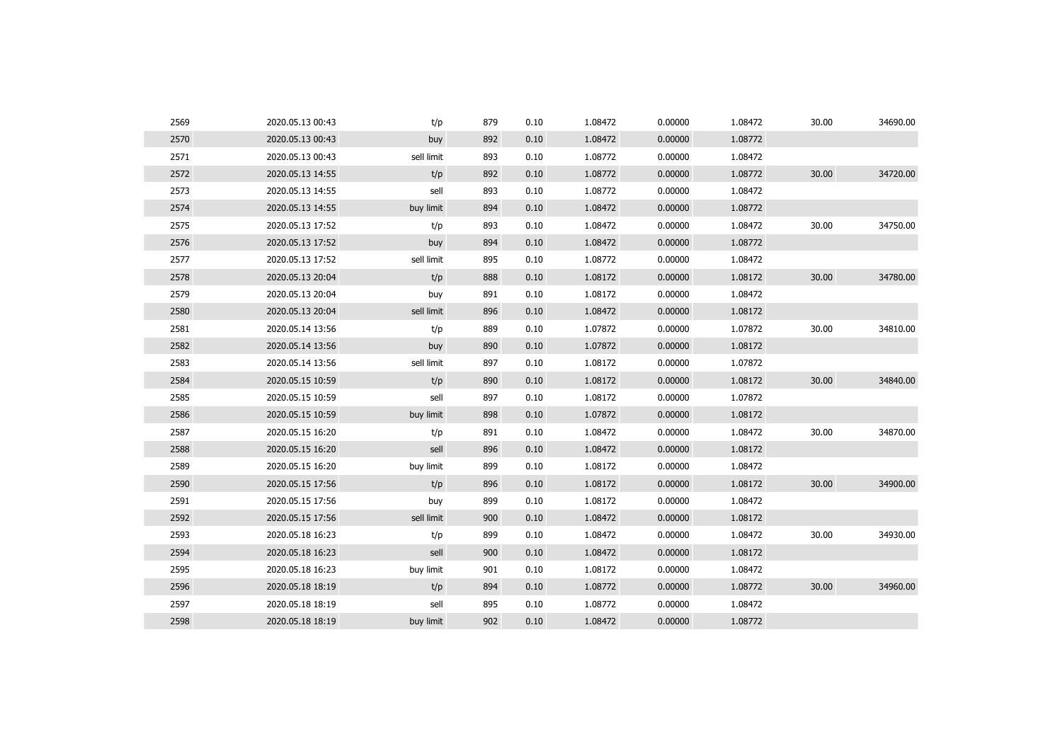| | | | | | | | | | |
|---|---|---|---|---|---|---|---|---|---|
| 2569 | 2020.05.13 00:43 | t/p | 879 | 0.10 | 1.08472 | 0.00000 | 1.08472 | 30.00 | 34690.00 |
| 2570 | 2020.05.13 00:43 | buy | 892 | 0.10 | 1.08472 | 0.00000 | 1.08772 | | |
| 2571 | 2020.05.13 00:43 | sell limit | 893 | 0.10 | 1.08772 | 0.00000 | 1.08472 | | |
| 2572 | 2020.05.13 14:55 | t/p | 892 | 0.10 | 1.08772 | 0.00000 | 1.08772 | 30.00 | 34720.00 |
| 2573 | 2020.05.13 14:55 | sell | 893 | 0.10 | 1.08772 | 0.00000 | 1.08472 | | |
| 2574 | 2020.05.13 14:55 | buy limit | 894 | 0.10 | 1.08472 | 0.00000 | 1.08772 | | |
| 2575 | 2020.05.13 17:52 | t/p | 893 | 0.10 | 1.08472 | 0.00000 | 1.08472 | 30.00 | 34750.00 |
| 2576 | 2020.05.13 17:52 | buy | 894 | 0.10 | 1.08472 | 0.00000 | 1.08772 | | |
| 2577 | 2020.05.13 17:52 | sell limit | 895 | 0.10 | 1.08772 | 0.00000 | 1.08472 | | |
| 2578 | 2020.05.13 20:04 | t/p | 888 | 0.10 | 1.08172 | 0.00000 | 1.08172 | 30.00 | 34780.00 |
| 2579 | 2020.05.13 20:04 | buy | 891 | 0.10 | 1.08172 | 0.00000 | 1.08472 | | |
| 2580 | 2020.05.13 20:04 | sell limit | 896 | 0.10 | 1.08472 | 0.00000 | 1.08172 | | |
| 2581 | 2020.05.14 13:56 | t/p | 889 | 0.10 | 1.07872 | 0.00000 | 1.07872 | 30.00 | 34810.00 |
| 2582 | 2020.05.14 13:56 | buy | 890 | 0.10 | 1.07872 | 0.00000 | 1.08172 | | |
| 2583 | 2020.05.14 13:56 | sell limit | 897 | 0.10 | 1.08172 | 0.00000 | 1.07872 | | |
| 2584 | 2020.05.15 10:59 | t/p | 890 | 0.10 | 1.08172 | 0.00000 | 1.08172 | 30.00 | 34840.00 |
| 2585 | 2020.05.15 10:59 | sell | 897 | 0.10 | 1.08172 | 0.00000 | 1.07872 | | |
| 2586 | 2020.05.15 10:59 | buy limit | 898 | 0.10 | 1.07872 | 0.00000 | 1.08172 | | |
| 2587 | 2020.05.15 16:20 | t/p | 891 | 0.10 | 1.08472 | 0.00000 | 1.08472 | 30.00 | 34870.00 |
| 2588 | 2020.05.15 16:20 | sell | 896 | 0.10 | 1.08472 | 0.00000 | 1.08172 | | |
| 2589 | 2020.05.15 16:20 | buy limit | 899 | 0.10 | 1.08172 | 0.00000 | 1.08472 | | |
| 2590 | 2020.05.15 17:56 | t/p | 896 | 0.10 | 1.08172 | 0.00000 | 1.08172 | 30.00 | 34900.00 |
| 2591 | 2020.05.15 17:56 | buy | 899 | 0.10 | 1.08172 | 0.00000 | 1.08472 | | |
| 2592 | 2020.05.15 17:56 | sell limit | 900 | 0.10 | 1.08472 | 0.00000 | 1.08172 | | |
| 2593 | 2020.05.18 16:23 | t/p | 899 | 0.10 | 1.08472 | 0.00000 | 1.08472 | 30.00 | 34930.00 |
| 2594 | 2020.05.18 16:23 | sell | 900 | 0.10 | 1.08472 | 0.00000 | 1.08172 | | |
| 2595 | 2020.05.18 16:23 | buy limit | 901 | 0.10 | 1.08172 | 0.00000 | 1.08472 | | |
| 2596 | 2020.05.18 18:19 | t/p | 894 | 0.10 | 1.08772 | 0.00000 | 1.08772 | 30.00 | 34960.00 |
| 2597 | 2020.05.18 18:19 | sell | 895 | 0.10 | 1.08772 | 0.00000 | 1.08472 | | |
| 2598 | 2020.05.18 18:19 | buy limit | 902 | 0.10 | 1.08472 | 0.00000 | 1.08772 | | |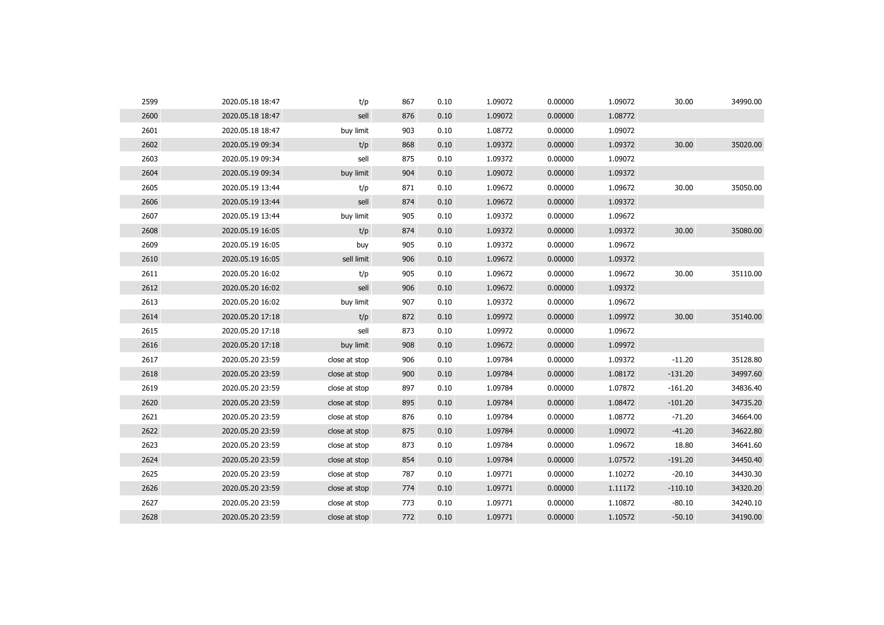| | | | | | | | | | |
|---|---|---|---|---|---|---|---|---|---|
| 2599 | 2020.05.18 18:47 | t/p | 867 | 0.10 | 1.09072 | 0.00000 | 1.09072 | 30.00 | 34990.00 |
| 2600 | 2020.05.18 18:47 | sell | 876 | 0.10 | 1.09072 | 0.00000 | 1.08772 | | |
| 2601 | 2020.05.18 18:47 | buy limit | 903 | 0.10 | 1.08772 | 0.00000 | 1.09072 | | |
| 2602 | 2020.05.19 09:34 | t/p | 868 | 0.10 | 1.09372 | 0.00000 | 1.09372 | 30.00 | 35020.00 |
| 2603 | 2020.05.19 09:34 | sell | 875 | 0.10 | 1.09372 | 0.00000 | 1.09072 | | |
| 2604 | 2020.05.19 09:34 | buy limit | 904 | 0.10 | 1.09072 | 0.00000 | 1.09372 | | |
| 2605 | 2020.05.19 13:44 | t/p | 871 | 0.10 | 1.09672 | 0.00000 | 1.09672 | 30.00 | 35050.00 |
| 2606 | 2020.05.19 13:44 | sell | 874 | 0.10 | 1.09672 | 0.00000 | 1.09372 | | |
| 2607 | 2020.05.19 13:44 | buy limit | 905 | 0.10 | 1.09372 | 0.00000 | 1.09672 | | |
| 2608 | 2020.05.19 16:05 | t/p | 874 | 0.10 | 1.09372 | 0.00000 | 1.09372 | 30.00 | 35080.00 |
| 2609 | 2020.05.19 16:05 | buy | 905 | 0.10 | 1.09372 | 0.00000 | 1.09672 | | |
| 2610 | 2020.05.19 16:05 | sell limit | 906 | 0.10 | 1.09672 | 0.00000 | 1.09372 | | |
| 2611 | 2020.05.20 16:02 | t/p | 905 | 0.10 | 1.09672 | 0.00000 | 1.09672 | 30.00 | 35110.00 |
| 2612 | 2020.05.20 16:02 | sell | 906 | 0.10 | 1.09672 | 0.00000 | 1.09372 | | |
| 2613 | 2020.05.20 16:02 | buy limit | 907 | 0.10 | 1.09372 | 0.00000 | 1.09672 | | |
| 2614 | 2020.05.20 17:18 | t/p | 872 | 0.10 | 1.09972 | 0.00000 | 1.09972 | 30.00 | 35140.00 |
| 2615 | 2020.05.20 17:18 | sell | 873 | 0.10 | 1.09972 | 0.00000 | 1.09672 | | |
| 2616 | 2020.05.20 17:18 | buy limit | 908 | 0.10 | 1.09672 | 0.00000 | 1.09972 | | |
| 2617 | 2020.05.20 23:59 | close at stop | 906 | 0.10 | 1.09784 | 0.00000 | 1.09372 | -11.20 | 35128.80 |
| 2618 | 2020.05.20 23:59 | close at stop | 900 | 0.10 | 1.09784 | 0.00000 | 1.08172 | -131.20 | 34997.60 |
| 2619 | 2020.05.20 23:59 | close at stop | 897 | 0.10 | 1.09784 | 0.00000 | 1.07872 | -161.20 | 34836.40 |
| 2620 | 2020.05.20 23:59 | close at stop | 895 | 0.10 | 1.09784 | 0.00000 | 1.08472 | -101.20 | 34735.20 |
| 2621 | 2020.05.20 23:59 | close at stop | 876 | 0.10 | 1.09784 | 0.00000 | 1.08772 | -71.20 | 34664.00 |
| 2622 | 2020.05.20 23:59 | close at stop | 875 | 0.10 | 1.09784 | 0.00000 | 1.09072 | -41.20 | 34622.80 |
| 2623 | 2020.05.20 23:59 | close at stop | 873 | 0.10 | 1.09784 | 0.00000 | 1.09672 | 18.80 | 34641.60 |
| 2624 | 2020.05.20 23:59 | close at stop | 854 | 0.10 | 1.09784 | 0.00000 | 1.07572 | -191.20 | 34450.40 |
| 2625 | 2020.05.20 23:59 | close at stop | 787 | 0.10 | 1.09771 | 0.00000 | 1.10272 | -20.10 | 34430.30 |
| 2626 | 2020.05.20 23:59 | close at stop | 774 | 0.10 | 1.09771 | 0.00000 | 1.11172 | -110.10 | 34320.20 |
| 2627 | 2020.05.20 23:59 | close at stop | 773 | 0.10 | 1.09771 | 0.00000 | 1.10872 | -80.10 | 34240.10 |
| 2628 | 2020.05.20 23:59 | close at stop | 772 | 0.10 | 1.09771 | 0.00000 | 1.10572 | -50.10 | 34190.00 |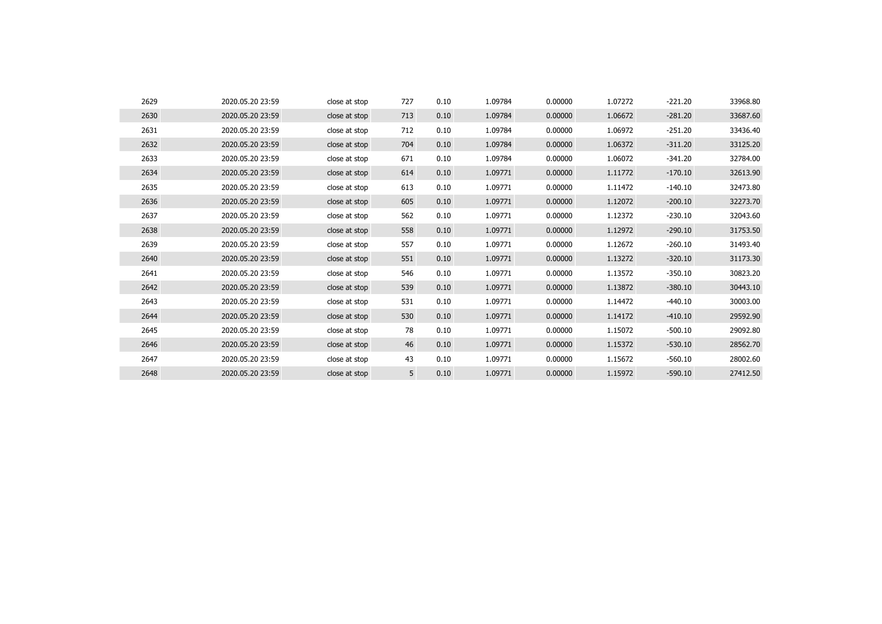| | | | | | | | | | |
|---|---|---|---|---|---|---|---|---|---|
| 2629 | 2020.05.20 23:59 | close at stop | 727 | 0.10 | 1.09784 | 0.00000 | 1.07272 | -221.20 | 33968.80 |
| 2630 | 2020.05.20 23:59 | close at stop | 713 | 0.10 | 1.09784 | 0.00000 | 1.06672 | -281.20 | 33687.60 |
| 2631 | 2020.05.20 23:59 | close at stop | 712 | 0.10 | 1.09784 | 0.00000 | 1.06972 | -251.20 | 33436.40 |
| 2632 | 2020.05.20 23:59 | close at stop | 704 | 0.10 | 1.09784 | 0.00000 | 1.06372 | -311.20 | 33125.20 |
| 2633 | 2020.05.20 23:59 | close at stop | 671 | 0.10 | 1.09784 | 0.00000 | 1.06072 | -341.20 | 32784.00 |
| 2634 | 2020.05.20 23:59 | close at stop | 614 | 0.10 | 1.09771 | 0.00000 | 1.11772 | -170.10 | 32613.90 |
| 2635 | 2020.05.20 23:59 | close at stop | 613 | 0.10 | 1.09771 | 0.00000 | 1.11472 | -140.10 | 32473.80 |
| 2636 | 2020.05.20 23:59 | close at stop | 605 | 0.10 | 1.09771 | 0.00000 | 1.12072 | -200.10 | 32273.70 |
| 2637 | 2020.05.20 23:59 | close at stop | 562 | 0.10 | 1.09771 | 0.00000 | 1.12372 | -230.10 | 32043.60 |
| 2638 | 2020.05.20 23:59 | close at stop | 558 | 0.10 | 1.09771 | 0.00000 | 1.12972 | -290.10 | 31753.50 |
| 2639 | 2020.05.20 23:59 | close at stop | 557 | 0.10 | 1.09771 | 0.00000 | 1.12672 | -260.10 | 31493.40 |
| 2640 | 2020.05.20 23:59 | close at stop | 551 | 0.10 | 1.09771 | 0.00000 | 1.13272 | -320.10 | 31173.30 |
| 2641 | 2020.05.20 23:59 | close at stop | 546 | 0.10 | 1.09771 | 0.00000 | 1.13572 | -350.10 | 30823.20 |
| 2642 | 2020.05.20 23:59 | close at stop | 539 | 0.10 | 1.09771 | 0.00000 | 1.13872 | -380.10 | 30443.10 |
| 2643 | 2020.05.20 23:59 | close at stop | 531 | 0.10 | 1.09771 | 0.00000 | 1.14472 | -440.10 | 30003.00 |
| 2644 | 2020.05.20 23:59 | close at stop | 530 | 0.10 | 1.09771 | 0.00000 | 1.14172 | -410.10 | 29592.90 |
| 2645 | 2020.05.20 23:59 | close at stop | 78 | 0.10 | 1.09771 | 0.00000 | 1.15072 | -500.10 | 29092.80 |
| 2646 | 2020.05.20 23:59 | close at stop | 46 | 0.10 | 1.09771 | 0.00000 | 1.15372 | -530.10 | 28562.70 |
| 2647 | 2020.05.20 23:59 | close at stop | 43 | 0.10 | 1.09771 | 0.00000 | 1.15672 | -560.10 | 28002.60 |
| 2648 | 2020.05.20 23:59 | close at stop | 5 | 0.10 | 1.09771 | 0.00000 | 1.15972 | -590.10 | 27412.50 |